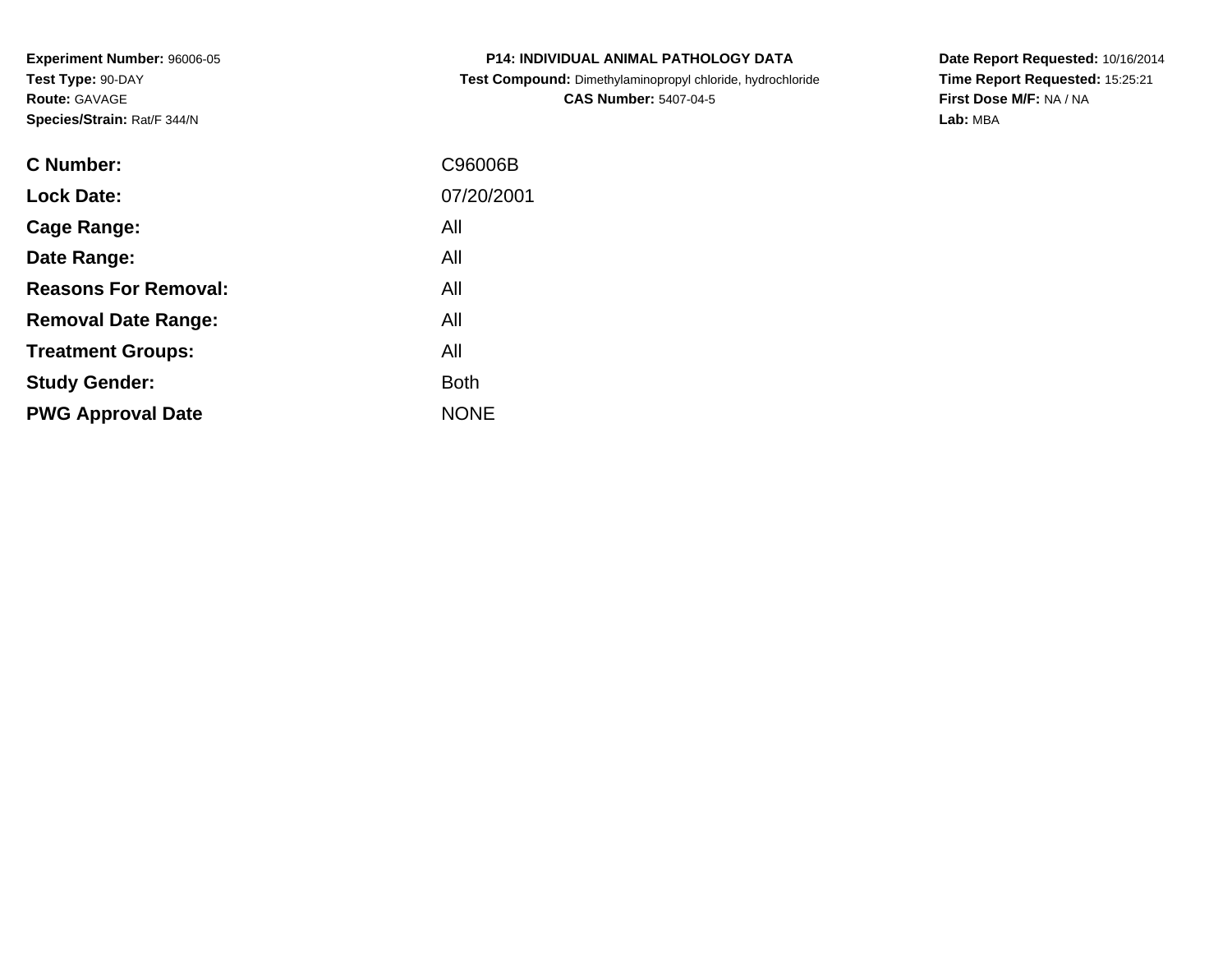**Experiment Number:** 96006-05
**Test Type:** 90-DAY
**Route:** GAVAGE
**Species/Strain:** Rat/F 344/N

**P14: INDIVIDUAL ANIMAL PATHOLOGY DATA**
**Test Compound:** Dimethylaminopropyl chloride, hydrochloride
**CAS Number:** 5407-04-5

**Date Report Requested:** 10/16/2014
**Time Report Requested:** 15:25:21
**First Dose M/F:** NA / NA
**Lab:** MBA

| | |
|---|---|
| **C Number:** | C96006B |
| **Lock Date:** | 07/20/2001 |
| **Cage Range:** | All |
| **Date Range:** | All |
| **Reasons For Removal:** | All |
| **Removal Date Range:** | All |
| **Treatment Groups:** | All |
| **Study Gender:** | Both |
| **PWG Approval Date** | NONE |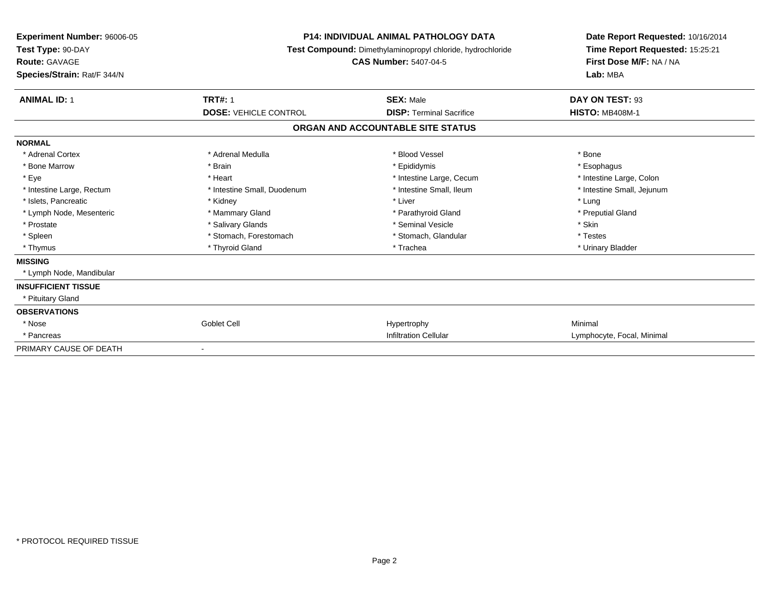**Experiment Number:** 96006-05
**Test Type:** 90-DAY
**Route:** GAVAGE
**Species/Strain:** Rat/F 344/N

**P14: INDIVIDUAL ANIMAL PATHOLOGY DATA**
**Test Compound:** Dimethylaminopropyl chloride, hydrochloride
**CAS Number:** 5407-04-5

**Date Report Requested:** 10/16/2014
**Time Report Requested:** 15:25:21
**First Dose M/F:** NA / NA
**Lab:** MBA

| **ANIMAL ID:** 1 | **TRT#:** 1 | **SEX:** Male | **DAY ON TEST:** 93 |
|---|---|---|---|
| | **DOSE:** VEHICLE CONTROL | **DISP:** Terminal Sacrifice | **HISTO:** MB408M-1 |

## ORGAN AND ACCOUNTABLE SITE STATUS

| | | | |
|---|---|---|---|
| **NORMAL** | | | |
| * Adrenal Cortex | * Adrenal Medulla | * Blood Vessel | * Bone |
| * Bone Marrow | * Brain | * Epididymis | * Esophagus |
| * Eye | * Heart | * Intestine Large, Cecum | * Intestine Large, Colon |
| * Intestine Large, Rectum | * Intestine Small, Duodenum | * Intestine Small, Ileum | * Intestine Small, Jejunum |
| * Islets, Pancreatic | * Kidney | * Liver | * Lung |
| * Lymph Node, Mesenteric | * Mammary Gland | * Parathyroid Gland | * Preputial Gland |
| * Prostate | * Salivary Glands | * Seminal Vesicle | * Skin |
| * Spleen | * Stomach, Forestomach | * Stomach, Glandular | * Testes |
| * Thymus | * Thyroid Gland | * Trachea | * Urinary Bladder |
| **MISSING** | | | |
| * Lymph Node, Mandibular | | | |
| **INSUFFICIENT TISSUE** | | | |
| * Pituitary Gland | | | |
| **OBSERVATIONS** | | | |
| * Nose | Goblet Cell | Hypertrophy | Minimal |
| * Pancreas | | Infiltration Cellular | Lymphocyte, Focal, Minimal |
| PRIMARY CAUSE OF DEATH | - | | |

* PROTOCOL REQUIRED TISSUE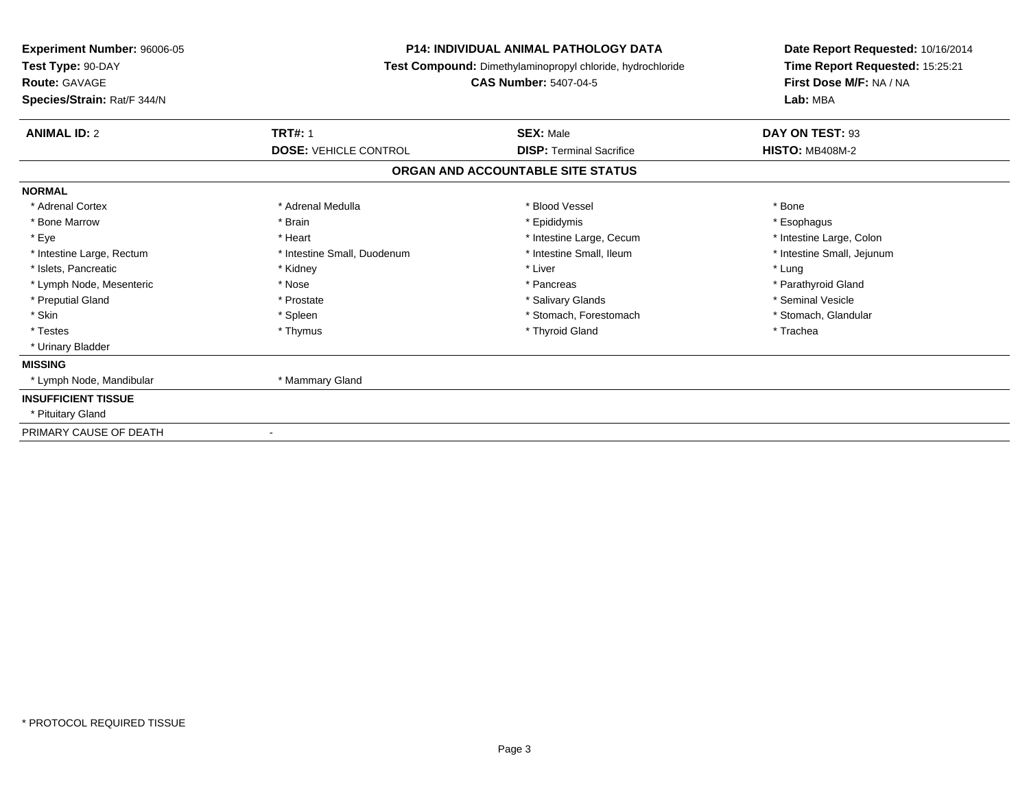**Experiment Number:** 96006-05
**Test Type:** 90-DAY
**Route:** GAVAGE
**Species/Strain:** Rat/F 344/N

**P14: INDIVIDUAL ANIMAL PATHOLOGY DATA**
**Test Compound:** Dimethylaminopropyl chloride, hydrochloride
**CAS Number:** 5407-04-5

**Date Report Requested:** 10/16/2014
**Time Report Requested:** 15:25:21
**First Dose M/F:** NA / NA
**Lab:** MBA

| **ANIMAL ID:** 2 | **TRT#:** 1 | **SEX:** Male | **DAY ON TEST:** 93 |
|---|---|---|---|
| | **DOSE:** VEHICLE CONTROL | **DISP:** Terminal Sacrifice | **HISTO:** MB408M-2 |

## ORGAN AND ACCOUNTABLE SITE STATUS

**NORMAL**

| | | | |
|---|---|---|---|
| * Adrenal Cortex | * Adrenal Medulla | * Blood Vessel | * Bone |
| * Bone Marrow | * Brain | * Epididymis | * Esophagus |
| * Eye | * Heart | * Intestine Large, Cecum | * Intestine Large, Colon |
| * Intestine Large, Rectum | * Intestine Small, Duodenum | * Intestine Small, Ileum | * Intestine Small, Jejunum |
| * Islets, Pancreatic | * Kidney | * Liver | * Lung |
| * Lymph Node, Mesenteric | * Nose | * Pancreas | * Parathyroid Gland |
| * Preputial Gland | * Prostate | * Salivary Glands | * Seminal Vesicle |
| * Skin | * Spleen | * Stomach, Forestomach | * Stomach, Glandular |
| * Testes | * Thymus | * Thyroid Gland | * Trachea |
| * Urinary Bladder | | | |

**MISSING**

* Lymph Node, Mandibular
* Mammary Gland

**INSUFFICIENT TISSUE**

* Pituitary Gland

PRIMARY CAUSE OF DEATH -

* PROTOCOL REQUIRED TISSUE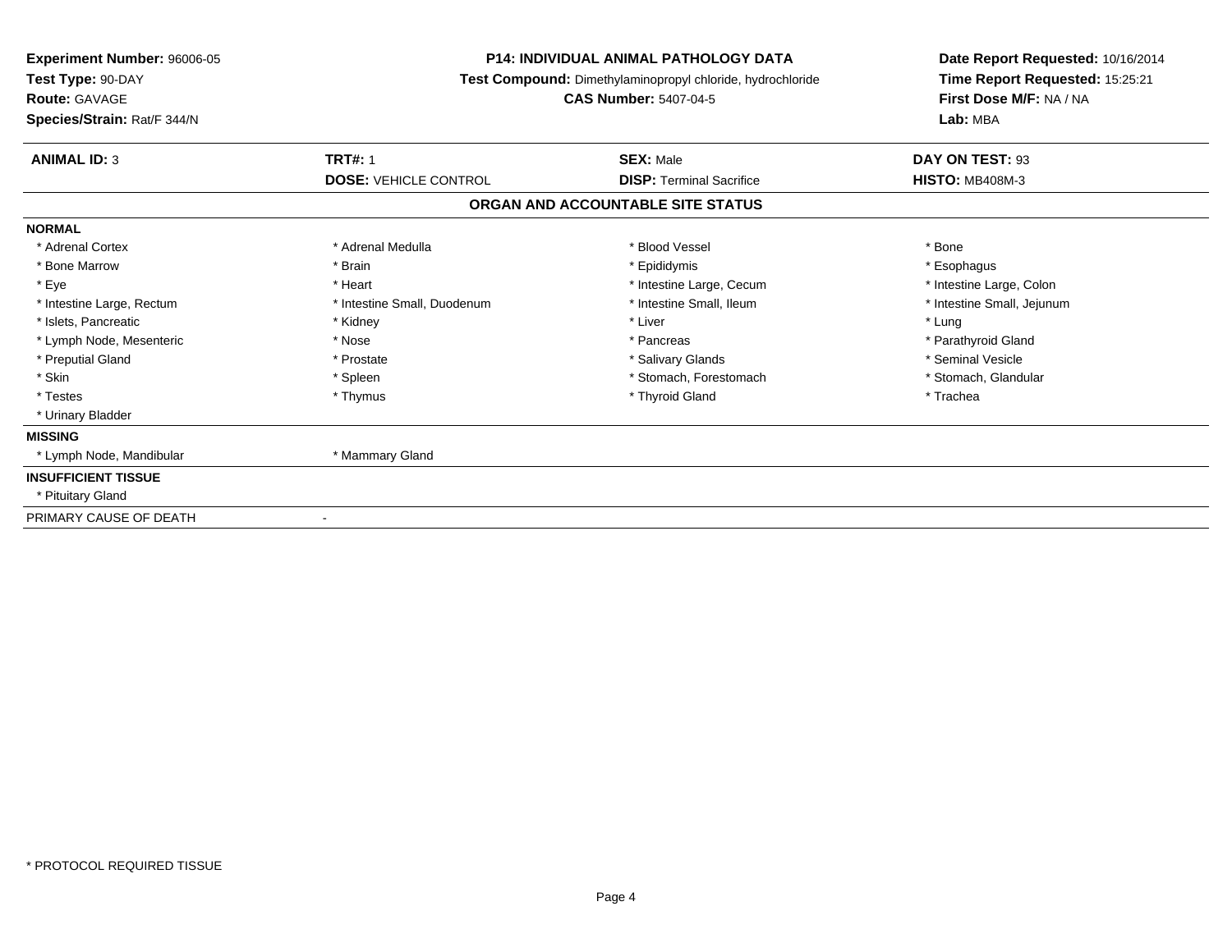**Experiment Number:** 96006-05
**Test Type:** 90-DAY
**Route:** GAVAGE
**Species/Strain:** Rat/F 344/N

**P14: INDIVIDUAL ANIMAL PATHOLOGY DATA**
**Test Compound:** Dimethylaminopropyl chloride, hydrochloride
**CAS Number:** 5407-04-5

**Date Report Requested:** 10/16/2014
**Time Report Requested:** 15:25:21
**First Dose M/F:** NA / NA
**Lab:** MBA

| **ANIMAL ID:** 3 | **TRT#:** 1 | **SEX:** Male | **DAY ON TEST:** 93 |
|---|---|---|---|
| | **DOSE:** VEHICLE CONTROL | **DISP:** Terminal Sacrifice | **HISTO:** MB408M-3 |

## ORGAN AND ACCOUNTABLE SITE STATUS

**NORMAL**

| | | | |
|---|---|---|---|
| * Adrenal Cortex | * Adrenal Medulla | * Blood Vessel | * Bone |
| * Bone Marrow | * Brain | * Epididymis | * Esophagus |
| * Eye | * Heart | * Intestine Large, Cecum | * Intestine Large, Colon |
| * Intestine Large, Rectum | * Intestine Small, Duodenum | * Intestine Small, Ileum | * Intestine Small, Jejunum |
| * Islets, Pancreatic | * Kidney | * Liver | * Lung |
| * Lymph Node, Mesenteric | * Nose | * Pancreas | * Parathyroid Gland |
| * Preputial Gland | * Prostate | * Salivary Glands | * Seminal Vesicle |
| * Skin | * Spleen | * Stomach, Forestomach | * Stomach, Glandular |
| * Testes | * Thymus | * Thyroid Gland | * Trachea |
| * Urinary Bladder | | | |

**MISSING**

| | |
|---|---|
| * Lymph Node, Mandibular | * Mammary Gland |

**INSUFFICIENT TISSUE**

* Pituitary Gland

PRIMARY CAUSE OF DEATH -

* PROTOCOL REQUIRED TISSUE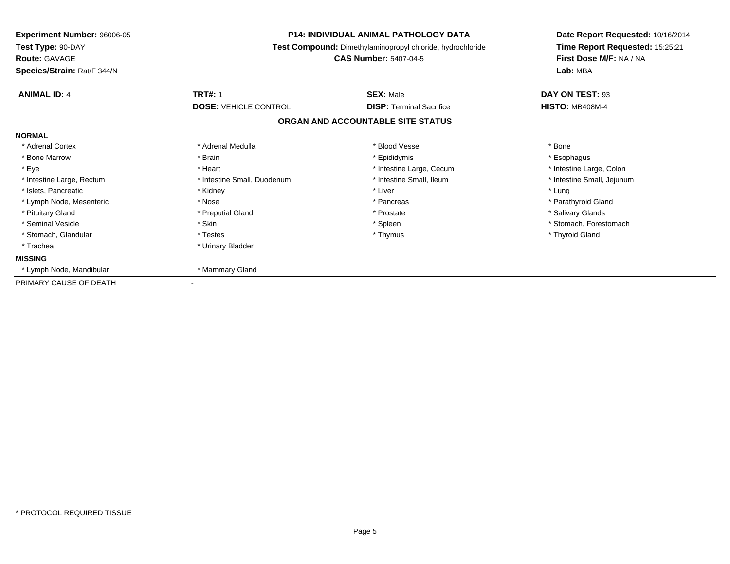**Experiment Number:** 96006-05
**Test Type:** 90-DAY
**Route:** GAVAGE
**Species/Strain:** Rat/F 344/N

**P14: INDIVIDUAL ANIMAL PATHOLOGY DATA**
**Test Compound:** Dimethylaminopropyl chloride, hydrochloride
**CAS Number:** 5407-04-5

**Date Report Requested:** 10/16/2014
**Time Report Requested:** 15:25:21
**First Dose M/F:** NA / NA
**Lab:** MBA

| **ANIMAL ID:** 4 | **TRT#:** 1 | **SEX:** Male | **DAY ON TEST:** 93 |
|---|---|---|---|
| | **DOSE:** VEHICLE CONTROL | **DISP:** Terminal Sacrifice | **HISTO:** MB408M-4 |

## ORGAN AND ACCOUNTABLE SITE STATUS

**NORMAL**

| | | | |
|---|---|---|---|
| * Adrenal Cortex | * Adrenal Medulla | * Blood Vessel | * Bone |
| * Bone Marrow | * Brain | * Epididymis | * Esophagus |
| * Eye | * Heart | * Intestine Large, Cecum | * Intestine Large, Colon |
| * Intestine Large, Rectum | * Intestine Small, Duodenum | * Intestine Small, Ileum | * Intestine Small, Jejunum |
| * Islets, Pancreatic | * Kidney | * Liver | * Lung |
| * Lymph Node, Mesenteric | * Nose | * Pancreas | * Parathyroid Gland |
| * Pituitary Gland | * Preputial Gland | * Prostate | * Salivary Glands |
| * Seminal Vesicle | * Skin | * Spleen | * Stomach, Forestomach |
| * Stomach, Glandular | * Testes | * Thymus | * Thyroid Gland |
| * Trachea | * Urinary Bladder | | |

**MISSING**

| | |
|---|---|
| * Lymph Node, Mandibular | * Mammary Gland |

PRIMARY CAUSE OF DEATH -

* PROTOCOL REQUIRED TISSUE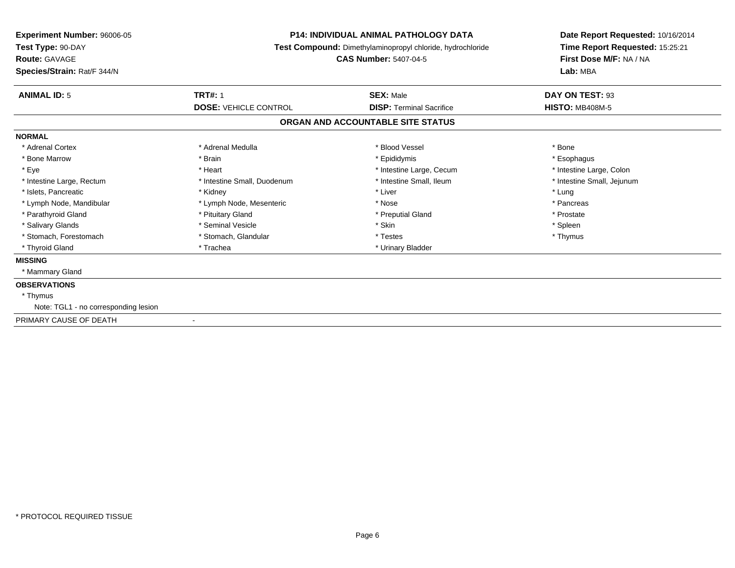**Experiment Number:** 96006-05
**Test Type:** 90-DAY
**Route:** GAVAGE
**Species/Strain:** Rat/F 344/N

**P14: INDIVIDUAL ANIMAL PATHOLOGY DATA**
**Test Compound:** Dimethylaminopropyl chloride, hydrochloride
**CAS Number:** 5407-04-5

**Date Report Requested:** 10/16/2014
**Time Report Requested:** 15:25:21
**First Dose M/F:** NA / NA
**Lab:** MBA

| **ANIMAL ID:** 5 | **TRT#:** 1 | **SEX:** Male | **DAY ON TEST:** 93 |
|---|---|---|---|
| | **DOSE:** VEHICLE CONTROL | **DISP:** Terminal Sacrifice | **HISTO:** MB408M-5 |

**ORGAN AND ACCOUNTABLE SITE STATUS**

**NORMAL**

| | | | |
|---|---|---|---|
| * Adrenal Cortex | * Adrenal Medulla | * Blood Vessel | * Bone |
| * Bone Marrow | * Brain | * Epididymis | * Esophagus |
| * Eye | * Heart | * Intestine Large, Cecum | * Intestine Large, Colon |
| * Intestine Large, Rectum | * Intestine Small, Duodenum | * Intestine Small, Ileum | * Intestine Small, Jejunum |
| * Islets, Pancreatic | * Kidney | * Liver | * Lung |
| * Lymph Node, Mandibular | * Lymph Node, Mesenteric | * Nose | * Pancreas |
| * Parathyroid Gland | * Pituitary Gland | * Preputial Gland | * Prostate |
| * Salivary Glands | * Seminal Vesicle | * Skin | * Spleen |
| * Stomach, Forestomach | * Stomach, Glandular | * Testes | * Thymus |
| * Thyroid Gland | * Trachea | * Urinary Bladder | |

**MISSING**

* Mammary Gland

**OBSERVATIONS**

* Thymus
  Note: TGL1 - no corresponding lesion

PRIMARY CAUSE OF DEATH -

* PROTOCOL REQUIRED TISSUE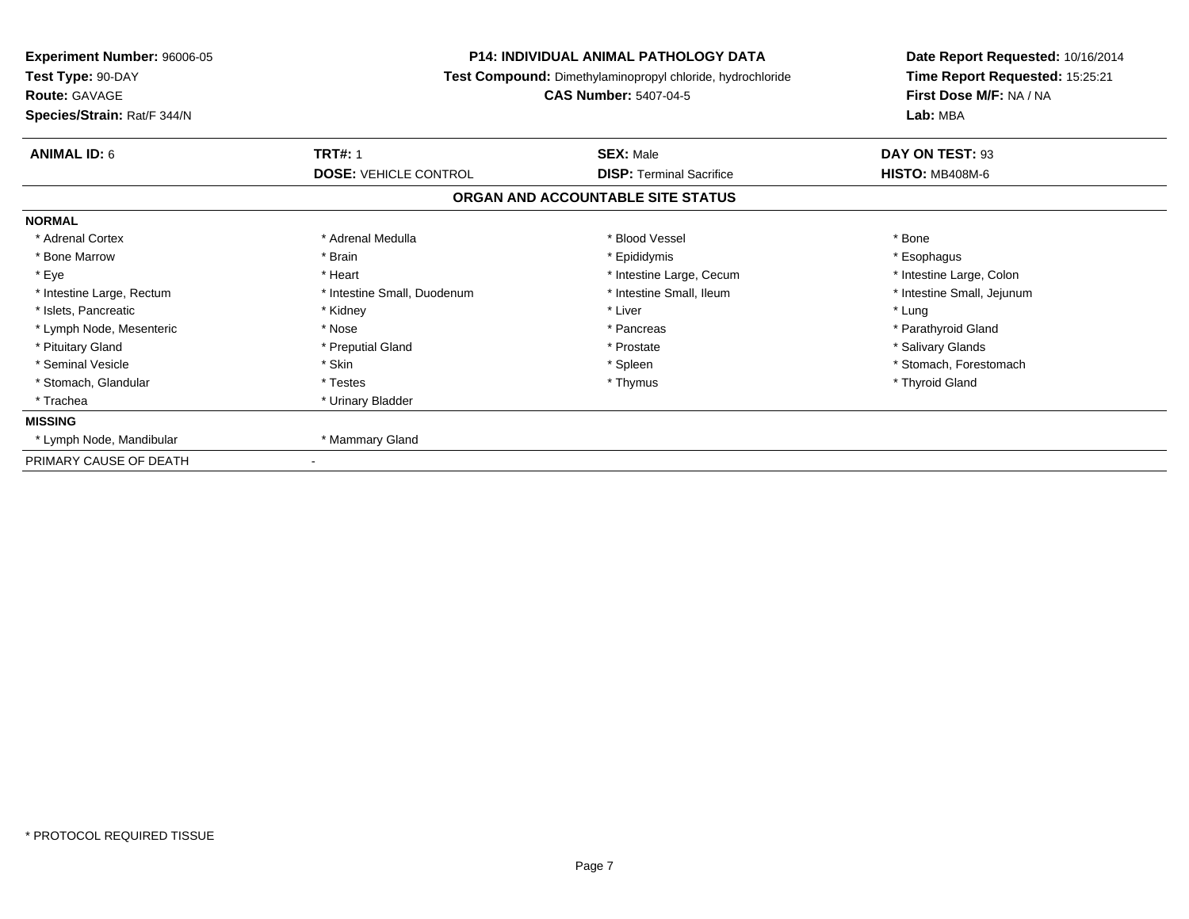**Experiment Number:** 96006-05
**Test Type:** 90-DAY
**Route:** GAVAGE
**Species/Strain:** Rat/F 344/N

**P14: INDIVIDUAL ANIMAL PATHOLOGY DATA**
**Test Compound:** Dimethylaminopropyl chloride, hydrochloride
**CAS Number:** 5407-04-5

**Date Report Requested:** 10/16/2014
**Time Report Requested:** 15:25:21
**First Dose M/F:** NA / NA
**Lab:** MBA

| **ANIMAL ID:** 6 | **TRT#:** 1 | **SEX:** Male | **DAY ON TEST:** 93 |
|---|---|---|---|
| | **DOSE:** VEHICLE CONTROL | **DISP:** Terminal Sacrifice | **HISTO:** MB408M-6 |

## ORGAN AND ACCOUNTABLE SITE STATUS

**NORMAL**

| | | | |
|---|---|---|---|
| * Adrenal Cortex | * Adrenal Medulla | * Blood Vessel | * Bone |
| * Bone Marrow | * Brain | * Epididymis | * Esophagus |
| * Eye | * Heart | * Intestine Large, Cecum | * Intestine Large, Colon |
| * Intestine Large, Rectum | * Intestine Small, Duodenum | * Intestine Small, Ileum | * Intestine Small, Jejunum |
| * Islets, Pancreatic | * Kidney | * Liver | * Lung |
| * Lymph Node, Mesenteric | * Nose | * Pancreas | * Parathyroid Gland |
| * Pituitary Gland | * Preputial Gland | * Prostate | * Salivary Glands |
| * Seminal Vesicle | * Skin | * Spleen | * Stomach, Forestomach |
| * Stomach, Glandular | * Testes | * Thymus | * Thyroid Gland |
| * Trachea | * Urinary Bladder | | |

**MISSING**

| | |
|---|---|
| * Lymph Node, Mandibular | * Mammary Gland |

PRIMARY CAUSE OF DEATH -

* PROTOCOL REQUIRED TISSUE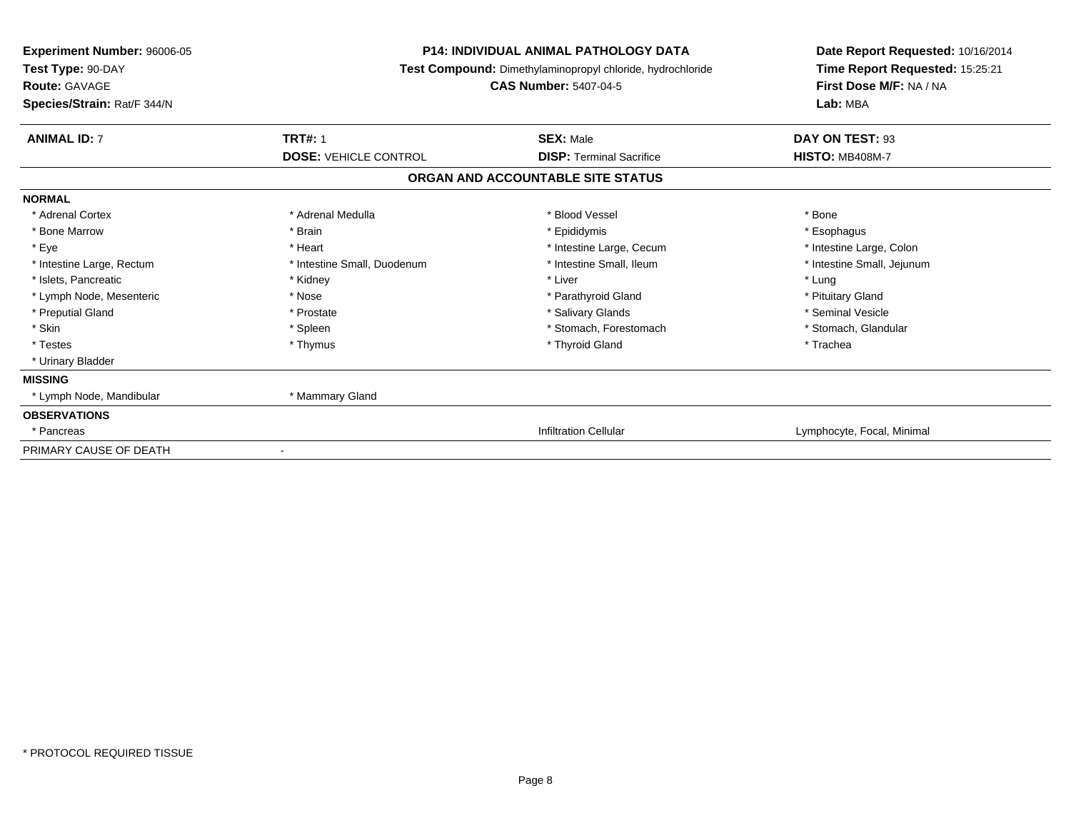**Experiment Number:** 96006-05
**Test Type:** 90-DAY
**Route:** GAVAGE
**Species/Strain:** Rat/F 344/N

**P14: INDIVIDUAL ANIMAL PATHOLOGY DATA**
**Test Compound:** Dimethylaminopropyl chloride, hydrochloride
**CAS Number:** 5407-04-5

**Date Report Requested:** 10/16/2014
**Time Report Requested:** 15:25:21
**First Dose M/F:** NA / NA
**Lab:** MBA

| **ANIMAL ID:** 7 | **TRT#:** 1 | **SEX:** Male | **DAY ON TEST:** 93 |
|---|---|---|---|
| | **DOSE:** VEHICLE CONTROL | **DISP:** Terminal Sacrifice | **HISTO:** MB408M-7 |

## ORGAN AND ACCOUNTABLE SITE STATUS

**NORMAL**

| | | | |
|---|---|---|---|
| * Adrenal Cortex | * Adrenal Medulla | * Blood Vessel | * Bone |
| * Bone Marrow | * Brain | * Epididymis | * Esophagus |
| * Eye | * Heart | * Intestine Large, Cecum | * Intestine Large, Colon |
| * Intestine Large, Rectum | * Intestine Small, Duodenum | * Intestine Small, Ileum | * Intestine Small, Jejunum |
| * Islets, Pancreatic | * Kidney | * Liver | * Lung |
| * Lymph Node, Mesenteric | * Nose | * Parathyroid Gland | * Pituitary Gland |
| * Preputial Gland | * Prostate | * Salivary Glands | * Seminal Vesicle |
| * Skin | * Spleen | * Stomach, Forestomach | * Stomach, Glandular |
| * Testes | * Thymus | * Thyroid Gland | * Trachea |
| * Urinary Bladder | | | |

**MISSING**

| | | | |
|---|---|---|---|
| * Lymph Node, Mandibular | * Mammary Gland | | |

**OBSERVATIONS**

| | | | |
|---|---|---|---|
| * Pancreas | | Infiltration Cellular | Lymphocyte, Focal, Minimal |

| | |
|---|---|
| PRIMARY CAUSE OF DEATH | - |

* PROTOCOL REQUIRED TISSUE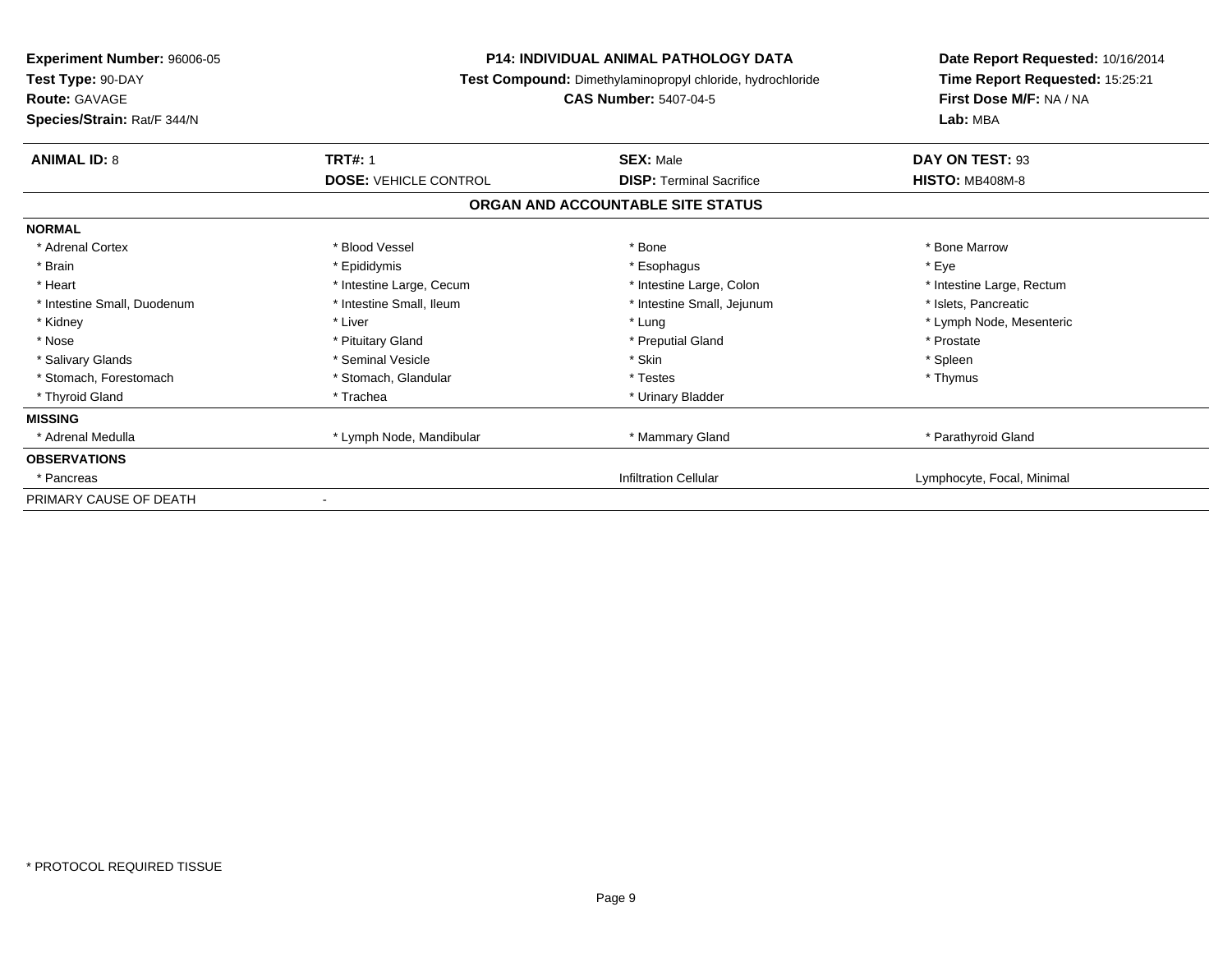| Experiment Number: 96006-05 | P14: INDIVIDUAL ANIMAL PATHOLOGY DATA | Date Report Requested: 10/16/2014 |
|---|---|---|
| Test Type: 90-DAY | Test Compound: Dimethylaminopropyl chloride, hydrochloride | Time Report Requested: 15:25:21 |
| Route: GAVAGE | CAS Number: 5407-04-5 | First Dose M/F: NA / NA |
| Species/Strain: Rat/F 344/N | | Lab: MBA |

| ANIMAL ID: 8 | TRT#: 1 | SEX: Male | DAY ON TEST: 93 |
|---|---|---|---|
| | DOSE: VEHICLE CONTROL | DISP: Terminal Sacrifice | HISTO: MB408M-8 |

## ORGAN AND ACCOUNTABLE SITE STATUS

| | | | |
|---|---|---|---|
| **NORMAL** | | | |
| * Adrenal Cortex | * Blood Vessel | * Bone | * Bone Marrow |
| * Brain | * Epididymis | * Esophagus | * Eye |
| * Heart | * Intestine Large, Cecum | * Intestine Large, Colon | * Intestine Large, Rectum |
| * Intestine Small, Duodenum | * Intestine Small, Ileum | * Intestine Small, Jejunum | * Islets, Pancreatic |
| * Kidney | * Liver | * Lung | * Lymph Node, Mesenteric |
| * Nose | * Pituitary Gland | * Preputial Gland | * Prostate |
| * Salivary Glands | * Seminal Vesicle | * Skin | * Spleen |
| * Stomach, Forestomach | * Stomach, Glandular | * Testes | * Thymus |
| * Thyroid Gland | * Trachea | * Urinary Bladder | |
| **MISSING** | | | |
| * Adrenal Medulla | * Lymph Node, Mandibular | * Mammary Gland | * Parathyroid Gland |
| **OBSERVATIONS** | | | |
| * Pancreas | | Infiltration Cellular | Lymphocyte, Focal, Minimal |
| PRIMARY CAUSE OF DEATH | - | | |

* PROTOCOL REQUIRED TISSUE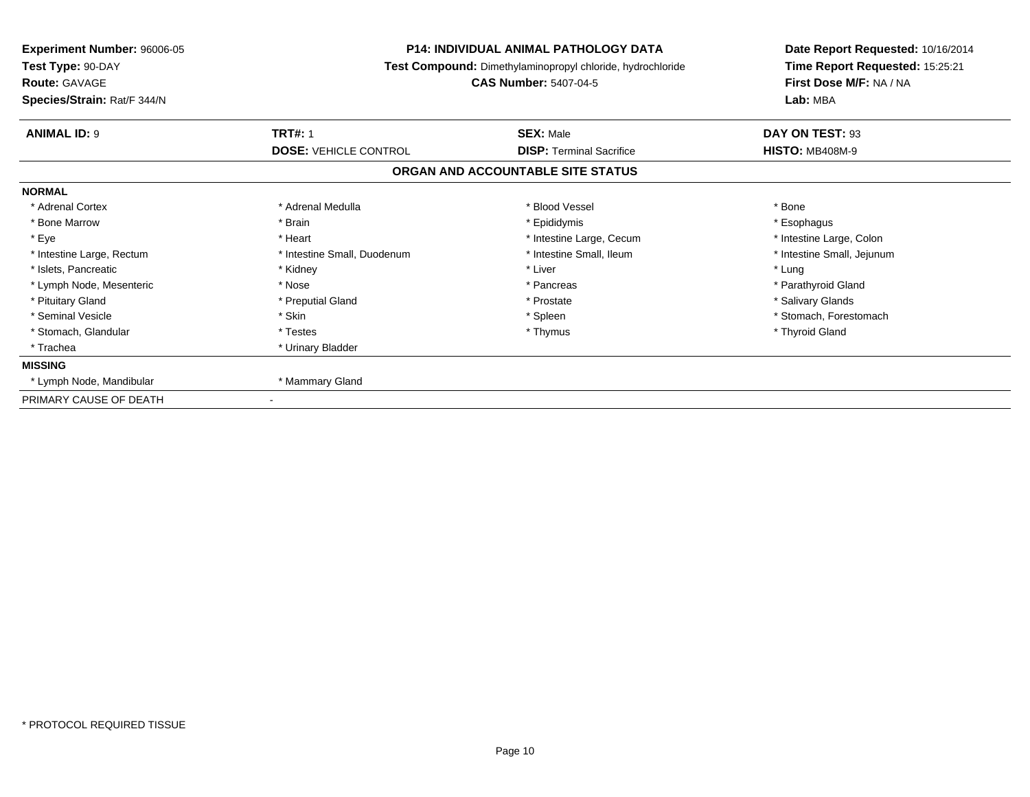**Experiment Number:** 96006-05
**Test Type:** 90-DAY
**Route:** GAVAGE
**Species/Strain:** Rat/F 344/N

**P14: INDIVIDUAL ANIMAL PATHOLOGY DATA**
**Test Compound:** Dimethylaminopropyl chloride, hydrochloride
**CAS Number:** 5407-04-5

**Date Report Requested:** 10/16/2014
**Time Report Requested:** 15:25:21
**First Dose M/F:** NA / NA
**Lab:** MBA

| **ANIMAL ID:** 9 | **TRT#:** 1 | **SEX:** Male | **DAY ON TEST:** 93 |
|---|---|---|---|
| | **DOSE:** VEHICLE CONTROL | **DISP:** Terminal Sacrifice | **HISTO:** MB408M-9 |

## ORGAN AND ACCOUNTABLE SITE STATUS

**NORMAL**

| | | | |
|---|---|---|---|
| * Adrenal Cortex | * Adrenal Medulla | * Blood Vessel | * Bone |
| * Bone Marrow | * Brain | * Epididymis | * Esophagus |
| * Eye | * Heart | * Intestine Large, Cecum | * Intestine Large, Colon |
| * Intestine Large, Rectum | * Intestine Small, Duodenum | * Intestine Small, Ileum | * Intestine Small, Jejunum |
| * Islets, Pancreatic | * Kidney | * Liver | * Lung |
| * Lymph Node, Mesenteric | * Nose | * Pancreas | * Parathyroid Gland |
| * Pituitary Gland | * Preputial Gland | * Prostate | * Salivary Glands |
| * Seminal Vesicle | * Skin | * Spleen | * Stomach, Forestomach |
| * Stomach, Glandular | * Testes | * Thymus | * Thyroid Gland |
| * Trachea | * Urinary Bladder | | |

**MISSING**

| | |
|---|---|
| * Lymph Node, Mandibular | * Mammary Gland |

PRIMARY CAUSE OF DEATH -

\* PROTOCOL REQUIRED TISSUE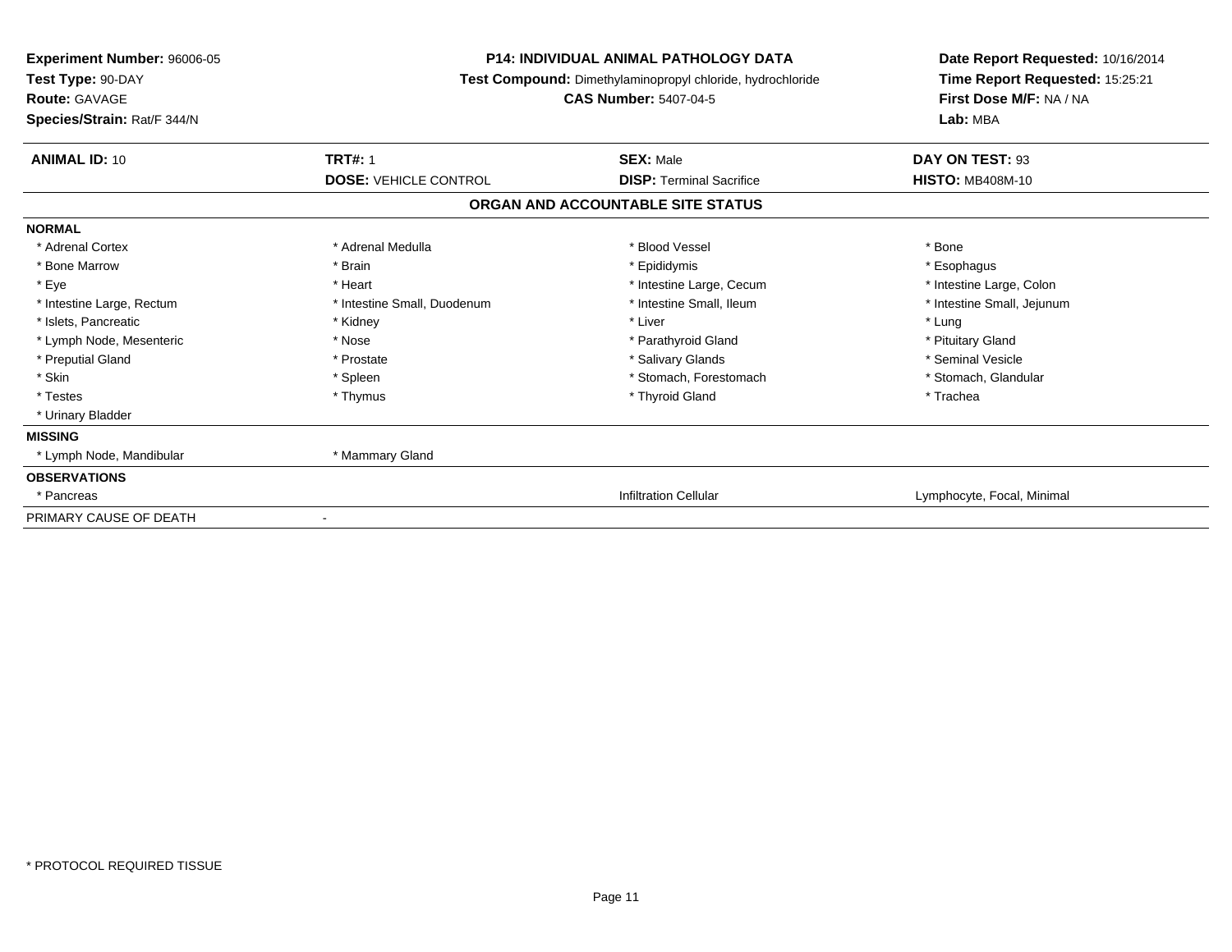**Experiment Number:** 96006-05
**Test Type:** 90-DAY
**Route:** GAVAGE
**Species/Strain:** Rat/F 344/N

**P14: INDIVIDUAL ANIMAL PATHOLOGY DATA**
**Test Compound:** Dimethylaminopropyl chloride, hydrochloride
**CAS Number:** 5407-04-5

**Date Report Requested:** 10/16/2014
**Time Report Requested:** 15:25:21
**First Dose M/F:** NA / NA
**Lab:** MBA

| **ANIMAL ID:** 10 | **TRT#:** 1 | **SEX:** Male | **DAY ON TEST:** 93 |
|---|---|---|---|
| | **DOSE:** VEHICLE CONTROL | **DISP:** Terminal Sacrifice | **HISTO:** MB408M-10 |

## ORGAN AND ACCOUNTABLE SITE STATUS

**NORMAL**

| | | | |
|---|---|---|---|
| * Adrenal Cortex | * Adrenal Medulla | * Blood Vessel | * Bone |
| * Bone Marrow | * Brain | * Epididymis | * Esophagus |
| * Eye | * Heart | * Intestine Large, Cecum | * Intestine Large, Colon |
| * Intestine Large, Rectum | * Intestine Small, Duodenum | * Intestine Small, Ileum | * Intestine Small, Jejunum |
| * Islets, Pancreatic | * Kidney | * Liver | * Lung |
| * Lymph Node, Mesenteric | * Nose | * Parathyroid Gland | * Pituitary Gland |
| * Preputial Gland | * Prostate | * Salivary Glands | * Seminal Vesicle |
| * Skin | * Spleen | * Stomach, Forestomach | * Stomach, Glandular |
| * Testes | * Thymus | * Thyroid Gland | * Trachea |
| * Urinary Bladder | | | |

**MISSING**

| | |
|---|---|
| * Lymph Node, Mandibular | * Mammary Gland |

**OBSERVATIONS**

| | | |
|---|---|---|
| * Pancreas | Infiltration Cellular | Lymphocyte, Focal, Minimal |

PRIMARY CAUSE OF DEATH -

* PROTOCOL REQUIRED TISSUE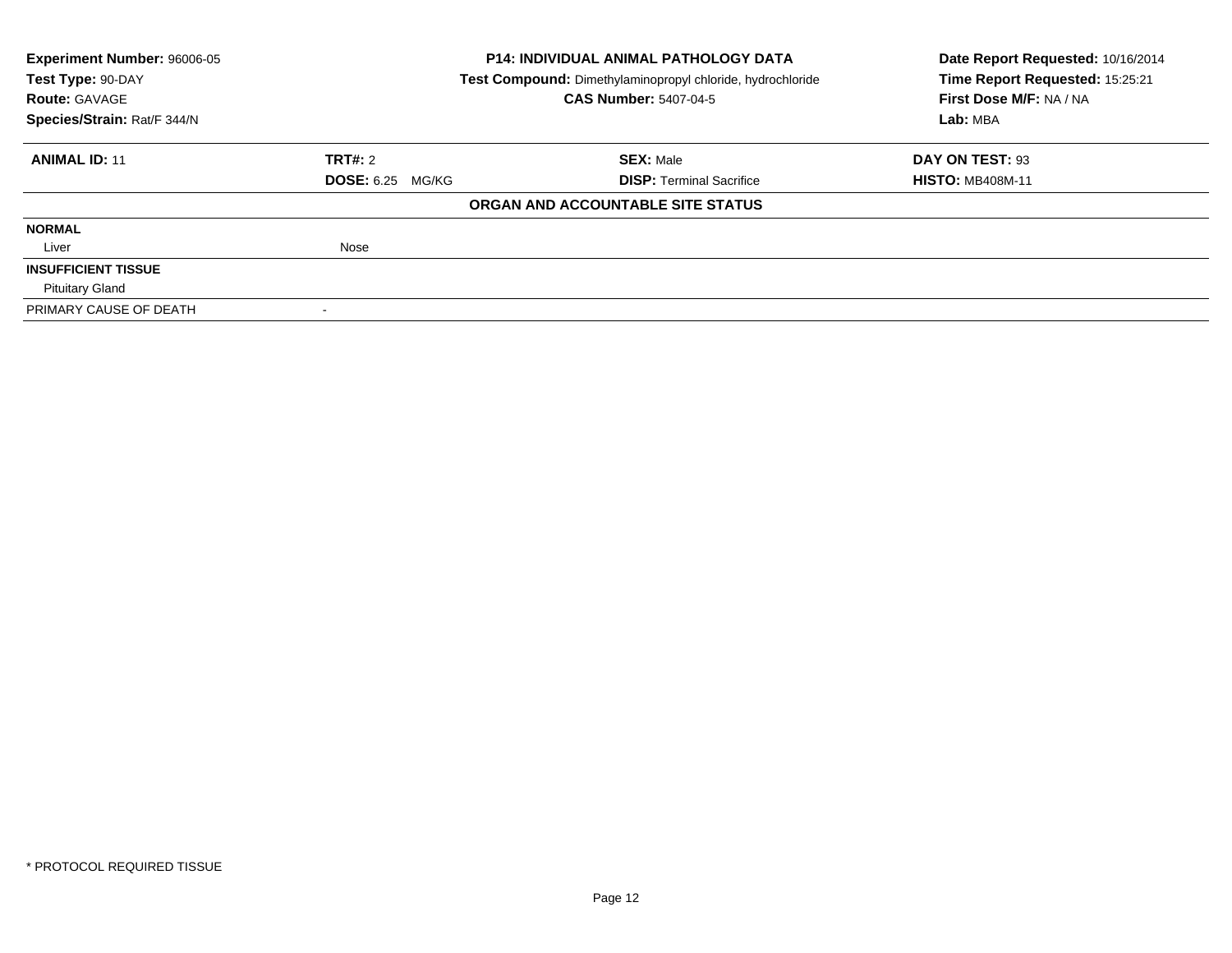**Experiment Number:** 96006-05
**Test Type:** 90-DAY
**Route:** GAVAGE
**Species/Strain:** Rat/F 344/N

**P14: INDIVIDUAL ANIMAL PATHOLOGY DATA**
**Test Compound:** Dimethylaminopropyl chloride, hydrochloride
**CAS Number:** 5407-04-5

**Date Report Requested:** 10/16/2014
**Time Report Requested:** 15:25:21
**First Dose M/F:** NA / NA
**Lab:** MBA

| **ANIMAL ID:** 11 | **TRT#:** 2 | **SEX:** Male | **DAY ON TEST:** 93 |
|---|---|---|---|
| | **DOSE:** 6.25 MG/KG | **DISP:** Terminal Sacrifice | **HISTO:** MB408M-11 |

**ORGAN AND ACCOUNTABLE SITE STATUS**

| | |
|---|---|
| **NORMAL** | |
| Liver | Nose |
| **INSUFFICIENT TISSUE** | |
| Pituitary Gland | |
| PRIMARY CAUSE OF DEATH | - |

* PROTOCOL REQUIRED TISSUE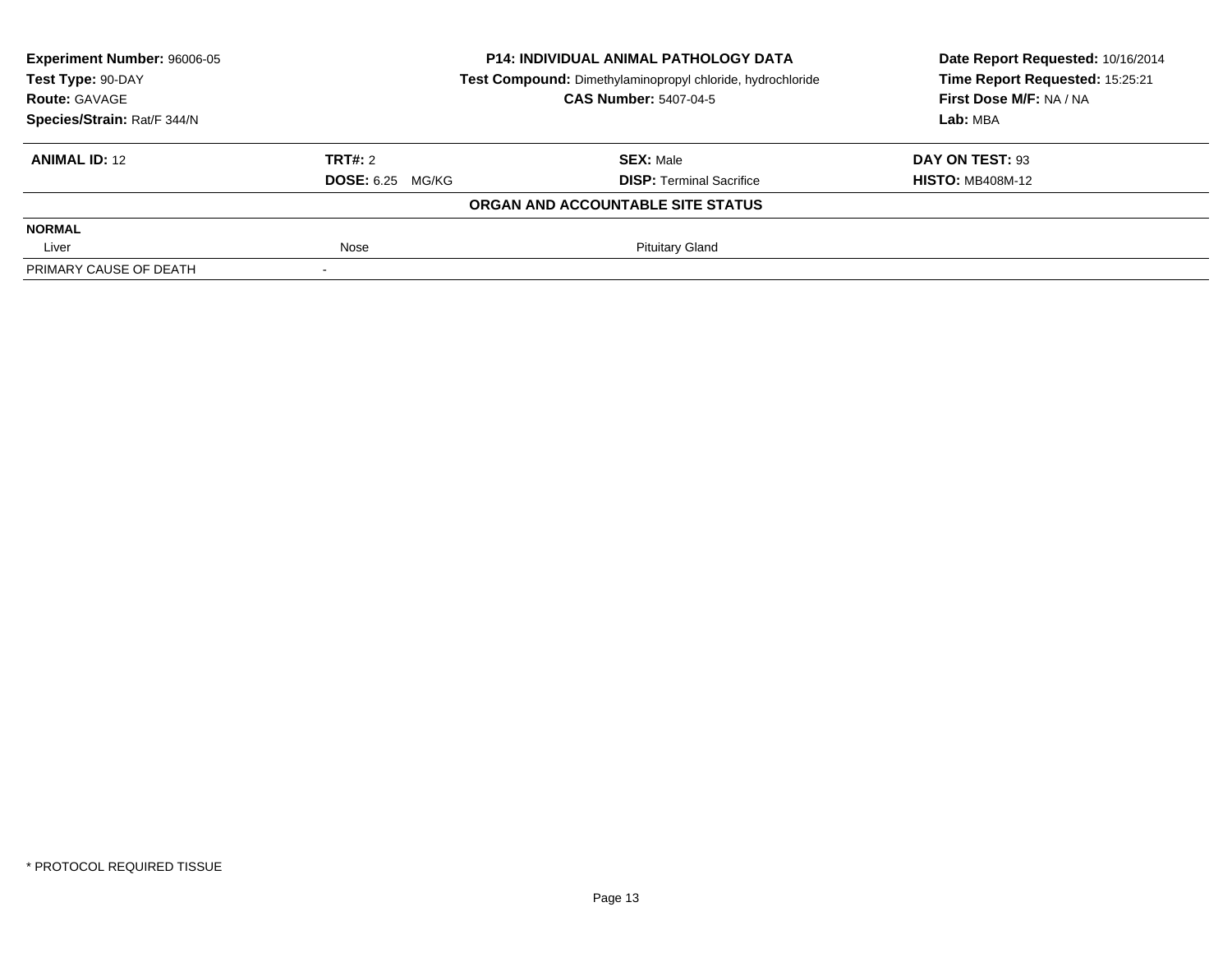| **Experiment Number:** 96006-05 | **P14: INDIVIDUAL ANIMAL PATHOLOGY DATA** | **Date Report Requested:** 10/16/2014 |
|---|---|---|
| **Test Type:** 90-DAY | **Test Compound:** Dimethylaminopropyl chloride, hydrochloride | **Time Report Requested:** 15:25:21 |
| **Route:** GAVAGE | **CAS Number:** 5407-04-5 | **First Dose M/F:** NA / NA |
| **Species/Strain:** Rat/F 344/N | | **Lab:** MBA |

| **ANIMAL ID:** 12 | **TRT#:** 2 | **SEX:** Male | **DAY ON TEST:** 93 |
|---|---|---|---|
| | **DOSE:** 6.25 MG/KG | **DISP:** Terminal Sacrifice | **HISTO:** MB408M-12 |

**ORGAN AND ACCOUNTABLE SITE STATUS**

| **NORMAL** | | | |
|---|---|---|---|
| Liver | Nose | Pituitary Gland | |
| PRIMARY CAUSE OF DEATH | - | | |

* PROTOCOL REQUIRED TISSUE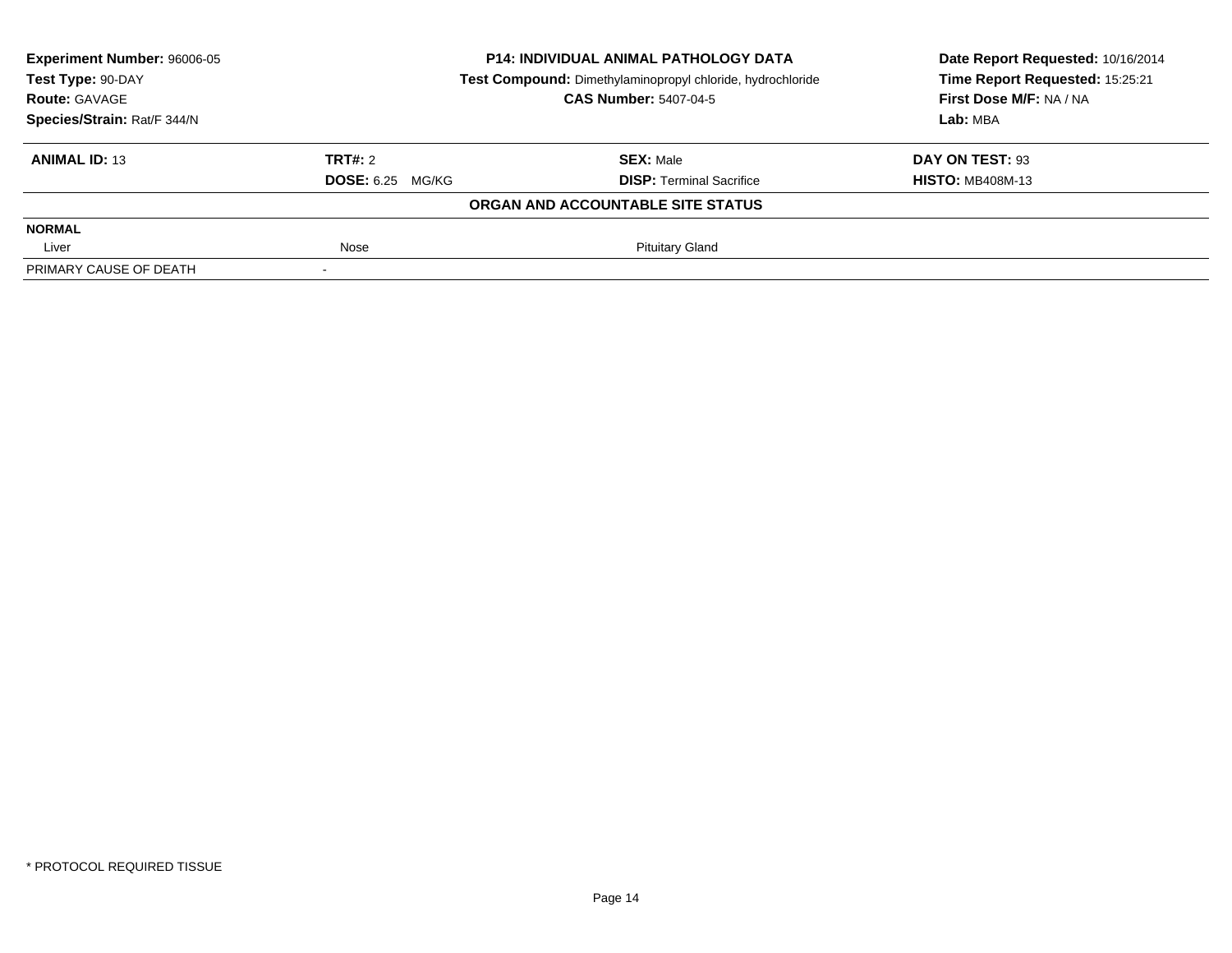| **Experiment Number:** 96006-05 | **P14: INDIVIDUAL ANIMAL PATHOLOGY DATA** | **Date Report Requested:** 10/16/2014 |
|---|---|---|
| **Test Type:** 90-DAY | **Test Compound:** Dimethylaminopropyl chloride, hydrochloride | **Time Report Requested:** 15:25:21 |
| **Route:** GAVAGE | **CAS Number:** 5407-04-5 | **First Dose M/F:** NA / NA |
| **Species/Strain:** Rat/F 344/N | | **Lab:** MBA |

| **ANIMAL ID:** 13 | **TRT#:** 2 | **SEX:** Male | **DAY ON TEST:** 93 |
|---|---|---|---|
| | **DOSE:** 6.25 MG/KG | **DISP:** Terminal Sacrifice | **HISTO:** MB408M-13 |

**ORGAN AND ACCOUNTABLE SITE STATUS**

| **NORMAL** | | | |
|---|---|---|---|
| Liver | Nose | Pituitary Gland | |
| PRIMARY CAUSE OF DEATH | - | | |

\* PROTOCOL REQUIRED TISSUE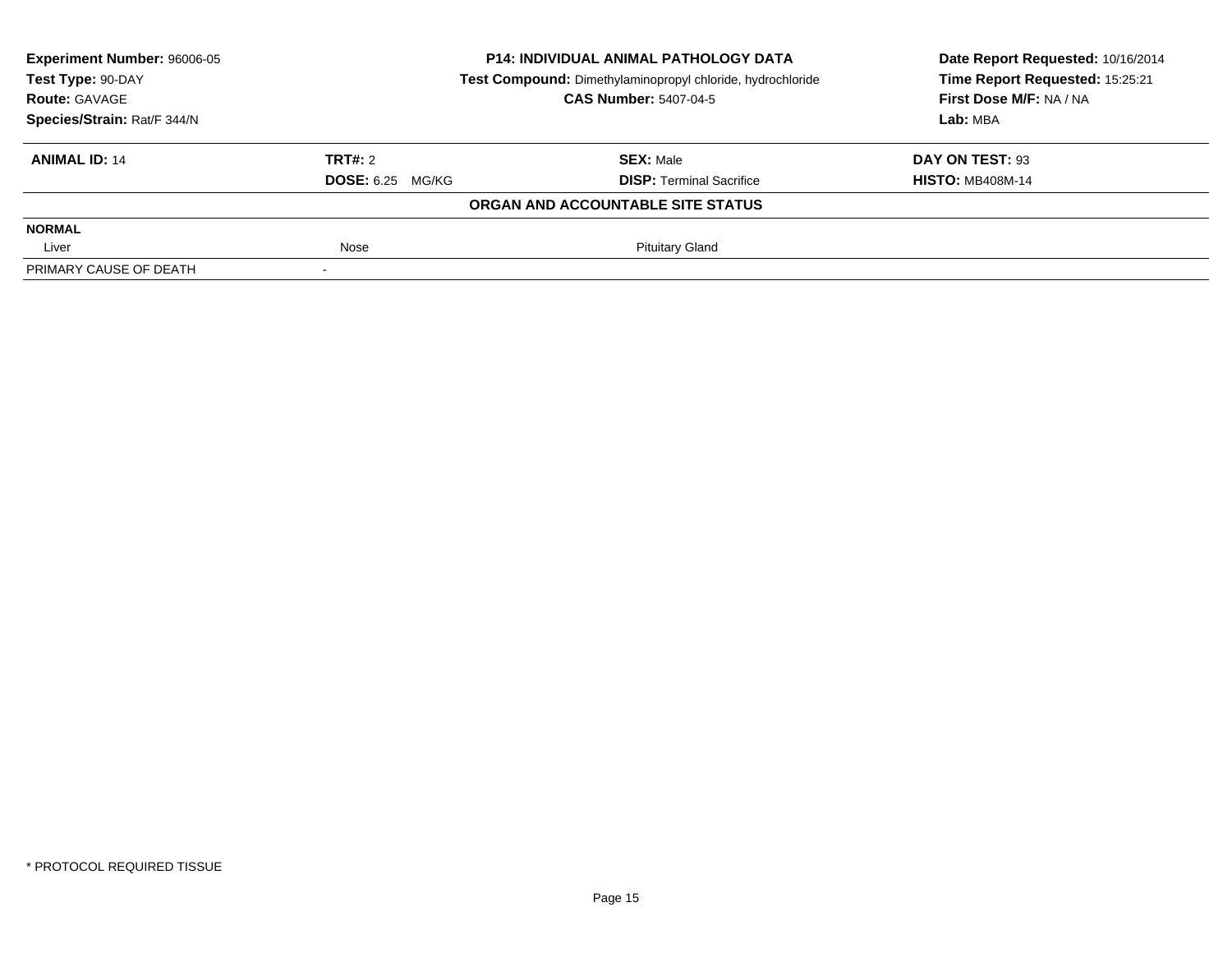| **Experiment Number:** 96006-05 | **P14: INDIVIDUAL ANIMAL PATHOLOGY DATA** | **Date Report Requested:** 10/16/2014 |
|---|---|---|
| **Test Type:** 90-DAY | **Test Compound:** Dimethylaminopropyl chloride, hydrochloride | **Time Report Requested:** 15:25:21 |
| **Route:** GAVAGE | **CAS Number:** 5407-04-5 | **First Dose M/F:** NA / NA |
| **Species/Strain:** Rat/F 344/N | | **Lab:** MBA |

| **ANIMAL ID:** 14 | **TRT#:** 2 | **SEX:** Male | **DAY ON TEST:** 93 |
|---|---|---|---|
| | **DOSE:** 6.25 MG/KG | **DISP:** Terminal Sacrifice | **HISTO:** MB408M-14 |

**ORGAN AND ACCOUNTABLE SITE STATUS**

| **NORMAL** | | | |
|---|---|---|---|
| Liver | Nose | Pituitary Gland | |
| PRIMARY CAUSE OF DEATH | - | | |

* PROTOCOL REQUIRED TISSUE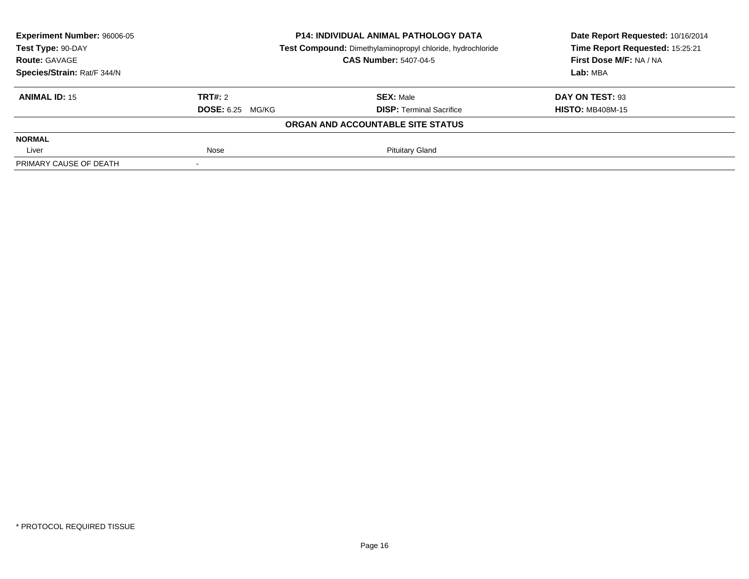**Experiment Number:** 96006-05
**Test Type:** 90-DAY
**Route:** GAVAGE
**Species/Strain:** Rat/F 344/N

**P14: INDIVIDUAL ANIMAL PATHOLOGY DATA**
**Test Compound:** Dimethylaminopropyl chloride, hydrochloride
**CAS Number:** 5407-04-5

**Date Report Requested:** 10/16/2014
**Time Report Requested:** 15:25:21
**First Dose M/F:** NA / NA
**Lab:** MBA

| **ANIMAL ID:** 15 | **TRT#:** 2 | **SEX:** Male | **DAY ON TEST:** 93 |
|---|---|---|---|
| | **DOSE:** 6.25 MG/KG | **DISP:** Terminal Sacrifice | **HISTO:** MB408M-15 |

**ORGAN AND ACCOUNTABLE SITE STATUS**

| **NORMAL** | | |
|---|---|---|
| Liver | Nose | Pituitary Gland |
| PRIMARY CAUSE OF DEATH | - | |

* PROTOCOL REQUIRED TISSUE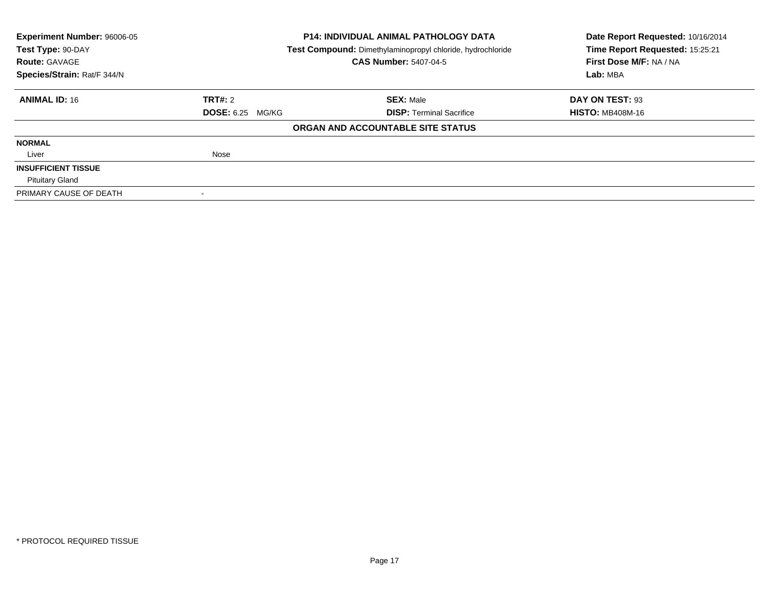**Experiment Number:** 96006-05
**Test Type:** 90-DAY
**Route:** GAVAGE
**Species/Strain:** Rat/F 344/N

**P14: INDIVIDUAL ANIMAL PATHOLOGY DATA**
**Test Compound:** Dimethylaminopropyl chloride, hydrochloride
**CAS Number:** 5407-04-5

**Date Report Requested:** 10/16/2014
**Time Report Requested:** 15:25:21
**First Dose M/F:** NA / NA
**Lab:** MBA

| **ANIMAL ID:** 16 | **TRT#:** 2 | **SEX:** Male | **DAY ON TEST:** 93 |
|---|---|---|---|
| | **DOSE:** 6.25 MG/KG | **DISP:** Terminal Sacrifice | **HISTO:** MB408M-16 |

**ORGAN AND ACCOUNTABLE SITE STATUS**

| | |
|---|---|
| **NORMAL** | |
| Liver | Nose |
| **INSUFFICIENT TISSUE** | |
| Pituitary Gland | |
| PRIMARY CAUSE OF DEATH | - |

* PROTOCOL REQUIRED TISSUE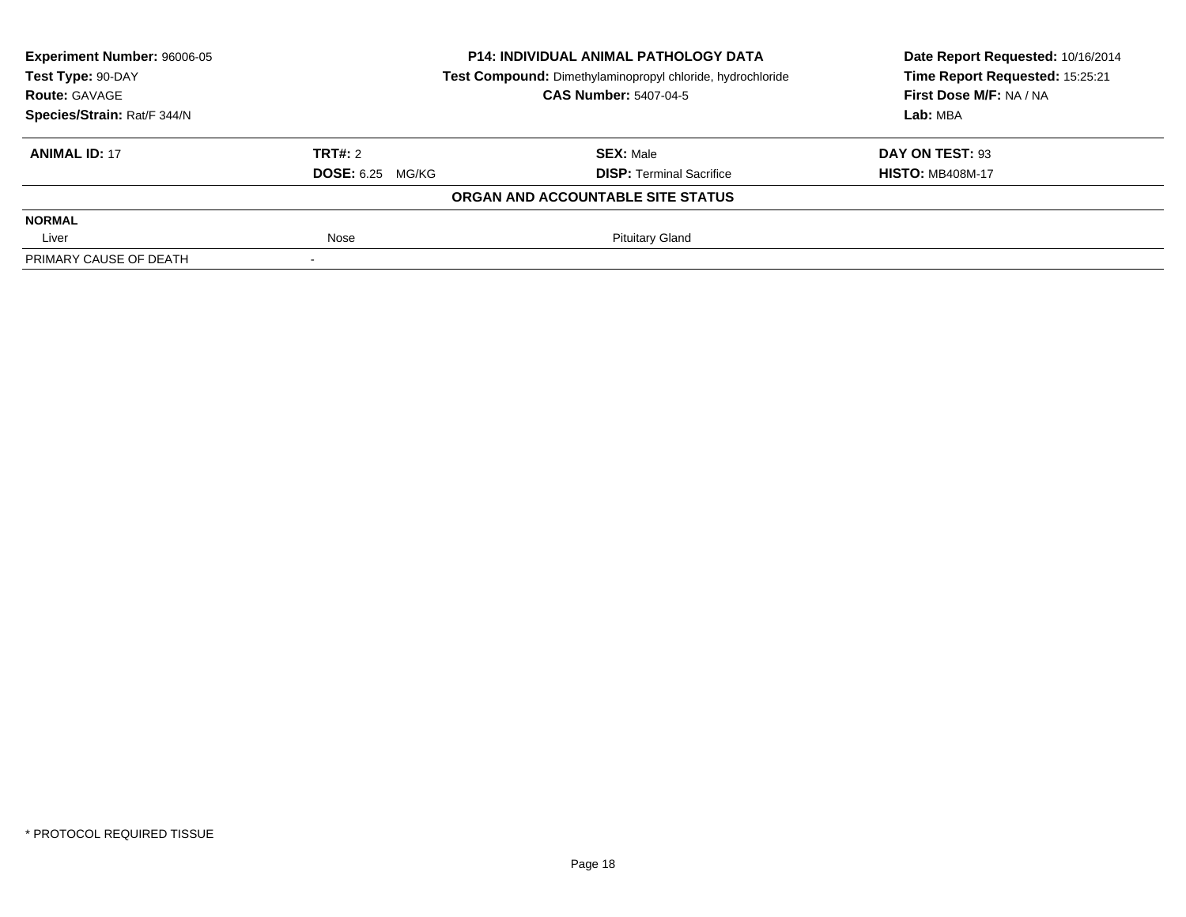**Experiment Number:** 96006-05
**Test Type:** 90-DAY
**Route:** GAVAGE
**Species/Strain:** Rat/F 344/N

**P14: INDIVIDUAL ANIMAL PATHOLOGY DATA**
**Test Compound:** Dimethylaminopropyl chloride, hydrochloride
**CAS Number:** 5407-04-5

**Date Report Requested:** 10/16/2014
**Time Report Requested:** 15:25:21
**First Dose M/F:** NA / NA
**Lab:** MBA

| **ANIMAL ID:** 17 | **TRT#:** 2 | **SEX:** Male | **DAY ON TEST:** 93 |
|---|---|---|---|
| | **DOSE:** 6.25 MG/KG | **DISP:** Terminal Sacrifice | **HISTO:** MB408M-17 |

**ORGAN AND ACCOUNTABLE SITE STATUS**

| **NORMAL** | | |
|---|---|---|
| Liver | Nose | Pituitary Gland |
| PRIMARY CAUSE OF DEATH | - | |

* PROTOCOL REQUIRED TISSUE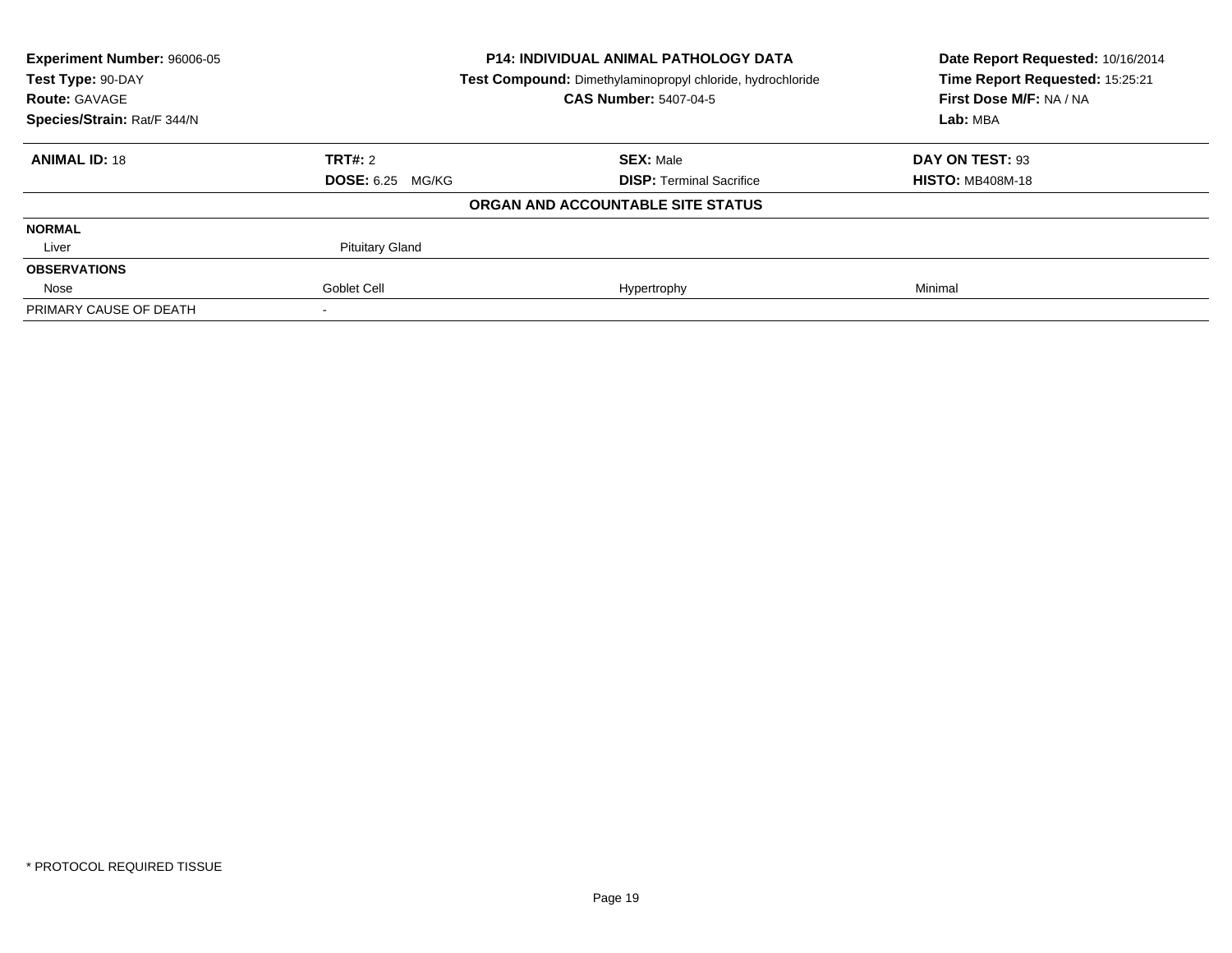| Experiment Number: 96006-05 | P14: INDIVIDUAL ANIMAL PATHOLOGY DATA | Date Report Requested: 10/16/2014 |
|---|---|---|
| Test Type: 90-DAY | Test Compound: Dimethylaminopropyl chloride, hydrochloride | Time Report Requested: 15:25:21 |
| Route: GAVAGE | CAS Number: 5407-04-5 | First Dose M/F: NA / NA |
| Species/Strain: Rat/F 344/N | | Lab: MBA |

| **ANIMAL ID:** 18 | **TRT#:** 2 | **SEX:** Male | **DAY ON TEST:** 93 |
|---|---|---|---|
| | **DOSE:** 6.25 MG/KG | **DISP:** Terminal Sacrifice | **HISTO:** MB408M-18 |

**ORGAN AND ACCOUNTABLE SITE STATUS**

| | | | |
|---|---|---|---|
| **NORMAL** | | | |
| Liver | Pituitary Gland | | |
| **OBSERVATIONS** | | | |
| Nose | Goblet Cell | Hypertrophy | Minimal |
| PRIMARY CAUSE OF DEATH | - | | |

\* PROTOCOL REQUIRED TISSUE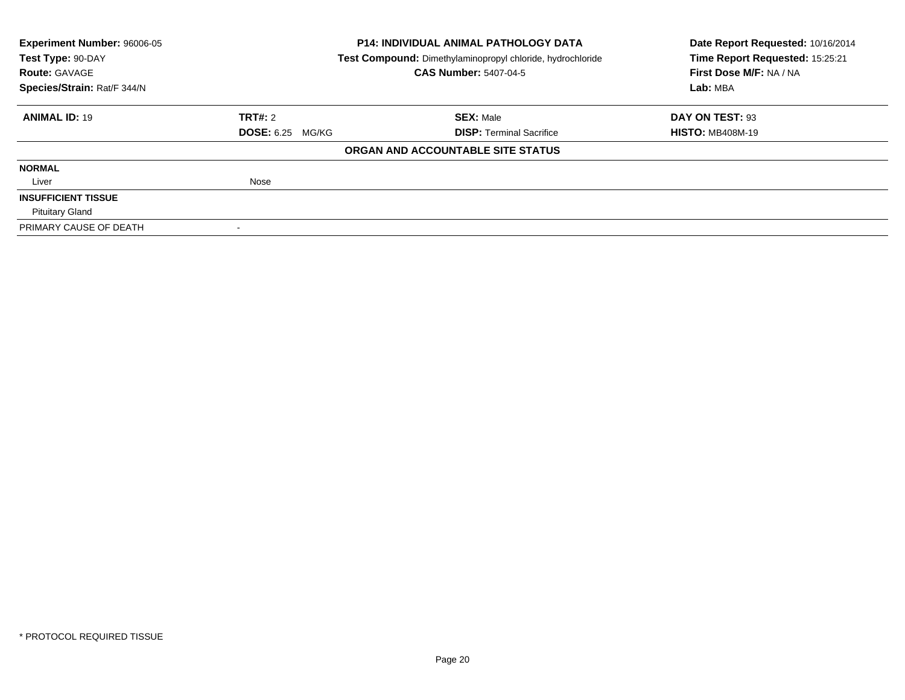| **Experiment Number:** 96006-05 | **P14: INDIVIDUAL ANIMAL PATHOLOGY DATA** | **Date Report Requested:** 10/16/2014 |
|---|---|---|
| **Test Type:** 90-DAY | **Test Compound:** Dimethylaminopropyl chloride, hydrochloride | **Time Report Requested:** 15:25:21 |
| **Route:** GAVAGE | **CAS Number:** 5407-04-5 | **First Dose M/F:** NA / NA |
| **Species/Strain:** Rat/F 344/N | | **Lab:** MBA |

| **ANIMAL ID:** 19 | **TRT#:** 2 | **SEX:** Male | **DAY ON TEST:** 93 |
|---|---|---|---|
| | **DOSE:** 6.25 MG/KG | **DISP:** Terminal Sacrifice | **HISTO:** MB408M-19 |

**ORGAN AND ACCOUNTABLE SITE STATUS**

| | |
|---|---|
| **NORMAL** | |
| Liver | Nose |
| **INSUFFICIENT TISSUE** | |
| Pituitary Gland | |
| PRIMARY CAUSE OF DEATH | - |

\* PROTOCOL REQUIRED TISSUE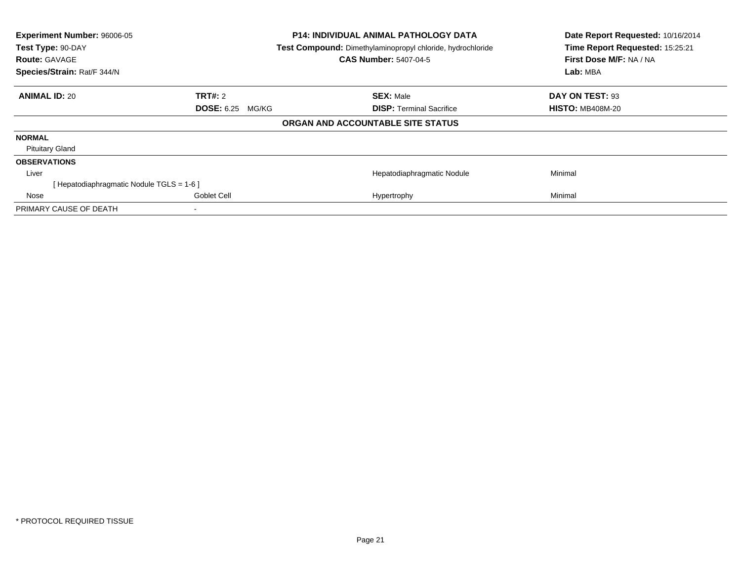| | | | |
|---|---|---|---|
| **Experiment Number:** 96006-05 | **P14: INDIVIDUAL ANIMAL PATHOLOGY DATA** | | **Date Report Requested:** 10/16/2014 |
| **Test Type:** 90-DAY | **Test Compound:** Dimethylaminopropyl chloride, hydrochloride | | **Time Report Requested:** 15:25:21 |
| **Route:** GAVAGE | **CAS Number:** 5407-04-5 | | **First Dose M/F:** NA / NA |
| **Species/Strain:** Rat/F 344/N | | | **Lab:** MBA |

| | | | |
|---|---|---|---|
| **ANIMAL ID:** 20 | **TRT#:** 2 | **SEX:** Male | **DAY ON TEST:** 93 |
| | **DOSE:** 6.25 MG/KG | **DISP:** Terminal Sacrifice | **HISTO:** MB408M-20 |

**ORGAN AND ACCOUNTABLE SITE STATUS**

| | | | |
|---|---|---|---|
| **NORMAL** | | | |
| Pituitary Gland | | | |
| **OBSERVATIONS** | | | |
| Liver | | Hepatodiaphragmatic Nodule | Minimal |
| [ Hepatodiaphragmatic Nodule TGLS = 1-6 ] | | | |
| Nose | Goblet Cell | Hypertrophy | Minimal |
| PRIMARY CAUSE OF DEATH | - | | |

* PROTOCOL REQUIRED TISSUE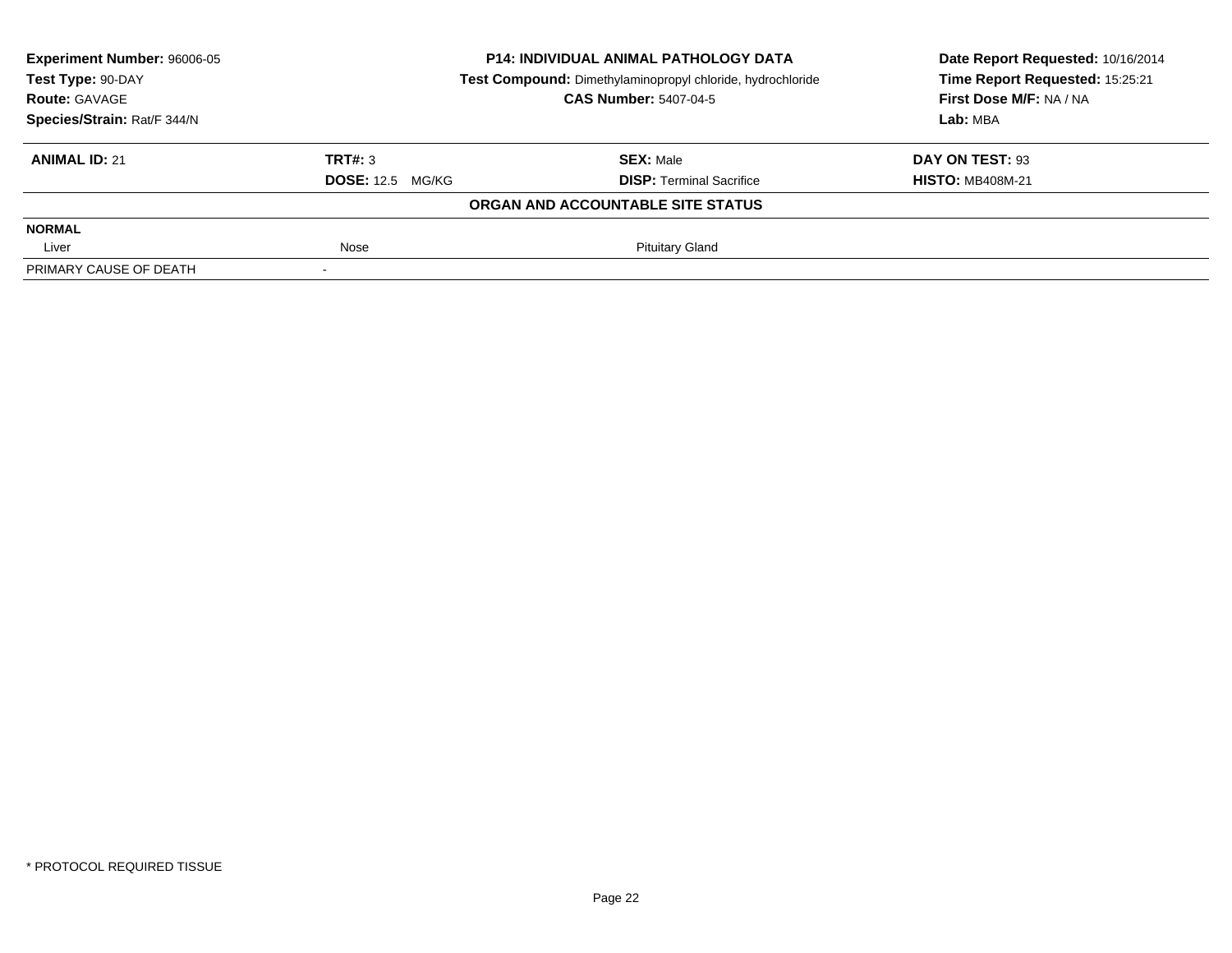| **Experiment Number:** 96006-05 | **P14: INDIVIDUAL ANIMAL PATHOLOGY DATA** | **Date Report Requested:** 10/16/2014 |
|---|---|---|
| **Test Type:** 90-DAY | **Test Compound:** Dimethylaminopropyl chloride, hydrochloride | **Time Report Requested:** 15:25:21 |
| **Route:** GAVAGE | **CAS Number:** 5407-04-5 | **First Dose M/F:** NA / NA |
| **Species/Strain:** Rat/F 344/N | | **Lab:** MBA |

| **ANIMAL ID:** 21 | **TRT#:** 3 | **SEX:** Male | **DAY ON TEST:** 93 |
|---|---|---|---|
| | **DOSE:** 12.5 MG/KG | **DISP:** Terminal Sacrifice | **HISTO:** MB408M-21 |

**ORGAN AND ACCOUNTABLE SITE STATUS**

| **NORMAL** | | | |
|---|---|---|---|
| Liver | Nose | Pituitary Gland | |
| PRIMARY CAUSE OF DEATH | - | | |

* PROTOCOL REQUIRED TISSUE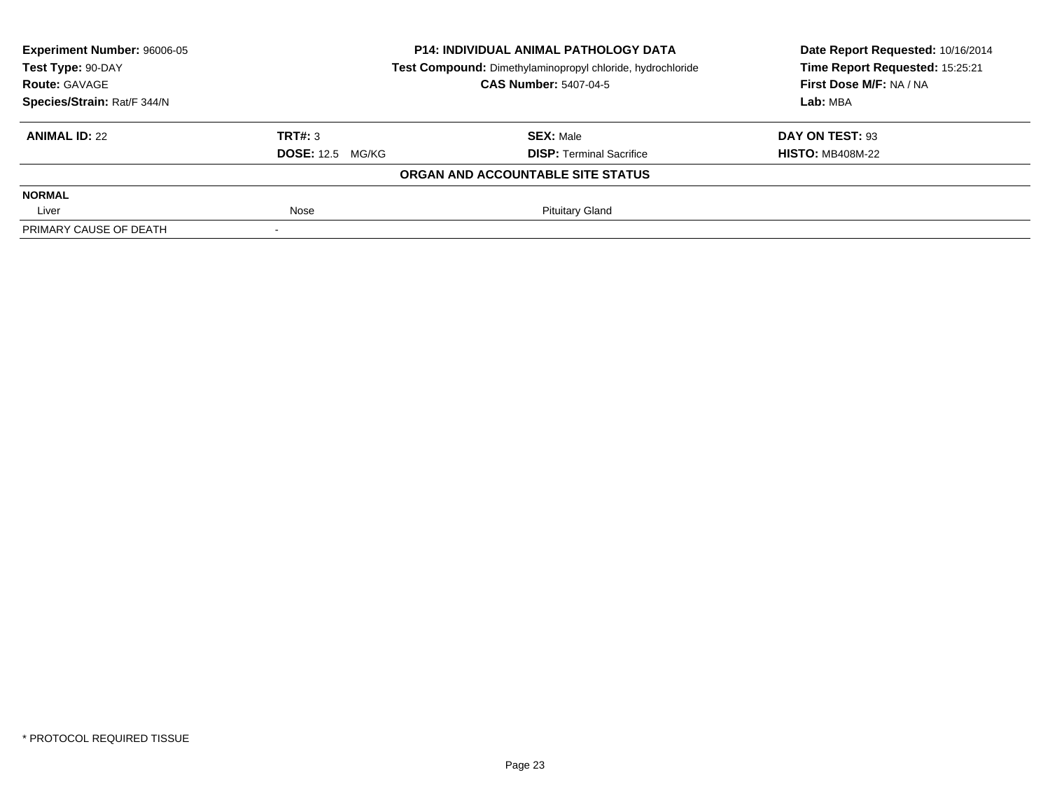| **Experiment Number:** 96006-05 | **P14: INDIVIDUAL ANIMAL PATHOLOGY DATA** | **Date Report Requested:** 10/16/2014 |
|---|---|---|
| **Test Type:** 90-DAY | **Test Compound:** Dimethylaminopropyl chloride, hydrochloride | **Time Report Requested:** 15:25:21 |
| **Route:** GAVAGE | **CAS Number:** 5407-04-5 | **First Dose M/F:** NA / NA |
| **Species/Strain:** Rat/F 344/N | | **Lab:** MBA |

| **ANIMAL ID:** 22 | **TRT#:** 3 | **SEX:** Male | **DAY ON TEST:** 93 |
|---|---|---|---|
| | **DOSE:** 12.5 MG/KG | **DISP:** Terminal Sacrifice | **HISTO:** MB408M-22 |

**ORGAN AND ACCOUNTABLE SITE STATUS**

| **NORMAL** | | | |
|---|---|---|---|
| Liver | Nose | Pituitary Gland | |
| PRIMARY CAUSE OF DEATH | - | | |

\* PROTOCOL REQUIRED TISSUE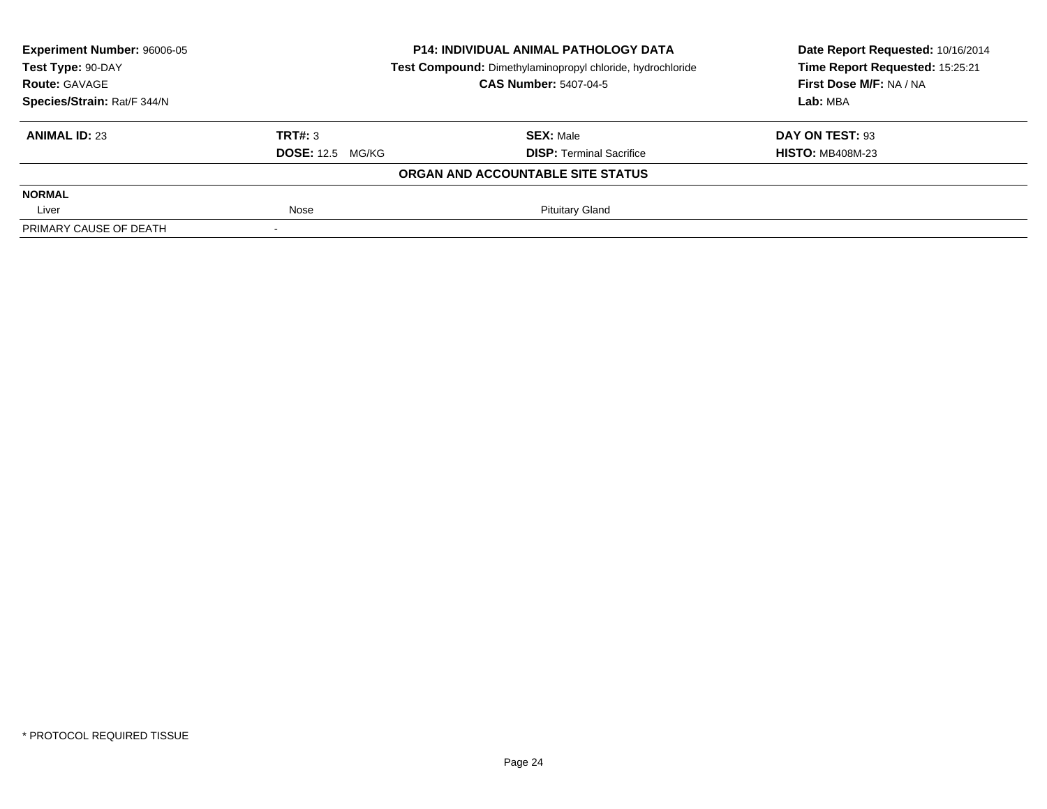| **Experiment Number:** 96006-05 | **P14: INDIVIDUAL ANIMAL PATHOLOGY DATA** | **Date Report Requested:** 10/16/2014 |
|---|---|---|
| **Test Type:** 90-DAY | **Test Compound:** Dimethylaminopropyl chloride, hydrochloride | **Time Report Requested:** 15:25:21 |
| **Route:** GAVAGE | **CAS Number:** 5407-04-5 | **First Dose M/F:** NA / NA |
| **Species/Strain:** Rat/F 344/N | | **Lab:** MBA |

| **ANIMAL ID:** 23 | **TRT#:** 3 | **SEX:** Male | **DAY ON TEST:** 93 |
|---|---|---|---|
| | **DOSE:** 12.5 MG/KG | **DISP:** Terminal Sacrifice | **HISTO:** MB408M-23 |

**ORGAN AND ACCOUNTABLE SITE STATUS**

| **NORMAL** | | | |
|---|---|---|---|
| Liver | Nose | Pituitary Gland | |
| PRIMARY CAUSE OF DEATH | - | | |

* PROTOCOL REQUIRED TISSUE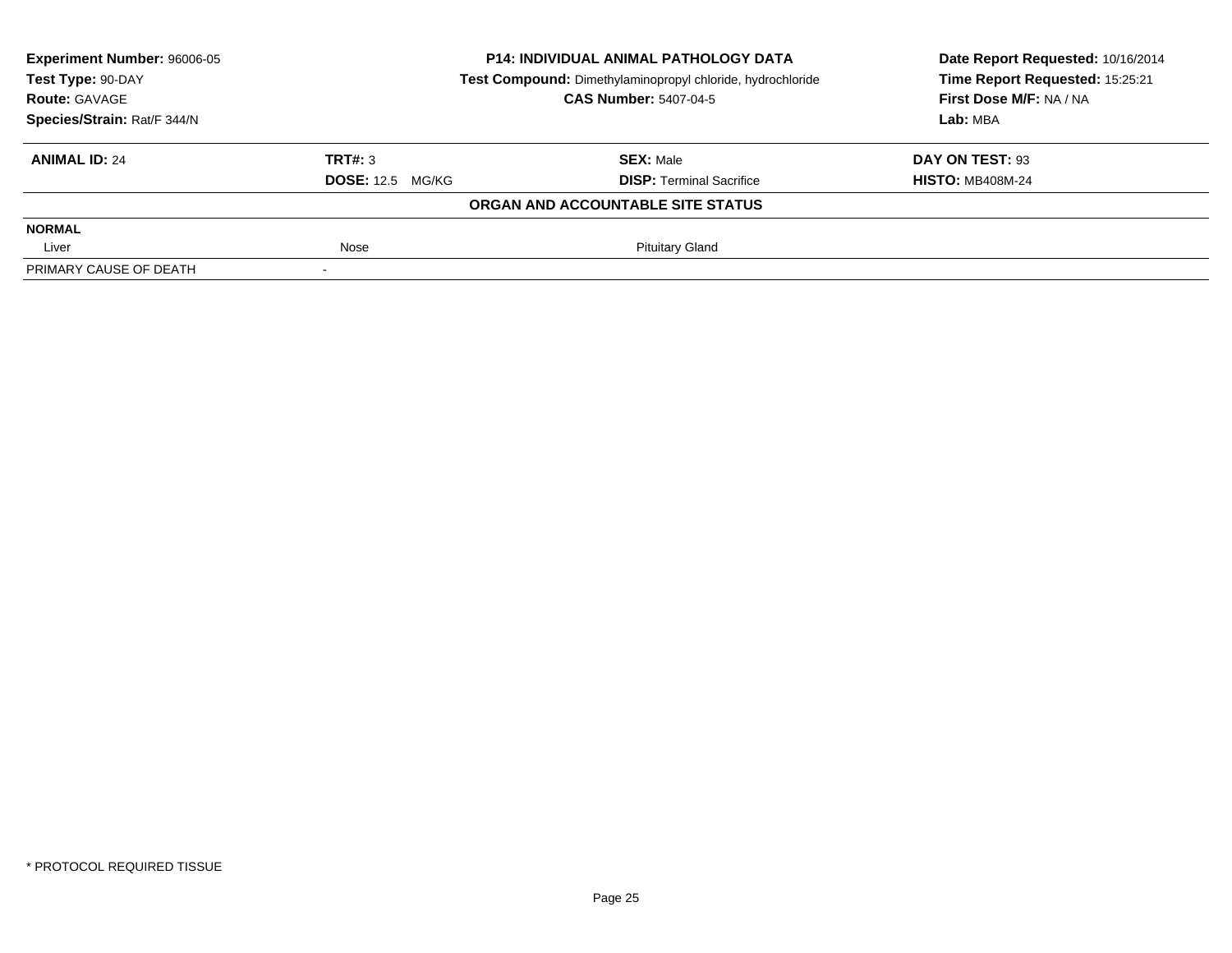**Experiment Number:** 96006-05
**Test Type:** 90-DAY
**Route:** GAVAGE
**Species/Strain:** Rat/F 344/N

**P14: INDIVIDUAL ANIMAL PATHOLOGY DATA**
**Test Compound:** Dimethylaminopropyl chloride, hydrochloride
**CAS Number:** 5407-04-5

**Date Report Requested:** 10/16/2014
**Time Report Requested:** 15:25:21
**First Dose M/F:** NA / NA
**Lab:** MBA

| **ANIMAL ID:** 24 | **TRT#:** 3 | **SEX:** Male | **DAY ON TEST:** 93 |
|---|---|---|---|
| | **DOSE:** 12.5 MG/KG | **DISP:** Terminal Sacrifice | **HISTO:** MB408M-24 |

**ORGAN AND ACCOUNTABLE SITE STATUS**

| | | |
|---|---|---|
| **NORMAL** | | |
| Liver | Nose | Pituitary Gland |
| PRIMARY CAUSE OF DEATH | - | |

* PROTOCOL REQUIRED TISSUE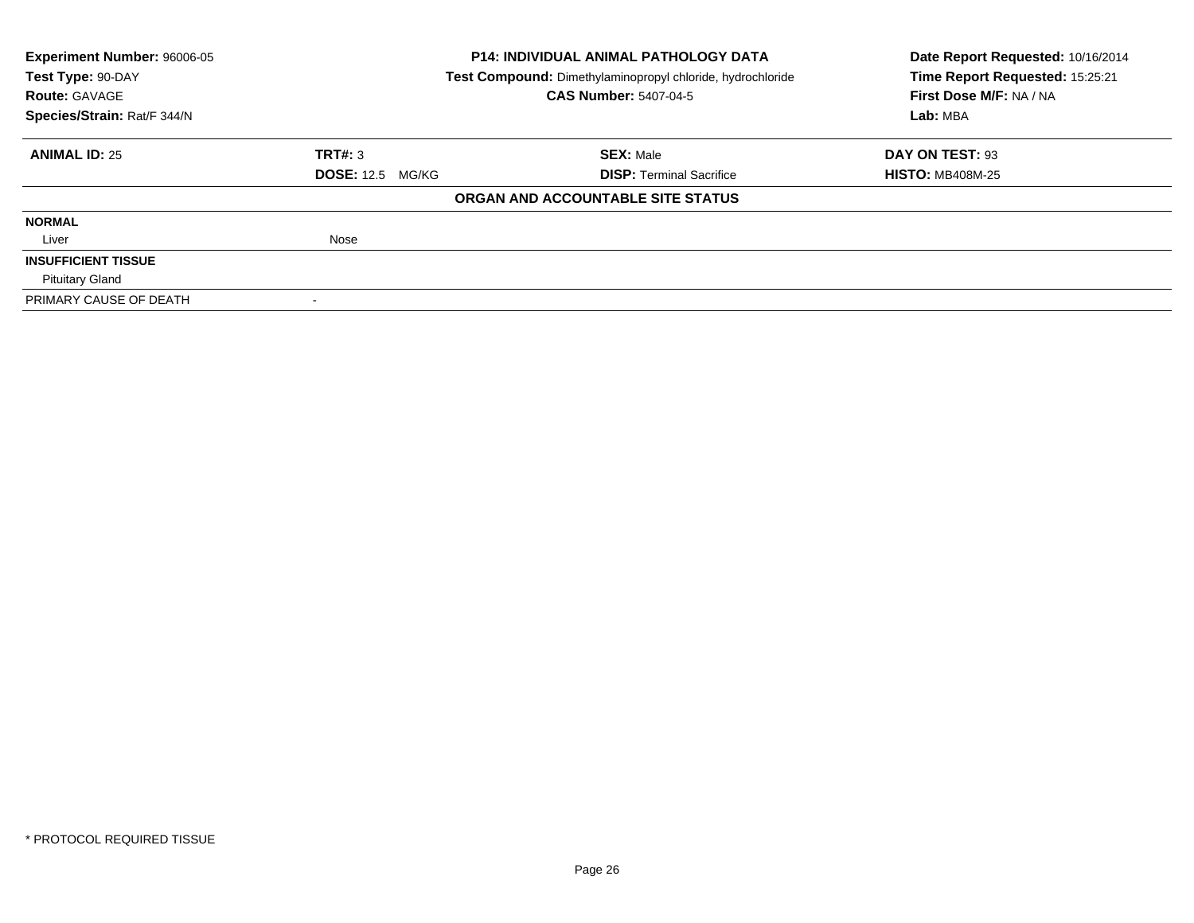| Experiment Number: 96006-05 | P14: INDIVIDUAL ANIMAL PATHOLOGY DATA | Date Report Requested: 10/16/2014 |
|---|---|---|
| Test Type: 90-DAY | Test Compound: Dimethylaminopropyl chloride, hydrochloride | Time Report Requested: 15:25:21 |
| Route: GAVAGE | CAS Number: 5407-04-5 | First Dose M/F: NA / NA |
| Species/Strain: Rat/F 344/N | | Lab: MBA |

| ANIMAL ID: 25 | TRT#: 3 | SEX: Male | DAY ON TEST: 93 |
|---|---|---|---|
| | DOSE: 12.5 MG/KG | DISP: Terminal Sacrifice | HISTO: MB408M-25 |

**ORGAN AND ACCOUNTABLE SITE STATUS**

| | |
|---|---|
| **NORMAL** | |
| Liver | Nose |
| **INSUFFICIENT TISSUE** | |
| Pituitary Gland | |
| PRIMARY CAUSE OF DEATH | - |

* PROTOCOL REQUIRED TISSUE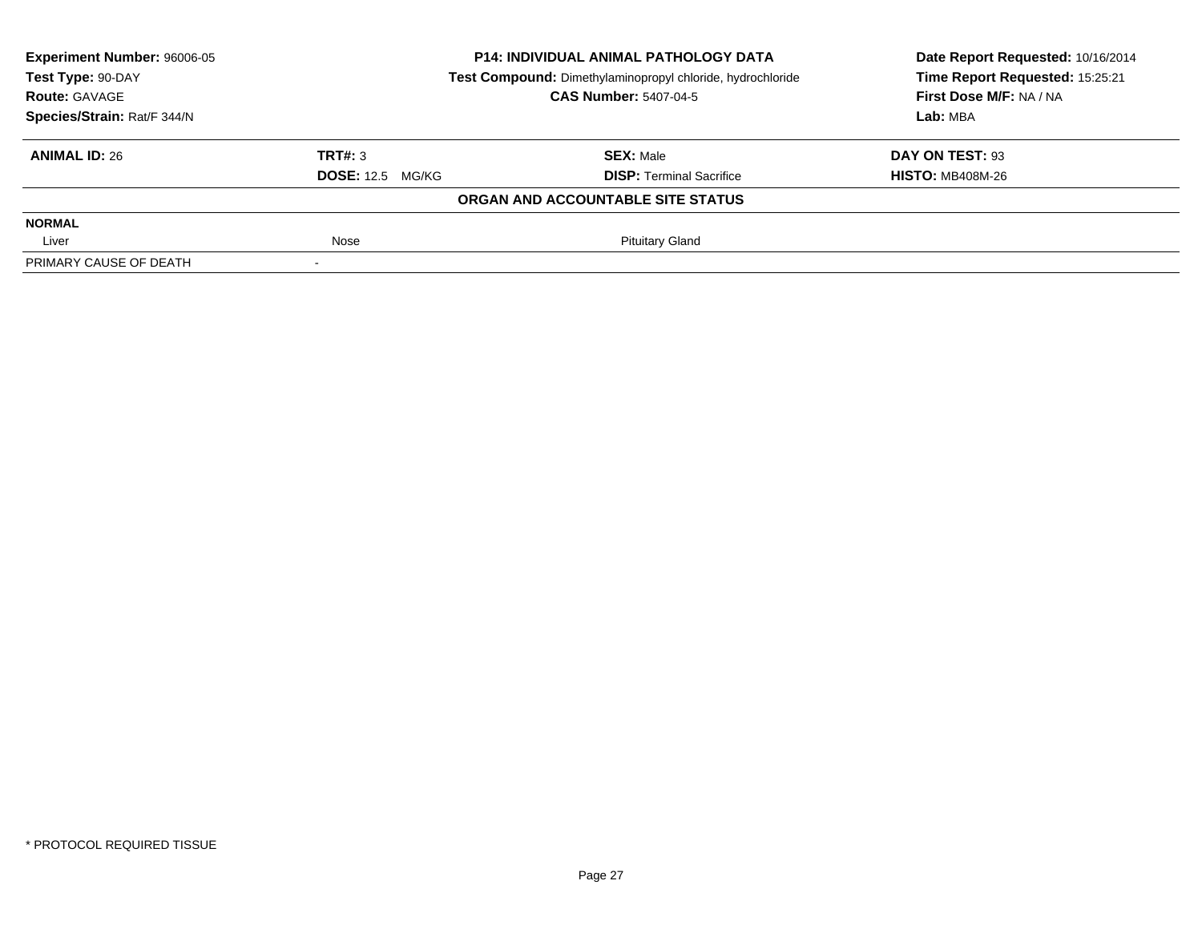**Experiment Number:** 96006-05
**Test Type:** 90-DAY
**Route:** GAVAGE
**Species/Strain:** Rat/F 344/N

**P14: INDIVIDUAL ANIMAL PATHOLOGY DATA**
**Test Compound:** Dimethylaminopropyl chloride, hydrochloride
**CAS Number:** 5407-04-5

**Date Report Requested:** 10/16/2014
**Time Report Requested:** 15:25:21
**First Dose M/F:** NA / NA
**Lab:** MBA

| **ANIMAL ID:** 26 | **TRT#:** 3 | **SEX:** Male | **DAY ON TEST:** 93 |
|---|---|---|---|
| | **DOSE:** 12.5 MG/KG | **DISP:** Terminal Sacrifice | **HISTO:** MB408M-26 |

**ORGAN AND ACCOUNTABLE SITE STATUS**

| **NORMAL** | | |
|---|---|---|
| Liver | Nose | Pituitary Gland |
| PRIMARY CAUSE OF DEATH | - | |

* PROTOCOL REQUIRED TISSUE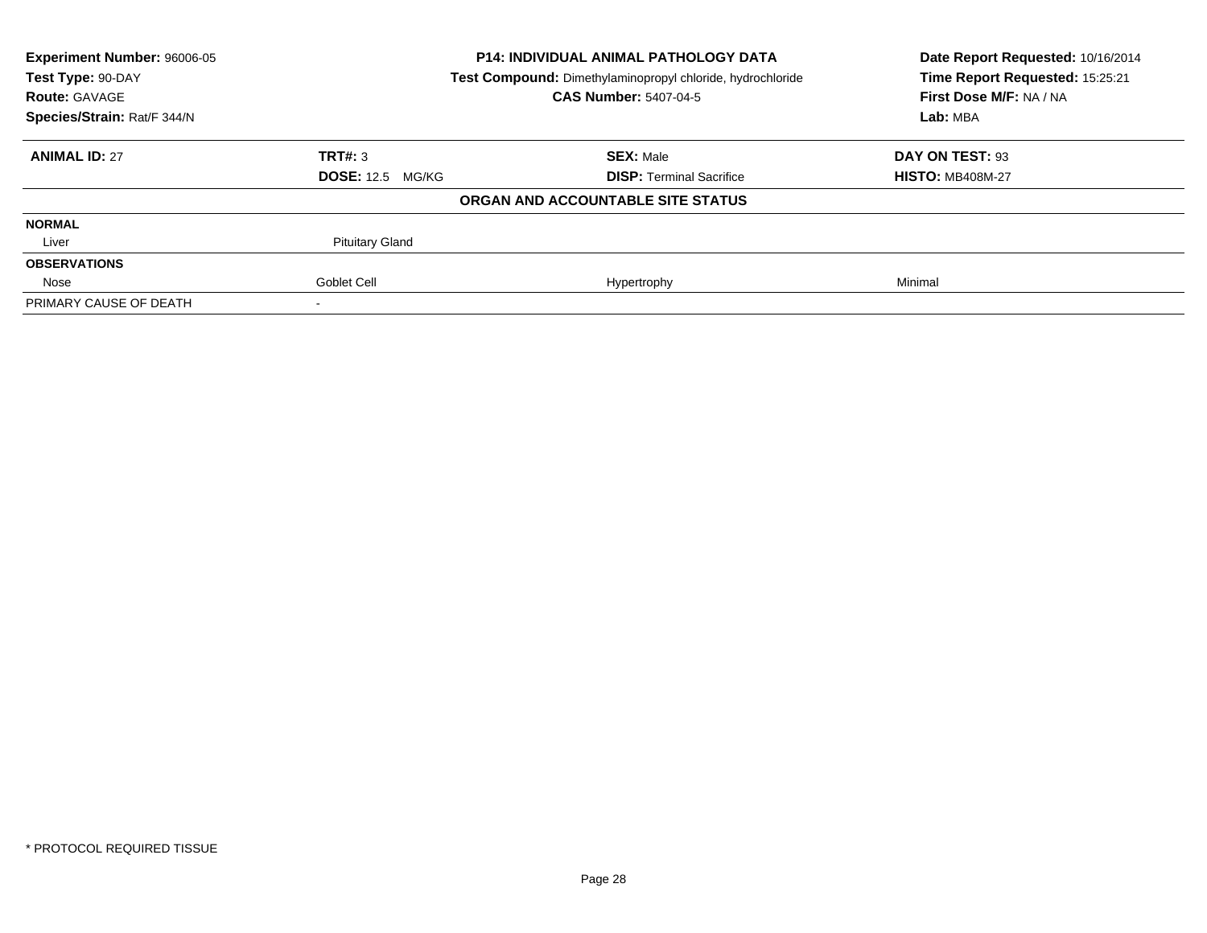**Experiment Number:** 96006-05
**Test Type:** 90-DAY
**Route:** GAVAGE
**Species/Strain:** Rat/F 344/N

**P14: INDIVIDUAL ANIMAL PATHOLOGY DATA**
**Test Compound:** Dimethylaminopropyl chloride, hydrochloride
**CAS Number:** 5407-04-5

**Date Report Requested:** 10/16/2014
**Time Report Requested:** 15:25:21
**First Dose M/F:** NA / NA
**Lab:** MBA

| **ANIMAL ID:** 27 | **TRT#:** 3 | **SEX:** Male | **DAY ON TEST:** 93 |
|---|---|---|---|
| | **DOSE:** 12.5 MG/KG | **DISP:** Terminal Sacrifice | **HISTO:** MB408M-27 |

**ORGAN AND ACCOUNTABLE SITE STATUS**

| | | | |
|---|---|---|---|
| **NORMAL** | | | |
| Liver | Pituitary Gland | | |
| **OBSERVATIONS** | | | |
| Nose | Goblet Cell | Hypertrophy | Minimal |
| PRIMARY CAUSE OF DEATH | - | | |

\* PROTOCOL REQUIRED TISSUE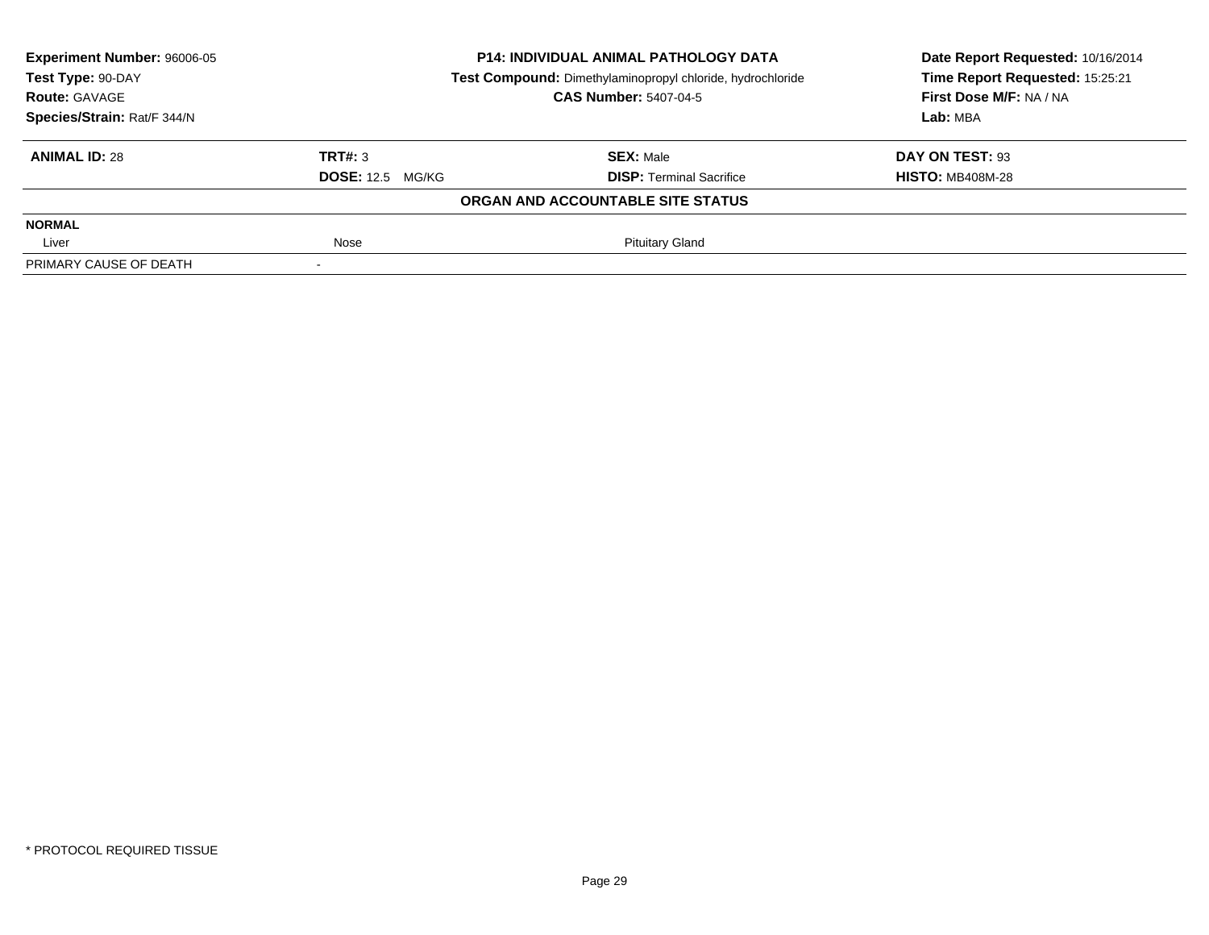**Experiment Number:** 96006-05
**Test Type:** 90-DAY
**Route:** GAVAGE
**Species/Strain:** Rat/F 344/N

**P14: INDIVIDUAL ANIMAL PATHOLOGY DATA**
**Test Compound:** Dimethylaminopropyl chloride, hydrochloride
**CAS Number:** 5407-04-5

**Date Report Requested:** 10/16/2014
**Time Report Requested:** 15:25:21
**First Dose M/F:** NA / NA
**Lab:** MBA

| **ANIMAL ID:** 28 | **TRT#:** 3 | **SEX:** Male | **DAY ON TEST:** 93 |
|---|---|---|---|
| | **DOSE:** 12.5 MG/KG | **DISP:** Terminal Sacrifice | **HISTO:** MB408M-28 |

**ORGAN AND ACCOUNTABLE SITE STATUS**

| | | |
|---|---|---|
| **NORMAL** | | |
| Liver | Nose | Pituitary Gland |
| PRIMARY CAUSE OF DEATH | - | |

\* PROTOCOL REQUIRED TISSUE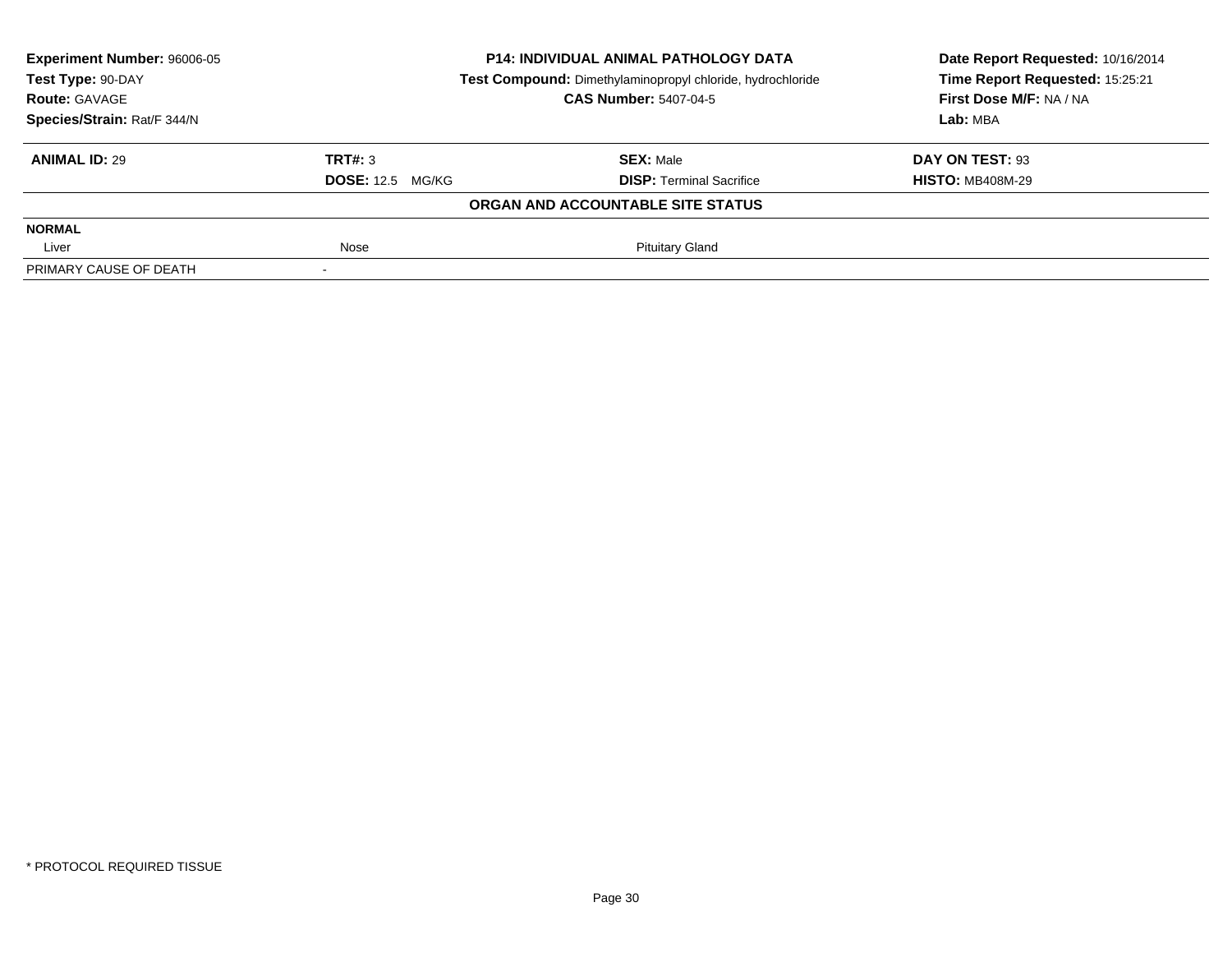| **Experiment Number:** 96006-05 | **P14: INDIVIDUAL ANIMAL PATHOLOGY DATA** | **Date Report Requested:** 10/16/2014 |
|---|---|---|
| **Test Type:** 90-DAY | **Test Compound:** Dimethylaminopropyl chloride, hydrochloride | **Time Report Requested:** 15:25:21 |
| **Route:** GAVAGE | **CAS Number:** 5407-04-5 | **First Dose M/F:** NA / NA |
| **Species/Strain:** Rat/F 344/N | | **Lab:** MBA |

| **ANIMAL ID:** 29 | **TRT#:** 3 | **SEX:** Male | **DAY ON TEST:** 93 |
|---|---|---|---|
| | **DOSE:** 12.5 MG/KG | **DISP:** Terminal Sacrifice | **HISTO:** MB408M-29 |

**ORGAN AND ACCOUNTABLE SITE STATUS**

| **NORMAL** | | |
|---|---|---|
| Liver | Nose | Pituitary Gland |
| PRIMARY CAUSE OF DEATH | - | |

\* PROTOCOL REQUIRED TISSUE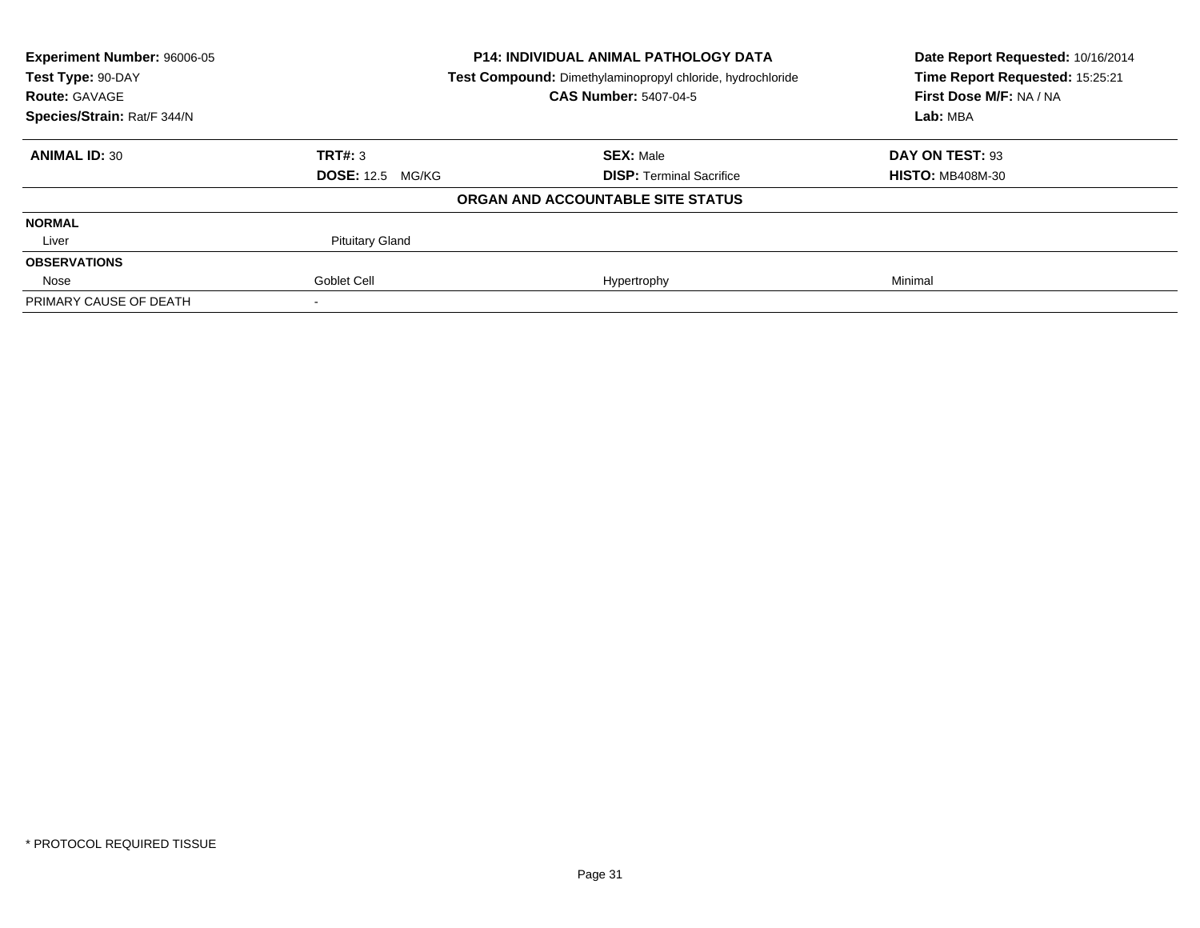| **Experiment Number:** 96006-05 | **P14: INDIVIDUAL ANIMAL PATHOLOGY DATA** | **Date Report Requested:** 10/16/2014 |
|---|---|---|
| **Test Type:** 90-DAY | **Test Compound:** Dimethylaminopropyl chloride, hydrochloride | **Time Report Requested:** 15:25:21 |
| **Route:** GAVAGE | **CAS Number:** 5407-04-5 | **First Dose M/F:** NA / NA |
| **Species/Strain:** Rat/F 344/N | | **Lab:** MBA |

| **ANIMAL ID:** 30 | **TRT#:** 3 | **SEX:** Male | **DAY ON TEST:** 93 |
|---|---|---|---|
| | **DOSE:** 12.5 MG/KG | **DISP:** Terminal Sacrifice | **HISTO:** MB408M-30 |

**ORGAN AND ACCOUNTABLE SITE STATUS**

| | | | |
|---|---|---|---|
| **NORMAL** | | | |
| Liver | Pituitary Gland | | |
| **OBSERVATIONS** | | | |
| Nose | Goblet Cell | Hypertrophy | Minimal |
| PRIMARY CAUSE OF DEATH | - | | |

\* PROTOCOL REQUIRED TISSUE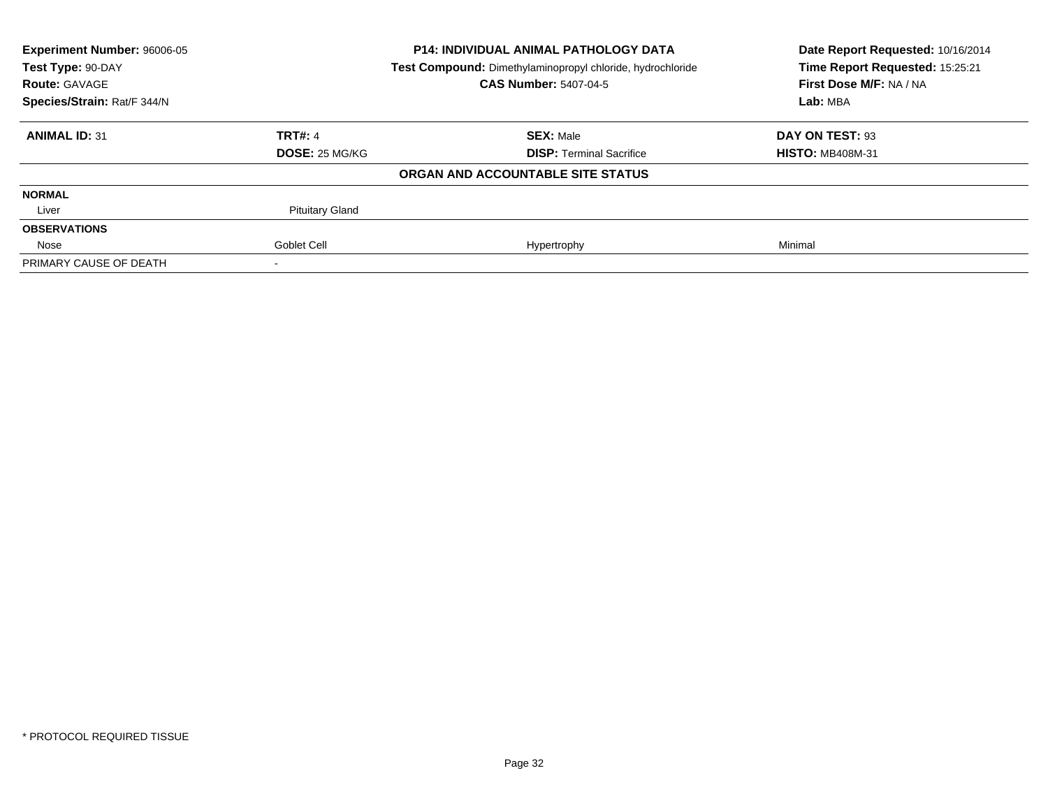**Experiment Number:** 96006-05
**Test Type:** 90-DAY
**Route:** GAVAGE
**Species/Strain:** Rat/F 344/N

**P14: INDIVIDUAL ANIMAL PATHOLOGY DATA**
**Test Compound:** Dimethylaminopropyl chloride, hydrochloride
**CAS Number:** 5407-04-5

**Date Report Requested:** 10/16/2014
**Time Report Requested:** 15:25:21
**First Dose M/F:** NA / NA
**Lab:** MBA

| **ANIMAL ID:** 31 | **TRT#:** 4 | **SEX:** Male | **DAY ON TEST:** 93 |
|---|---|---|---|
| | **DOSE:** 25 MG/KG | **DISP:** Terminal Sacrifice | **HISTO:** MB408M-31 |
| | | **ORGAN AND ACCOUNTABLE SITE STATUS** | |
| **NORMAL** | | | |
| Liver | Pituitary Gland | | |
| **OBSERVATIONS** | | | |
| Nose | Goblet Cell | Hypertrophy | Minimal |
| PRIMARY CAUSE OF DEATH | - | | |

* PROTOCOL REQUIRED TISSUE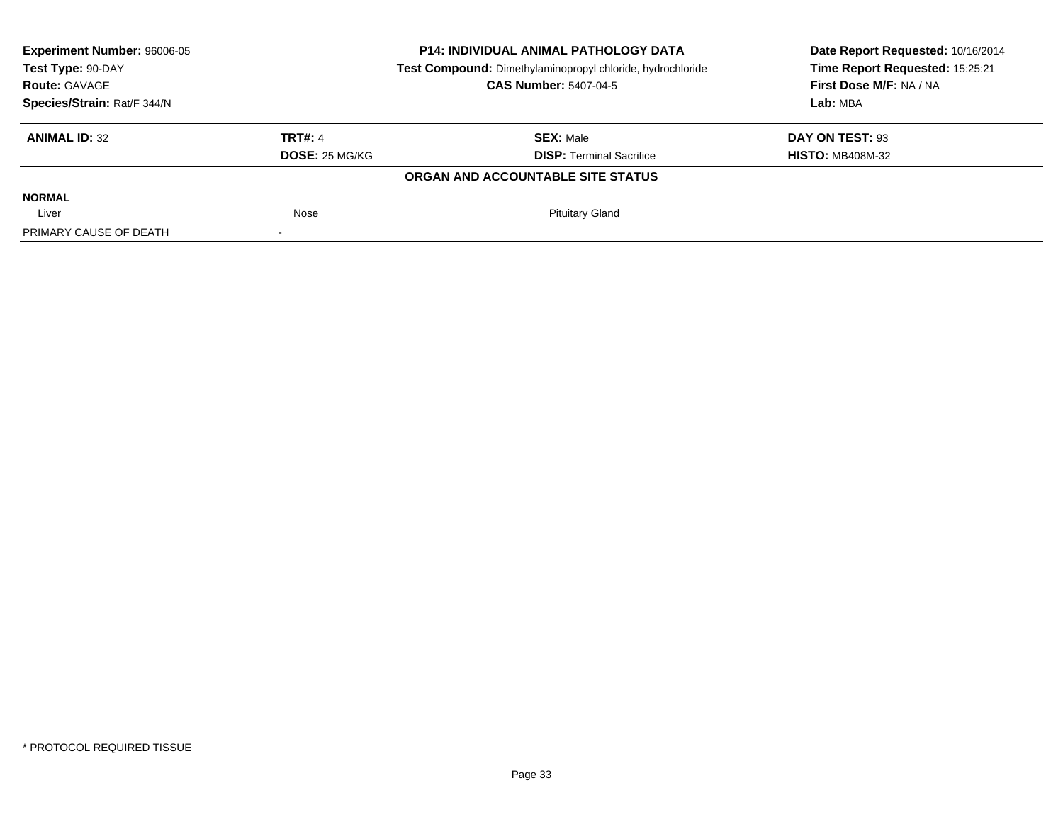**Experiment Number:** 96006-05
**Test Type:** 90-DAY
**Route:** GAVAGE
**Species/Strain:** Rat/F 344/N

**P14: INDIVIDUAL ANIMAL PATHOLOGY DATA**
**Test Compound:** Dimethylaminopropyl chloride, hydrochloride
**CAS Number:** 5407-04-5

**Date Report Requested:** 10/16/2014
**Time Report Requested:** 15:25:21
**First Dose M/F:** NA / NA
**Lab:** MBA

| **ANIMAL ID:** 32 | **TRT#:** 4 | **SEX:** Male | **DAY ON TEST:** 93 |
|---|---|---|---|
| | **DOSE:** 25 MG/KG | **DISP:** Terminal Sacrifice | **HISTO:** MB408M-32 |

**ORGAN AND ACCOUNTABLE SITE STATUS**

| **NORMAL** | | | |
|---|---|---|---|
| Liver | Nose | Pituitary Gland | |
| PRIMARY CAUSE OF DEATH | - | | |

\* PROTOCOL REQUIRED TISSUE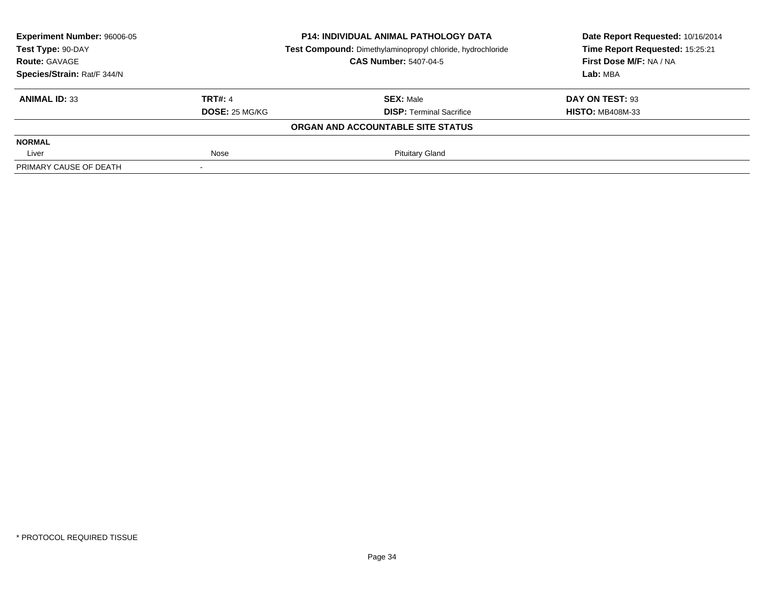| Experiment Number: 96006-05 | P14: INDIVIDUAL ANIMAL PATHOLOGY DATA | Date Report Requested: 10/16/2014 |
|---|---|---|
| Test Type: 90-DAY | Test Compound: Dimethylaminopropyl chloride, hydrochloride | Time Report Requested: 15:25:21 |
| Route: GAVAGE | CAS Number: 5407-04-5 | First Dose M/F: NA / NA |
| Species/Strain: Rat/F 344/N | | Lab: MBA |

| ANIMAL ID: 33 | TRT#: 4 | SEX: Male | DAY ON TEST: 93 |
|---|---|---|---|
| | DOSE: 25 MG/KG | DISP: Terminal Sacrifice | HISTO: MB408M-33 |

**ORGAN AND ACCOUNTABLE SITE STATUS**

| NORMAL | | |
|---|---|---|
| Liver | Nose | Pituitary Gland |
| PRIMARY CAUSE OF DEATH | - | |

* PROTOCOL REQUIRED TISSUE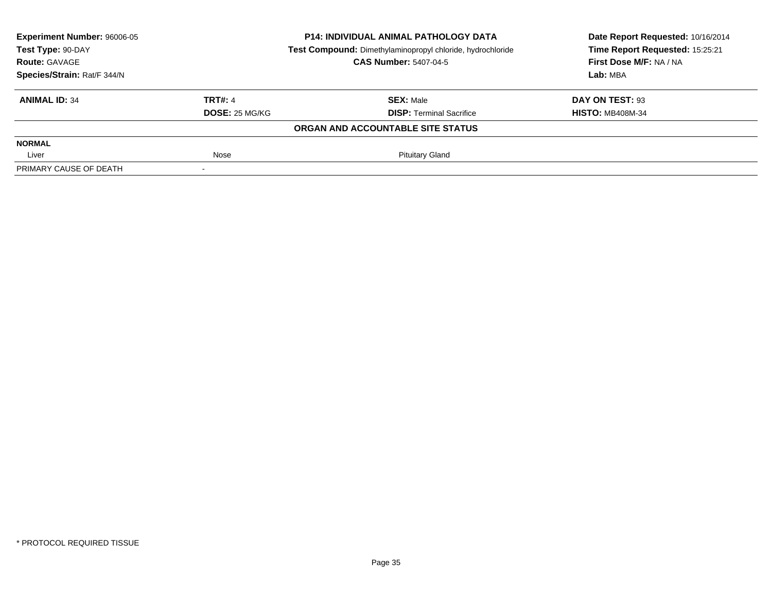**Experiment Number:** 96006-05
**Test Type:** 90-DAY
**Route:** GAVAGE
**Species/Strain:** Rat/F 344/N

**P14: INDIVIDUAL ANIMAL PATHOLOGY DATA**
**Test Compound:** Dimethylaminopropyl chloride, hydrochloride
**CAS Number:** 5407-04-5

**Date Report Requested:** 10/16/2014
**Time Report Requested:** 15:25:21
**First Dose M/F:** NA / NA
**Lab:** MBA

| **ANIMAL ID:** 34 | **TRT#:** 4 | **SEX:** Male | **DAY ON TEST:** 93 |
|---|---|---|---|
| | **DOSE:** 25 MG/KG | **DISP:** Terminal Sacrifice | **HISTO:** MB408M-34 |

**ORGAN AND ACCOUNTABLE SITE STATUS**

| | | | |
|---|---|---|---|
| **NORMAL** | | | |
| Liver | Nose | Pituitary Gland | |
| PRIMARY CAUSE OF DEATH | - | | |

\* PROTOCOL REQUIRED TISSUE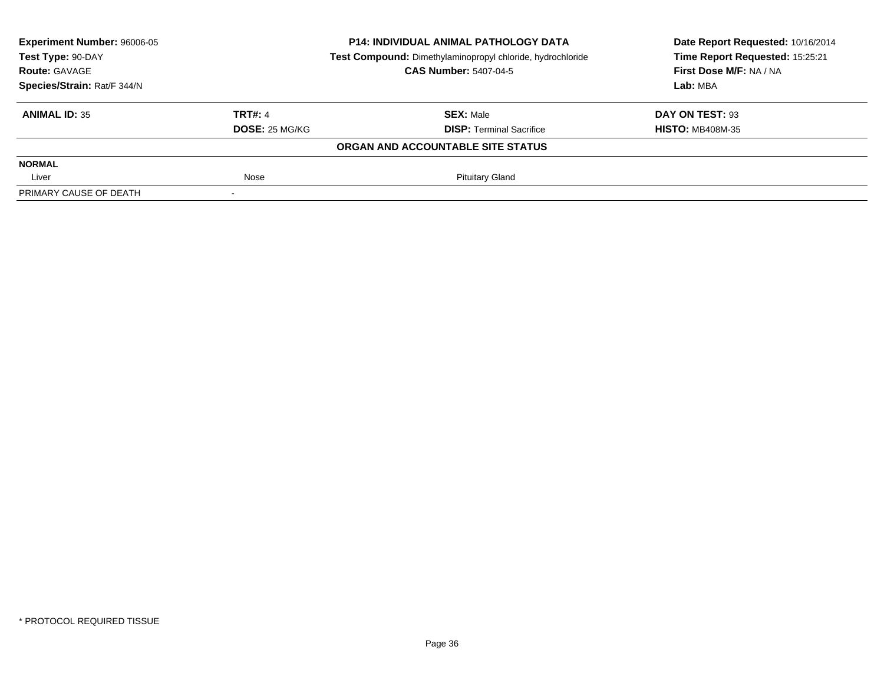| **Experiment Number:** 96006-05 | **P14: INDIVIDUAL ANIMAL PATHOLOGY DATA** | **Date Report Requested:** 10/16/2014 |
|---|---|---|
| **Test Type:** 90-DAY | **Test Compound:** Dimethylaminopropyl chloride, hydrochloride | **Time Report Requested:** 15:25:21 |
| **Route:** GAVAGE | **CAS Number:** 5407-04-5 | **First Dose M/F:** NA / NA |
| **Species/Strain:** Rat/F 344/N | | **Lab:** MBA |

| **ANIMAL ID:** 35 | **TRT#:** 4 | **SEX:** Male | **DAY ON TEST:** 93 |
|---|---|---|---|
| | **DOSE:** 25 MG/KG | **DISP:** Terminal Sacrifice | **HISTO:** MB408M-35 |

**ORGAN AND ACCOUNTABLE SITE STATUS**

| | | | |
|---|---|---|---|
| **NORMAL** | | | |
| Liver | Nose | Pituitary Gland | |
| PRIMARY CAUSE OF DEATH | - | | |

\* PROTOCOL REQUIRED TISSUE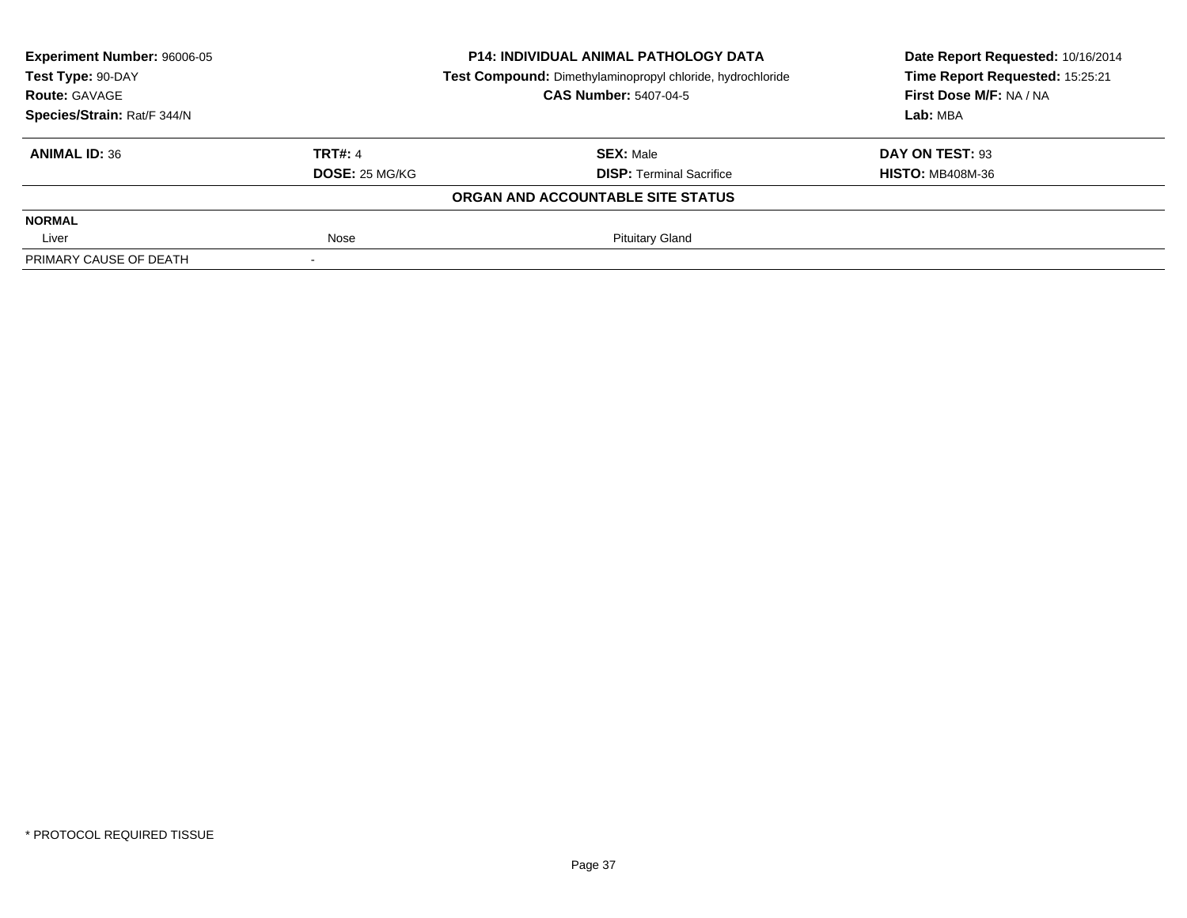| **Experiment Number:** 96006-05 | **P14: INDIVIDUAL ANIMAL PATHOLOGY DATA** | **Date Report Requested:** 10/16/2014 |
|---|---|---|
| **Test Type:** 90-DAY | **Test Compound:** Dimethylaminopropyl chloride, hydrochloride | **Time Report Requested:** 15:25:21 |
| **Route:** GAVAGE | **CAS Number:** 5407-04-5 | **First Dose M/F:** NA / NA |
| **Species/Strain:** Rat/F 344/N | | **Lab:** MBA |

| **ANIMAL ID:** 36 | **TRT#:** 4 | **SEX:** Male | **DAY ON TEST:** 93 |
|---|---|---|---|
| | **DOSE:** 25 MG/KG | **DISP:** Terminal Sacrifice | **HISTO:** MB408M-36 |

**ORGAN AND ACCOUNTABLE SITE STATUS**

| **NORMAL** | | | |
|---|---|---|---|
| Liver | Nose | Pituitary Gland | |
| PRIMARY CAUSE OF DEATH | - | | |

* PROTOCOL REQUIRED TISSUE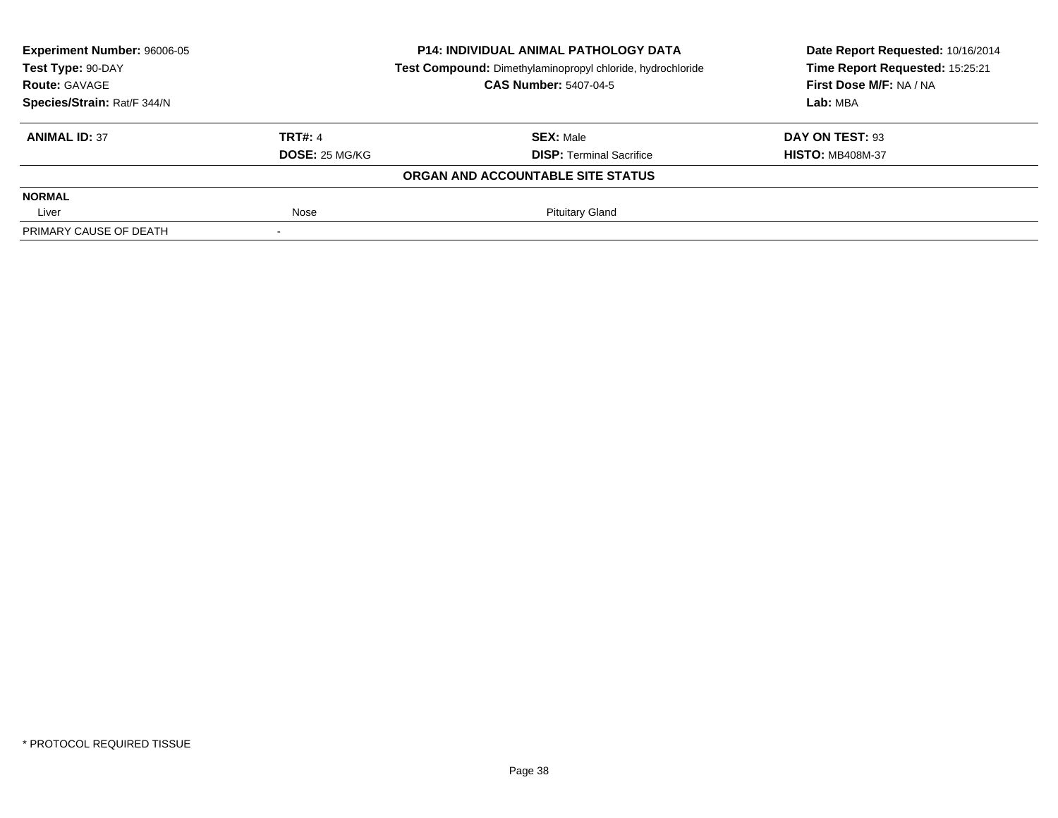| **Experiment Number:** 96006-05 | **P14: INDIVIDUAL ANIMAL PATHOLOGY DATA** | **Date Report Requested:** 10/16/2014 |
|---|---|---|
| **Test Type:** 90-DAY | **Test Compound:** Dimethylaminopropyl chloride, hydrochloride | **Time Report Requested:** 15:25:21 |
| **Route:** GAVAGE | **CAS Number:** 5407-04-5 | **First Dose M/F:** NA / NA |
| **Species/Strain:** Rat/F 344/N | | **Lab:** MBA |

| **ANIMAL ID:** 37 | **TRT#:** 4 | **SEX:** Male | **DAY ON TEST:** 93 |
|---|---|---|---|
| | **DOSE:** 25 MG/KG | **DISP:** Terminal Sacrifice | **HISTO:** MB408M-37 |

**ORGAN AND ACCOUNTABLE SITE STATUS**

| **NORMAL** | | | |
|---|---|---|---|
| Liver | Nose | Pituitary Gland | |
| PRIMARY CAUSE OF DEATH | - | | |

* PROTOCOL REQUIRED TISSUE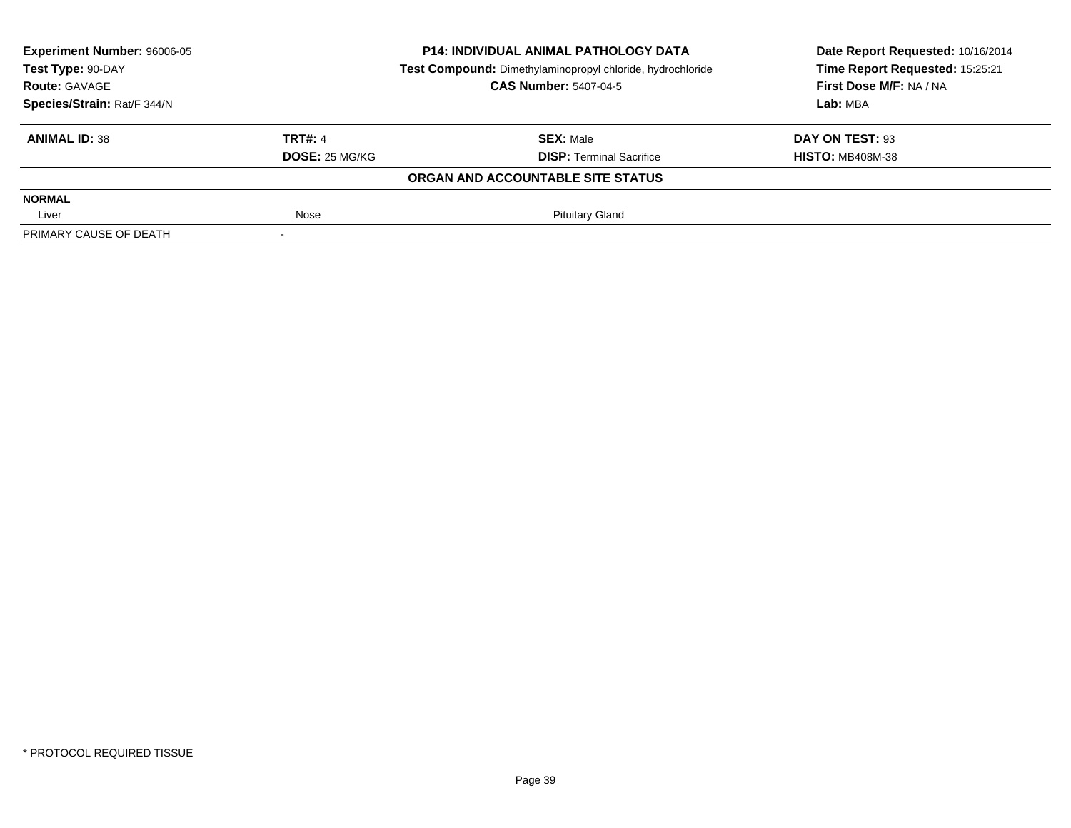**Experiment Number:** 96006-05
**Test Type:** 90-DAY
**Route:** GAVAGE
**Species/Strain:** Rat/F 344/N

**P14: INDIVIDUAL ANIMAL PATHOLOGY DATA**
**Test Compound:** Dimethylaminopropyl chloride, hydrochloride
**CAS Number:** 5407-04-5

**Date Report Requested:** 10/16/2014
**Time Report Requested:** 15:25:21
**First Dose M/F:** NA / NA
**Lab:** MBA

| **ANIMAL ID:** 38 | **TRT#:** 4 | **SEX:** Male | **DAY ON TEST:** 93 |
|---|---|---|---|
| | **DOSE:** 25 MG/KG | **DISP:** Terminal Sacrifice | **HISTO:** MB408M-38 |

**ORGAN AND ACCOUNTABLE SITE STATUS**

| | | | |
|---|---|---|---|
| **NORMAL** | | | |
| Liver | Nose | Pituitary Gland | |
| PRIMARY CAUSE OF DEATH | - | | |

* PROTOCOL REQUIRED TISSUE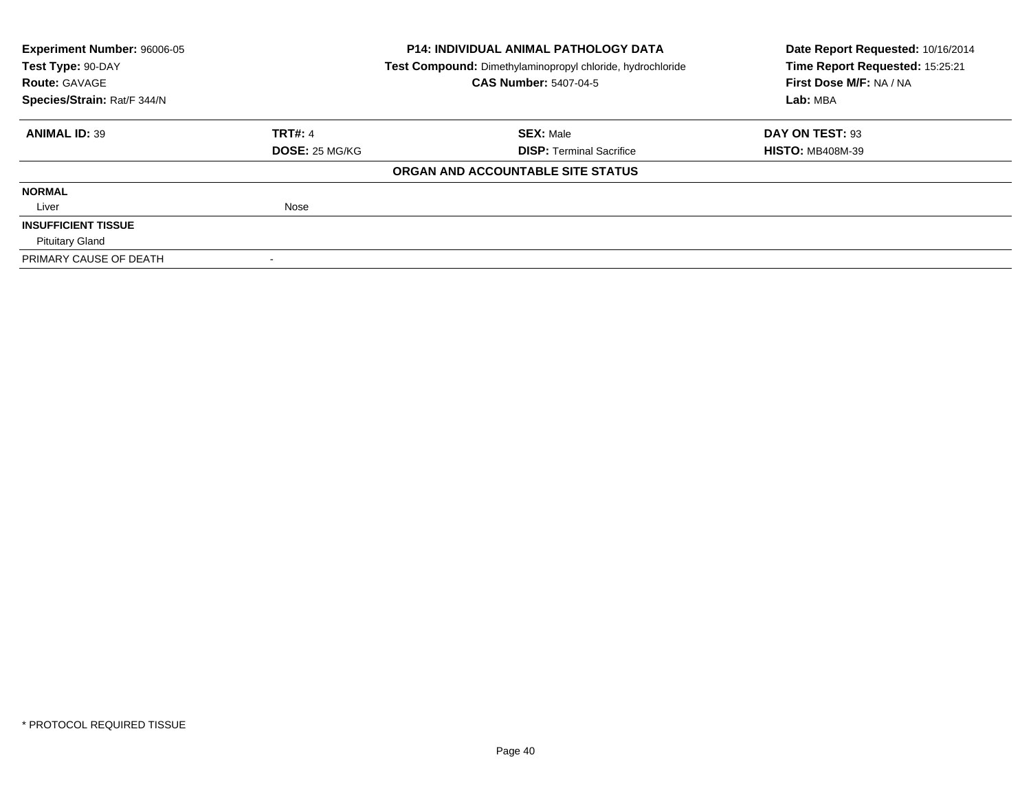| | | | |
|---|---|---|---|
| **Experiment Number:** 96006-05 | **P14: INDIVIDUAL ANIMAL PATHOLOGY DATA** | | **Date Report Requested:** 10/16/2014 |
| **Test Type:** 90-DAY | **Test Compound:** Dimethylaminopropyl chloride, hydrochloride | | **Time Report Requested:** 15:25:21 |
| **Route:** GAVAGE | **CAS Number:** 5407-04-5 | | **First Dose M/F:** NA / NA |
| **Species/Strain:** Rat/F 344/N | | | **Lab:** MBA |

| | | | |
|---|---|---|---|
| **ANIMAL ID:** 39 | **TRT#:** 4 | **SEX:** Male | **DAY ON TEST:** 93 |
| | **DOSE:** 25 MG/KG | **DISP:** Terminal Sacrifice | **HISTO:** MB408M-39 |

**ORGAN AND ACCOUNTABLE SITE STATUS**

| | |
|---|---|
| **NORMAL** | |
| Liver | Nose |
| **INSUFFICIENT TISSUE** | |
| Pituitary Gland | |
| PRIMARY CAUSE OF DEATH | - |

* PROTOCOL REQUIRED TISSUE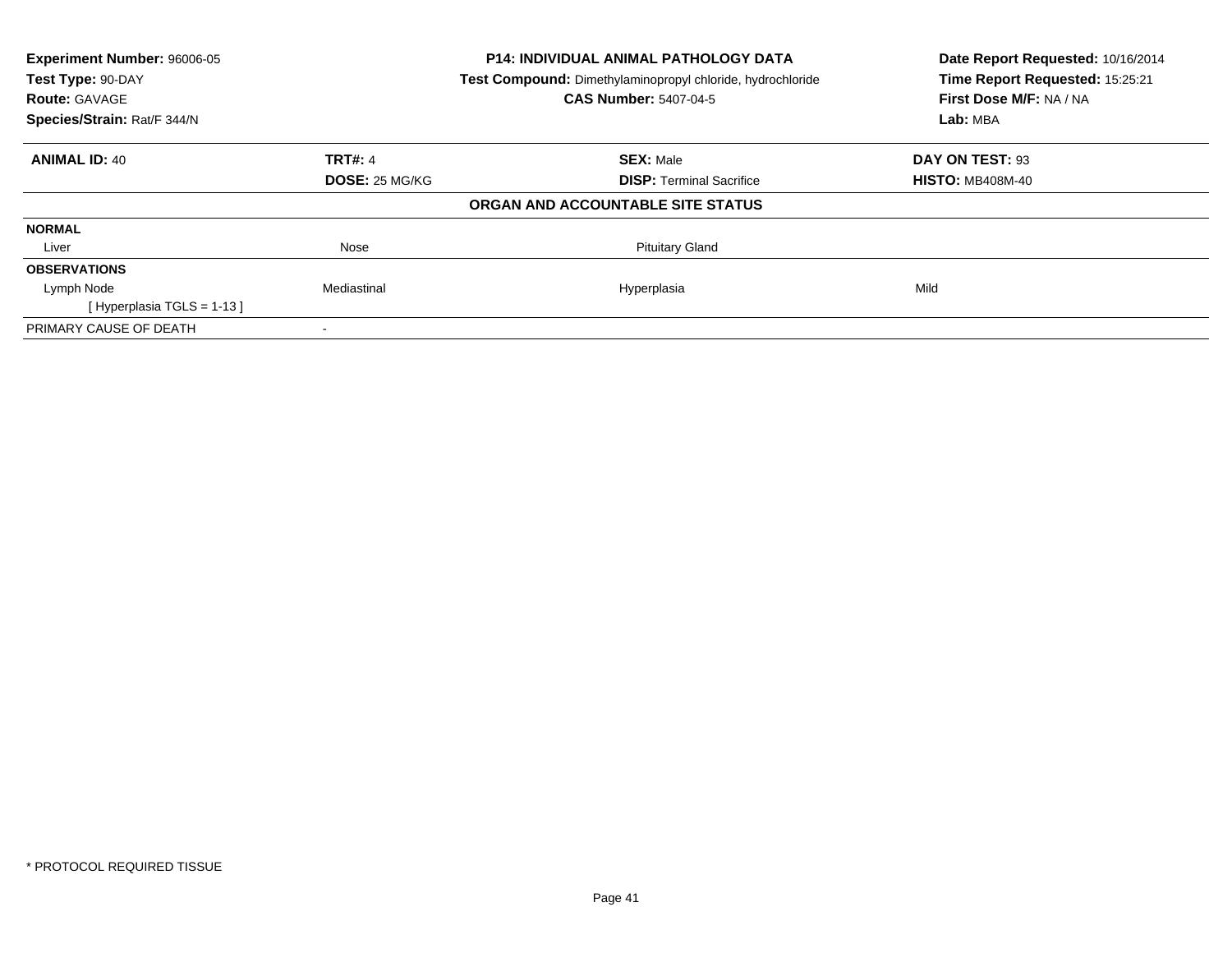**Experiment Number:** 96006-05
**Test Type:** 90-DAY
**Route:** GAVAGE
**Species/Strain:** Rat/F 344/N

**P14: INDIVIDUAL ANIMAL PATHOLOGY DATA**
**Test Compound:** Dimethylaminopropyl chloride, hydrochloride
**CAS Number:** 5407-04-5

**Date Report Requested:** 10/16/2014
**Time Report Requested:** 15:25:21
**First Dose M/F:** NA / NA
**Lab:** MBA

| **ANIMAL ID:** 40 | **TRT#:** 4 | **SEX:** Male | **DAY ON TEST:** 93 |
|---|---|---|---|
| | **DOSE:** 25 MG/KG | **DISP:** Terminal Sacrifice | **HISTO:** MB408M-40 |

**ORGAN AND ACCOUNTABLE SITE STATUS**

| | | | |
|---|---|---|---|
| **NORMAL** | | | |
| Liver | Nose | Pituitary Gland | |
| **OBSERVATIONS** | | | |
| Lymph Node | Mediastinal | Hyperplasia | Mild |
| [ Hyperplasia TGLS = 1-13 ] | | | |
| PRIMARY CAUSE OF DEATH | - | | |

* PROTOCOL REQUIRED TISSUE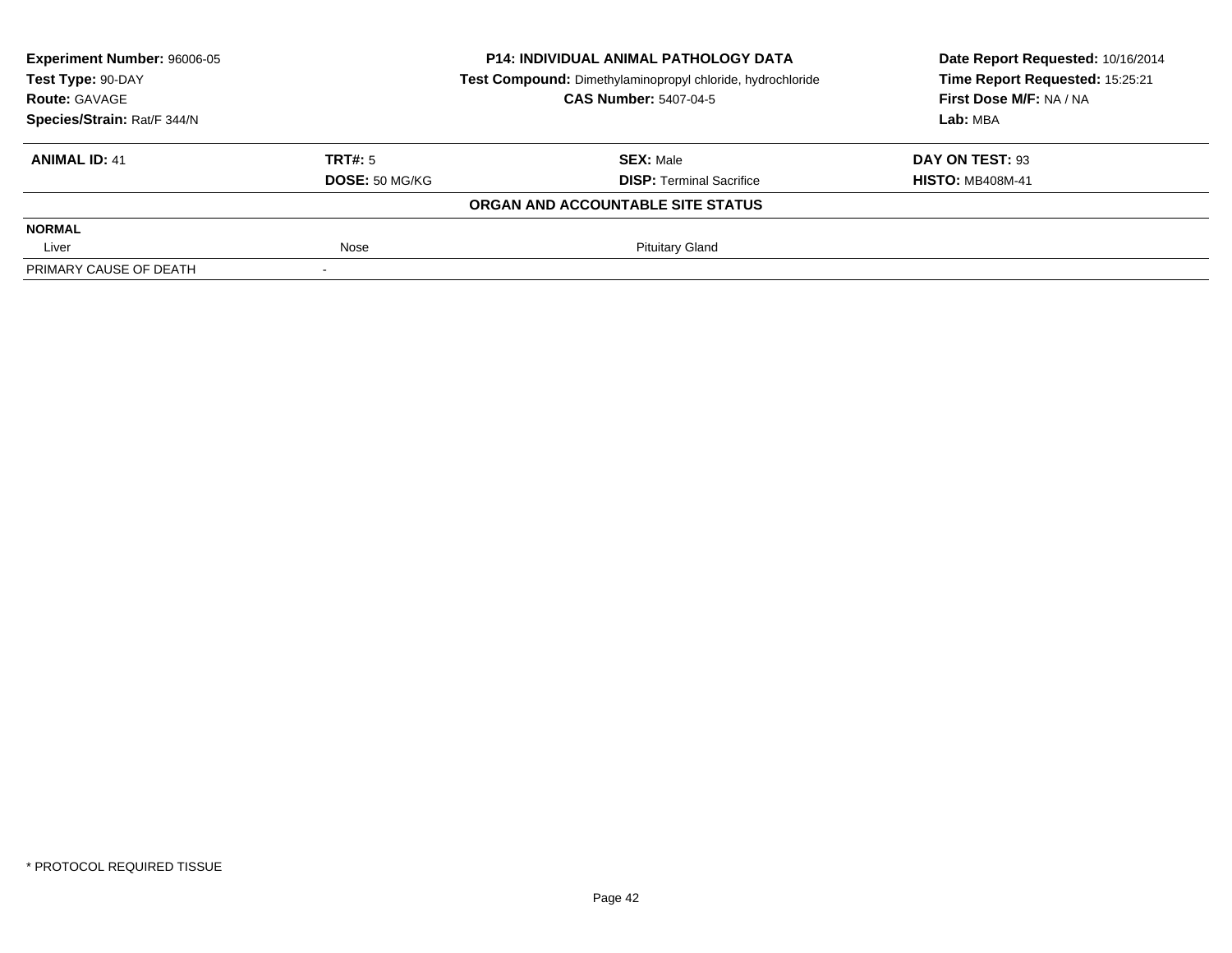| **Experiment Number:** 96006-05 | **P14: INDIVIDUAL ANIMAL PATHOLOGY DATA** | **Date Report Requested:** 10/16/2014 |
|---|---|---|
| **Test Type:** 90-DAY | **Test Compound:** Dimethylaminopropyl chloride, hydrochloride | **Time Report Requested:** 15:25:21 |
| **Route:** GAVAGE | **CAS Number:** 5407-04-5 | **First Dose M/F:** NA / NA |
| **Species/Strain:** Rat/F 344/N | | **Lab:** MBA |

| **ANIMAL ID:** 41 | **TRT#:** 5 | **SEX:** Male | **DAY ON TEST:** 93 |
|---|---|---|---|
| | **DOSE:** 50 MG/KG | **DISP:** Terminal Sacrifice | **HISTO:** MB408M-41 |
| | | **ORGAN AND ACCOUNTABLE SITE STATUS** | |
| **NORMAL** | | | |
| Liver | Nose | Pituitary Gland | |
| PRIMARY CAUSE OF DEATH | - | | |

\* PROTOCOL REQUIRED TISSUE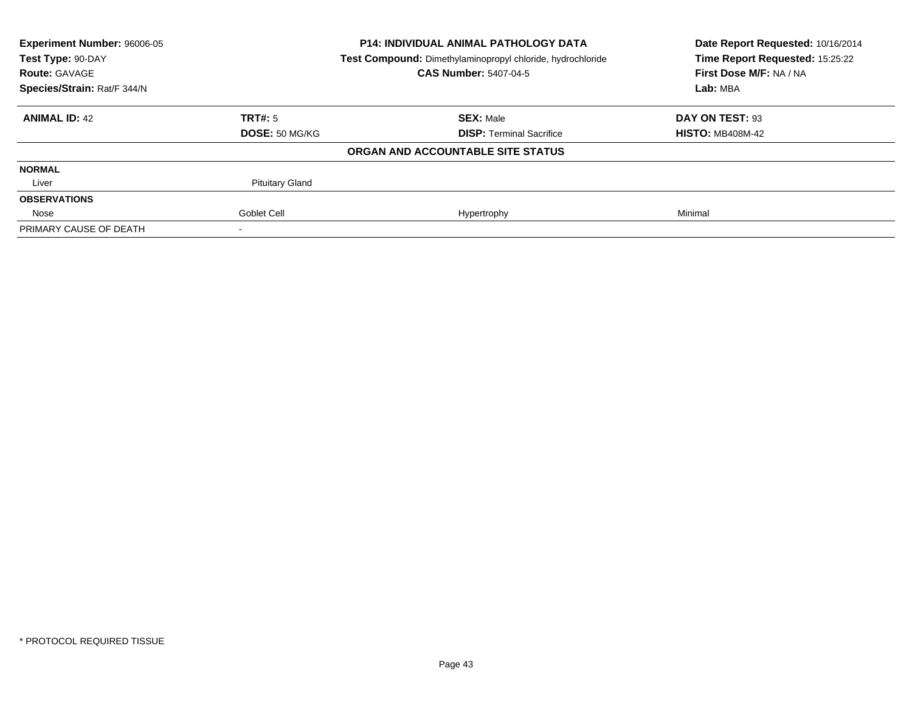| **Experiment Number:** 96006-05 | **P14: INDIVIDUAL ANIMAL PATHOLOGY DATA** | **Date Report Requested:** 10/16/2014 |
|---|---|---|
| **Test Type:** 90-DAY | **Test Compound:** Dimethylaminopropyl chloride, hydrochloride | **Time Report Requested:** 15:25:22 |
| **Route:** GAVAGE | **CAS Number:** 5407-04-5 | **First Dose M/F:** NA / NA |
| **Species/Strain:** Rat/F 344/N | | **Lab:** MBA |

| **ANIMAL ID:** 42 | **TRT#:** 5 | **SEX:** Male | **DAY ON TEST:** 93 |
|---|---|---|---|
| | **DOSE:** 50 MG/KG | **DISP:** Terminal Sacrifice | **HISTO:** MB408M-42 |
| | | **ORGAN AND ACCOUNTABLE SITE STATUS** | |
| **NORMAL** | | | |
| Liver | Pituitary Gland | | |
| **OBSERVATIONS** | | | |
| Nose | Goblet Cell | Hypertrophy | Minimal |
| PRIMARY CAUSE OF DEATH | - | | |

* PROTOCOL REQUIRED TISSUE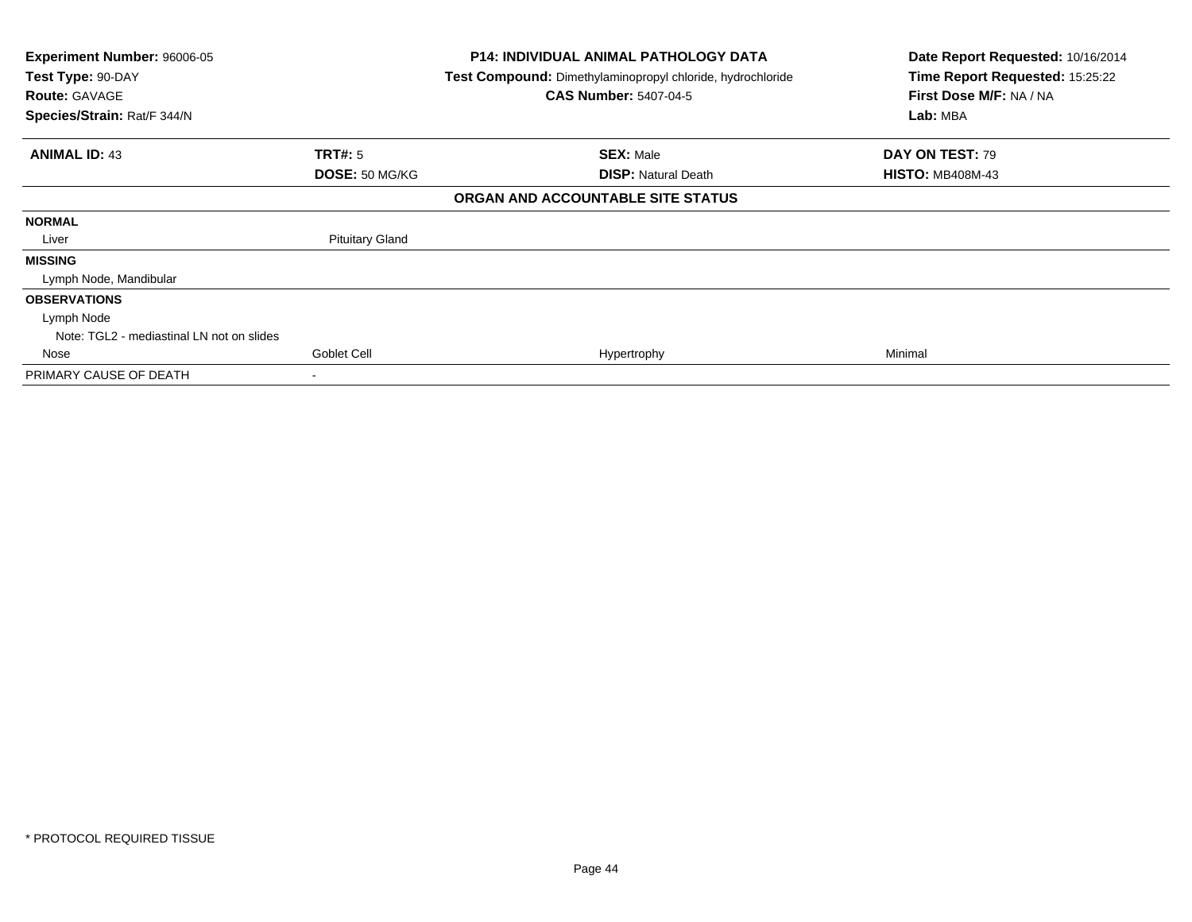| Experiment Number: 96006-05 | P14: INDIVIDUAL ANIMAL PATHOLOGY DATA | Date Report Requested: 10/16/2014 |
|---|---|---|
| Test Type: 90-DAY | Test Compound: Dimethylaminopropyl chloride, hydrochloride | Time Report Requested: 15:25:22 |
| Route: GAVAGE | CAS Number: 5407-04-5 | First Dose M/F: NA / NA |
| Species/Strain: Rat/F 344/N | | Lab: MBA |

| ANIMAL ID: 43 | TRT#: 5 | SEX: Male | DAY ON TEST: 79 |
|---|---|---|---|
| | DOSE: 50 MG/KG | DISP: Natural Death | HISTO: MB408M-43 |

**ORGAN AND ACCOUNTABLE SITE STATUS**

| | | | |
|---|---|---|---|
| **NORMAL** | | | |
| Liver | Pituitary Gland | | |
| **MISSING** | | | |
| Lymph Node, Mandibular | | | |
| **OBSERVATIONS** | | | |
| Lymph Node | | | |
| Note: TGL2 - mediastinal LN not on slides | | | |
| Nose | Goblet Cell | Hypertrophy | Minimal |
| PRIMARY CAUSE OF DEATH | - | | |

\* PROTOCOL REQUIRED TISSUE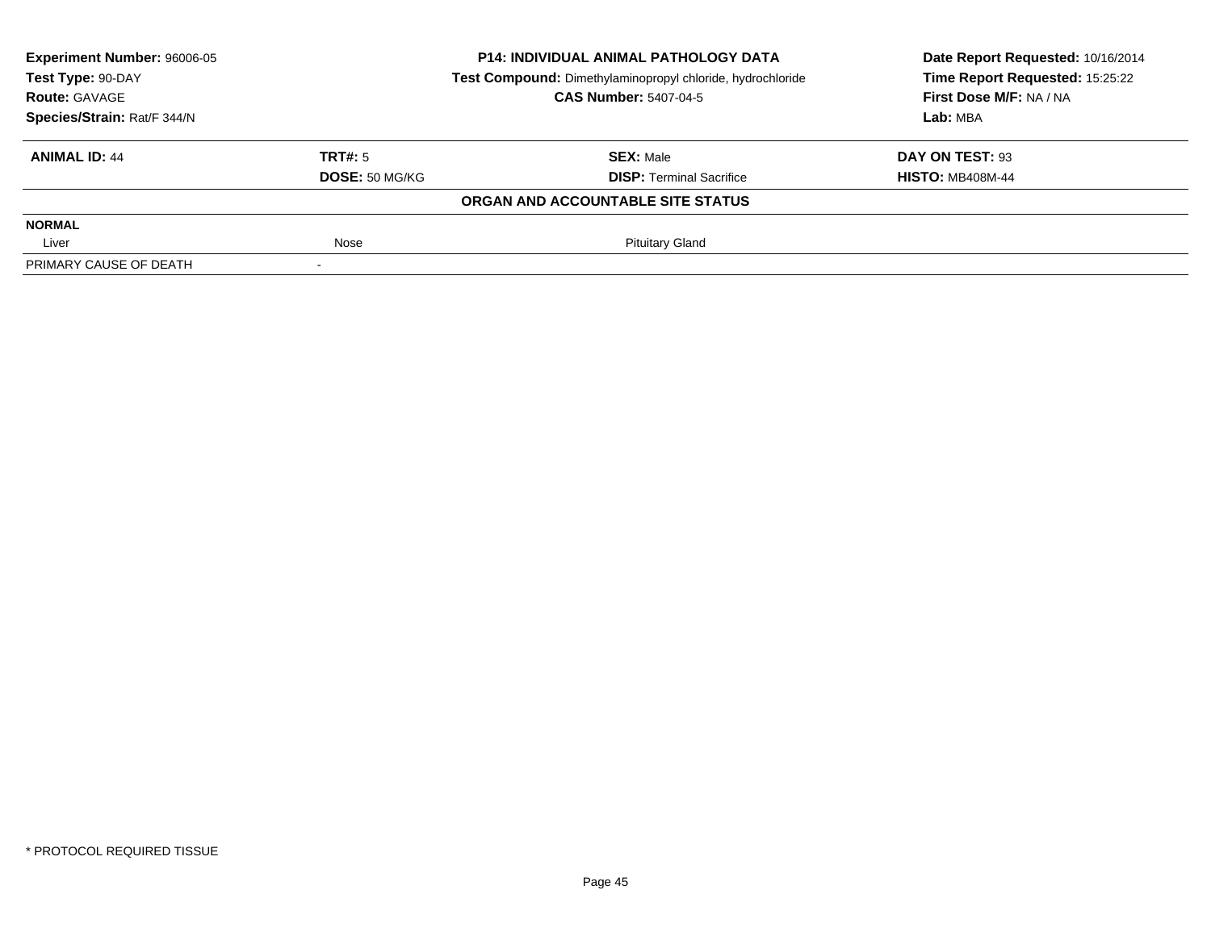**Experiment Number:** 96006-05
**Test Type:** 90-DAY
**Route:** GAVAGE
**Species/Strain:** Rat/F 344/N

**P14: INDIVIDUAL ANIMAL PATHOLOGY DATA**
**Test Compound:** Dimethylaminopropyl chloride, hydrochloride
**CAS Number:** 5407-04-5

**Date Report Requested:** 10/16/2014
**Time Report Requested:** 15:25:22
**First Dose M/F:** NA / NA
**Lab:** MBA

| **ANIMAL ID:** 44 | **TRT#:** 5 | **SEX:** Male | **DAY ON TEST:** 93 |
|---|---|---|---|
| | **DOSE:** 50 MG/KG | **DISP:** Terminal Sacrifice | **HISTO:** MB408M-44 |

**ORGAN AND ACCOUNTABLE SITE STATUS**

| | | | |
|---|---|---|---|
| **NORMAL** | | | |
| Liver | Nose | Pituitary Gland | |
| PRIMARY CAUSE OF DEATH | - | | |

\* PROTOCOL REQUIRED TISSUE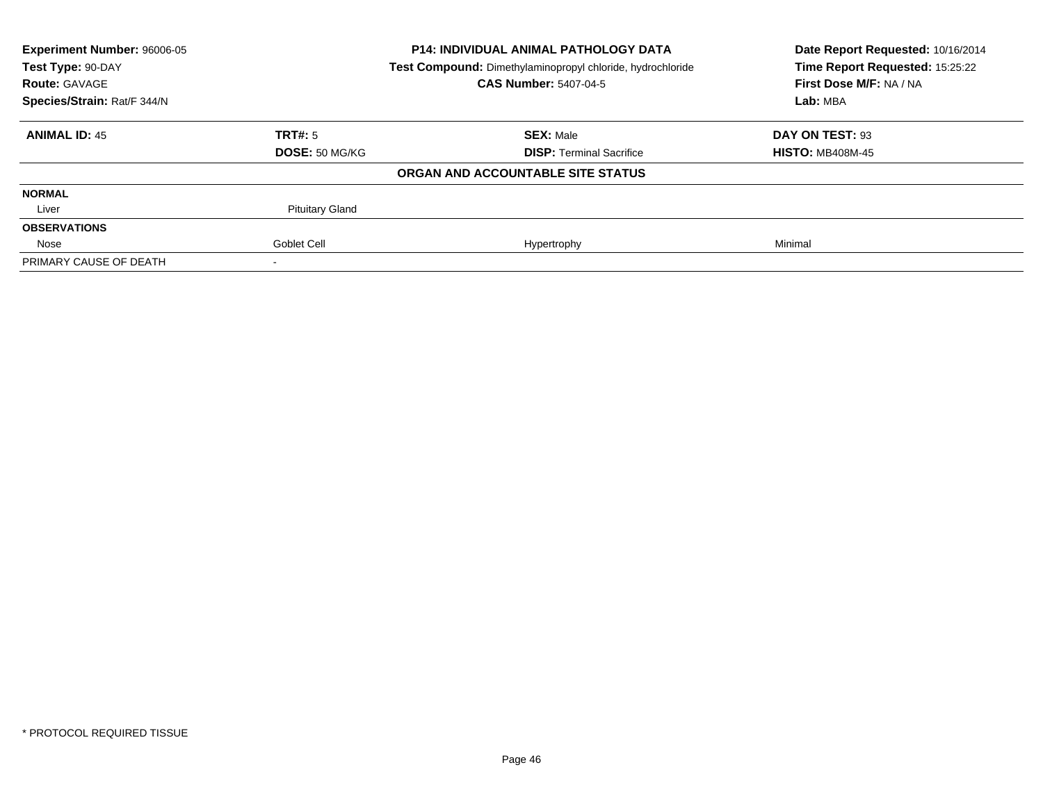| **Experiment Number:** 96006-05 | **P14: INDIVIDUAL ANIMAL PATHOLOGY DATA** | **Date Report Requested:** 10/16/2014 |
|---|---|---|
| **Test Type:** 90-DAY | **Test Compound:** Dimethylaminopropyl chloride, hydrochloride | **Time Report Requested:** 15:25:22 |
| **Route:** GAVAGE | **CAS Number:** 5407-04-5 | **First Dose M/F:** NA / NA |
| **Species/Strain:** Rat/F 344/N | | **Lab:** MBA |

| **ANIMAL ID:** 45 | **TRT#:** 5 | **SEX:** Male | **DAY ON TEST:** 93 |
|---|---|---|---|
| | **DOSE:** 50 MG/KG | **DISP:** Terminal Sacrifice | **HISTO:** MB408M-45 |
| | | **ORGAN AND ACCOUNTABLE SITE STATUS** | |
| **NORMAL** | | | |
| Liver | Pituitary Gland | | |
| **OBSERVATIONS** | | | |
| Nose | Goblet Cell | Hypertrophy | Minimal |
| PRIMARY CAUSE OF DEATH | - | | |

\* PROTOCOL REQUIRED TISSUE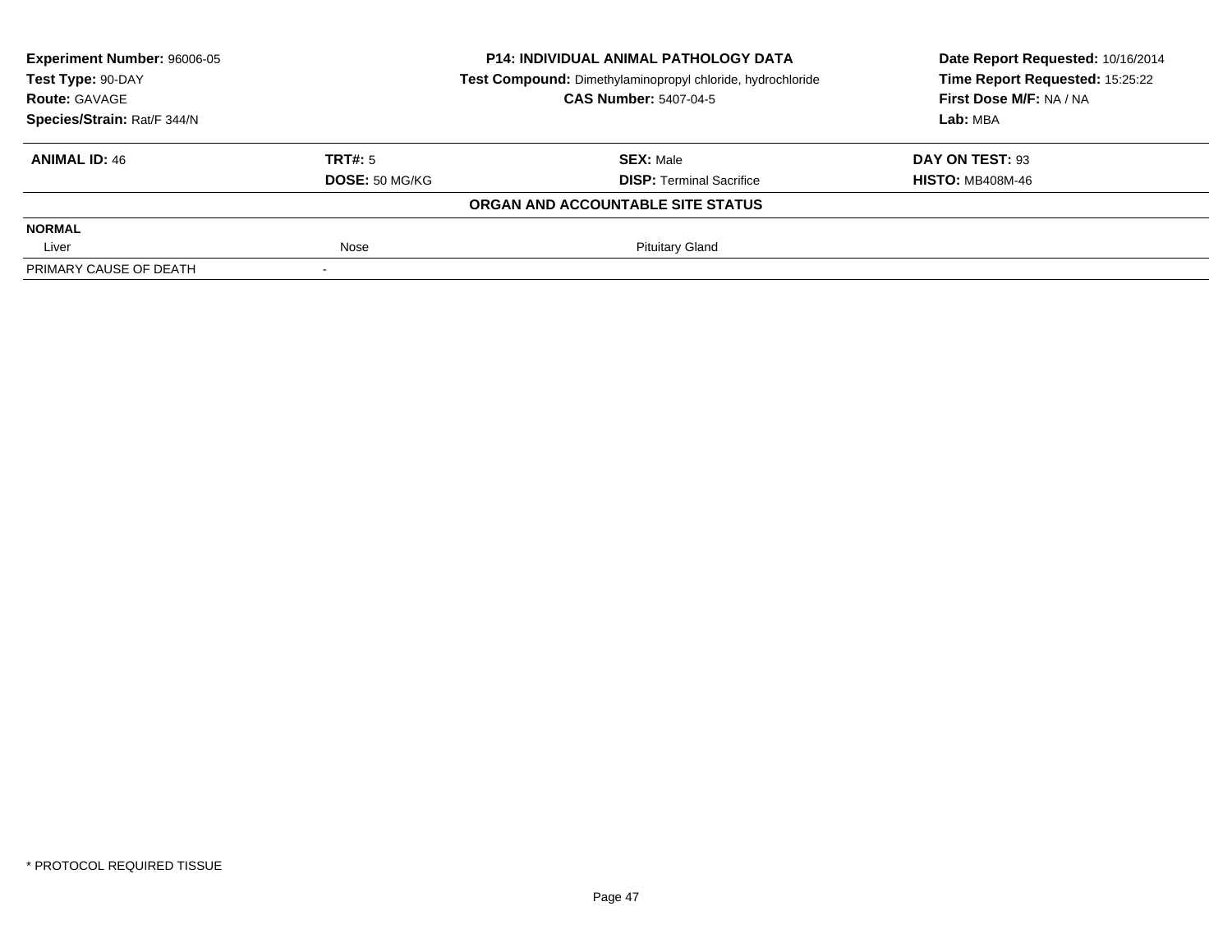| Experiment Number: 96006-05 | P14: INDIVIDUAL ANIMAL PATHOLOGY DATA | Date Report Requested: 10/16/2014 |
|---|---|---|
| Test Type: 90-DAY | Test Compound: Dimethylaminopropyl chloride, hydrochloride | Time Report Requested: 15:25:22 |
| Route: GAVAGE | CAS Number: 5407-04-5 | First Dose M/F: NA / NA |
| Species/Strain: Rat/F 344/N | | Lab: MBA |

| ANIMAL ID: 46 | TRT#: 5 | SEX: Male | DAY ON TEST: 93 |
|---|---|---|---|
| | DOSE: 50 MG/KG | DISP: Terminal Sacrifice | HISTO: MB408M-46 |

**ORGAN AND ACCOUNTABLE SITE STATUS**

| NORMAL | | | |
|---|---|---|---|
| Liver | Nose | Pituitary Gland | |
| PRIMARY CAUSE OF DEATH | - | | |

* PROTOCOL REQUIRED TISSUE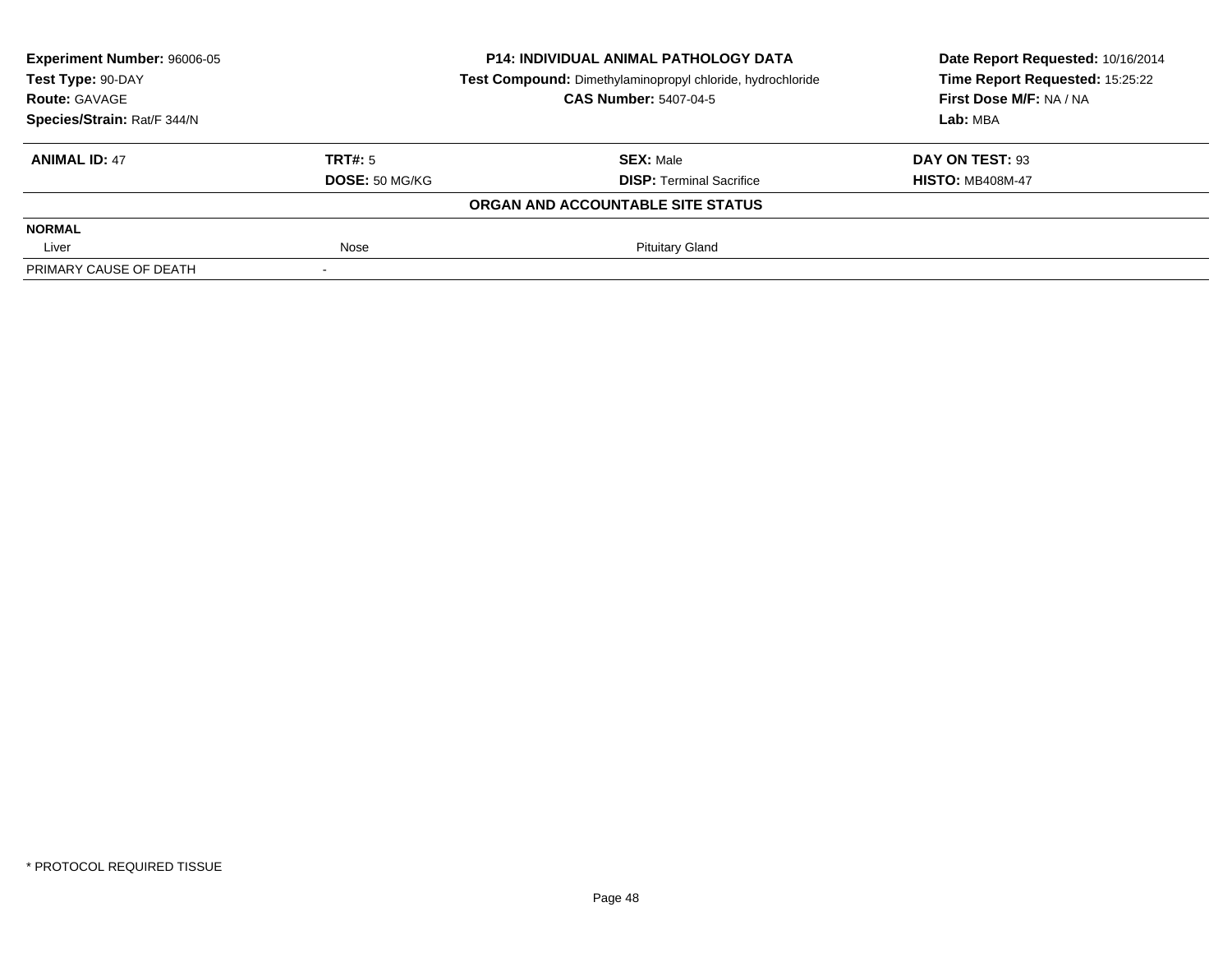**Experiment Number:** 96006-05
**Test Type:** 90-DAY
**Route:** GAVAGE
**Species/Strain:** Rat/F 344/N

**P14: INDIVIDUAL ANIMAL PATHOLOGY DATA**
**Test Compound:** Dimethylaminopropyl chloride, hydrochloride
**CAS Number:** 5407-04-5

**Date Report Requested:** 10/16/2014
**Time Report Requested:** 15:25:22
**First Dose M/F:** NA / NA
**Lab:** MBA

| **ANIMAL ID:** 47 | **TRT#:** 5 | **SEX:** Male | **DAY ON TEST:** 93 |
|---|---|---|---|
| | **DOSE:** 50 MG/KG | **DISP:** Terminal Sacrifice | **HISTO:** MB408M-47 |

**ORGAN AND ACCOUNTABLE SITE STATUS**

| | | | |
|---|---|---|---|
| **NORMAL** | | | |
| Liver | Nose | Pituitary Gland | |
| PRIMARY CAUSE OF DEATH | - | | |

* PROTOCOL REQUIRED TISSUE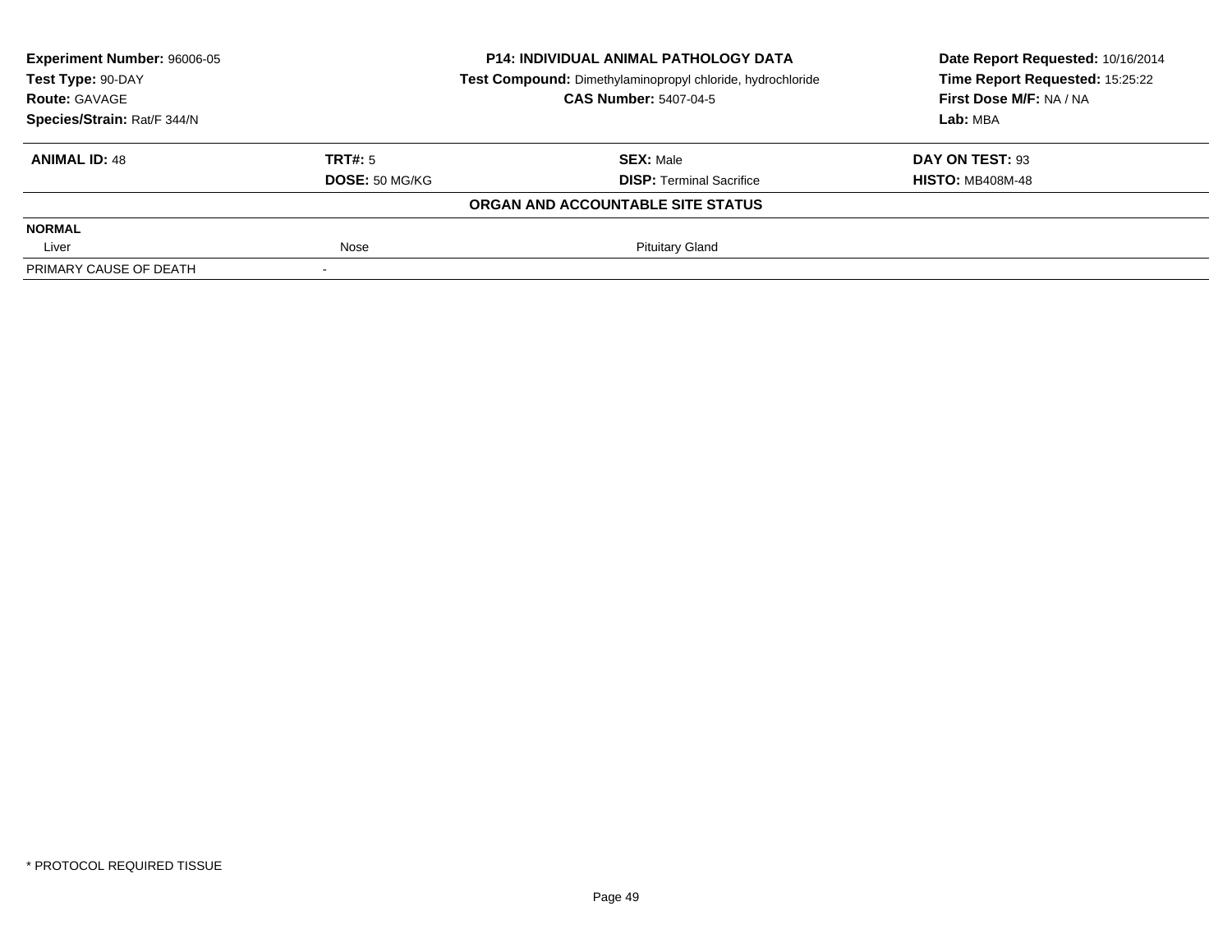| **Experiment Number:** 96006-05 | **P14: INDIVIDUAL ANIMAL PATHOLOGY DATA** | **Date Report Requested:** 10/16/2014 |
|---|---|---|
| **Test Type:** 90-DAY | **Test Compound:** Dimethylaminopropyl chloride, hydrochloride | **Time Report Requested:** 15:25:22 |
| **Route:** GAVAGE | **CAS Number:** 5407-04-5 | **First Dose M/F:** NA / NA |
| **Species/Strain:** Rat/F 344/N | | **Lab:** MBA |

| **ANIMAL ID:** 48 | **TRT#:** 5 | **SEX:** Male | **DAY ON TEST:** 93 |
|---|---|---|---|
| | **DOSE:** 50 MG/KG | **DISP:** Terminal Sacrifice | **HISTO:** MB408M-48 |

**ORGAN AND ACCOUNTABLE SITE STATUS**

| **NORMAL** | | |
|---|---|---|
| Liver | Nose | Pituitary Gland |
| PRIMARY CAUSE OF DEATH | - | |

* PROTOCOL REQUIRED TISSUE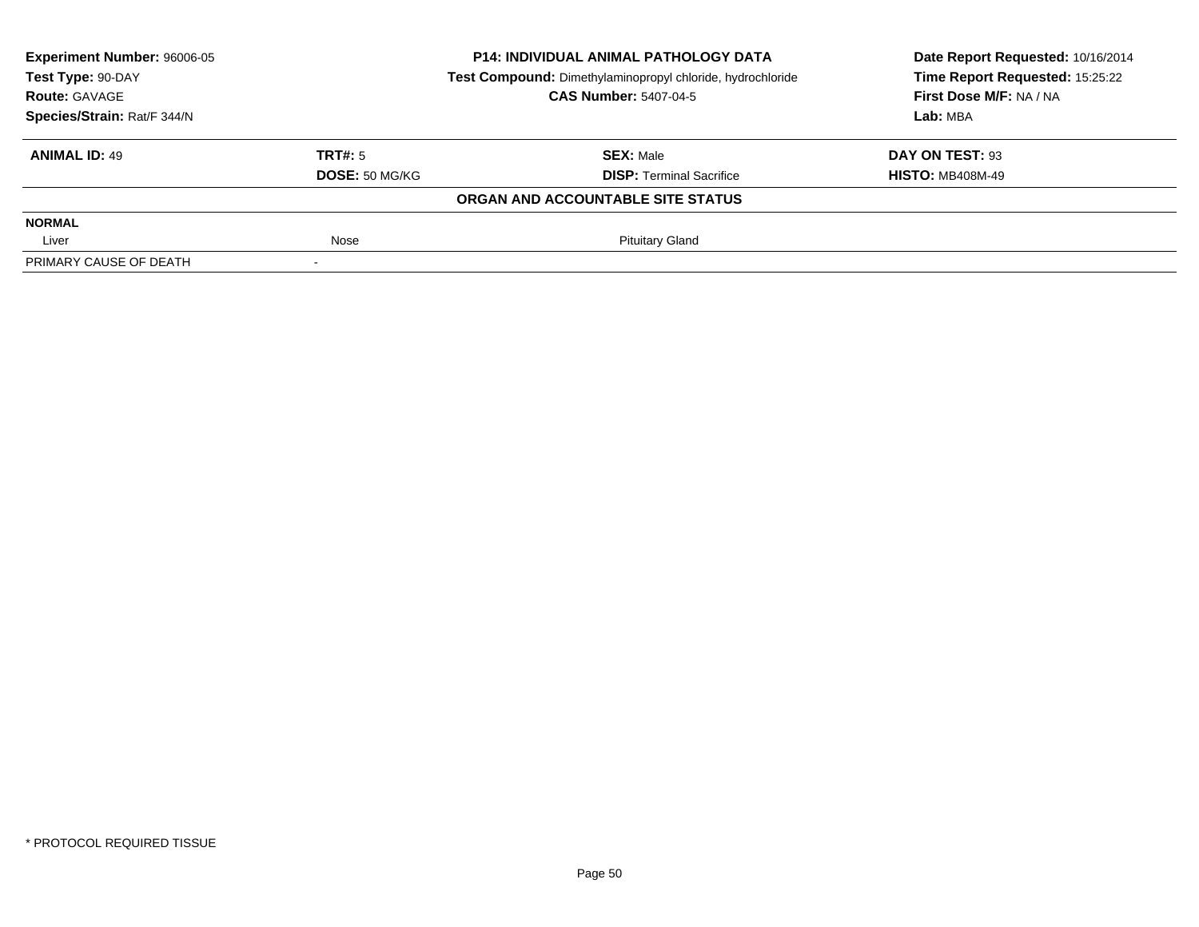**Experiment Number:** 96006-05
**Test Type:** 90-DAY
**Route:** GAVAGE
**Species/Strain:** Rat/F 344/N

**P14: INDIVIDUAL ANIMAL PATHOLOGY DATA**
**Test Compound:** Dimethylaminopropyl chloride, hydrochloride
**CAS Number:** 5407-04-5

**Date Report Requested:** 10/16/2014
**Time Report Requested:** 15:25:22
**First Dose M/F:** NA / NA
**Lab:** MBA

| **ANIMAL ID:** 49 | **TRT#:** 5 | **SEX:** Male | **DAY ON TEST:** 93 |
|---|---|---|---|
| | **DOSE:** 50 MG/KG | **DISP:** Terminal Sacrifice | **HISTO:** MB408M-49 |

**ORGAN AND ACCOUNTABLE SITE STATUS**

| | | | |
|---|---|---|---|
| **NORMAL** | | | |
| Liver | Nose | Pituitary Gland | |
| PRIMARY CAUSE OF DEATH | - | | |

* PROTOCOL REQUIRED TISSUE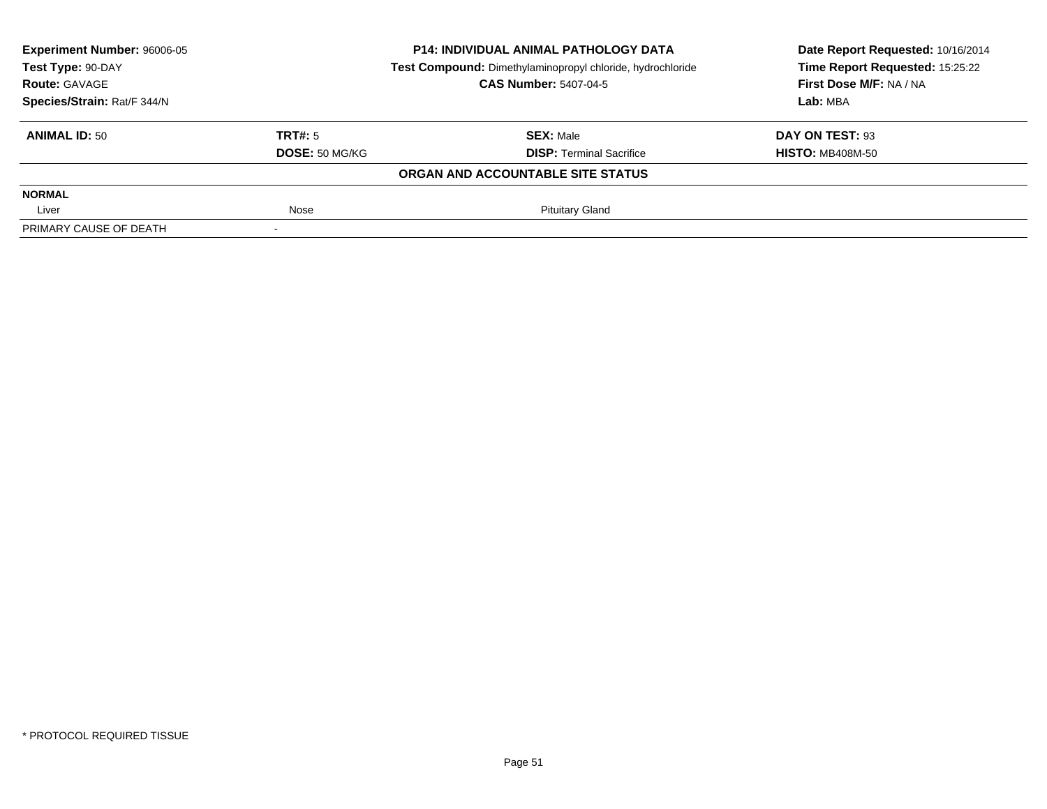**Experiment Number:** 96006-05
**Test Type:** 90-DAY
**Route:** GAVAGE
**Species/Strain:** Rat/F 344/N

**P14: INDIVIDUAL ANIMAL PATHOLOGY DATA**
**Test Compound:** Dimethylaminopropyl chloride, hydrochloride
**CAS Number:** 5407-04-5

**Date Report Requested:** 10/16/2014
**Time Report Requested:** 15:25:22
**First Dose M/F:** NA / NA
**Lab:** MBA

| **ANIMAL ID:** 50 | **TRT#:** 5 | **SEX:** Male | **DAY ON TEST:** 93 |
|---|---|---|---|
| | **DOSE:** 50 MG/KG | **DISP:** Terminal Sacrifice | **HISTO:** MB408M-50 |
| | | **ORGAN AND ACCOUNTABLE SITE STATUS** | |
| **NORMAL** | | | |
| Liver | Nose | Pituitary Gland | |
| PRIMARY CAUSE OF DEATH | - | | |

\* PROTOCOL REQUIRED TISSUE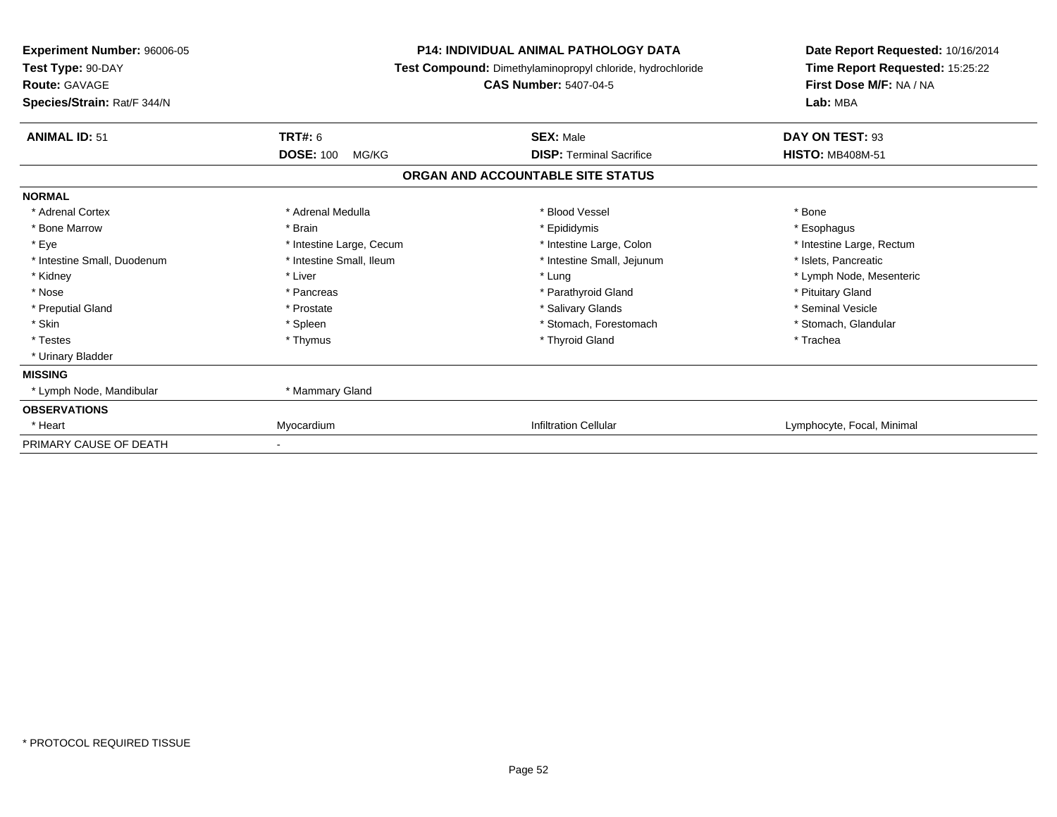**Experiment Number:** 96006-05
**Test Type:** 90-DAY
**Route:** GAVAGE
**Species/Strain:** Rat/F 344/N

**P14: INDIVIDUAL ANIMAL PATHOLOGY DATA**
**Test Compound:** Dimethylaminopropyl chloride, hydrochloride
**CAS Number:** 5407-04-5

**Date Report Requested:** 10/16/2014
**Time Report Requested:** 15:25:22
**First Dose M/F:** NA / NA
**Lab:** MBA

| **ANIMAL ID:** 51 | **TRT#:** 6 | **SEX:** Male | **DAY ON TEST:** 93 |
|---|---|---|---|
| | **DOSE:** 100 MG/KG | **DISP:** Terminal Sacrifice | **HISTO:** MB408M-51 |

## ORGAN AND ACCOUNTABLE SITE STATUS

| | | | |
|---|---|---|---|
| **NORMAL** | | | |
| * Adrenal Cortex | * Adrenal Medulla | * Blood Vessel | * Bone |
| * Bone Marrow | * Brain | * Epididymis | * Esophagus |
| * Eye | * Intestine Large, Cecum | * Intestine Large, Colon | * Intestine Large, Rectum |
| * Intestine Small, Duodenum | * Intestine Small, Ileum | * Intestine Small, Jejunum | * Islets, Pancreatic |
| * Kidney | * Liver | * Lung | * Lymph Node, Mesenteric |
| * Nose | * Pancreas | * Parathyroid Gland | * Pituitary Gland |
| * Preputial Gland | * Prostate | * Salivary Glands | * Seminal Vesicle |
| * Skin | * Spleen | * Stomach, Forestomach | * Stomach, Glandular |
| * Testes | * Thymus | * Thyroid Gland | * Trachea |
| * Urinary Bladder | | | |
| **MISSING** | | | |
| * Lymph Node, Mandibular | * Mammary Gland | | |
| **OBSERVATIONS** | | | |
| * Heart | Myocardium | Infiltration Cellular | Lymphocyte, Focal, Minimal |
| PRIMARY CAUSE OF DEATH | - | | |

* PROTOCOL REQUIRED TISSUE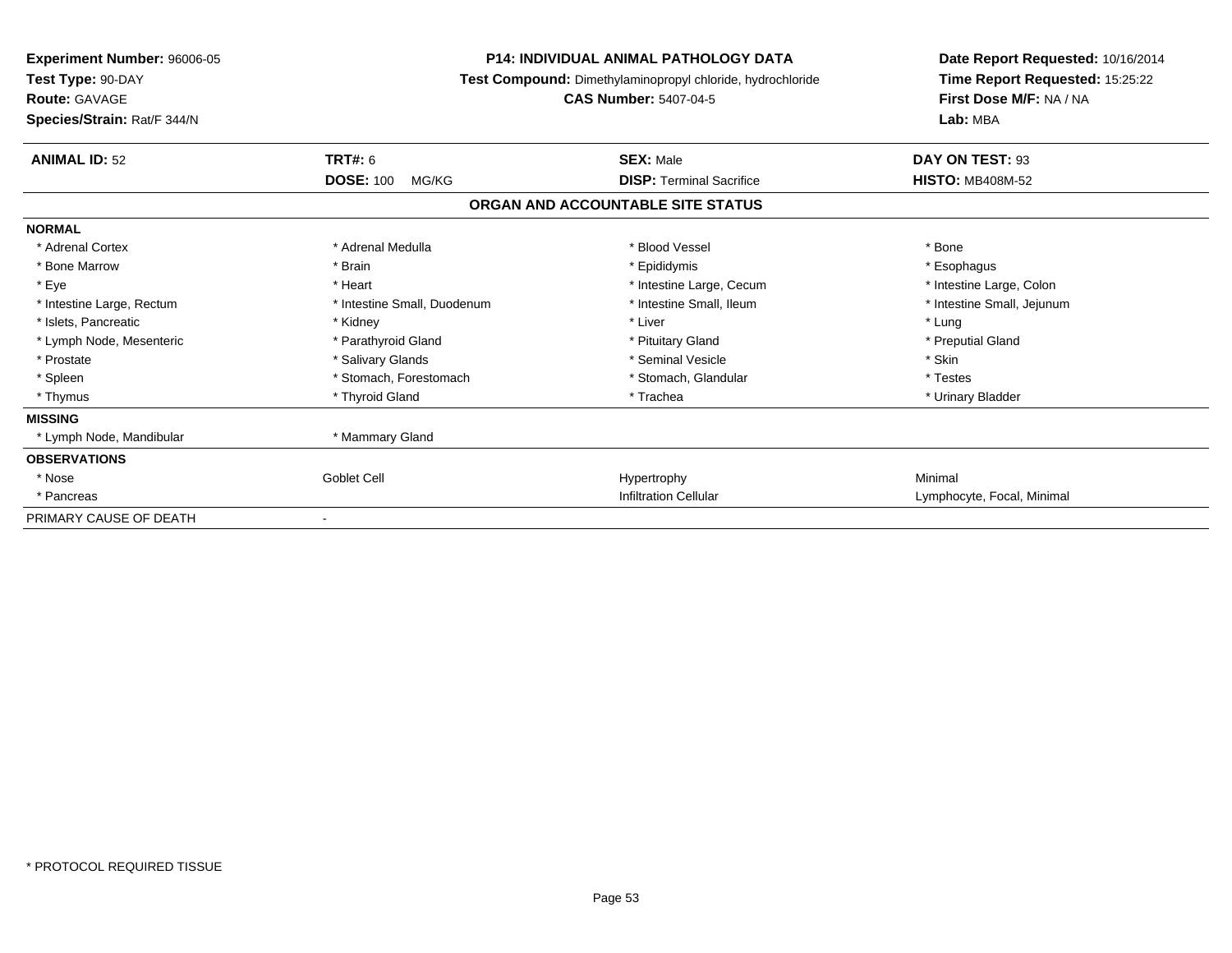**Experiment Number:** 96006-05
**Test Type:** 90-DAY
**Route:** GAVAGE
**Species/Strain:** Rat/F 344/N

**P14: INDIVIDUAL ANIMAL PATHOLOGY DATA**
**Test Compound:** Dimethylaminopropyl chloride, hydrochloride
**CAS Number:** 5407-04-5

**Date Report Requested:** 10/16/2014
**Time Report Requested:** 15:25:22
**First Dose M/F:** NA / NA
**Lab:** MBA

| **ANIMAL ID:** 52 | **TRT#:** 6 | **SEX:** Male | **DAY ON TEST:** 93 |
|---|---|---|---|
| | **DOSE:** 100 MG/KG | **DISP:** Terminal Sacrifice | **HISTO:** MB408M-52 |

## ORGAN AND ACCOUNTABLE SITE STATUS

| | | | |
|---|---|---|---|
| **NORMAL** | | | |
| * Adrenal Cortex | * Adrenal Medulla | * Blood Vessel | * Bone |
| * Bone Marrow | * Brain | * Epididymis | * Esophagus |
| * Eye | * Heart | * Intestine Large, Cecum | * Intestine Large, Colon |
| * Intestine Large, Rectum | * Intestine Small, Duodenum | * Intestine Small, Ileum | * Intestine Small, Jejunum |
| * Islets, Pancreatic | * Kidney | * Liver | * Lung |
| * Lymph Node, Mesenteric | * Parathyroid Gland | * Pituitary Gland | * Preputial Gland |
| * Prostate | * Salivary Glands | * Seminal Vesicle | * Skin |
| * Spleen | * Stomach, Forestomach | * Stomach, Glandular | * Testes |
| * Thymus | * Thyroid Gland | * Trachea | * Urinary Bladder |
| **MISSING** | | | |
| * Lymph Node, Mandibular | * Mammary Gland | | |
| **OBSERVATIONS** | | | |
| * Nose | Goblet Cell | Hypertrophy | Minimal |
| * Pancreas | | Infiltration Cellular | Lymphocyte, Focal, Minimal |
| PRIMARY CAUSE OF DEATH | - | | |

* PROTOCOL REQUIRED TISSUE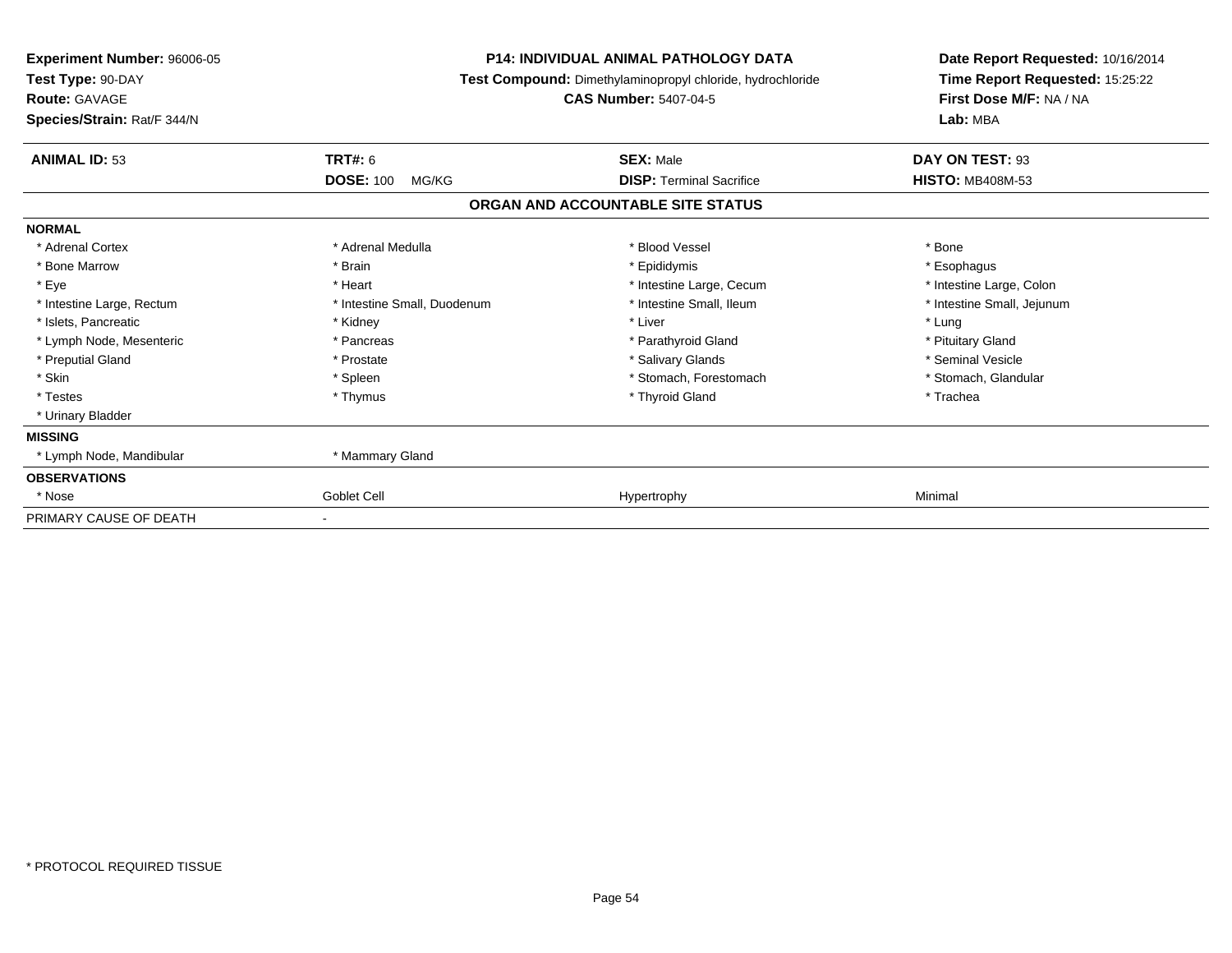**Experiment Number:** 96006-05
**Test Type:** 90-DAY
**Route:** GAVAGE
**Species/Strain:** Rat/F 344/N

**P14: INDIVIDUAL ANIMAL PATHOLOGY DATA**
**Test Compound:** Dimethylaminopropyl chloride, hydrochloride
**CAS Number:** 5407-04-5

**Date Report Requested:** 10/16/2014
**Time Report Requested:** 15:25:22
**First Dose M/F:** NA / NA
**Lab:** MBA

| **ANIMAL ID:** 53 | **TRT#:** 6 | **SEX:** Male | **DAY ON TEST:** 93 |
|---|---|---|---|
| | **DOSE:** 100 MG/KG | **DISP:** Terminal Sacrifice | **HISTO:** MB408M-53 |

## ORGAN AND ACCOUNTABLE SITE STATUS

| | | | |
|---|---|---|---|
| **NORMAL** | | | |
| * Adrenal Cortex | * Adrenal Medulla | * Blood Vessel | * Bone |
| * Bone Marrow | * Brain | * Epididymis | * Esophagus |
| * Eye | * Heart | * Intestine Large, Cecum | * Intestine Large, Colon |
| * Intestine Large, Rectum | * Intestine Small, Duodenum | * Intestine Small, Ileum | * Intestine Small, Jejunum |
| * Islets, Pancreatic | * Kidney | * Liver | * Lung |
| * Lymph Node, Mesenteric | * Pancreas | * Parathyroid Gland | * Pituitary Gland |
| * Preputial Gland | * Prostate | * Salivary Glands | * Seminal Vesicle |
| * Skin | * Spleen | * Stomach, Forestomach | * Stomach, Glandular |
| * Testes | * Thymus | * Thyroid Gland | * Trachea |
| * Urinary Bladder | | | |
| **MISSING** | | | |
| * Lymph Node, Mandibular | * Mammary Gland | | |
| **OBSERVATIONS** | | | |
| * Nose | Goblet Cell | Hypertrophy | Minimal |
| PRIMARY CAUSE OF DEATH | - | | |

* PROTOCOL REQUIRED TISSUE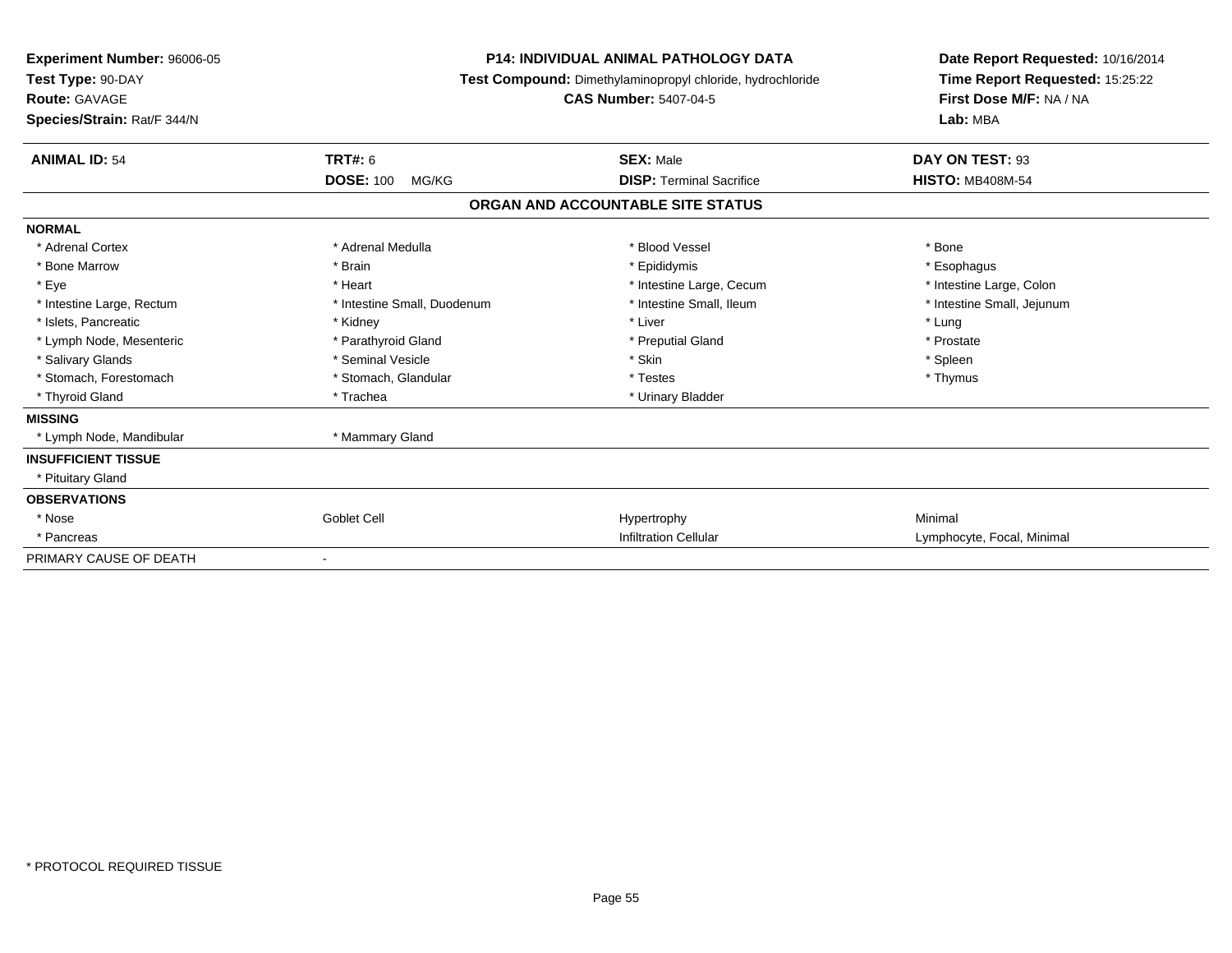**Experiment Number:** 96006-05
**Test Type:** 90-DAY
**Route:** GAVAGE
**Species/Strain:** Rat/F 344/N

**P14: INDIVIDUAL ANIMAL PATHOLOGY DATA**
**Test Compound:** Dimethylaminopropyl chloride, hydrochloride
**CAS Number:** 5407-04-5

**Date Report Requested:** 10/16/2014
**Time Report Requested:** 15:25:22
**First Dose M/F:** NA / NA
**Lab:** MBA

| **ANIMAL ID:** 54 | **TRT#:** 6 | **SEX:** Male | **DAY ON TEST:** 93 |
|---|---|---|---|
| | **DOSE:** 100 MG/KG | **DISP:** Terminal Sacrifice | **HISTO:** MB408M-54 |

## ORGAN AND ACCOUNTABLE SITE STATUS

| | | | |
|---|---|---|---|
| **NORMAL** | | | |
| * Adrenal Cortex | * Adrenal Medulla | * Blood Vessel | * Bone |
| * Bone Marrow | * Brain | * Epididymis | * Esophagus |
| * Eye | * Heart | * Intestine Large, Cecum | * Intestine Large, Colon |
| * Intestine Large, Rectum | * Intestine Small, Duodenum | * Intestine Small, Ileum | * Intestine Small, Jejunum |
| * Islets, Pancreatic | * Kidney | * Liver | * Lung |
| * Lymph Node, Mesenteric | * Parathyroid Gland | * Preputial Gland | * Prostate |
| * Salivary Glands | * Seminal Vesicle | * Skin | * Spleen |
| * Stomach, Forestomach | * Stomach, Glandular | * Testes | * Thymus |
| * Thyroid Gland | * Trachea | * Urinary Bladder | |
| **MISSING** | | | |
| * Lymph Node, Mandibular | * Mammary Gland | | |
| **INSUFFICIENT TISSUE** | | | |
| * Pituitary Gland | | | |
| **OBSERVATIONS** | | | |
| * Nose | Goblet Cell | Hypertrophy | Minimal |
| * Pancreas | | Infiltration Cellular | Lymphocyte, Focal, Minimal |
| PRIMARY CAUSE OF DEATH | - | | |

* PROTOCOL REQUIRED TISSUE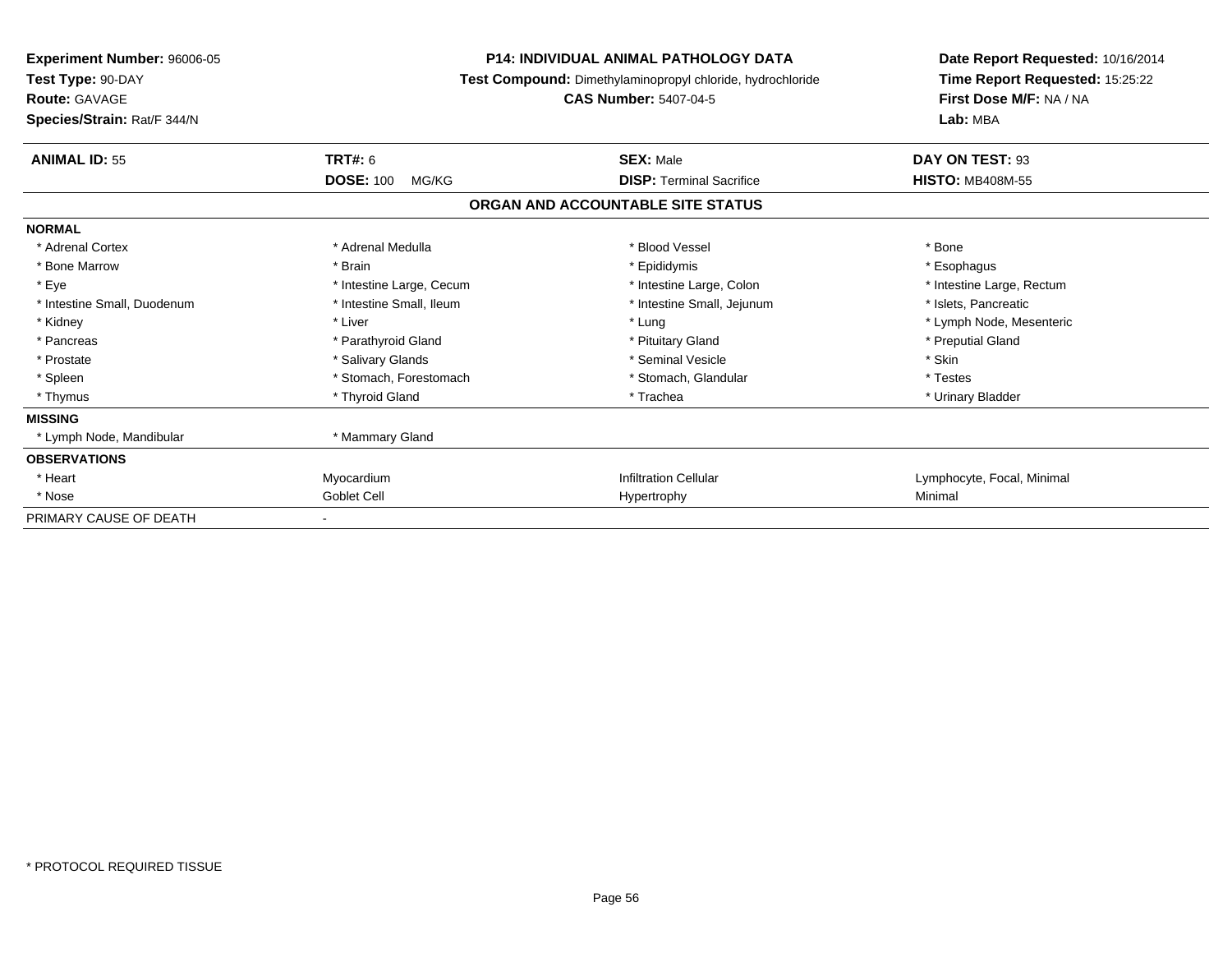**Experiment Number:** 96006-05
**Test Type:** 90-DAY
**Route:** GAVAGE
**Species/Strain:** Rat/F 344/N

**P14: INDIVIDUAL ANIMAL PATHOLOGY DATA**
**Test Compound:** Dimethylaminopropyl chloride, hydrochloride
**CAS Number:** 5407-04-5

**Date Report Requested:** 10/16/2014
**Time Report Requested:** 15:25:22
**First Dose M/F:** NA / NA
**Lab:** MBA

| **ANIMAL ID:** 55 | **TRT#:** 6 | **SEX:** Male | **DAY ON TEST:** 93 |
|---|---|---|---|
| | **DOSE:** 100 MG/KG | **DISP:** Terminal Sacrifice | **HISTO:** MB408M-55 |

**ORGAN AND ACCOUNTABLE SITE STATUS**

| | | | |
|---|---|---|---|
| **NORMAL** | | | |
| * Adrenal Cortex | * Adrenal Medulla | * Blood Vessel | * Bone |
| * Bone Marrow | * Brain | * Epididymis | * Esophagus |
| * Eye | * Intestine Large, Cecum | * Intestine Large, Colon | * Intestine Large, Rectum |
| * Intestine Small, Duodenum | * Intestine Small, Ileum | * Intestine Small, Jejunum | * Islets, Pancreatic |
| * Kidney | * Liver | * Lung | * Lymph Node, Mesenteric |
| * Pancreas | * Parathyroid Gland | * Pituitary Gland | * Preputial Gland |
| * Prostate | * Salivary Glands | * Seminal Vesicle | * Skin |
| * Spleen | * Stomach, Forestomach | * Stomach, Glandular | * Testes |
| * Thymus | * Thyroid Gland | * Trachea | * Urinary Bladder |
| **MISSING** | | | |
| * Lymph Node, Mandibular | * Mammary Gland | | |
| **OBSERVATIONS** | | | |
| * Heart | Myocardium | Infiltration Cellular | Lymphocyte, Focal, Minimal |
| * Nose | Goblet Cell | Hypertrophy | Minimal |
| PRIMARY CAUSE OF DEATH | - | | |

* PROTOCOL REQUIRED TISSUE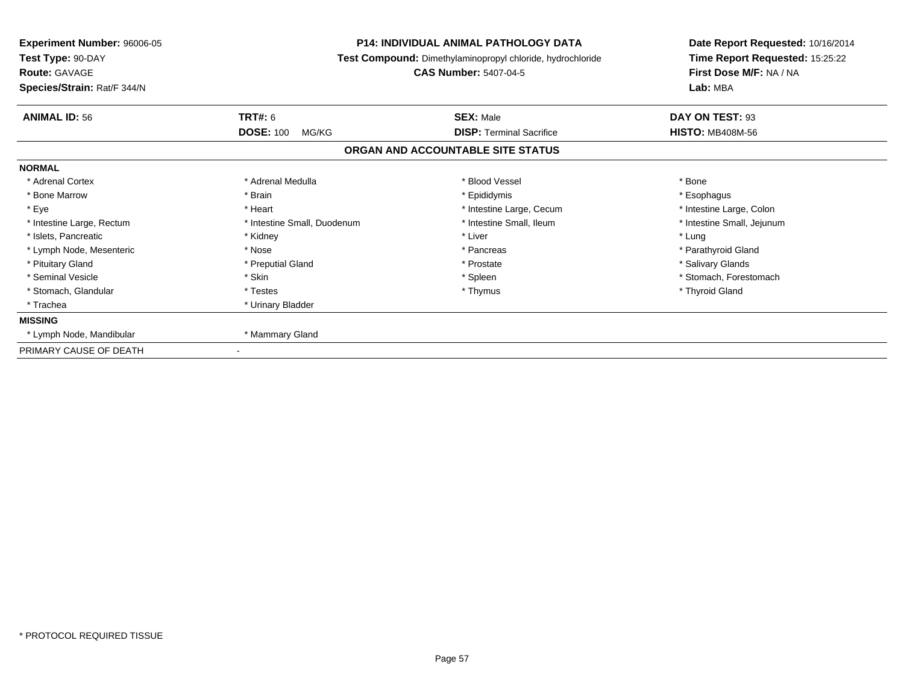**Experiment Number:** 96006-05
**Test Type:** 90-DAY
**Route:** GAVAGE
**Species/Strain:** Rat/F 344/N

**P14: INDIVIDUAL ANIMAL PATHOLOGY DATA**
**Test Compound:** Dimethylaminopropyl chloride, hydrochloride
**CAS Number:** 5407-04-5

**Date Report Requested:** 10/16/2014
**Time Report Requested:** 15:25:22
**First Dose M/F:** NA / NA
**Lab:** MBA

| **ANIMAL ID:** 56 | **TRT#:** 6 | **SEX:** Male | **DAY ON TEST:** 93 |
|---|---|---|---|
| | **DOSE:** 100 MG/KG | **DISP:** Terminal Sacrifice | **HISTO:** MB408M-56 |

## ORGAN AND ACCOUNTABLE SITE STATUS

**NORMAL**

| | | | |
|---|---|---|---|
| * Adrenal Cortex | * Adrenal Medulla | * Blood Vessel | * Bone |
| * Bone Marrow | * Brain | * Epididymis | * Esophagus |
| * Eye | * Heart | * Intestine Large, Cecum | * Intestine Large, Colon |
| * Intestine Large, Rectum | * Intestine Small, Duodenum | * Intestine Small, Ileum | * Intestine Small, Jejunum |
| * Islets, Pancreatic | * Kidney | * Liver | * Lung |
| * Lymph Node, Mesenteric | * Nose | * Pancreas | * Parathyroid Gland |
| * Pituitary Gland | * Preputial Gland | * Prostate | * Salivary Glands |
| * Seminal Vesicle | * Skin | * Spleen | * Stomach, Forestomach |
| * Stomach, Glandular | * Testes | * Thymus | * Thyroid Gland |
| * Trachea | * Urinary Bladder | | |

**MISSING**

| | |
|---|---|
| * Lymph Node, Mandibular | * Mammary Gland |

PRIMARY CAUSE OF DEATH -

\* PROTOCOL REQUIRED TISSUE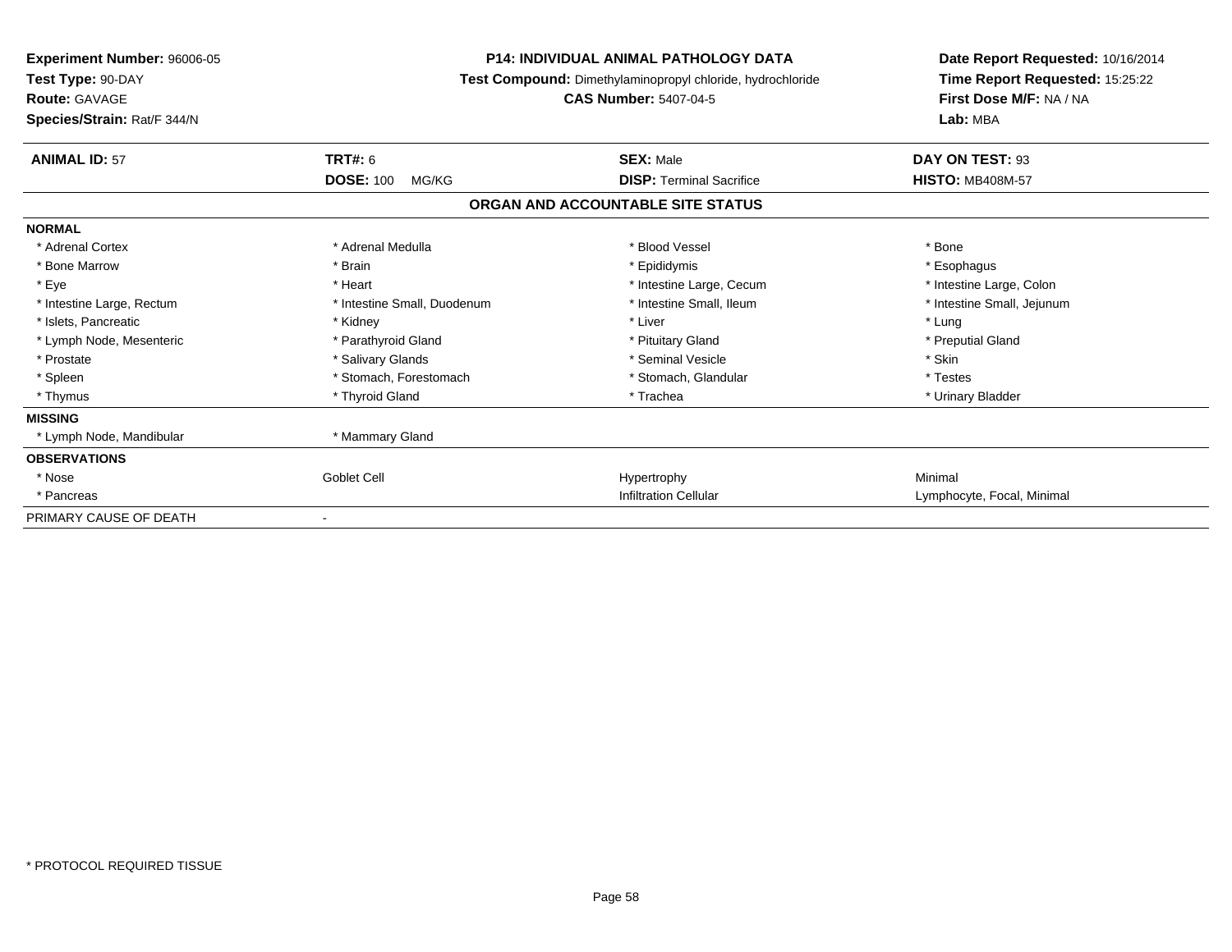**Experiment Number:** 96006-05
**Test Type:** 90-DAY
**Route:** GAVAGE
**Species/Strain:** Rat/F 344/N

**P14: INDIVIDUAL ANIMAL PATHOLOGY DATA**
**Test Compound:** Dimethylaminopropyl chloride, hydrochloride
**CAS Number:** 5407-04-5

**Date Report Requested:** 10/16/2014
**Time Report Requested:** 15:25:22
**First Dose M/F:** NA / NA
**Lab:** MBA

| **ANIMAL ID:** 57 | **TRT#:** 6 | **SEX:** Male | **DAY ON TEST:** 93 |
|---|---|---|---|
| | **DOSE:** 100 MG/KG | **DISP:** Terminal Sacrifice | **HISTO:** MB408M-57 |

## ORGAN AND ACCOUNTABLE SITE STATUS

| | | | |
|---|---|---|---|
| **NORMAL** | | | |
| * Adrenal Cortex | * Adrenal Medulla | * Blood Vessel | * Bone |
| * Bone Marrow | * Brain | * Epididymis | * Esophagus |
| * Eye | * Heart | * Intestine Large, Cecum | * Intestine Large, Colon |
| * Intestine Large, Rectum | * Intestine Small, Duodenum | * Intestine Small, Ileum | * Intestine Small, Jejunum |
| * Islets, Pancreatic | * Kidney | * Liver | * Lung |
| * Lymph Node, Mesenteric | * Parathyroid Gland | * Pituitary Gland | * Preputial Gland |
| * Prostate | * Salivary Glands | * Seminal Vesicle | * Skin |
| * Spleen | * Stomach, Forestomach | * Stomach, Glandular | * Testes |
| * Thymus | * Thyroid Gland | * Trachea | * Urinary Bladder |
| **MISSING** | | | |
| * Lymph Node, Mandibular | * Mammary Gland | | |
| **OBSERVATIONS** | | | |
| * Nose | Goblet Cell | Hypertrophy | Minimal |
| * Pancreas | | Infiltration Cellular | Lymphocyte, Focal, Minimal |
| PRIMARY CAUSE OF DEATH | - | | |

\* PROTOCOL REQUIRED TISSUE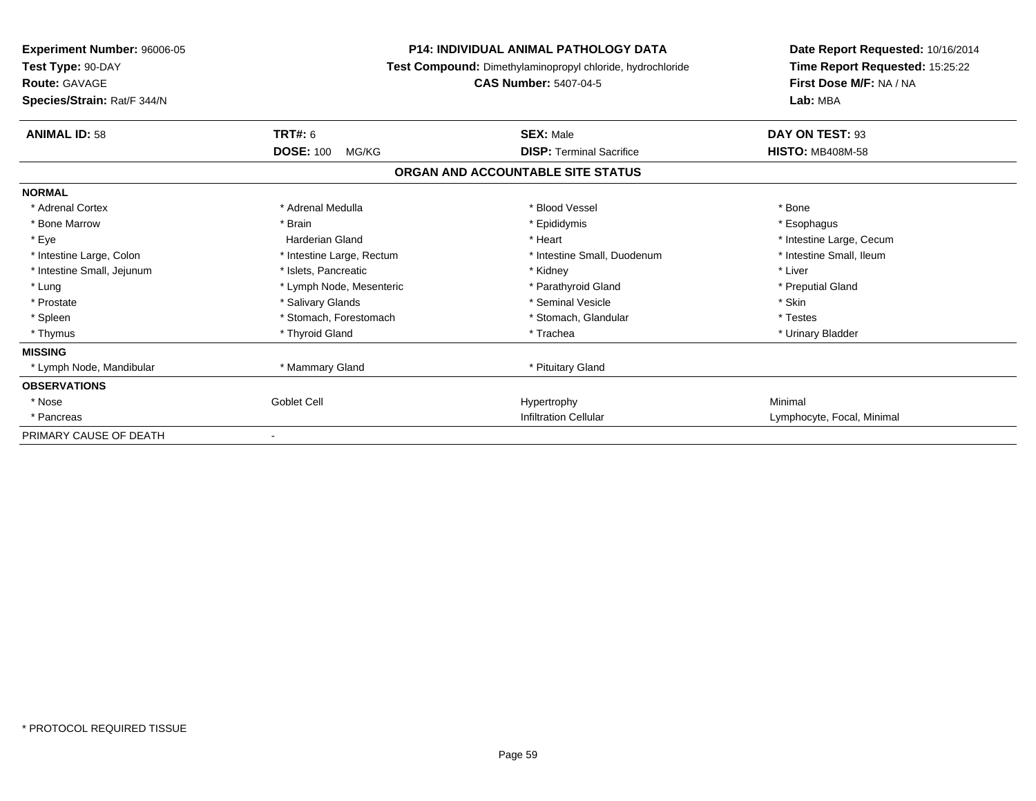**Experiment Number:** 96006-05
**Test Type:** 90-DAY
**Route:** GAVAGE
**Species/Strain:** Rat/F 344/N

**P14: INDIVIDUAL ANIMAL PATHOLOGY DATA**
**Test Compound:** Dimethylaminopropyl chloride, hydrochloride
**CAS Number:** 5407-04-5

**Date Report Requested:** 10/16/2014
**Time Report Requested:** 15:25:22
**First Dose M/F:** NA / NA
**Lab:** MBA

| **ANIMAL ID:** 58 | **TRT#:** 6 | **SEX:** Male | **DAY ON TEST:** 93 |
|---|---|---|---|
| | **DOSE:** 100 MG/KG | **DISP:** Terminal Sacrifice | **HISTO:** MB408M-58 |

## ORGAN AND ACCOUNTABLE SITE STATUS

| | | | |
|---|---|---|---|
| **NORMAL** | | | |
| * Adrenal Cortex | * Adrenal Medulla | * Blood Vessel | * Bone |
| * Bone Marrow | * Brain | * Epididymis | * Esophagus |
| * Eye | Harderian Gland | * Heart | * Intestine Large, Cecum |
| * Intestine Large, Colon | * Intestine Large, Rectum | * Intestine Small, Duodenum | * Intestine Small, Ileum |
| * Intestine Small, Jejunum | * Islets, Pancreatic | * Kidney | * Liver |
| * Lung | * Lymph Node, Mesenteric | * Parathyroid Gland | * Preputial Gland |
| * Prostate | * Salivary Glands | * Seminal Vesicle | * Skin |
| * Spleen | * Stomach, Forestomach | * Stomach, Glandular | * Testes |
| * Thymus | * Thyroid Gland | * Trachea | * Urinary Bladder |
| **MISSING** | | | |
| * Lymph Node, Mandibular | * Mammary Gland | * Pituitary Gland | |
| **OBSERVATIONS** | | | |
| * Nose | Goblet Cell | Hypertrophy | Minimal |
| * Pancreas | | Infiltration Cellular | Lymphocyte, Focal, Minimal |
| PRIMARY CAUSE OF DEATH | - | | |

* PROTOCOL REQUIRED TISSUE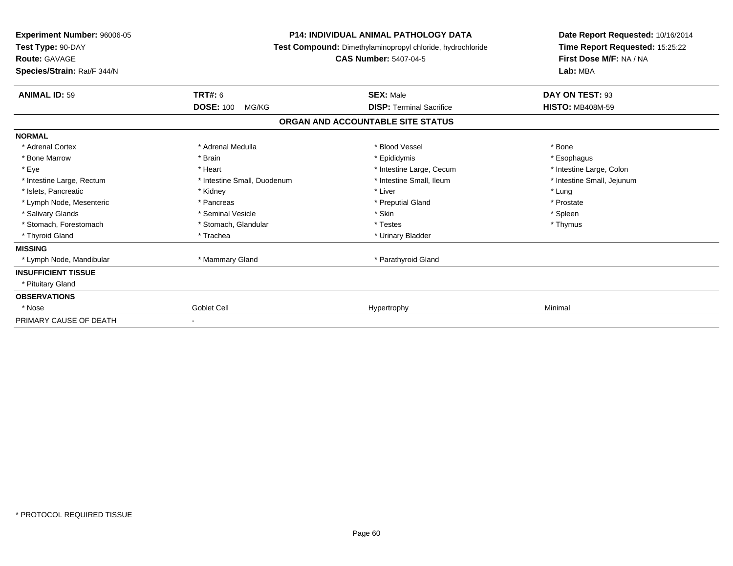**Experiment Number:** 96006-05
**Test Type:** 90-DAY
**Route:** GAVAGE
**Species/Strain:** Rat/F 344/N

**P14: INDIVIDUAL ANIMAL PATHOLOGY DATA**
**Test Compound:** Dimethylaminopropyl chloride, hydrochloride
**CAS Number:** 5407-04-5

**Date Report Requested:** 10/16/2014
**Time Report Requested:** 15:25:22
**First Dose M/F:** NA / NA
**Lab:** MBA

| **ANIMAL ID:** 59 | **TRT#:** 6 | **SEX:** Male | **DAY ON TEST:** 93 |
|---|---|---|---|
| | **DOSE:** 100 MG/KG | **DISP:** Terminal Sacrifice | **HISTO:** MB408M-59 |

## ORGAN AND ACCOUNTABLE SITE STATUS

| | | | |
|---|---|---|---|
| **NORMAL** | | | |
| * Adrenal Cortex | * Adrenal Medulla | * Blood Vessel | * Bone |
| * Bone Marrow | * Brain | * Epididymis | * Esophagus |
| * Eye | * Heart | * Intestine Large, Cecum | * Intestine Large, Colon |
| * Intestine Large, Rectum | * Intestine Small, Duodenum | * Intestine Small, Ileum | * Intestine Small, Jejunum |
| * Islets, Pancreatic | * Kidney | * Liver | * Lung |
| * Lymph Node, Mesenteric | * Pancreas | * Preputial Gland | * Prostate |
| * Salivary Glands | * Seminal Vesicle | * Skin | * Spleen |
| * Stomach, Forestomach | * Stomach, Glandular | * Testes | * Thymus |
| * Thyroid Gland | * Trachea | * Urinary Bladder | |
| **MISSING** | | | |
| * Lymph Node, Mandibular | * Mammary Gland | * Parathyroid Gland | |
| **INSUFFICIENT TISSUE** | | | |
| * Pituitary Gland | | | |
| **OBSERVATIONS** | | | |
| * Nose | Goblet Cell | Hypertrophy | Minimal |
| PRIMARY CAUSE OF DEATH | - | | |

* PROTOCOL REQUIRED TISSUE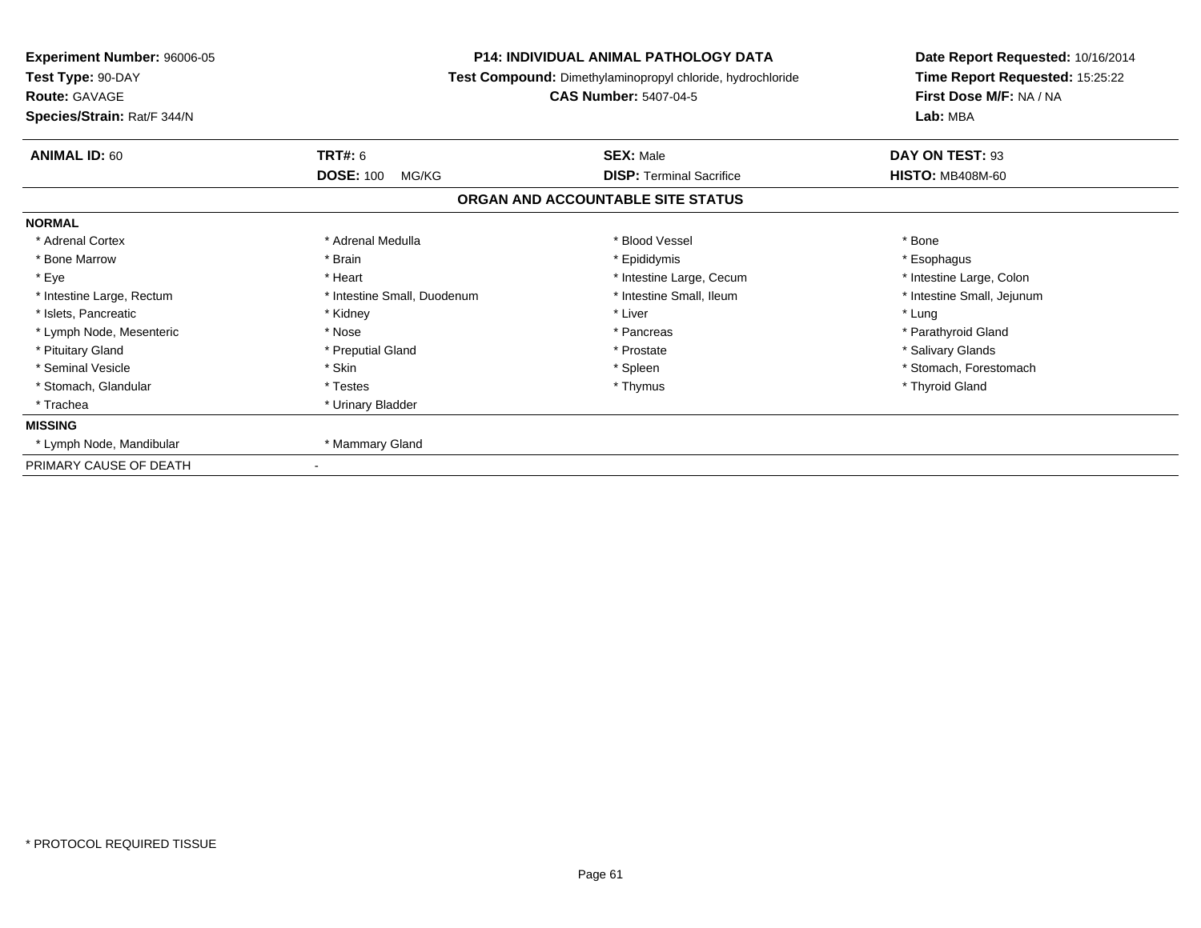**Experiment Number:** 96006-05
**Test Type:** 90-DAY
**Route:** GAVAGE
**Species/Strain:** Rat/F 344/N

**P14: INDIVIDUAL ANIMAL PATHOLOGY DATA**
**Test Compound:** Dimethylaminopropyl chloride, hydrochloride
**CAS Number:** 5407-04-5

**Date Report Requested:** 10/16/2014
**Time Report Requested:** 15:25:22
**First Dose M/F:** NA / NA
**Lab:** MBA

| **ANIMAL ID:** 60 | **TRT#:** 6 | **SEX:** Male | **DAY ON TEST:** 93 |
|---|---|---|---|
| | **DOSE:** 100 MG/KG | **DISP:** Terminal Sacrifice | **HISTO:** MB408M-60 |

## ORGAN AND ACCOUNTABLE SITE STATUS

**NORMAL**

| | | | |
|---|---|---|---|
| * Adrenal Cortex | * Adrenal Medulla | * Blood Vessel | * Bone |
| * Bone Marrow | * Brain | * Epididymis | * Esophagus |
| * Eye | * Heart | * Intestine Large, Cecum | * Intestine Large, Colon |
| * Intestine Large, Rectum | * Intestine Small, Duodenum | * Intestine Small, Ileum | * Intestine Small, Jejunum |
| * Islets, Pancreatic | * Kidney | * Liver | * Lung |
| * Lymph Node, Mesenteric | * Nose | * Pancreas | * Parathyroid Gland |
| * Pituitary Gland | * Preputial Gland | * Prostate | * Salivary Glands |
| * Seminal Vesicle | * Skin | * Spleen | * Stomach, Forestomach |
| * Stomach, Glandular | * Testes | * Thymus | * Thyroid Gland |
| * Trachea | * Urinary Bladder | | |

**MISSING**

| | |
|---|---|
| * Lymph Node, Mandibular | * Mammary Gland |

PRIMARY CAUSE OF DEATH -

* PROTOCOL REQUIRED TISSUE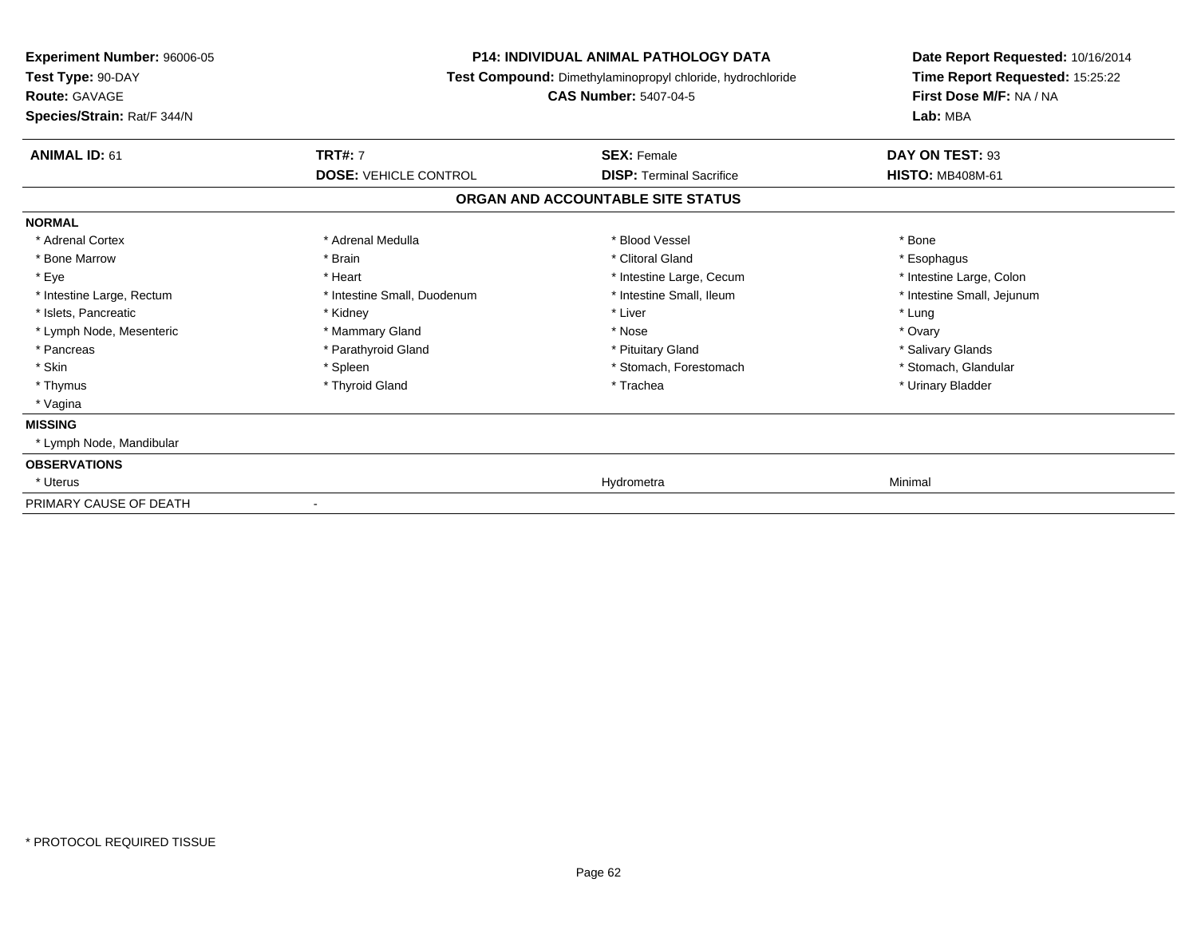**Experiment Number:** 96006-05
**Test Type:** 90-DAY
**Route:** GAVAGE
**Species/Strain:** Rat/F 344/N

**P14: INDIVIDUAL ANIMAL PATHOLOGY DATA**
**Test Compound:** Dimethylaminopropyl chloride, hydrochloride
**CAS Number:** 5407-04-5

**Date Report Requested:** 10/16/2014
**Time Report Requested:** 15:25:22
**First Dose M/F:** NA / NA
**Lab:** MBA

| **ANIMAL ID:** 61 | **TRT#:** 7 | **SEX:** Female | **DAY ON TEST:** 93 |
|---|---|---|---|
| | **DOSE:** VEHICLE CONTROL | **DISP:** Terminal Sacrifice | **HISTO:** MB408M-61 |

## ORGAN AND ACCOUNTABLE SITE STATUS

**NORMAL**

| | | | |
|---|---|---|---|
| * Adrenal Cortex | * Adrenal Medulla | * Blood Vessel | * Bone |
| * Bone Marrow | * Brain | * Clitoral Gland | * Esophagus |
| * Eye | * Heart | * Intestine Large, Cecum | * Intestine Large, Colon |
| * Intestine Large, Rectum | * Intestine Small, Duodenum | * Intestine Small, Ileum | * Intestine Small, Jejunum |
| * Islets, Pancreatic | * Kidney | * Liver | * Lung |
| * Lymph Node, Mesenteric | * Mammary Gland | * Nose | * Ovary |
| * Pancreas | * Parathyroid Gland | * Pituitary Gland | * Salivary Glands |
| * Skin | * Spleen | * Stomach, Forestomach | * Stomach, Glandular |
| * Thymus | * Thyroid Gland | * Trachea | * Urinary Bladder |
| * Vagina | | | |

**MISSING**

* Lymph Node, Mandibular

**OBSERVATIONS**

| | | | |
|---|---|---|---|
| * Uterus | | Hydrometra | Minimal |

PRIMARY CAUSE OF DEATH -

* PROTOCOL REQUIRED TISSUE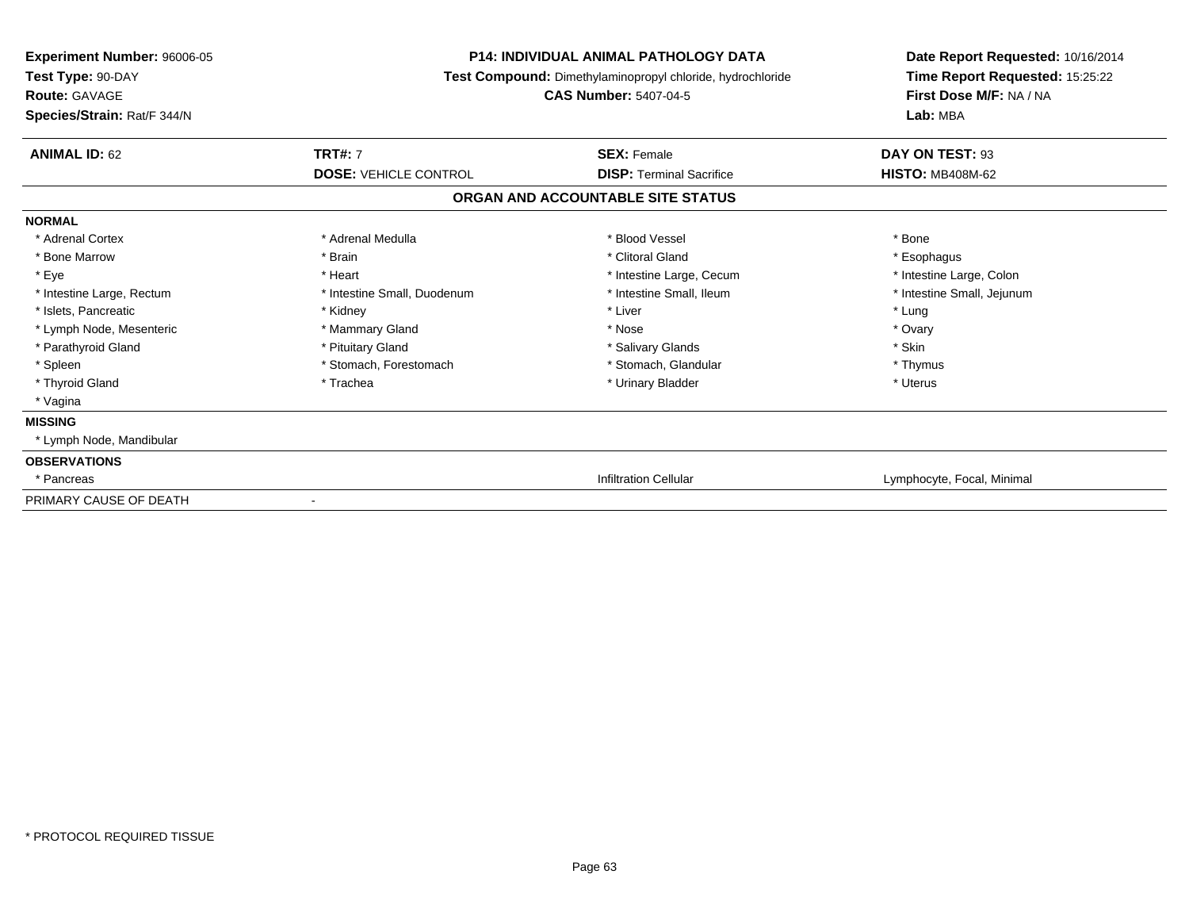**Experiment Number:** 96006-05
**Test Type:** 90-DAY
**Route:** GAVAGE
**Species/Strain:** Rat/F 344/N

**P14: INDIVIDUAL ANIMAL PATHOLOGY DATA**
**Test Compound:** Dimethylaminopropyl chloride, hydrochloride
**CAS Number:** 5407-04-5

**Date Report Requested:** 10/16/2014
**Time Report Requested:** 15:25:22
**First Dose M/F:** NA / NA
**Lab:** MBA

| **ANIMAL ID:** 62 | **TRT#:** 7 | **SEX:** Female | **DAY ON TEST:** 93 |
|---|---|---|---|
| | **DOSE:** VEHICLE CONTROL | **DISP:** Terminal Sacrifice | **HISTO:** MB408M-62 |

## ORGAN AND ACCOUNTABLE SITE STATUS

**NORMAL**

| | | | |
|---|---|---|---|
| * Adrenal Cortex | * Adrenal Medulla | * Blood Vessel | * Bone |
| * Bone Marrow | * Brain | * Clitoral Gland | * Esophagus |
| * Eye | * Heart | * Intestine Large, Cecum | * Intestine Large, Colon |
| * Intestine Large, Rectum | * Intestine Small, Duodenum | * Intestine Small, Ileum | * Intestine Small, Jejunum |
| * Islets, Pancreatic | * Kidney | * Liver | * Lung |
| * Lymph Node, Mesenteric | * Mammary Gland | * Nose | * Ovary |
| * Parathyroid Gland | * Pituitary Gland | * Salivary Glands | * Skin |
| * Spleen | * Stomach, Forestomach | * Stomach, Glandular | * Thymus |
| * Thyroid Gland | * Trachea | * Urinary Bladder | * Uterus |
| * Vagina | | | |

**MISSING**

* Lymph Node, Mandibular

**OBSERVATIONS**

| | | |
|---|---|---|
| * Pancreas | Infiltration Cellular | Lymphocyte, Focal, Minimal |

PRIMARY CAUSE OF DEATH -

\* PROTOCOL REQUIRED TISSUE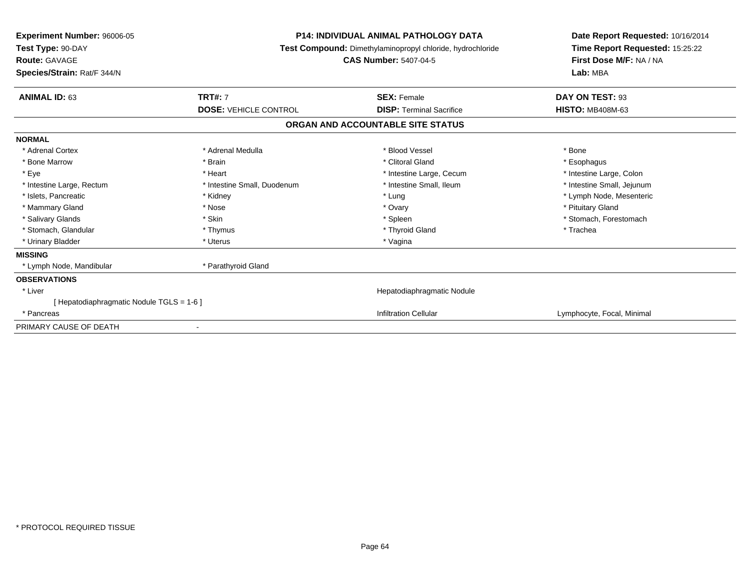**Experiment Number:** 96006-05
**Test Type:** 90-DAY
**Route:** GAVAGE
**Species/Strain:** Rat/F 344/N

**P14: INDIVIDUAL ANIMAL PATHOLOGY DATA**
**Test Compound:** Dimethylaminopropyl chloride, hydrochloride
**CAS Number:** 5407-04-5

**Date Report Requested:** 10/16/2014
**Time Report Requested:** 15:25:22
**First Dose M/F:** NA / NA
**Lab:** MBA

| **ANIMAL ID:** 63 | **TRT#:** 7 | **SEX:** Female | **DAY ON TEST:** 93 |
|---|---|---|---|
| | **DOSE:** VEHICLE CONTROL | **DISP:** Terminal Sacrifice | **HISTO:** MB408M-63 |

## ORGAN AND ACCOUNTABLE SITE STATUS

**NORMAL**

| | | | |
|---|---|---|---|
| * Adrenal Cortex | * Adrenal Medulla | * Blood Vessel | * Bone |
| * Bone Marrow | * Brain | * Clitoral Gland | * Esophagus |
| * Eye | * Heart | * Intestine Large, Cecum | * Intestine Large, Colon |
| * Intestine Large, Rectum | * Intestine Small, Duodenum | * Intestine Small, Ileum | * Intestine Small, Jejunum |
| * Islets, Pancreatic | * Kidney | * Lung | * Lymph Node, Mesenteric |
| * Mammary Gland | * Nose | * Ovary | * Pituitary Gland |
| * Salivary Glands | * Skin | * Spleen | * Stomach, Forestomach |
| * Stomach, Glandular | * Thymus | * Thyroid Gland | * Trachea |
| * Urinary Bladder | * Uterus | * Vagina | |

**MISSING**

| | |
|---|---|
| * Lymph Node, Mandibular | * Parathyroid Gland |

**OBSERVATIONS**

| | | |
|---|---|---|
| * Liver | Hepatodiaphragmatic Nodule | |
| [ Hepatodiaphragmatic Nodule TGLS = 1-6 ] | | |
| * Pancreas | Infiltration Cellular | Lymphocyte, Focal, Minimal |

PRIMARY CAUSE OF DEATH -

* PROTOCOL REQUIRED TISSUE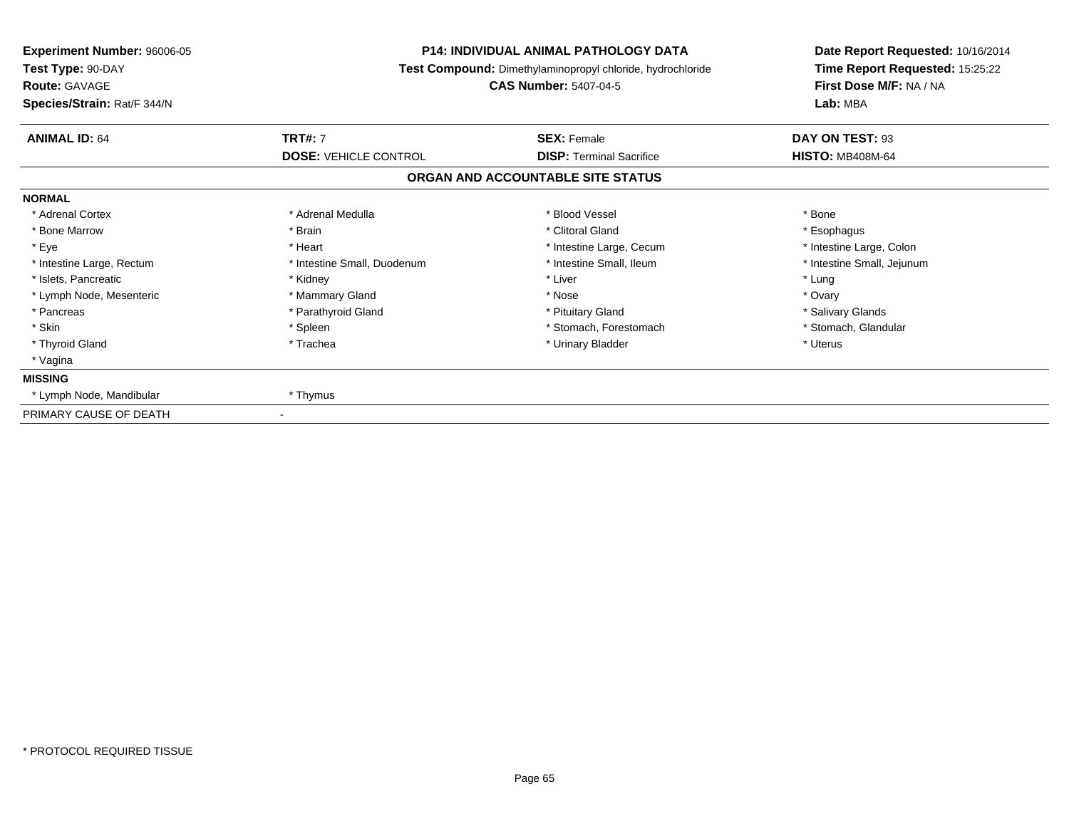**Experiment Number:** 96006-05
**Test Type:** 90-DAY
**Route:** GAVAGE
**Species/Strain:** Rat/F 344/N

**P14: INDIVIDUAL ANIMAL PATHOLOGY DATA**
**Test Compound:** Dimethylaminopropyl chloride, hydrochloride
**CAS Number:** 5407-04-5

**Date Report Requested:** 10/16/2014
**Time Report Requested:** 15:25:22
**First Dose M/F:** NA / NA
**Lab:** MBA

| **ANIMAL ID:** 64 | **TRT#:** 7 | **SEX:** Female | **DAY ON TEST:** 93 |
|---|---|---|---|
| | **DOSE:** VEHICLE CONTROL | **DISP:** Terminal Sacrifice | **HISTO:** MB408M-64 |

## ORGAN AND ACCOUNTABLE SITE STATUS

**NORMAL**

| | | | |
|---|---|---|---|
| * Adrenal Cortex | * Adrenal Medulla | * Blood Vessel | * Bone |
| * Bone Marrow | * Brain | * Clitoral Gland | * Esophagus |
| * Eye | * Heart | * Intestine Large, Cecum | * Intestine Large, Colon |
| * Intestine Large, Rectum | * Intestine Small, Duodenum | * Intestine Small, Ileum | * Intestine Small, Jejunum |
| * Islets, Pancreatic | * Kidney | * Liver | * Lung |
| * Lymph Node, Mesenteric | * Mammary Gland | * Nose | * Ovary |
| * Pancreas | * Parathyroid Gland | * Pituitary Gland | * Salivary Glands |
| * Skin | * Spleen | * Stomach, Forestomach | * Stomach, Glandular |
| * Thyroid Gland | * Trachea | * Urinary Bladder | * Uterus |
| * Vagina | | | |

**MISSING**

| | |
|---|---|
| * Lymph Node, Mandibular | * Thymus |

PRIMARY CAUSE OF DEATH -

* PROTOCOL REQUIRED TISSUE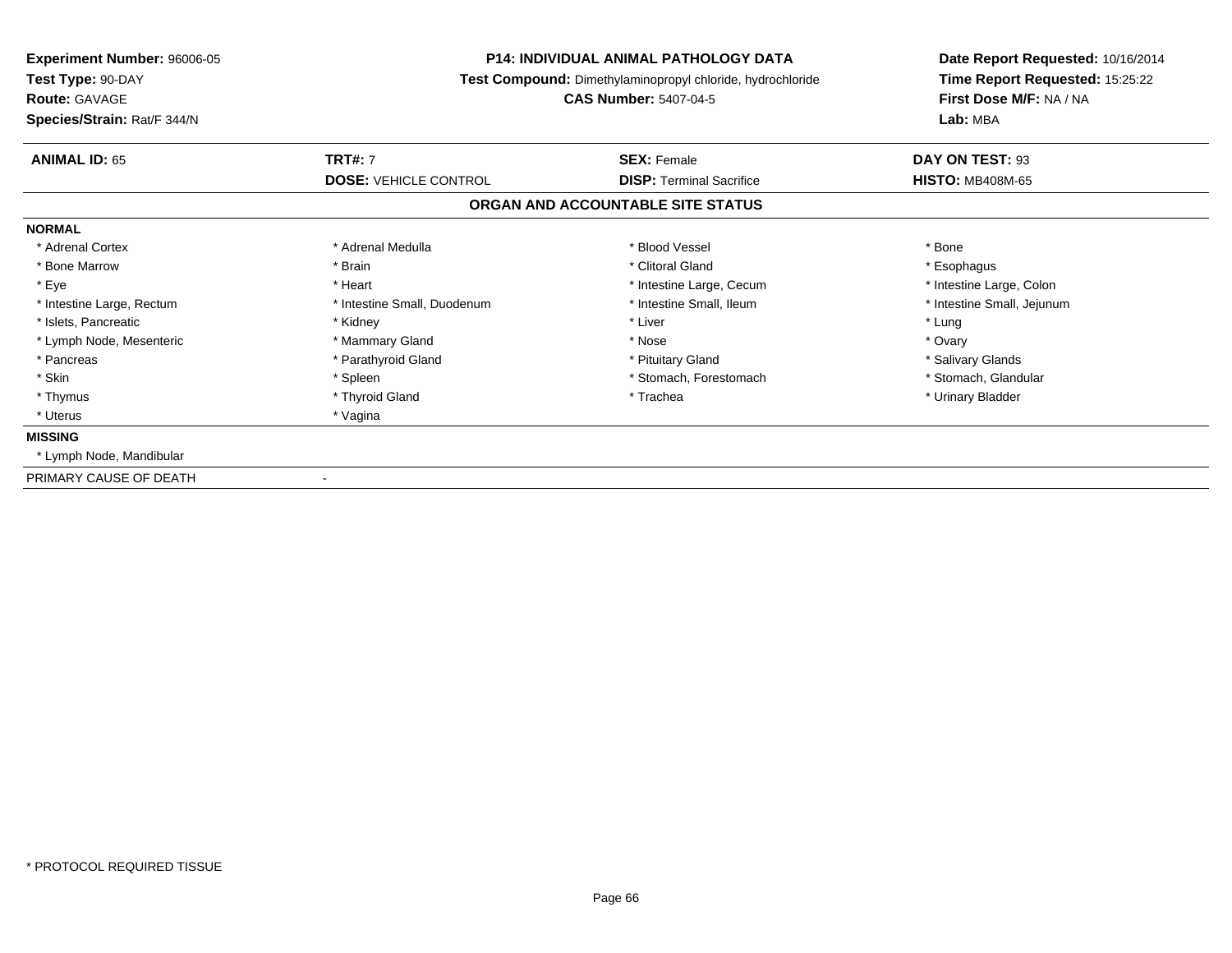**Experiment Number:** 96006-05
**Test Type:** 90-DAY
**Route:** GAVAGE
**Species/Strain:** Rat/F 344/N

**P14: INDIVIDUAL ANIMAL PATHOLOGY DATA**
**Test Compound:** Dimethylaminopropyl chloride, hydrochloride
**CAS Number:** 5407-04-5

**Date Report Requested:** 10/16/2014
**Time Report Requested:** 15:25:22
**First Dose M/F:** NA / NA
**Lab:** MBA

| **ANIMAL ID:** 65 | **TRT#:** 7 | **SEX:** Female | **DAY ON TEST:** 93 |
|---|---|---|---|
| | **DOSE:** VEHICLE CONTROL | **DISP:** Terminal Sacrifice | **HISTO:** MB408M-65 |

## ORGAN AND ACCOUNTABLE SITE STATUS

**NORMAL**

| | | | |
|---|---|---|---|
| * Adrenal Cortex | * Adrenal Medulla | * Blood Vessel | * Bone |
| * Bone Marrow | * Brain | * Clitoral Gland | * Esophagus |
| * Eye | * Heart | * Intestine Large, Cecum | * Intestine Large, Colon |
| * Intestine Large, Rectum | * Intestine Small, Duodenum | * Intestine Small, Ileum | * Intestine Small, Jejunum |
| * Islets, Pancreatic | * Kidney | * Liver | * Lung |
| * Lymph Node, Mesenteric | * Mammary Gland | * Nose | * Ovary |
| * Pancreas | * Parathyroid Gland | * Pituitary Gland | * Salivary Glands |
| * Skin | * Spleen | * Stomach, Forestomach | * Stomach, Glandular |
| * Thymus | * Thyroid Gland | * Trachea | * Urinary Bladder |
| * Uterus | * Vagina | | |

**MISSING**

* Lymph Node, Mandibular

PRIMARY CAUSE OF DEATH -

* PROTOCOL REQUIRED TISSUE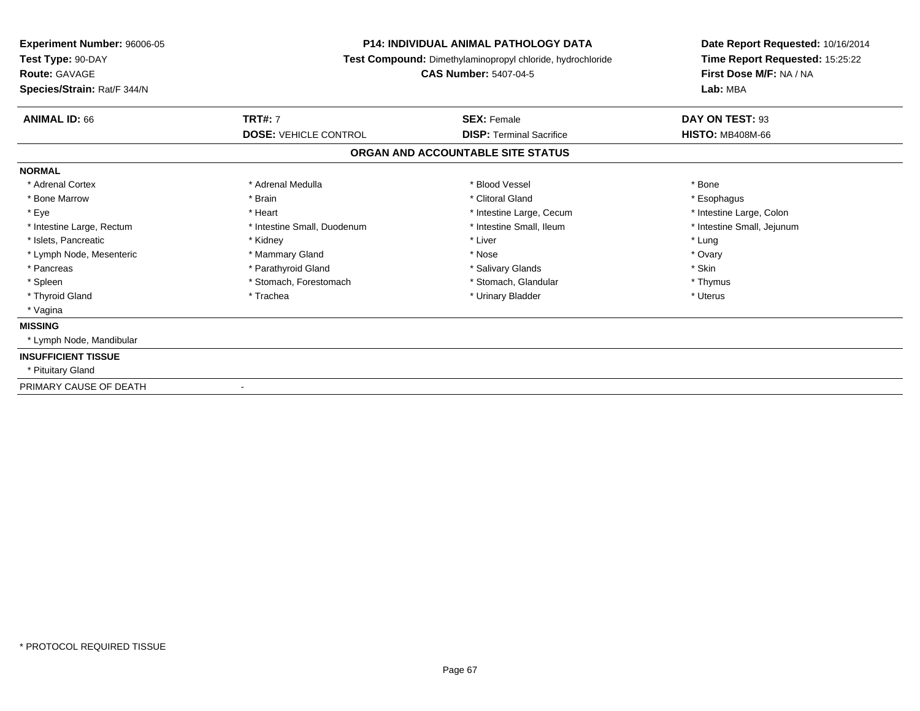**Experiment Number:** 96006-05
**Test Type:** 90-DAY
**Route:** GAVAGE
**Species/Strain:** Rat/F 344/N

**P14: INDIVIDUAL ANIMAL PATHOLOGY DATA**
**Test Compound:** Dimethylaminopropyl chloride, hydrochloride
**CAS Number:** 5407-04-5

**Date Report Requested:** 10/16/2014
**Time Report Requested:** 15:25:22
**First Dose M/F:** NA / NA
**Lab:** MBA

| **ANIMAL ID:** 66 | **TRT#:** 7 | **SEX:** Female | **DAY ON TEST:** 93 |
|---|---|---|---|
| | **DOSE:** VEHICLE CONTROL | **DISP:** Terminal Sacrifice | **HISTO:** MB408M-66 |

## ORGAN AND ACCOUNTABLE SITE STATUS

**NORMAL**

| | | | |
|---|---|---|---|
| * Adrenal Cortex | * Adrenal Medulla | * Blood Vessel | * Bone |
| * Bone Marrow | * Brain | * Clitoral Gland | * Esophagus |
| * Eye | * Heart | * Intestine Large, Cecum | * Intestine Large, Colon |
| * Intestine Large, Rectum | * Intestine Small, Duodenum | * Intestine Small, Ileum | * Intestine Small, Jejunum |
| * Islets, Pancreatic | * Kidney | * Liver | * Lung |
| * Lymph Node, Mesenteric | * Mammary Gland | * Nose | * Ovary |
| * Pancreas | * Parathyroid Gland | * Salivary Glands | * Skin |
| * Spleen | * Stomach, Forestomach | * Stomach, Glandular | * Thymus |
| * Thyroid Gland | * Trachea | * Urinary Bladder | * Uterus |
| * Vagina | | | |

**MISSING**

* Lymph Node, Mandibular

**INSUFFICIENT TISSUE**

* Pituitary Gland

PRIMARY CAUSE OF DEATH -

* PROTOCOL REQUIRED TISSUE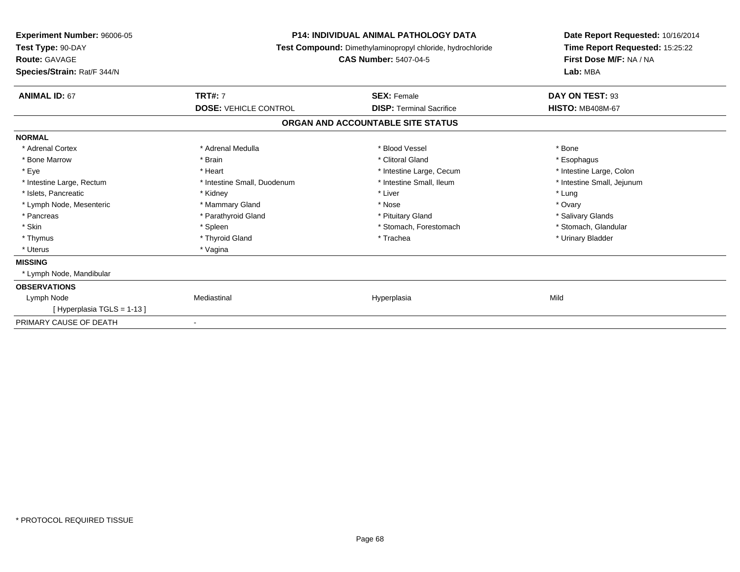**Experiment Number:** 96006-05
**Test Type:** 90-DAY
**Route:** GAVAGE
**Species/Strain:** Rat/F 344/N

**P14: INDIVIDUAL ANIMAL PATHOLOGY DATA**
**Test Compound:** Dimethylaminopropyl chloride, hydrochloride
**CAS Number:** 5407-04-5

**Date Report Requested:** 10/16/2014
**Time Report Requested:** 15:25:22
**First Dose M/F:** NA / NA
**Lab:** MBA

| **ANIMAL ID:** 67 | **TRT#:** 7 | **SEX:** Female | **DAY ON TEST:** 93 |
|---|---|---|---|
| | **DOSE:** VEHICLE CONTROL | **DISP:** Terminal Sacrifice | **HISTO:** MB408M-67 |

## ORGAN AND ACCOUNTABLE SITE STATUS

**NORMAL**

| | | | |
|---|---|---|---|
| * Adrenal Cortex | * Adrenal Medulla | * Blood Vessel | * Bone |
| * Bone Marrow | * Brain | * Clitoral Gland | * Esophagus |
| * Eye | * Heart | * Intestine Large, Cecum | * Intestine Large, Colon |
| * Intestine Large, Rectum | * Intestine Small, Duodenum | * Intestine Small, Ileum | * Intestine Small, Jejunum |
| * Islets, Pancreatic | * Kidney | * Liver | * Lung |
| * Lymph Node, Mesenteric | * Mammary Gland | * Nose | * Ovary |
| * Pancreas | * Parathyroid Gland | * Pituitary Gland | * Salivary Glands |
| * Skin | * Spleen | * Stomach, Forestomach | * Stomach, Glandular |
| * Thymus | * Thyroid Gland | * Trachea | * Urinary Bladder |
| * Uterus | * Vagina | | |

**MISSING**

* Lymph Node, Mandibular

**OBSERVATIONS**

| | | | |
|---|---|---|---|
| Lymph Node | Mediastinal | Hyperplasia | Mild |
| [ Hyperplasia TGLS = 1-13 ] | | | |

PRIMARY CAUSE OF DEATH -

* PROTOCOL REQUIRED TISSUE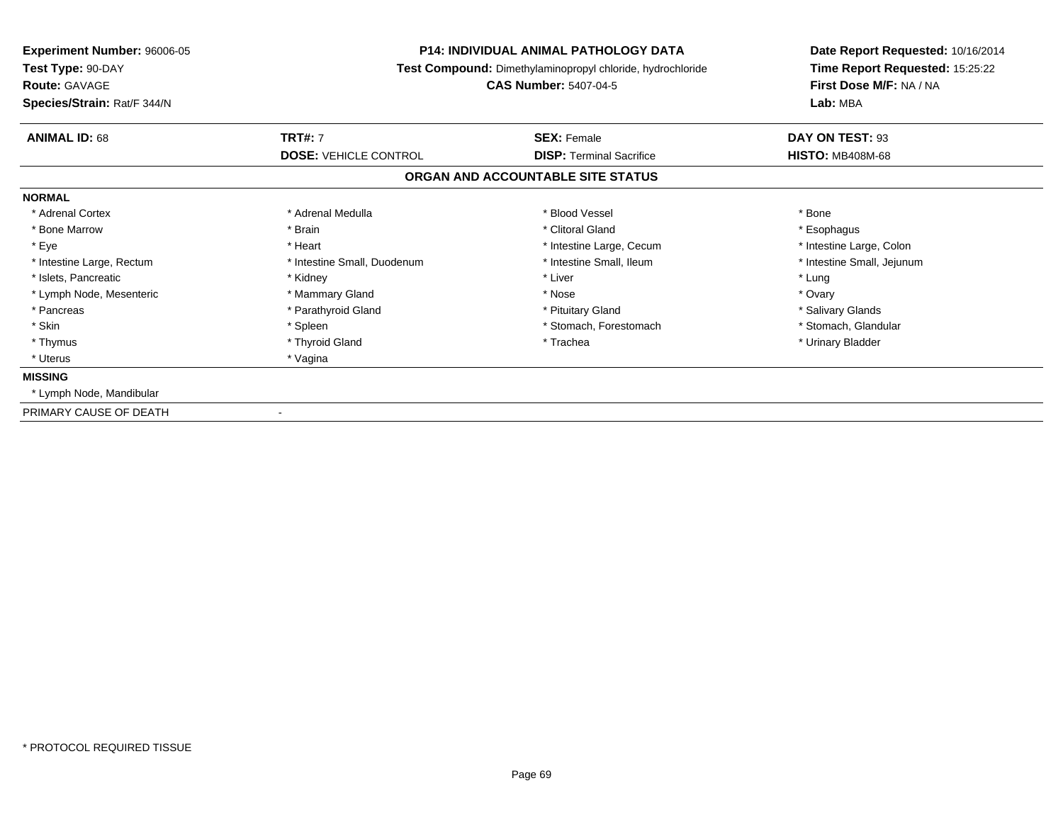**Experiment Number:** 96006-05
**Test Type:** 90-DAY
**Route:** GAVAGE
**Species/Strain:** Rat/F 344/N

**P14: INDIVIDUAL ANIMAL PATHOLOGY DATA**
**Test Compound:** Dimethylaminopropyl chloride, hydrochloride
**CAS Number:** 5407-04-5

**Date Report Requested:** 10/16/2014
**Time Report Requested:** 15:25:22
**First Dose M/F:** NA / NA
**Lab:** MBA

| **ANIMAL ID:** 68 | **TRT#:** 7 | **SEX:** Female | **DAY ON TEST:** 93 |
|---|---|---|---|
| | **DOSE:** VEHICLE CONTROL | **DISP:** Terminal Sacrifice | **HISTO:** MB408M-68 |

## ORGAN AND ACCOUNTABLE SITE STATUS

**NORMAL**

| | | | |
|---|---|---|---|
| * Adrenal Cortex | * Adrenal Medulla | * Blood Vessel | * Bone |
| * Bone Marrow | * Brain | * Clitoral Gland | * Esophagus |
| * Eye | * Heart | * Intestine Large, Cecum | * Intestine Large, Colon |
| * Intestine Large, Rectum | * Intestine Small, Duodenum | * Intestine Small, Ileum | * Intestine Small, Jejunum |
| * Islets, Pancreatic | * Kidney | * Liver | * Lung |
| * Lymph Node, Mesenteric | * Mammary Gland | * Nose | * Ovary |
| * Pancreas | * Parathyroid Gland | * Pituitary Gland | * Salivary Glands |
| * Skin | * Spleen | * Stomach, Forestomach | * Stomach, Glandular |
| * Thymus | * Thyroid Gland | * Trachea | * Urinary Bladder |
| * Uterus | * Vagina | | |

**MISSING**

* Lymph Node, Mandibular

PRIMARY CAUSE OF DEATH -

* PROTOCOL REQUIRED TISSUE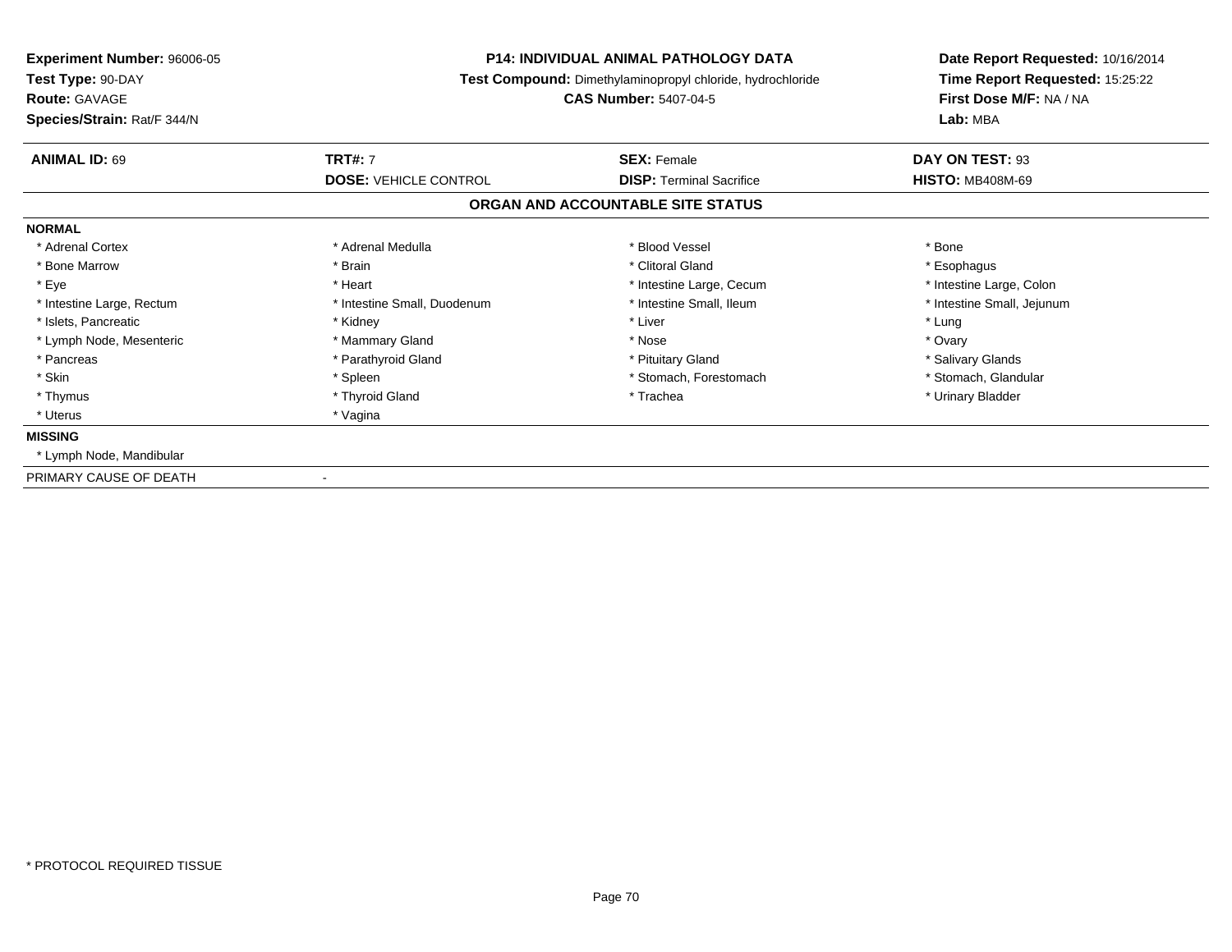**Experiment Number:** 96006-05
**Test Type:** 90-DAY
**Route:** GAVAGE
**Species/Strain:** Rat/F 344/N

**P14: INDIVIDUAL ANIMAL PATHOLOGY DATA**
**Test Compound:** Dimethylaminopropyl chloride, hydrochloride
**CAS Number:** 5407-04-5

**Date Report Requested:** 10/16/2014
**Time Report Requested:** 15:25:22
**First Dose M/F:** NA / NA
**Lab:** MBA

| **ANIMAL ID:** 69 | **TRT#:** 7 | **SEX:** Female | **DAY ON TEST:** 93 |
|---|---|---|---|
| | **DOSE:** VEHICLE CONTROL | **DISP:** Terminal Sacrifice | **HISTO:** MB408M-69 |

## ORGAN AND ACCOUNTABLE SITE STATUS

**NORMAL**

| | | | |
|---|---|---|---|
| * Adrenal Cortex | * Adrenal Medulla | * Blood Vessel | * Bone |
| * Bone Marrow | * Brain | * Clitoral Gland | * Esophagus |
| * Eye | * Heart | * Intestine Large, Cecum | * Intestine Large, Colon |
| * Intestine Large, Rectum | * Intestine Small, Duodenum | * Intestine Small, Ileum | * Intestine Small, Jejunum |
| * Islets, Pancreatic | * Kidney | * Liver | * Lung |
| * Lymph Node, Mesenteric | * Mammary Gland | * Nose | * Ovary |
| * Pancreas | * Parathyroid Gland | * Pituitary Gland | * Salivary Glands |
| * Skin | * Spleen | * Stomach, Forestomach | * Stomach, Glandular |
| * Thymus | * Thyroid Gland | * Trachea | * Urinary Bladder |
| * Uterus | * Vagina | | |

**MISSING**

* Lymph Node, Mandibular

PRIMARY CAUSE OF DEATH -

\* PROTOCOL REQUIRED TISSUE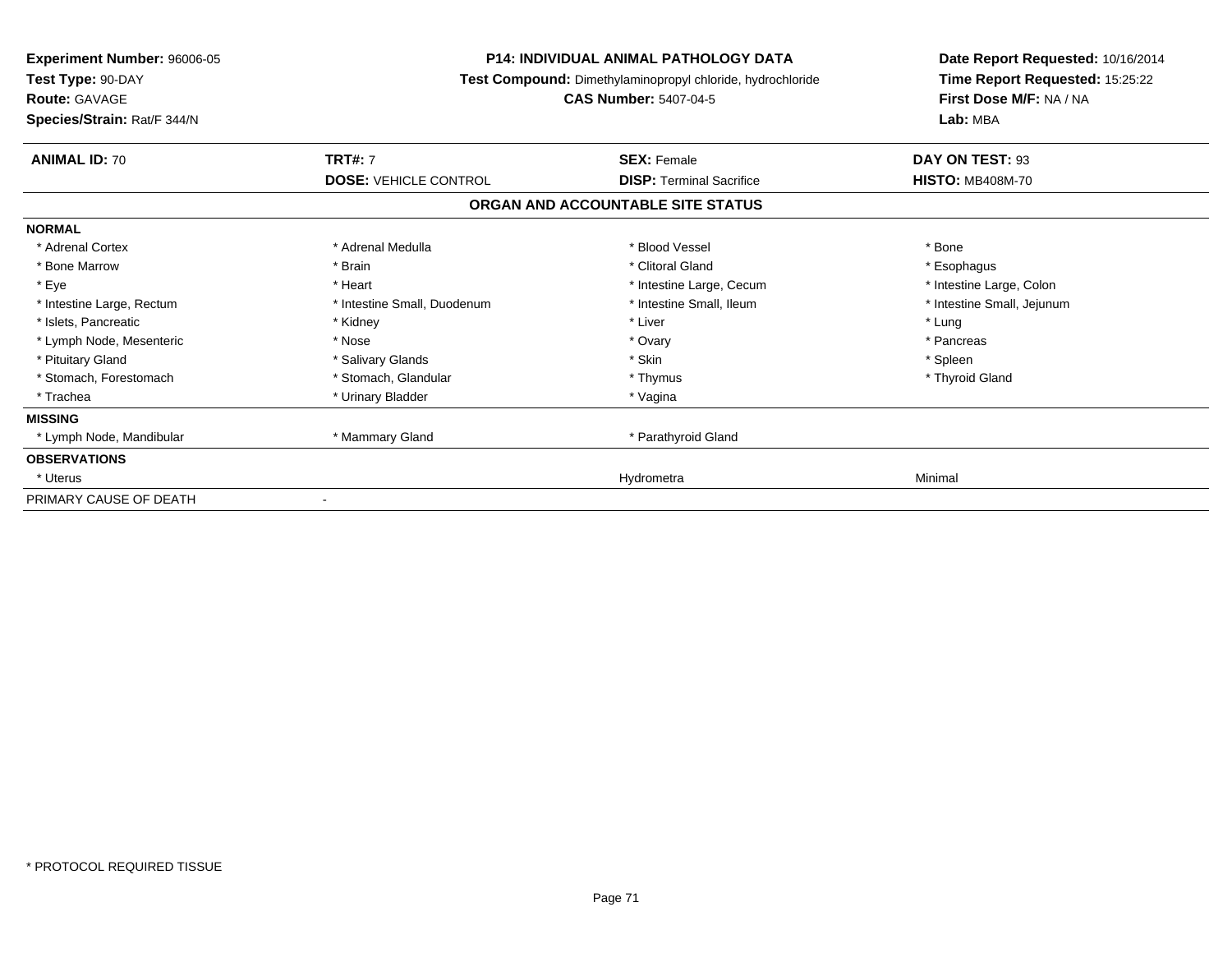**Experiment Number:** 96006-05
**Test Type:** 90-DAY
**Route:** GAVAGE
**Species/Strain:** Rat/F 344/N

**P14: INDIVIDUAL ANIMAL PATHOLOGY DATA**
**Test Compound:** Dimethylaminopropyl chloride, hydrochloride
**CAS Number:** 5407-04-5

**Date Report Requested:** 10/16/2014
**Time Report Requested:** 15:25:22
**First Dose M/F:** NA / NA
**Lab:** MBA

| **ANIMAL ID:** 70 | **TRT#:** 7 | **SEX:** Female | **DAY ON TEST:** 93 |
|---|---|---|---|
| | **DOSE:** VEHICLE CONTROL | **DISP:** Terminal Sacrifice | **HISTO:** MB408M-70 |

**ORGAN AND ACCOUNTABLE SITE STATUS**

**NORMAL**

| | | | |
|---|---|---|---|
| * Adrenal Cortex | * Adrenal Medulla | * Blood Vessel | * Bone |
| * Bone Marrow | * Brain | * Clitoral Gland | * Esophagus |
| * Eye | * Heart | * Intestine Large, Cecum | * Intestine Large, Colon |
| * Intestine Large, Rectum | * Intestine Small, Duodenum | * Intestine Small, Ileum | * Intestine Small, Jejunum |
| * Islets, Pancreatic | * Kidney | * Liver | * Lung |
| * Lymph Node, Mesenteric | * Nose | * Ovary | * Pancreas |
| * Pituitary Gland | * Salivary Glands | * Skin | * Spleen |
| * Stomach, Forestomach | * Stomach, Glandular | * Thymus | * Thyroid Gland |
| * Trachea | * Urinary Bladder | * Vagina | |

**MISSING**

| | | |
|---|---|---|
| * Lymph Node, Mandibular | * Mammary Gland | * Parathyroid Gland |

**OBSERVATIONS**

| | | |
|---|---|---|
| * Uterus | Hydrometra | Minimal |

PRIMARY CAUSE OF DEATH -

* PROTOCOL REQUIRED TISSUE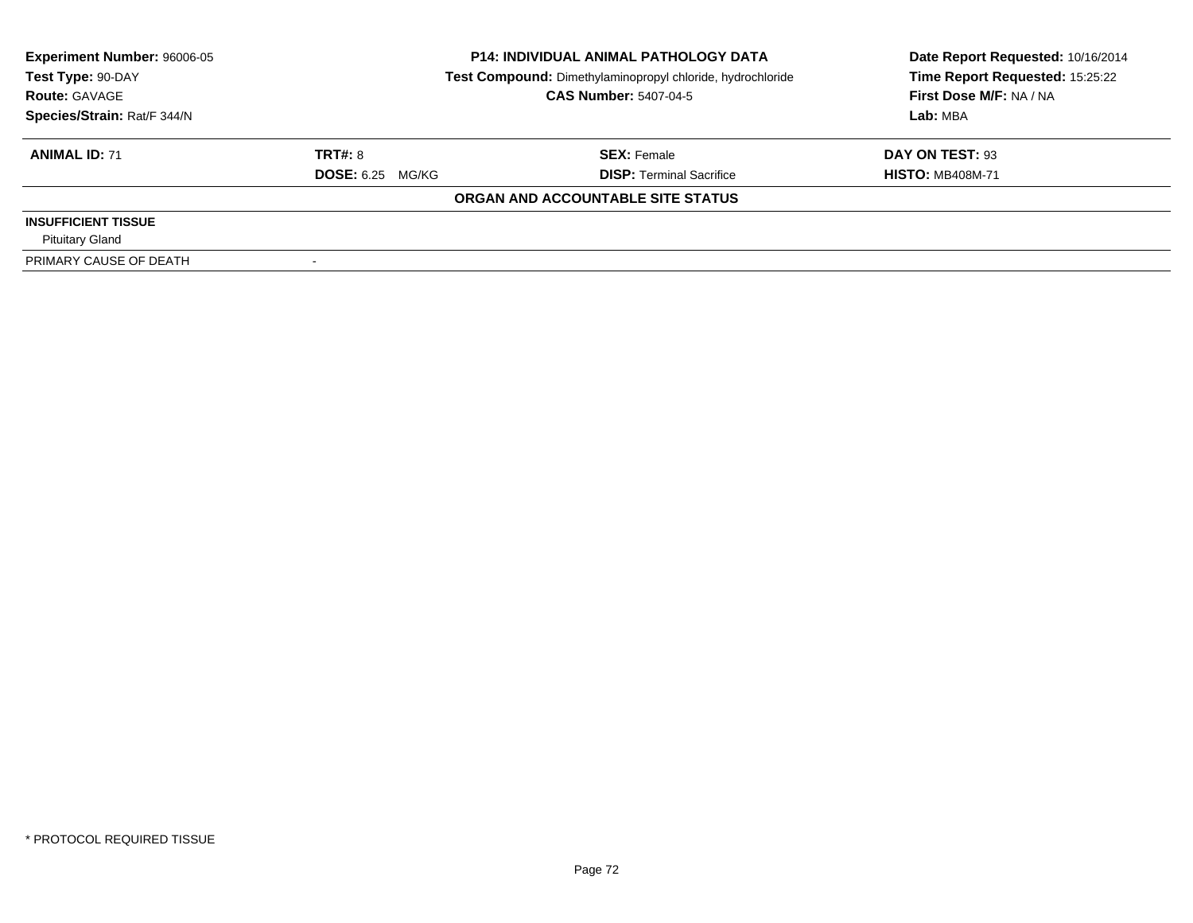**Experiment Number:** 96006-05
**Test Type:** 90-DAY
**Route:** GAVAGE
**Species/Strain:** Rat/F 344/N

**P14: INDIVIDUAL ANIMAL PATHOLOGY DATA**
**Test Compound:** Dimethylaminopropyl chloride, hydrochloride
**CAS Number:** 5407-04-5

**Date Report Requested:** 10/16/2014
**Time Report Requested:** 15:25:22
**First Dose M/F:** NA / NA
**Lab:** MBA

| **ANIMAL ID:** 71 | **TRT#:** 8 | **SEX:** Female | **DAY ON TEST:** 93 |
|---|---|---|---|
| | **DOSE:** 6.25 MG/KG | **DISP:** Terminal Sacrifice | **HISTO:** MB408M-71 |

**ORGAN AND ACCOUNTABLE SITE STATUS**

| | |
|---|---|
| **INSUFFICIENT TISSUE** | |
| Pituitary Gland | |
| PRIMARY CAUSE OF DEATH | - |

\* PROTOCOL REQUIRED TISSUE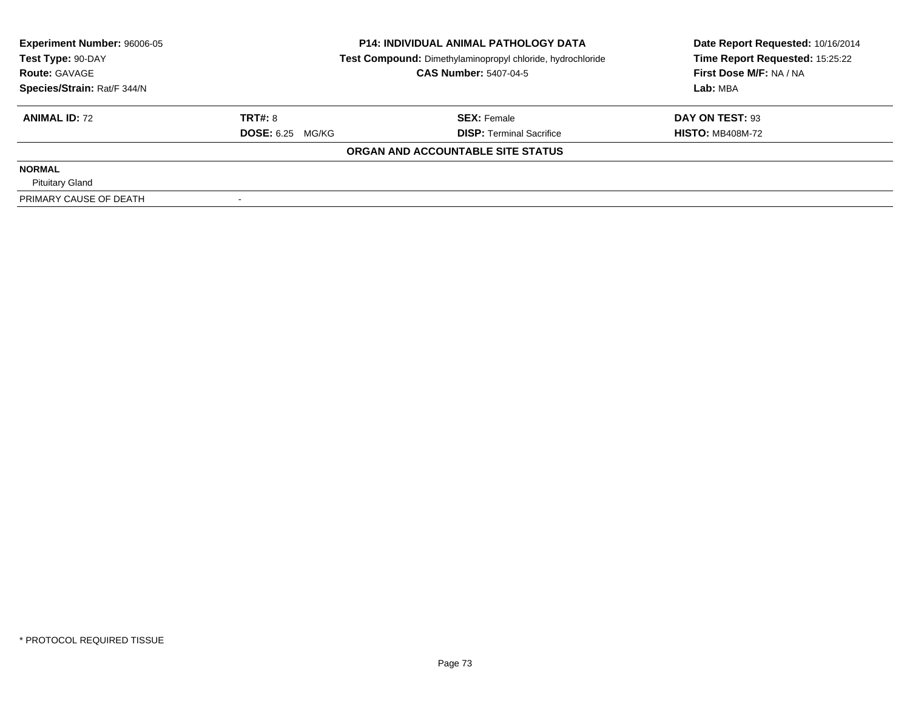| **Experiment Number:** 96006-05 | **P14: INDIVIDUAL ANIMAL PATHOLOGY DATA** | **Date Report Requested:** 10/16/2014 |
|---|---|---|
| **Test Type:** 90-DAY | **Test Compound:** Dimethylaminopropyl chloride, hydrochloride | **Time Report Requested:** 15:25:22 |
| **Route:** GAVAGE | **CAS Number:** 5407-04-5 | **First Dose M/F:** NA / NA |
| **Species/Strain:** Rat/F 344/N | | **Lab:** MBA |

| **ANIMAL ID:** 72 | **TRT#:** 8 | **SEX:** Female | **DAY ON TEST:** 93 |
|---|---|---|---|
| | **DOSE:** 6.25 MG/KG | **DISP:** Terminal Sacrifice | **HISTO:** MB408M-72 |

**ORGAN AND ACCOUNTABLE SITE STATUS**

| | |
|---|---|
| **NORMAL** | |
| Pituitary Gland | |
| PRIMARY CAUSE OF DEATH | - |

* PROTOCOL REQUIRED TISSUE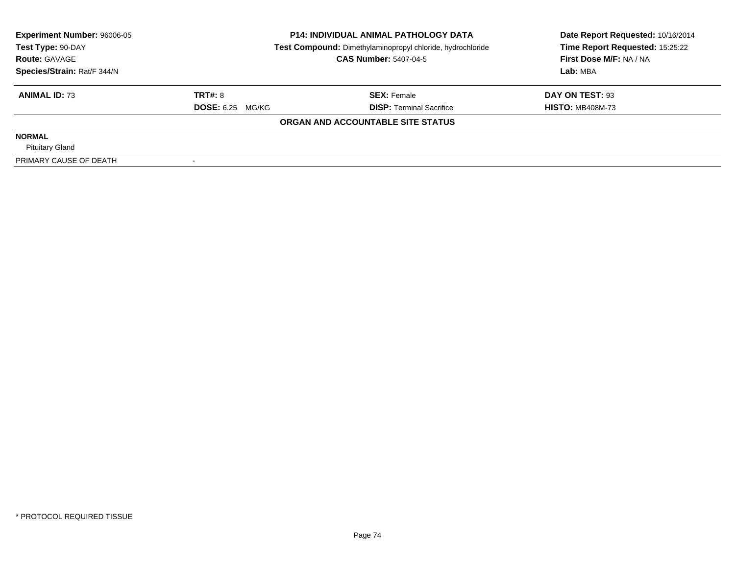| **Experiment Number:** 96006-05 | **P14: INDIVIDUAL ANIMAL PATHOLOGY DATA** | **Date Report Requested:** 10/16/2014 |
|---|---|---|
| **Test Type:** 90-DAY | **Test Compound:** Dimethylaminopropyl chloride, hydrochloride | **Time Report Requested:** 15:25:22 |
| **Route:** GAVAGE | **CAS Number:** 5407-04-5 | **First Dose M/F:** NA / NA |
| **Species/Strain:** Rat/F 344/N | | **Lab:** MBA |

| **ANIMAL ID:** 73 | **TRT#:** 8 | **SEX:** Female | **DAY ON TEST:** 93 |
|---|---|---|---|
| | **DOSE:** 6.25 MG/KG | **DISP:** Terminal Sacrifice | **HISTO:** MB408M-73 |

**ORGAN AND ACCOUNTABLE SITE STATUS**

| | |
|---|---|
| **NORMAL** | |
| Pituitary Gland | |
| PRIMARY CAUSE OF DEATH | - |

* PROTOCOL REQUIRED TISSUE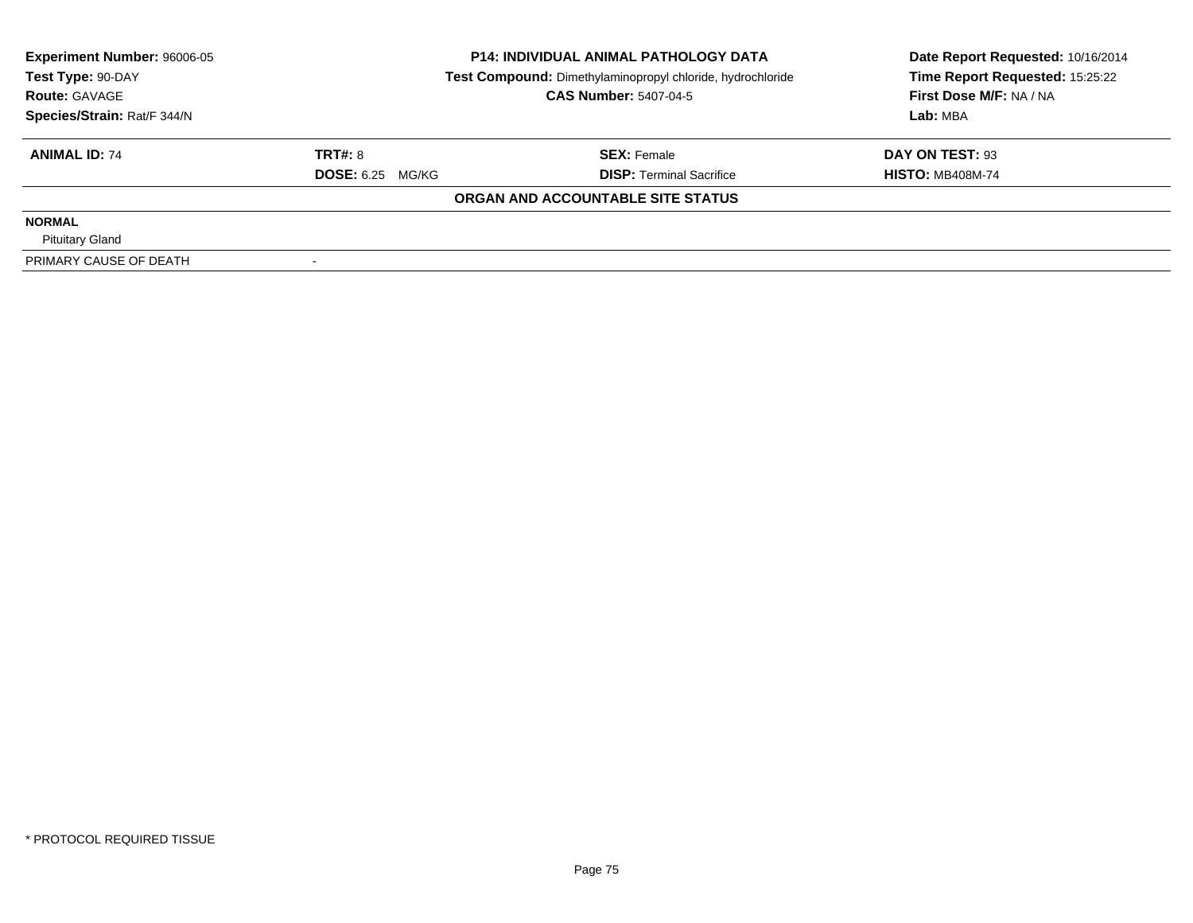| Experiment Number: 96006-05 | P14: INDIVIDUAL ANIMAL PATHOLOGY DATA | Date Report Requested: 10/16/2014 |
|---|---|---|
| Test Type: 90-DAY | Test Compound: Dimethylaminopropyl chloride, hydrochloride | Time Report Requested: 15:25:22 |
| Route: GAVAGE | CAS Number: 5407-04-5 | First Dose M/F: NA / NA |
| Species/Strain: Rat/F 344/N | | Lab: MBA |

| ANIMAL ID: 74 | TRT#: 8 | SEX: Female | DAY ON TEST: 93 |
|---|---|---|---|
| | DOSE: 6.25 MG/KG | DISP: Terminal Sacrifice | HISTO: MB408M-74 |

**ORGAN AND ACCOUNTABLE SITE STATUS**

| | |
|---|---|
| **NORMAL** | |
| Pituitary Gland | |
| PRIMARY CAUSE OF DEATH | - |

\* PROTOCOL REQUIRED TISSUE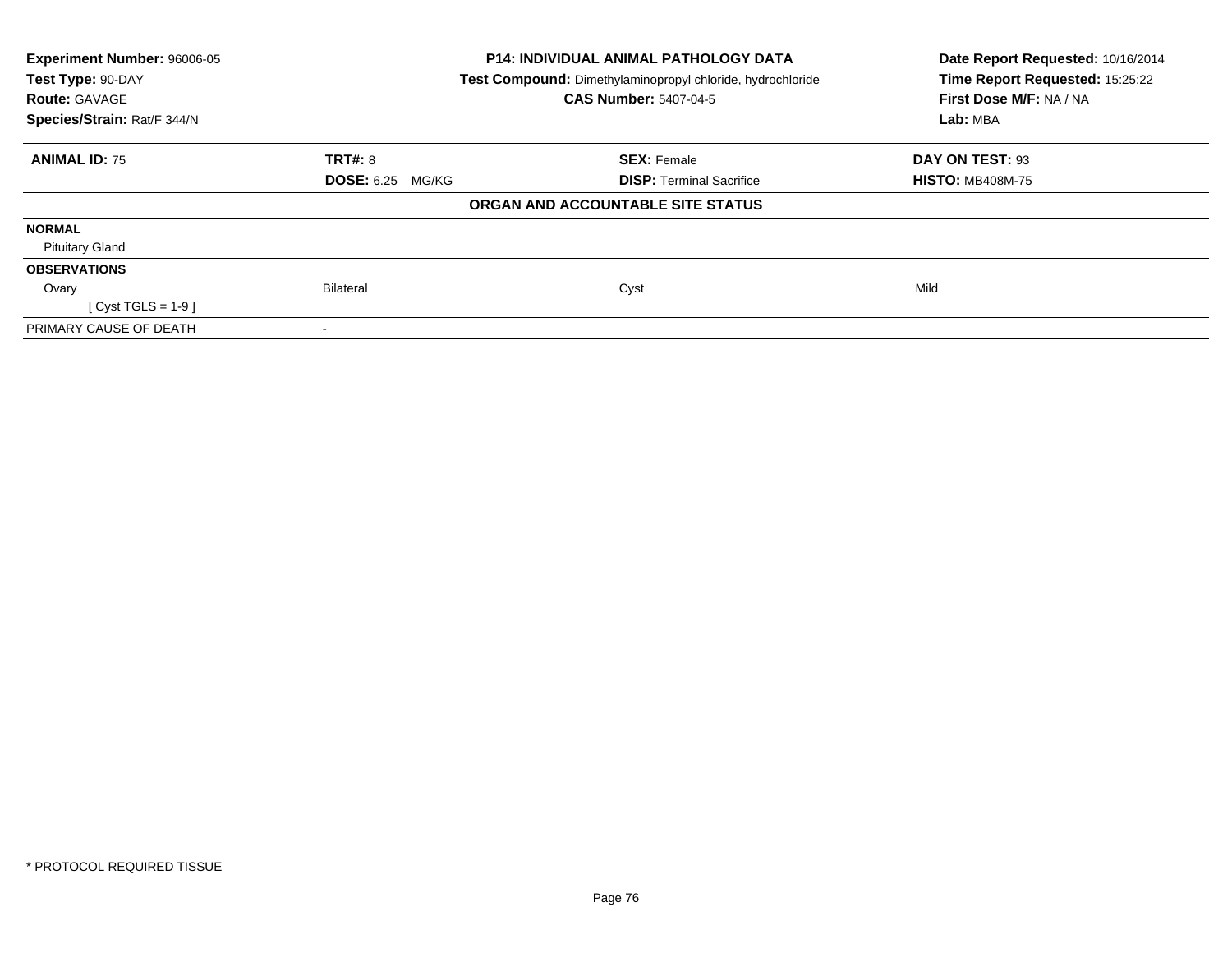| Experiment Number: 96006-05 | P14: INDIVIDUAL ANIMAL PATHOLOGY DATA | Date Report Requested: 10/16/2014 |
|---|---|---|
| Test Type: 90-DAY | Test Compound: Dimethylaminopropyl chloride, hydrochloride | Time Report Requested: 15:25:22 |
| Route: GAVAGE | CAS Number: 5407-04-5 | First Dose M/F: NA / NA |
| Species/Strain: Rat/F 344/N | | Lab: MBA |

| ANIMAL ID: 75 | TRT#: 8 | SEX: Female | DAY ON TEST: 93 |
|---|---|---|---|
| | DOSE: 6.25 MG/KG | DISP: Terminal Sacrifice | HISTO: MB408M-75 |

**ORGAN AND ACCOUNTABLE SITE STATUS**

| | | | |
|---|---|---|---|
| **NORMAL** | | | |
| Pituitary Gland | | | |
| **OBSERVATIONS** | | | |
| Ovary | Bilateral | Cyst | Mild |
| [ Cyst TGLS = 1-9 ] | | | |
| PRIMARY CAUSE OF DEATH | - | | |

* PROTOCOL REQUIRED TISSUE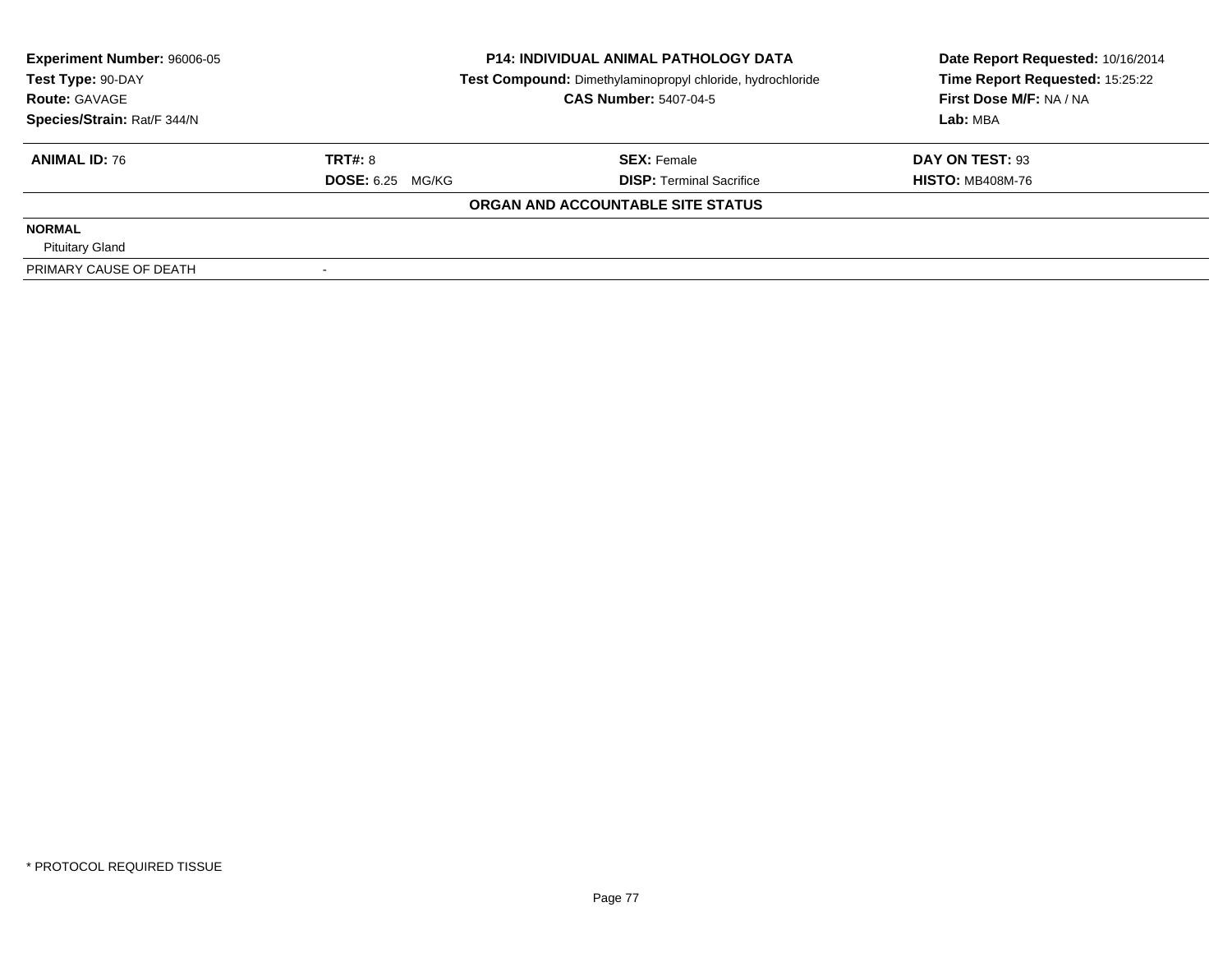**Experiment Number:** 96006-05
**Test Type:** 90-DAY
**Route:** GAVAGE
**Species/Strain:** Rat/F 344/N

**P14: INDIVIDUAL ANIMAL PATHOLOGY DATA**
**Test Compound:** Dimethylaminopropyl chloride, hydrochloride
**CAS Number:** 5407-04-5

**Date Report Requested:** 10/16/2014
**Time Report Requested:** 15:25:22
**First Dose M/F:** NA / NA
**Lab:** MBA

| **ANIMAL ID:** 76 | **TRT#:** 8 | **SEX:** Female | **DAY ON TEST:** 93 |
|---|---|---|---|
| | **DOSE:** 6.25 MG/KG | **DISP:** Terminal Sacrifice | **HISTO:** MB408M-76 |

**ORGAN AND ACCOUNTABLE SITE STATUS**

| | |
|---|---|
| **NORMAL** | |
| Pituitary Gland | |
| PRIMARY CAUSE OF DEATH | - |

\* PROTOCOL REQUIRED TISSUE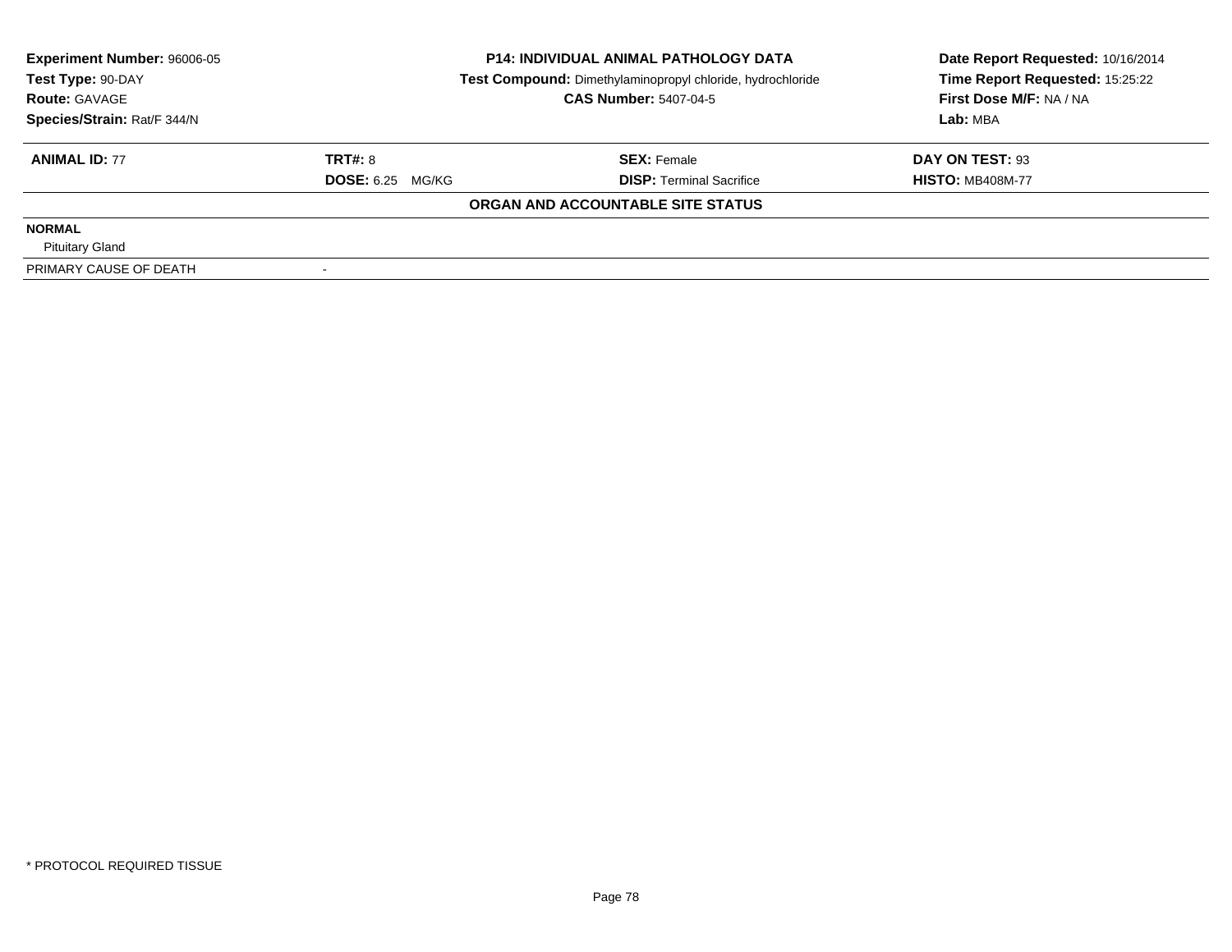**Experiment Number:** 96006-05
**Test Type:** 90-DAY
**Route:** GAVAGE
**Species/Strain:** Rat/F 344/N

**P14: INDIVIDUAL ANIMAL PATHOLOGY DATA**
**Test Compound:** Dimethylaminopropyl chloride, hydrochloride
**CAS Number:** 5407-04-5

**Date Report Requested:** 10/16/2014
**Time Report Requested:** 15:25:22
**First Dose M/F:** NA / NA
**Lab:** MBA

| **ANIMAL ID:** 77 | **TRT#:** 8 | **SEX:** Female | **DAY ON TEST:** 93 |
|---|---|---|---|
| | **DOSE:** 6.25 MG/KG | **DISP:** Terminal Sacrifice | **HISTO:** MB408M-77 |

**ORGAN AND ACCOUNTABLE SITE STATUS**

| | |
|---|---|
| **NORMAL** | |
| Pituitary Gland | |
| PRIMARY CAUSE OF DEATH | - |

\* PROTOCOL REQUIRED TISSUE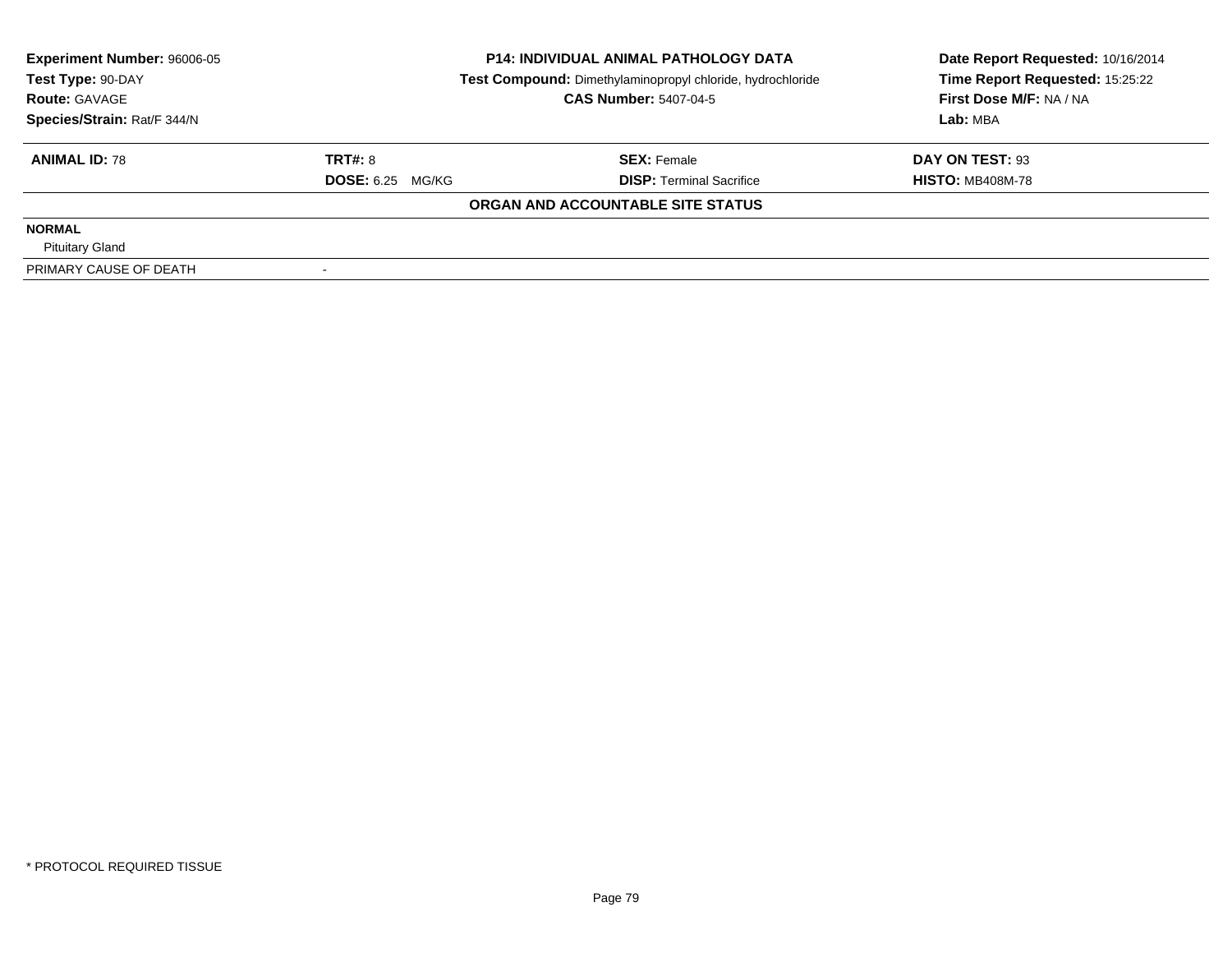| Experiment Number: 96006-05 | P14: INDIVIDUAL ANIMAL PATHOLOGY DATA | Date Report Requested: 10/16/2014 |
|---|---|---|
| Test Type: 90-DAY | Test Compound: Dimethylaminopropyl chloride, hydrochloride | Time Report Requested: 15:25:22 |
| Route: GAVAGE | CAS Number: 5407-04-5 | First Dose M/F: NA / NA |
| Species/Strain: Rat/F 344/N | | Lab: MBA |

| ANIMAL ID: 78 | TRT#: 8 | SEX: Female | DAY ON TEST: 93 |
|---|---|---|---|
| | DOSE: 6.25 MG/KG | DISP: Terminal Sacrifice | HISTO: MB408M-78 |

**ORGAN AND ACCOUNTABLE SITE STATUS**

| | |
|---|---|
| **NORMAL** | |
| Pituitary Gland | |
| PRIMARY CAUSE OF DEATH | - |

\* PROTOCOL REQUIRED TISSUE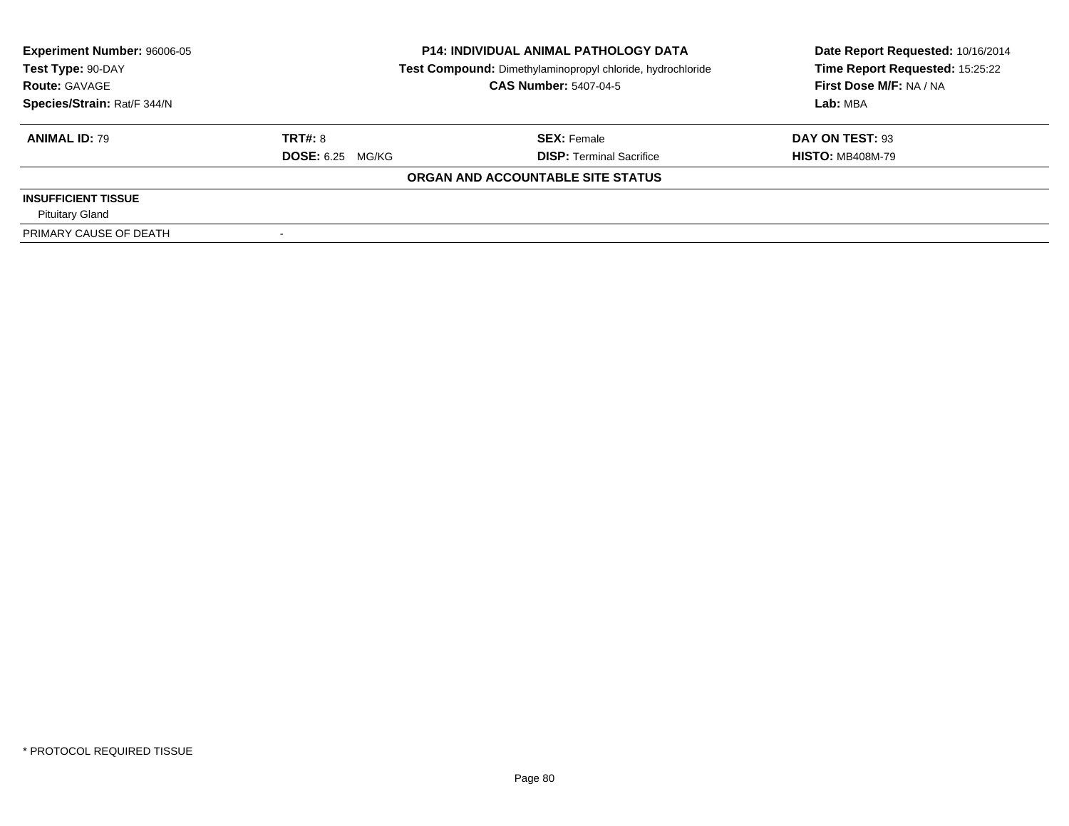| Experiment Number: 96006-05 | P14: INDIVIDUAL ANIMAL PATHOLOGY DATA | Date Report Requested: 10/16/2014 |
|---|---|---|
| Test Type: 90-DAY | Test Compound: Dimethylaminopropyl chloride, hydrochloride | Time Report Requested: 15:25:22 |
| Route: GAVAGE | CAS Number: 5407-04-5 | First Dose M/F: NA / NA |
| Species/Strain: Rat/F 344/N | | Lab: MBA |

| **ANIMAL ID:** 79 | **TRT#:** 8 | **SEX:** Female | **DAY ON TEST:** 93 |
|---|---|---|---|
| | **DOSE:** 6.25 MG/KG | **DISP:** Terminal Sacrifice | **HISTO:** MB408M-79 |

**ORGAN AND ACCOUNTABLE SITE STATUS**

| | |
|---|---|
| **INSUFFICIENT TISSUE** | |
| Pituitary Gland | |
| PRIMARY CAUSE OF DEATH | - |

\* PROTOCOL REQUIRED TISSUE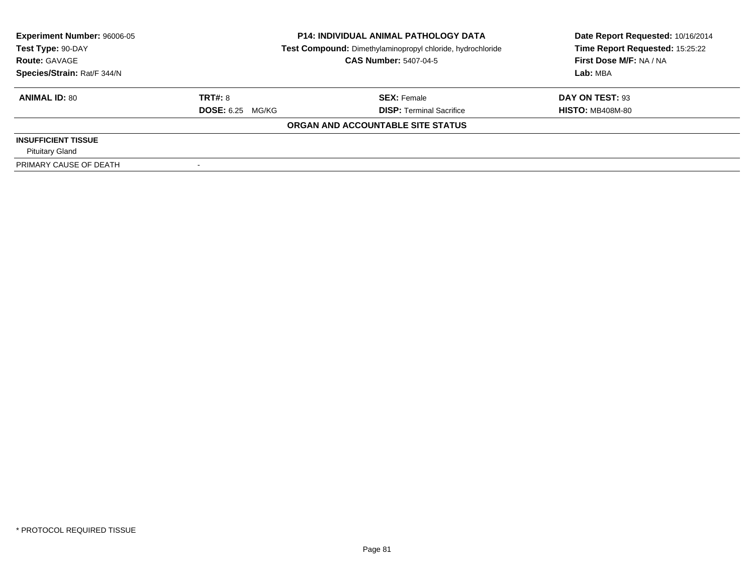| **Experiment Number:** 96006-05 | **P14: INDIVIDUAL ANIMAL PATHOLOGY DATA** | **Date Report Requested:** 10/16/2014 |
|---|---|---|
| **Test Type:** 90-DAY | **Test Compound:** Dimethylaminopropyl chloride, hydrochloride | **Time Report Requested:** 15:25:22 |
| **Route:** GAVAGE | **CAS Number:** 5407-04-5 | **First Dose M/F:** NA / NA |
| **Species/Strain:** Rat/F 344/N | | **Lab:** MBA |

| **ANIMAL ID:** 80 | **TRT#:** 8 | **SEX:** Female | **DAY ON TEST:** 93 |
|---|---|---|---|
| | **DOSE:** 6.25 MG/KG | **DISP:** Terminal Sacrifice | **HISTO:** MB408M-80 |

**ORGAN AND ACCOUNTABLE SITE STATUS**

| | |
|---|---|
| **INSUFFICIENT TISSUE** | |
| Pituitary Gland | |
| PRIMARY CAUSE OF DEATH | - |

* PROTOCOL REQUIRED TISSUE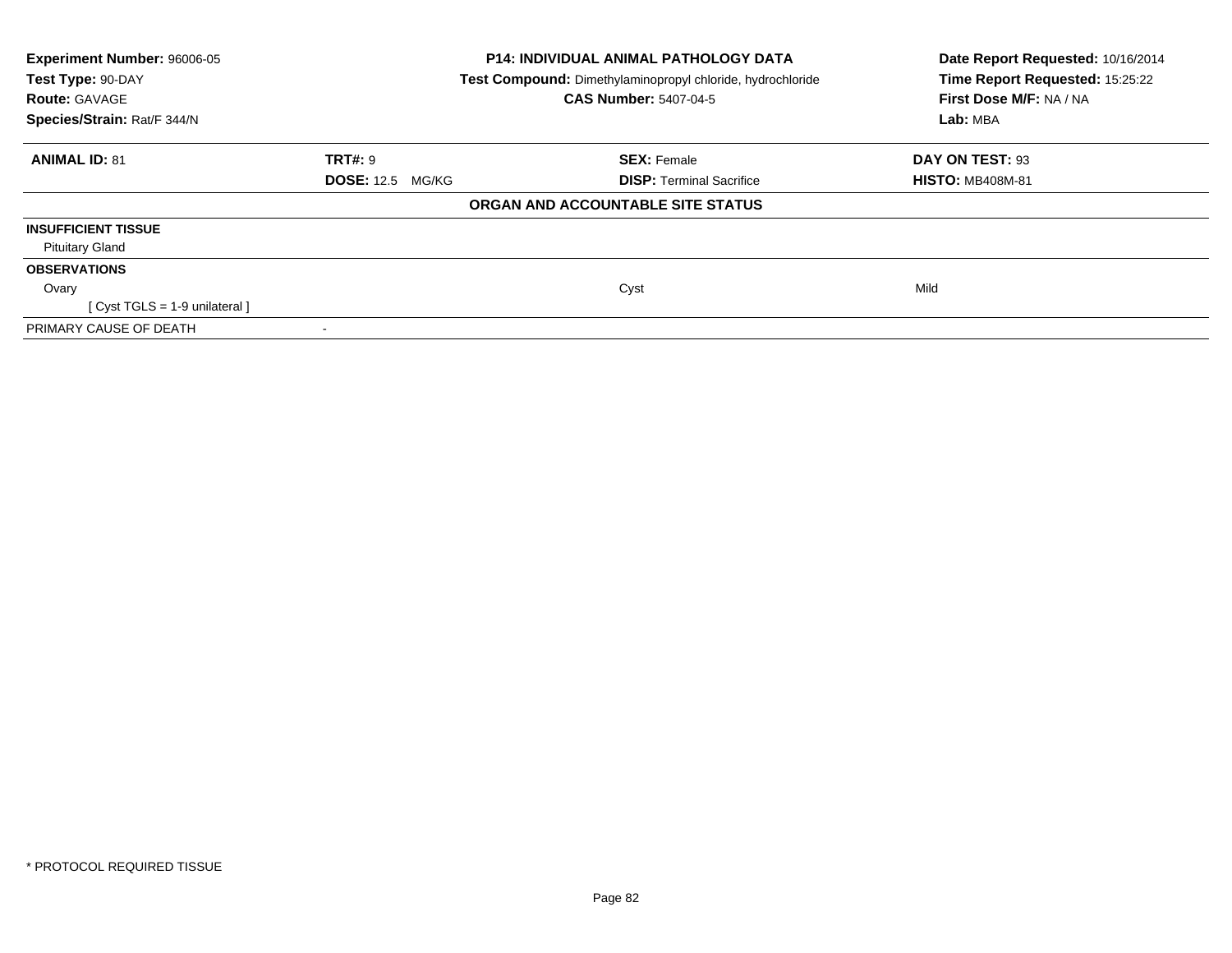| Experiment Number: 96006-05 | P14: INDIVIDUAL ANIMAL PATHOLOGY DATA | Date Report Requested: 10/16/2014 |
|---|---|---|
| Test Type: 90-DAY | Test Compound: Dimethylaminopropyl chloride, hydrochloride | Time Report Requested: 15:25:22 |
| Route: GAVAGE | CAS Number: 5407-04-5 | First Dose M/F: NA / NA |
| Species/Strain: Rat/F 344/N | | Lab: MBA |

| ANIMAL ID: 81 | TRT#: 9 | SEX: Female | DAY ON TEST: 93 |
|---|---|---|---|
| | DOSE: 12.5 MG/KG | DISP: Terminal Sacrifice | HISTO: MB408M-81 |

**ORGAN AND ACCOUNTABLE SITE STATUS**

| | | | |
|---|---|---|---|
| **INSUFFICIENT TISSUE** | | | |
| Pituitary Gland | | | |
| **OBSERVATIONS** | | | |
| Ovary | | Cyst | Mild |
| [ Cyst TGLS = 1-9 unilateral ] | | | |
| PRIMARY CAUSE OF DEATH | - | | |

* PROTOCOL REQUIRED TISSUE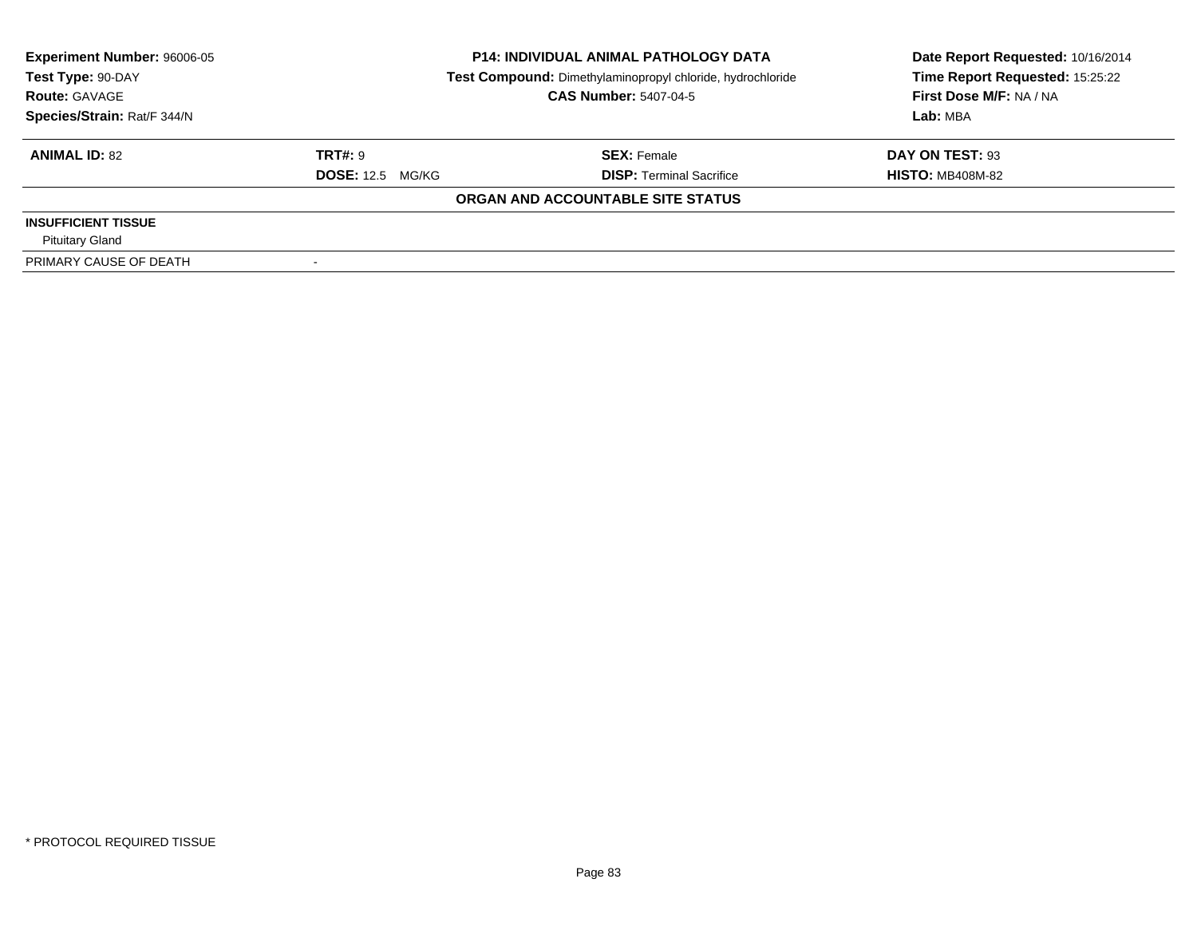| **Experiment Number:** 96006-05 | **P14: INDIVIDUAL ANIMAL PATHOLOGY DATA** | **Date Report Requested:** 10/16/2014 |
|---|---|---|
| **Test Type:** 90-DAY | **Test Compound:** Dimethylaminopropyl chloride, hydrochloride | **Time Report Requested:** 15:25:22 |
| **Route:** GAVAGE | **CAS Number:** 5407-04-5 | **First Dose M/F:** NA / NA |
| **Species/Strain:** Rat/F 344/N | | **Lab:** MBA |

| **ANIMAL ID:** 82 | **TRT#:** 9 | **SEX:** Female | **DAY ON TEST:** 93 |
|---|---|---|---|
| | **DOSE:** 12.5 MG/KG | **DISP:** Terminal Sacrifice | **HISTO:** MB408M-82 |

**ORGAN AND ACCOUNTABLE SITE STATUS**

| | |
|---|---|
| **INSUFFICIENT TISSUE** | |
| Pituitary Gland | |
| PRIMARY CAUSE OF DEATH | - |

\* PROTOCOL REQUIRED TISSUE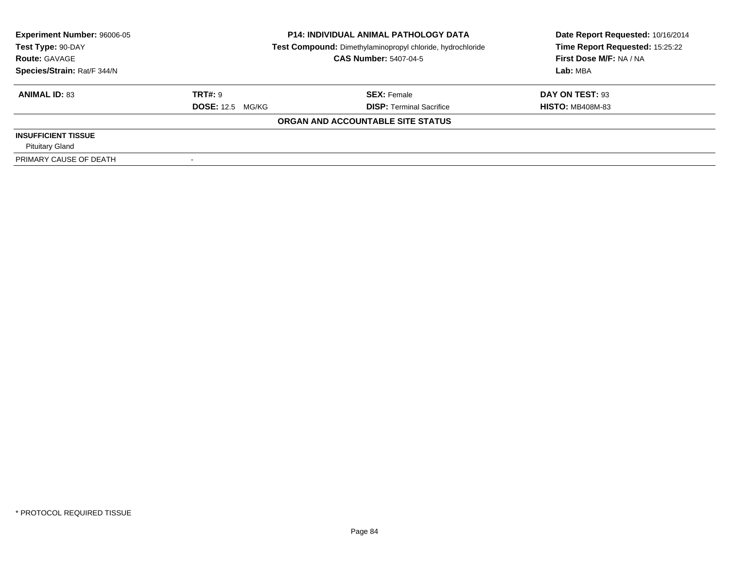**Experiment Number:** 96006-05
**Test Type:** 90-DAY
**Route:** GAVAGE
**Species/Strain:** Rat/F 344/N

## P14: INDIVIDUAL ANIMAL PATHOLOGY DATA

**Test Compound:** Dimethylaminopropyl chloride, hydrochloride
**CAS Number:** 5407-04-5

**Date Report Requested:** 10/16/2014
**Time Report Requested:** 15:25:22
**First Dose M/F:** NA / NA
**Lab:** MBA

| **ANIMAL ID:** 83 | **TRT#:** 9 | **SEX:** Female | **DAY ON TEST:** 93 |
|---|---|---|---|
| | **DOSE:** 12.5 MG/KG | **DISP:** Terminal Sacrifice | **HISTO:** MB408M-83 |

### ORGAN AND ACCOUNTABLE SITE STATUS

**INSUFFICIENT TISSUE**

Pituitary Gland

PRIMARY CAUSE OF DEATH -

* PROTOCOL REQUIRED TISSUE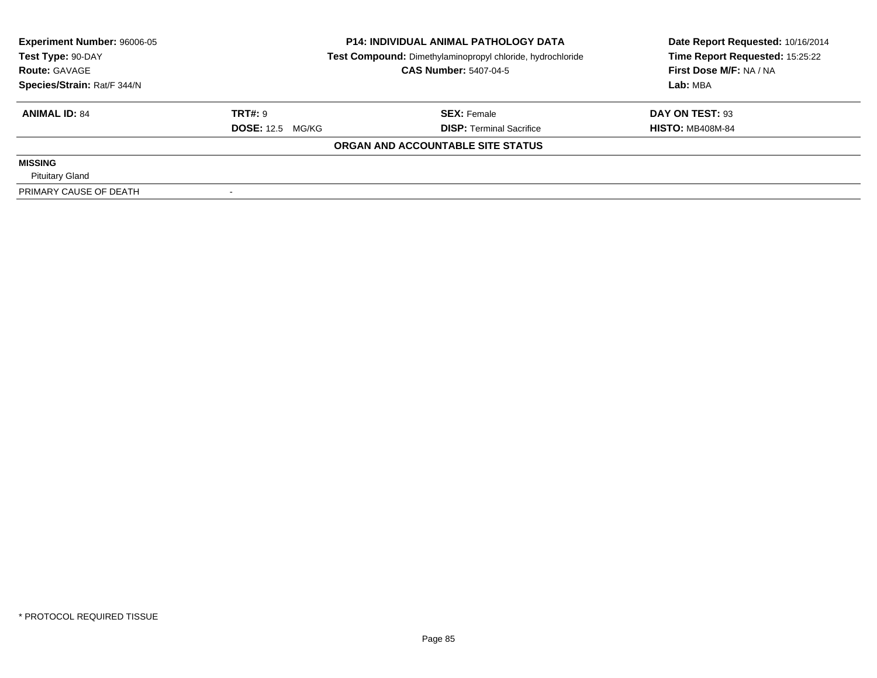| **Experiment Number:** 96006-05 | **P14: INDIVIDUAL ANIMAL PATHOLOGY DATA** | **Date Report Requested:** 10/16/2014 |
|---|---|---|
| **Test Type:** 90-DAY | **Test Compound:** Dimethylaminopropyl chloride, hydrochloride | **Time Report Requested:** 15:25:22 |
| **Route:** GAVAGE | **CAS Number:** 5407-04-5 | **First Dose M/F:** NA / NA |
| **Species/Strain:** Rat/F 344/N | | **Lab:** MBA |

| **ANIMAL ID:** 84 | **TRT#:** 9 | **SEX:** Female | **DAY ON TEST:** 93 |
|---|---|---|---|
| | **DOSE:** 12.5 MG/KG | **DISP:** Terminal Sacrifice | **HISTO:** MB408M-84 |

**ORGAN AND ACCOUNTABLE SITE STATUS**

**MISSING**

Pituitary Gland

| PRIMARY CAUSE OF DEATH | - |
|---|---|

\* PROTOCOL REQUIRED TISSUE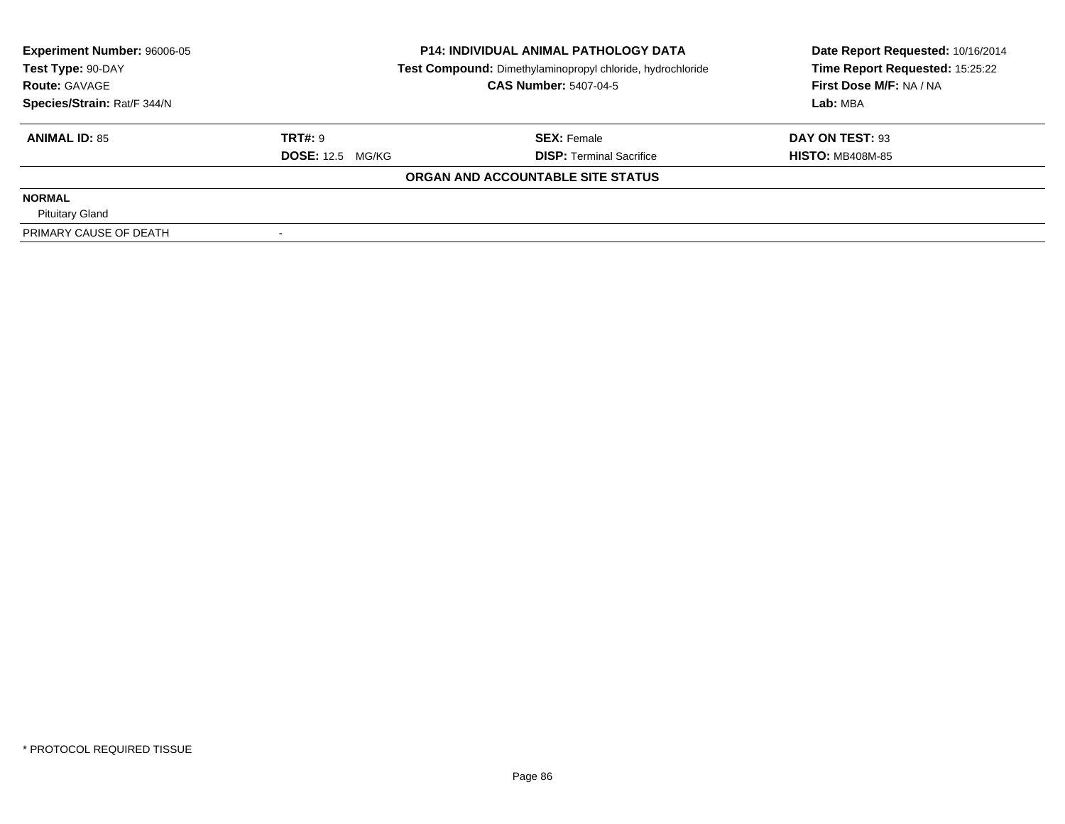**Experiment Number:** 96006-05
**Test Type:** 90-DAY
**Route:** GAVAGE
**Species/Strain:** Rat/F 344/N

**P14: INDIVIDUAL ANIMAL PATHOLOGY DATA**
**Test Compound:** Dimethylaminopropyl chloride, hydrochloride
**CAS Number:** 5407-04-5

**Date Report Requested:** 10/16/2014
**Time Report Requested:** 15:25:22
**First Dose M/F:** NA / NA
**Lab:** MBA

| **ANIMAL ID:** 85 | **TRT#:** 9 | **SEX:** Female | **DAY ON TEST:** 93 |
|---|---|---|---|
| | **DOSE:** 12.5 MG/KG | **DISP:** Terminal Sacrifice | **HISTO:** MB408M-85 |

**ORGAN AND ACCOUNTABLE SITE STATUS**

**NORMAL**
Pituitary Gland

PRIMARY CAUSE OF DEATH -

* PROTOCOL REQUIRED TISSUE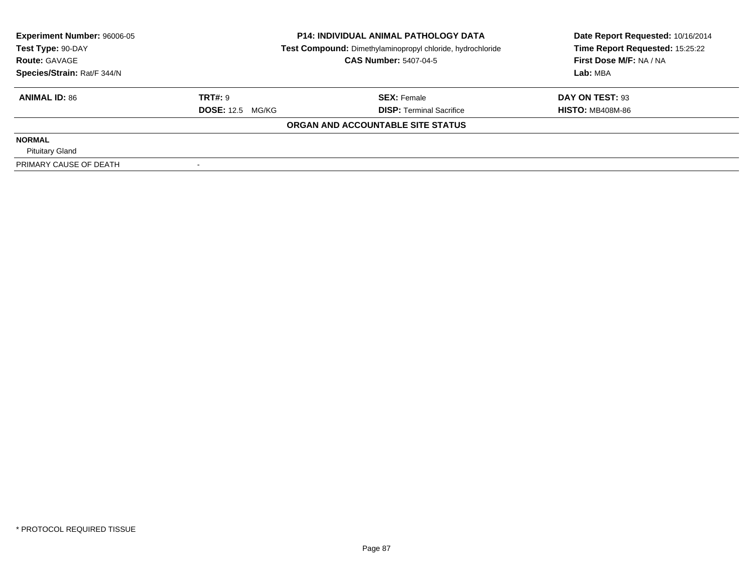| **Experiment Number:** 96006-05 | **P14: INDIVIDUAL ANIMAL PATHOLOGY DATA** | **Date Report Requested:** 10/16/2014 |
|---|---|---|
| **Test Type:** 90-DAY | **Test Compound:** Dimethylaminopropyl chloride, hydrochloride | **Time Report Requested:** 15:25:22 |
| **Route:** GAVAGE | **CAS Number:** 5407-04-5 | **First Dose M/F:** NA / NA |
| **Species/Strain:** Rat/F 344/N | | **Lab:** MBA |

| **ANIMAL ID:** 86 | **TRT#:** 9 | **SEX:** Female | **DAY ON TEST:** 93 |
|---|---|---|---|
| | **DOSE:** 12.5 MG/KG | **DISP:** Terminal Sacrifice | **HISTO:** MB408M-86 |

**ORGAN AND ACCOUNTABLE SITE STATUS**

| | |
|---|---|
| **NORMAL** | |
| Pituitary Gland | |
| PRIMARY CAUSE OF DEATH | - |

\* PROTOCOL REQUIRED TISSUE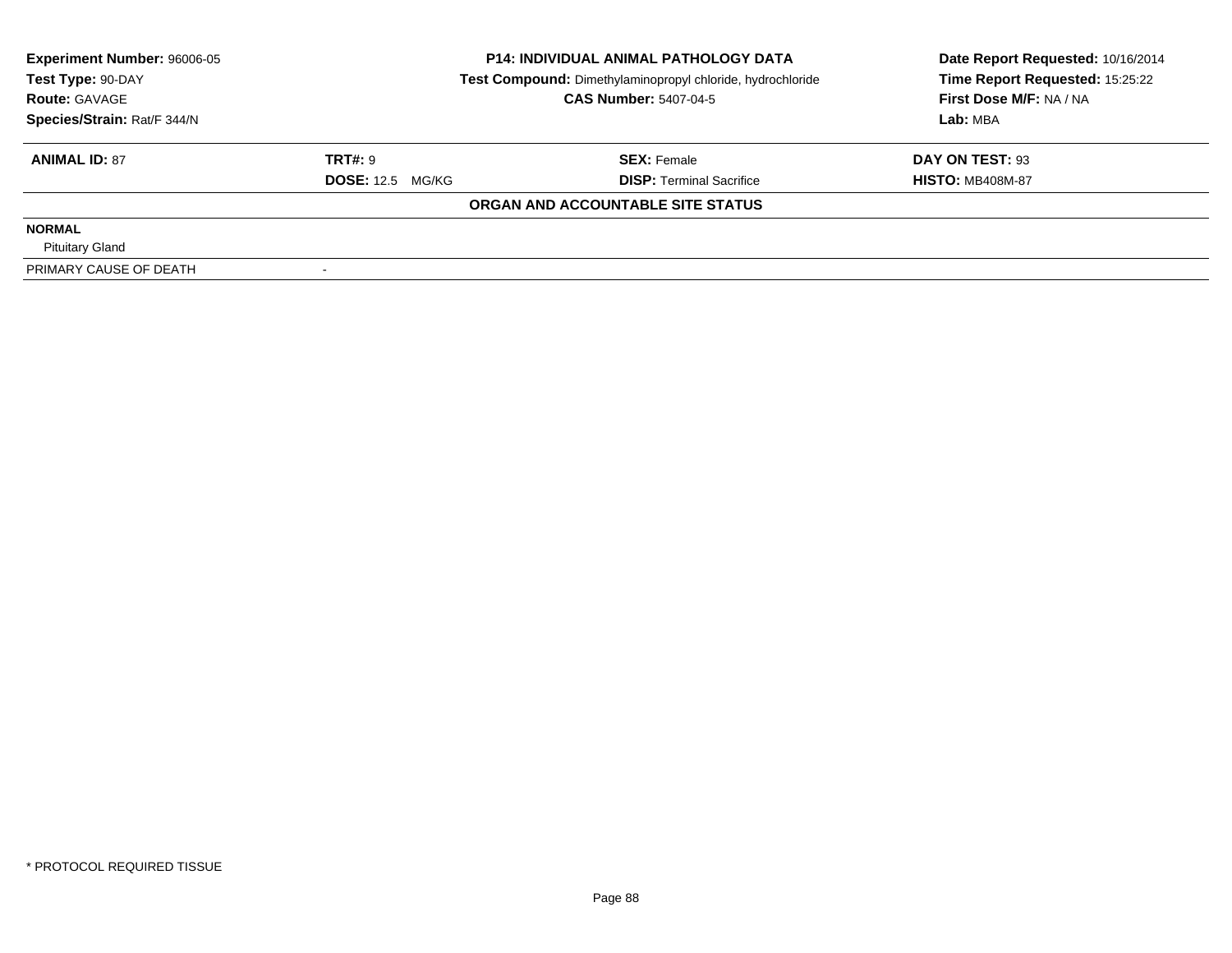**Experiment Number:** 96006-05
**Test Type:** 90-DAY
**Route:** GAVAGE
**Species/Strain:** Rat/F 344/N

**P14: INDIVIDUAL ANIMAL PATHOLOGY DATA**
**Test Compound:** Dimethylaminopropyl chloride, hydrochloride
**CAS Number:** 5407-04-5

**Date Report Requested:** 10/16/2014
**Time Report Requested:** 15:25:22
**First Dose M/F:** NA / NA
**Lab:** MBA

| **ANIMAL ID:** 87 | **TRT#:** 9 | **SEX:** Female | **DAY ON TEST:** 93 |
|---|---|---|---|
| | **DOSE:** 12.5 MG/KG | **DISP:** Terminal Sacrifice | **HISTO:** MB408M-87 |

**ORGAN AND ACCOUNTABLE SITE STATUS**

**NORMAL**
Pituitary Gland

PRIMARY CAUSE OF DEATH -

* PROTOCOL REQUIRED TISSUE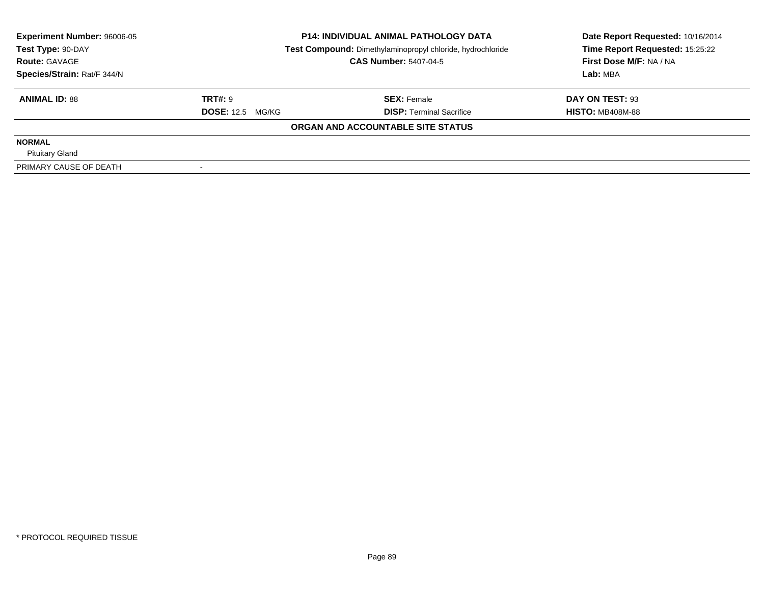**Experiment Number:** 96006-05
**Test Type:** 90-DAY
**Route:** GAVAGE
**Species/Strain:** Rat/F 344/N

**P14: INDIVIDUAL ANIMAL PATHOLOGY DATA**
**Test Compound:** Dimethylaminopropyl chloride, hydrochloride
**CAS Number:** 5407-04-5

**Date Report Requested:** 10/16/2014
**Time Report Requested:** 15:25:22
**First Dose M/F:** NA / NA
**Lab:** MBA

| **ANIMAL ID:** 88 | **TRT#:** 9 | **SEX:** Female | **DAY ON TEST:** 93 |
|---|---|---|---|
| | **DOSE:** 12.5 MG/KG | **DISP:** Terminal Sacrifice | **HISTO:** MB408M-88 |

**ORGAN AND ACCOUNTABLE SITE STATUS**

| | |
|---|---|
| **NORMAL** | |
| Pituitary Gland | |
| PRIMARY CAUSE OF DEATH | - |

* PROTOCOL REQUIRED TISSUE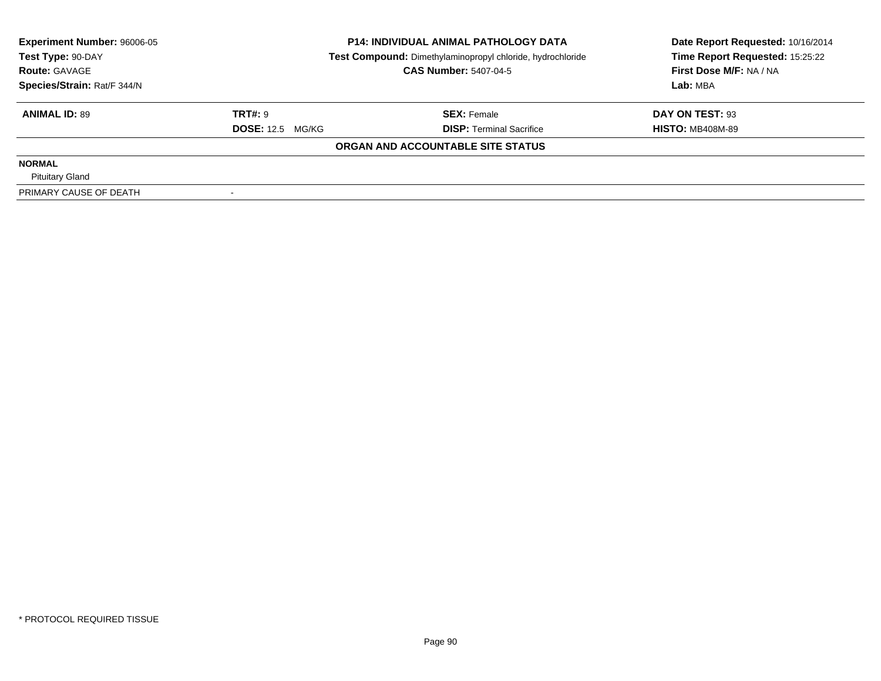| Experiment Number: 96006-05 | P14: INDIVIDUAL ANIMAL PATHOLOGY DATA | Date Report Requested: 10/16/2014 |
|---|---|---|
| Test Type: 90-DAY | Test Compound: Dimethylaminopropyl chloride, hydrochloride | Time Report Requested: 15:25:22 |
| Route: GAVAGE | CAS Number: 5407-04-5 | First Dose M/F: NA / NA |
| Species/Strain: Rat/F 344/N | | Lab: MBA |

| ANIMAL ID: 89 | TRT#: 9 | SEX: Female | DAY ON TEST: 93 |
|---|---|---|---|
| | DOSE: 12.5 MG/KG | DISP: Terminal Sacrifice | HISTO: MB408M-89 |

**ORGAN AND ACCOUNTABLE SITE STATUS**

| | |
|---|---|
| **NORMAL** | |
| Pituitary Gland | |
| PRIMARY CAUSE OF DEATH | - |

* PROTOCOL REQUIRED TISSUE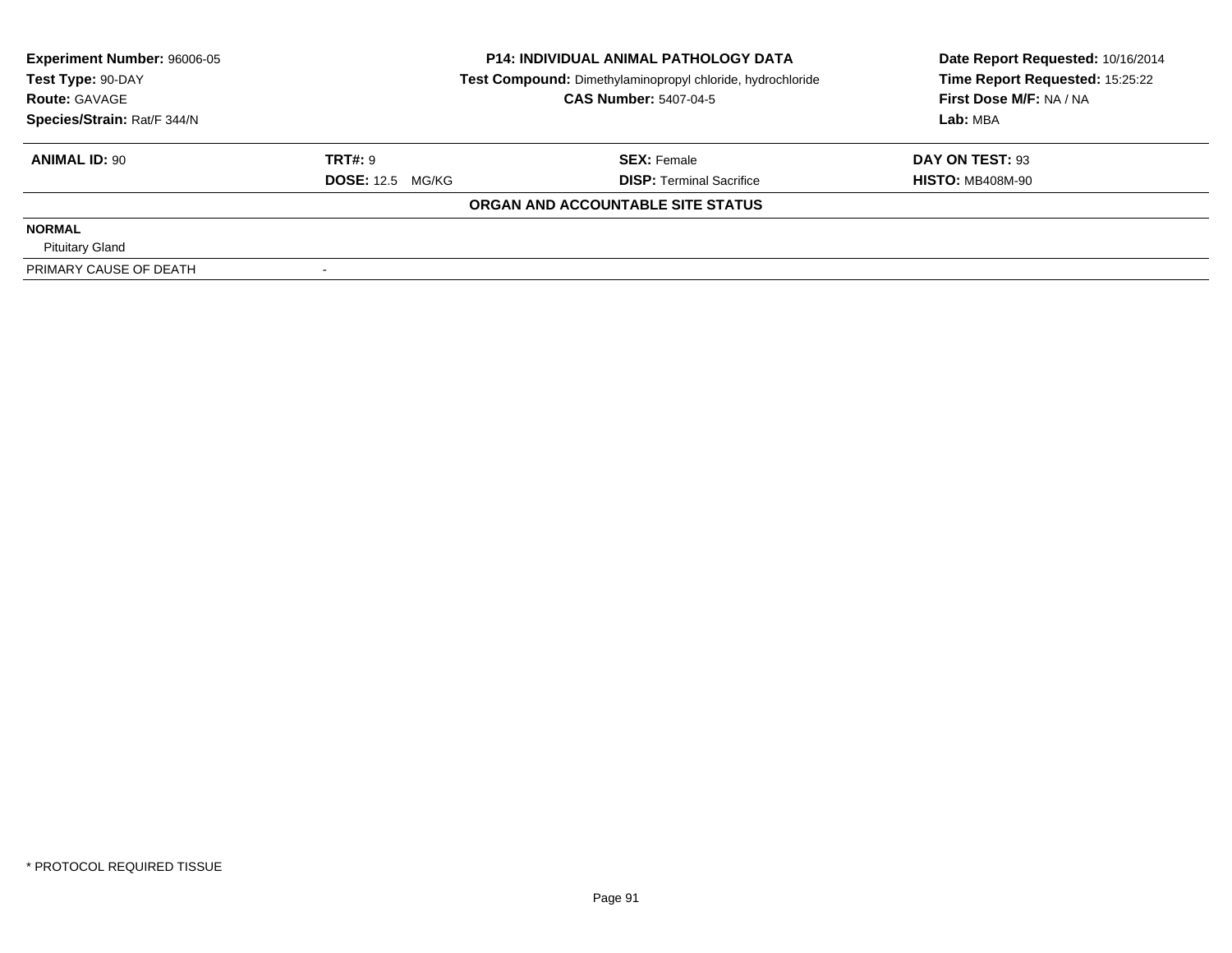**Experiment Number:** 96006-05
**Test Type:** 90-DAY
**Route:** GAVAGE
**Species/Strain:** Rat/F 344/N

**P14: INDIVIDUAL ANIMAL PATHOLOGY DATA**
**Test Compound:** Dimethylaminopropyl chloride, hydrochloride
**CAS Number:** 5407-04-5

**Date Report Requested:** 10/16/2014
**Time Report Requested:** 15:25:22
**First Dose M/F:** NA / NA
**Lab:** MBA

| **ANIMAL ID:** 90 | **TRT#:** 9 | **SEX:** Female | **DAY ON TEST:** 93 |
|---|---|---|---|
| | **DOSE:** 12.5 MG/KG | **DISP:** Terminal Sacrifice | **HISTO:** MB408M-90 |

**ORGAN AND ACCOUNTABLE SITE STATUS**

**NORMAL**
Pituitary Gland

PRIMARY CAUSE OF DEATH -

* PROTOCOL REQUIRED TISSUE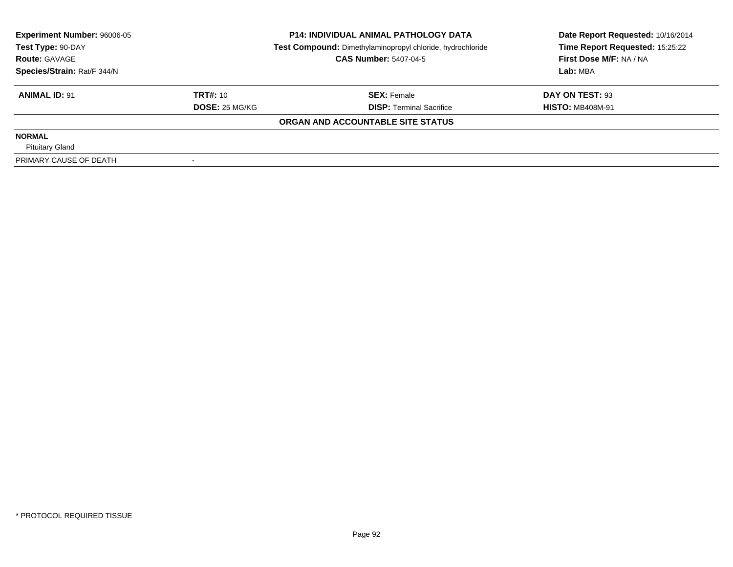**Experiment Number:** 96006-05
**Test Type:** 90-DAY
**Route:** GAVAGE
**Species/Strain:** Rat/F 344/N

**P14: INDIVIDUAL ANIMAL PATHOLOGY DATA**
**Test Compound:** Dimethylaminopropyl chloride, hydrochloride
**CAS Number:** 5407-04-5

**Date Report Requested:** 10/16/2014
**Time Report Requested:** 15:25:22
**First Dose M/F:** NA / NA
**Lab:** MBA

| **ANIMAL ID:** 91 | **TRT#:** 10 | **SEX:** Female | **DAY ON TEST:** 93 |
|---|---|---|---|
| | **DOSE:** 25 MG/KG | **DISP:** Terminal Sacrifice | **HISTO:** MB408M-91 |

**ORGAN AND ACCOUNTABLE SITE STATUS**

| | |
|---|---|
| **NORMAL** | |
| Pituitary Gland | |
| PRIMARY CAUSE OF DEATH | - |

\* PROTOCOL REQUIRED TISSUE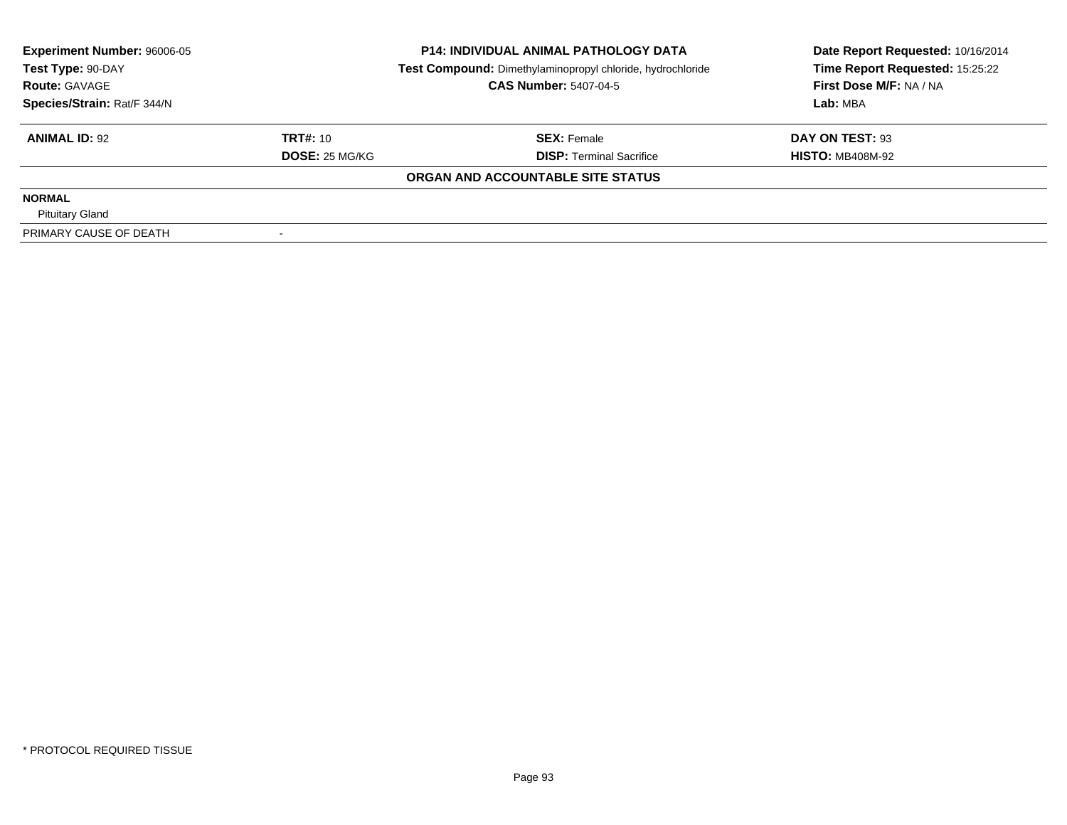| Experiment Number: 96006-05 | P14: INDIVIDUAL ANIMAL PATHOLOGY DATA | Date Report Requested: 10/16/2014 |
|---|---|---|
| Test Type: 90-DAY | Test Compound: Dimethylaminopropyl chloride, hydrochloride | Time Report Requested: 15:25:22 |
| Route: GAVAGE | CAS Number: 5407-04-5 | First Dose M/F: NA / NA |
| Species/Strain: Rat/F 344/N | | Lab: MBA |

| ANIMAL ID: 92 | TRT#: 10 | SEX: Female | DAY ON TEST: 93 |
|---|---|---|---|
| | DOSE: 25 MG/KG | DISP: Terminal Sacrifice | HISTO: MB408M-92 |

**ORGAN AND ACCOUNTABLE SITE STATUS**

**NORMAL**

Pituitary Gland

| PRIMARY CAUSE OF DEATH | - |
|---|---|

\* PROTOCOL REQUIRED TISSUE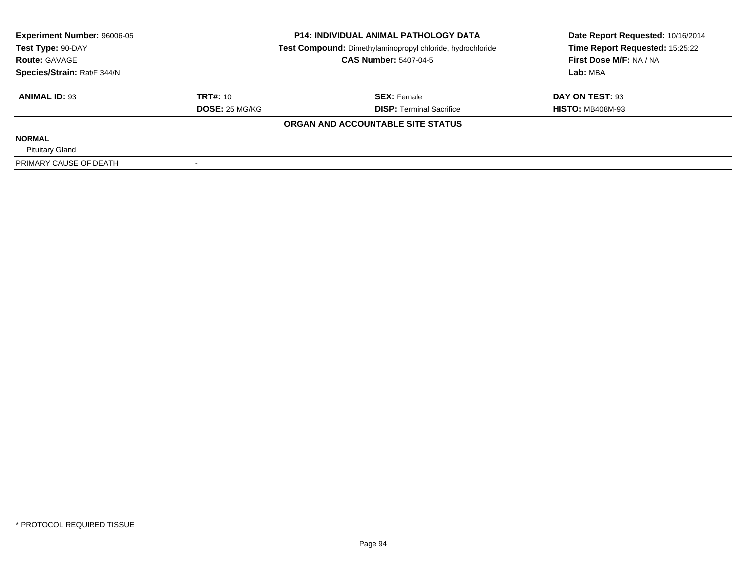**Experiment Number:** 96006-05
**Test Type:** 90-DAY
**Route:** GAVAGE
**Species/Strain:** Rat/F 344/N

**P14: INDIVIDUAL ANIMAL PATHOLOGY DATA**
**Test Compound:** Dimethylaminopropyl chloride, hydrochloride
**CAS Number:** 5407-04-5

**Date Report Requested:** 10/16/2014
**Time Report Requested:** 15:25:22
**First Dose M/F:** NA / NA
**Lab:** MBA

| **ANIMAL ID:** 93 | **TRT#:** 10 | **SEX:** Female | **DAY ON TEST:** 93 |
|---|---|---|---|
| | **DOSE:** 25 MG/KG | **DISP:** Terminal Sacrifice | **HISTO:** MB408M-93 |

**ORGAN AND ACCOUNTABLE SITE STATUS**

**NORMAL**
Pituitary Gland

PRIMARY CAUSE OF DEATH -

* PROTOCOL REQUIRED TISSUE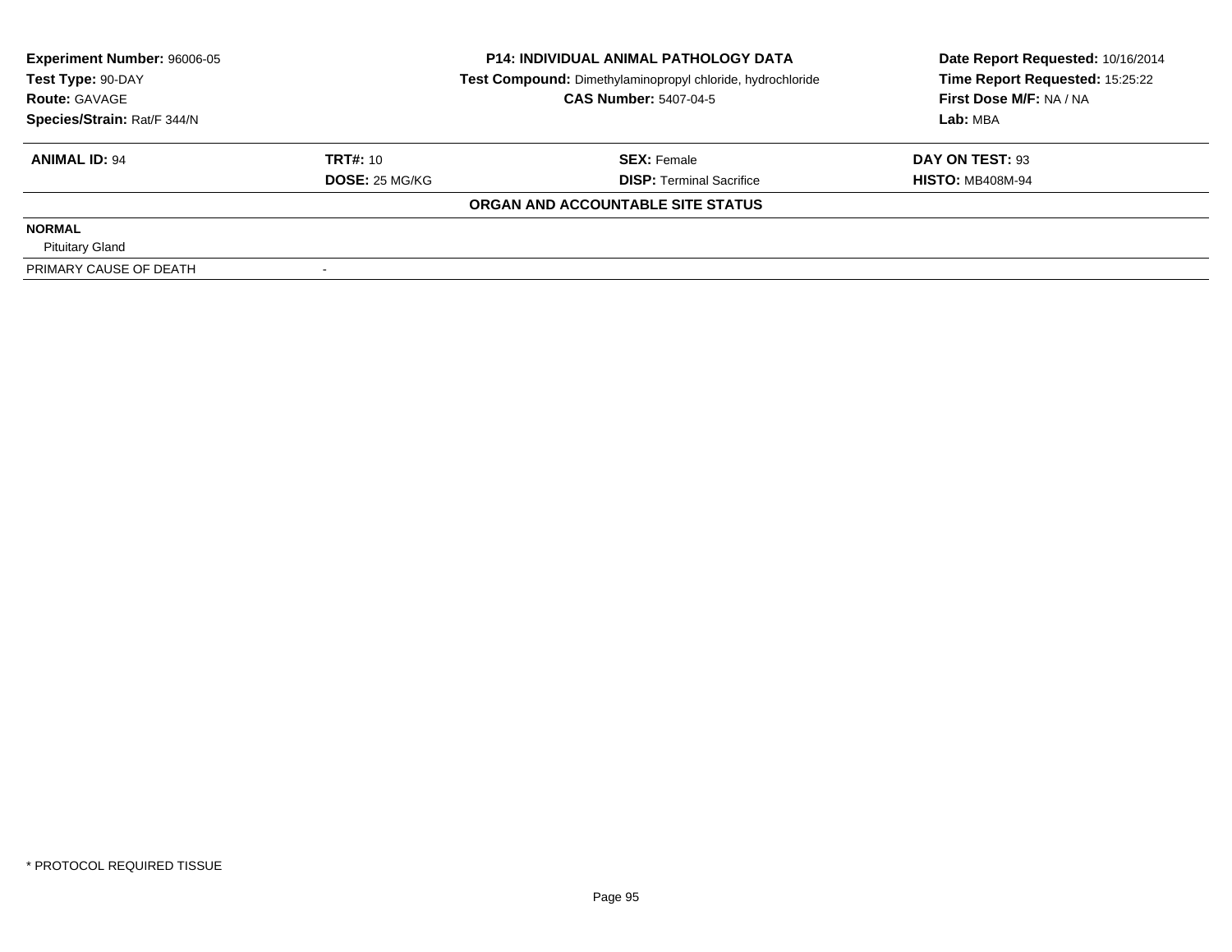| **Experiment Number:** 96006-05 | **P14: INDIVIDUAL ANIMAL PATHOLOGY DATA** | **Date Report Requested:** 10/16/2014 |
|---|---|---|
| **Test Type:** 90-DAY | **Test Compound:** Dimethylaminopropyl chloride, hydrochloride | **Time Report Requested:** 15:25:22 |
| **Route:** GAVAGE | **CAS Number:** 5407-04-5 | **First Dose M/F:** NA / NA |
| **Species/Strain:** Rat/F 344/N | | **Lab:** MBA |

| **ANIMAL ID:** 94 | **TRT#:** 10 | **SEX:** Female | **DAY ON TEST:** 93 |
|---|---|---|---|
| | **DOSE:** 25 MG/KG | **DISP:** Terminal Sacrifice | **HISTO:** MB408M-94 |

**ORGAN AND ACCOUNTABLE SITE STATUS**

**NORMAL**

Pituitary Gland

| PRIMARY CAUSE OF DEATH | - |
|---|---|

\* PROTOCOL REQUIRED TISSUE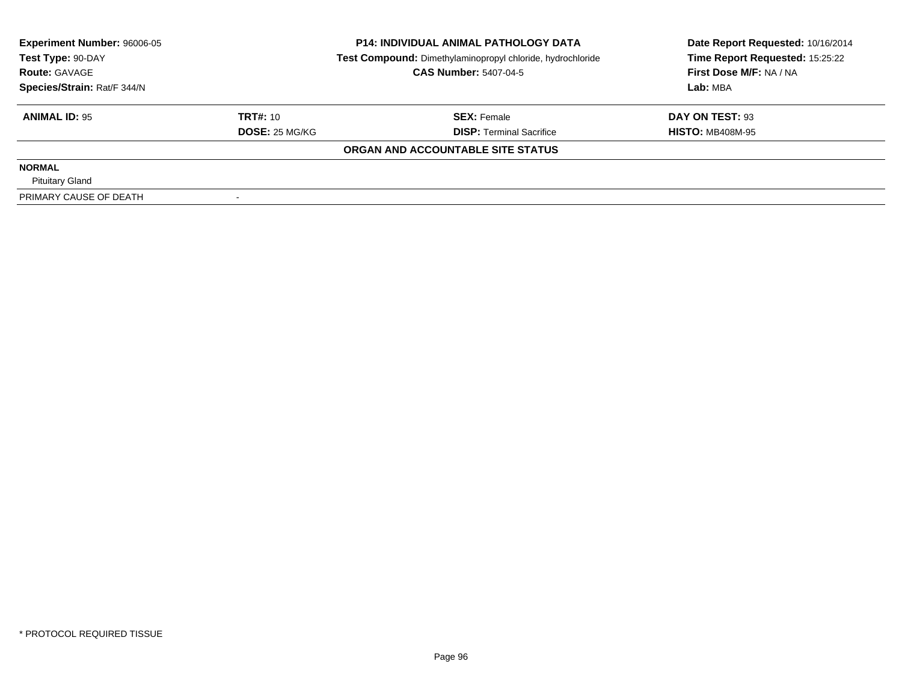**Experiment Number:** 96006-05
**Test Type:** 90-DAY
**Route:** GAVAGE
**Species/Strain:** Rat/F 344/N

**P14: INDIVIDUAL ANIMAL PATHOLOGY DATA**
**Test Compound:** Dimethylaminopropyl chloride, hydrochloride
**CAS Number:** 5407-04-5

**Date Report Requested:** 10/16/2014
**Time Report Requested:** 15:25:22
**First Dose M/F:** NA / NA
**Lab:** MBA

| **ANIMAL ID:** 95 | **TRT#:** 10 | **SEX:** Female | **DAY ON TEST:** 93 |
|---|---|---|---|
| | **DOSE:** 25 MG/KG | **DISP:** Terminal Sacrifice | **HISTO:** MB408M-95 |

**ORGAN AND ACCOUNTABLE SITE STATUS**

| | |
|---|---|
| **NORMAL** | |
| Pituitary Gland | |
| PRIMARY CAUSE OF DEATH | - |

* PROTOCOL REQUIRED TISSUE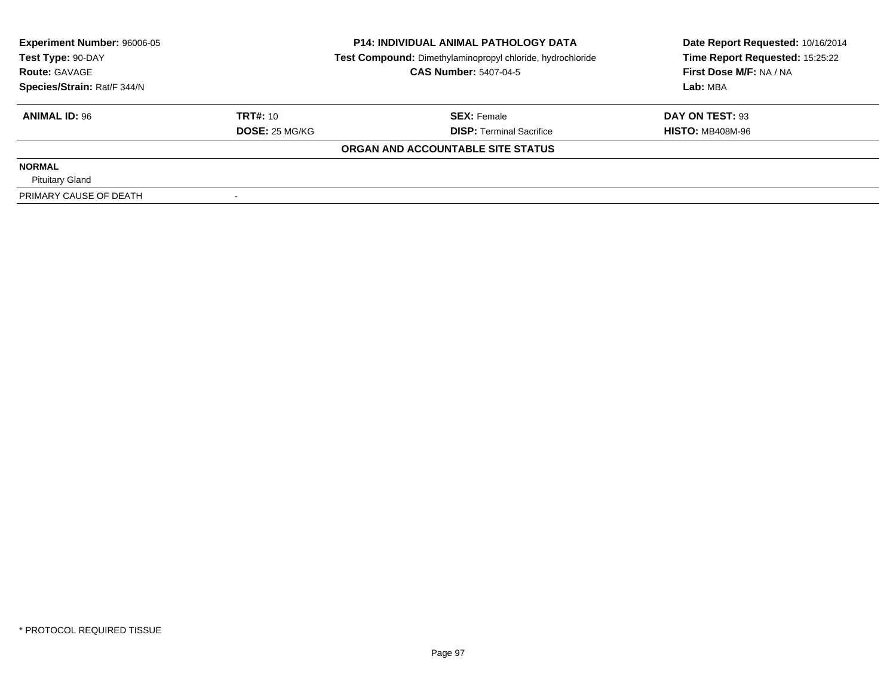| **Experiment Number:** 96006-05 | **P14: INDIVIDUAL ANIMAL PATHOLOGY DATA** | **Date Report Requested:** 10/16/2014 |
|---|---|---|
| **Test Type:** 90-DAY | **Test Compound:** Dimethylaminopropyl chloride, hydrochloride | **Time Report Requested:** 15:25:22 |
| **Route:** GAVAGE | **CAS Number:** 5407-04-5 | **First Dose M/F:** NA / NA |
| **Species/Strain:** Rat/F 344/N | | **Lab:** MBA |

| **ANIMAL ID:** 96 | **TRT#:** 10 | **SEX:** Female | **DAY ON TEST:** 93 |
|---|---|---|---|
| | **DOSE:** 25 MG/KG | **DISP:** Terminal Sacrifice | **HISTO:** MB408M-96 |

**ORGAN AND ACCOUNTABLE SITE STATUS**

| | |
|---|---|
| **NORMAL** | |
| Pituitary Gland | |
| PRIMARY CAUSE OF DEATH | - |

\* PROTOCOL REQUIRED TISSUE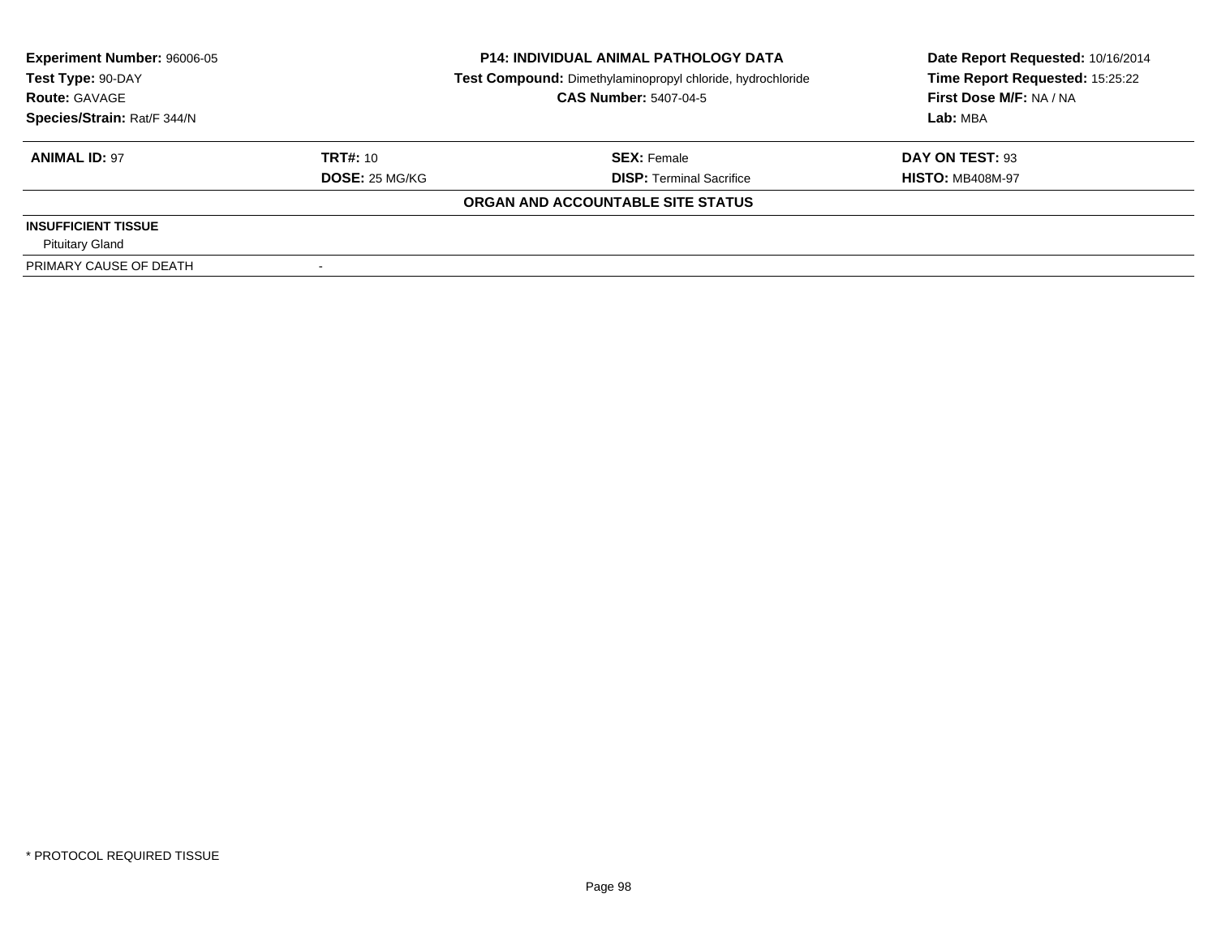| **Experiment Number:** 96006-05 | **P14: INDIVIDUAL ANIMAL PATHOLOGY DATA** | **Date Report Requested:** 10/16/2014 |
|---|---|---|
| **Test Type:** 90-DAY | **Test Compound:** Dimethylaminopropyl chloride, hydrochloride | **Time Report Requested:** 15:25:22 |
| **Route:** GAVAGE | **CAS Number:** 5407-04-5 | **First Dose M/F:** NA / NA |
| **Species/Strain:** Rat/F 344/N | | **Lab:** MBA |

| **ANIMAL ID:** 97 | **TRT#:** 10 | **SEX:** Female | **DAY ON TEST:** 93 |
|---|---|---|---|
| | **DOSE:** 25 MG/KG | **DISP:** Terminal Sacrifice | **HISTO:** MB408M-97 |

**ORGAN AND ACCOUNTABLE SITE STATUS**

| | |
|---|---|
| **INSUFFICIENT TISSUE** | |
| Pituitary Gland | |
| PRIMARY CAUSE OF DEATH | - |

* PROTOCOL REQUIRED TISSUE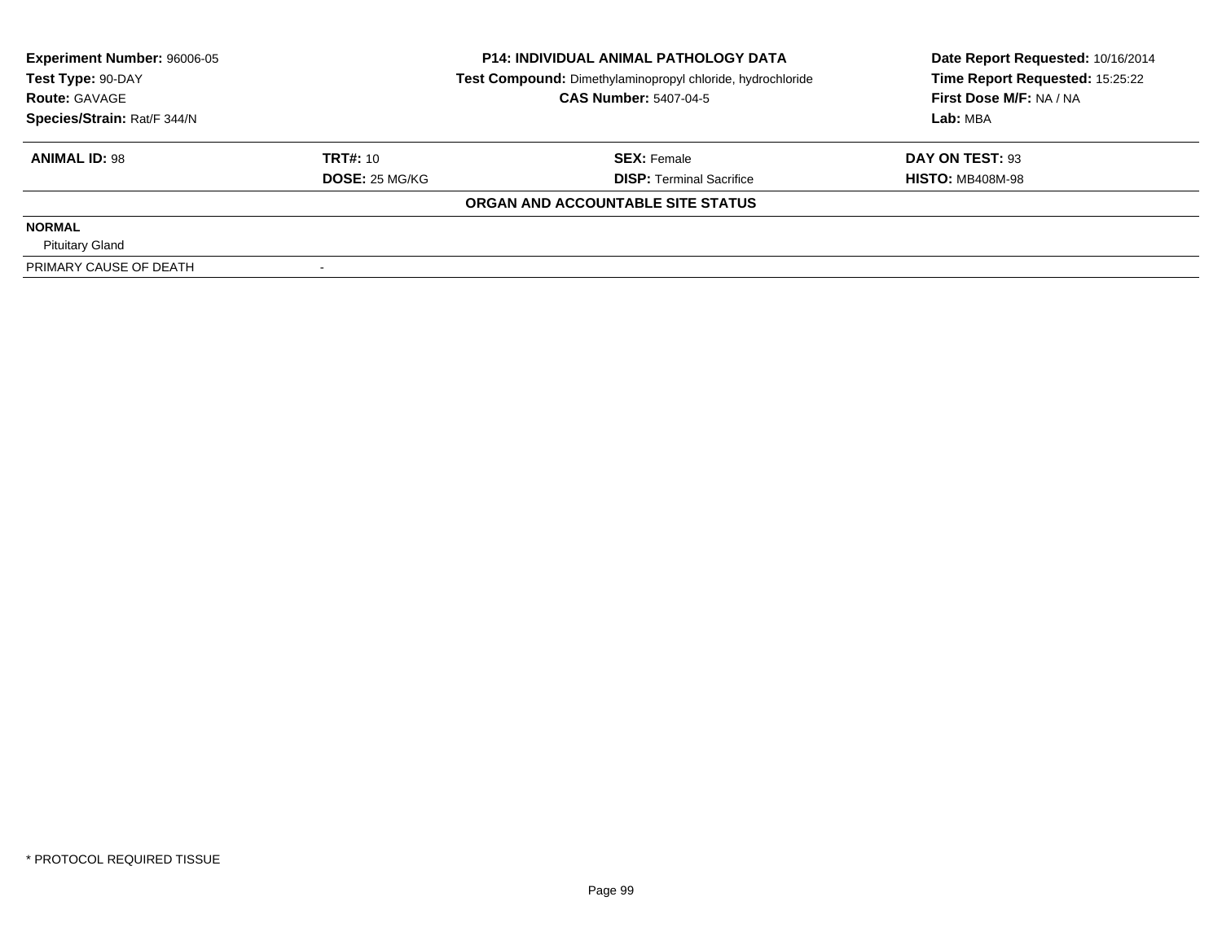| Experiment Number: 96006-05 | P14: INDIVIDUAL ANIMAL PATHOLOGY DATA | Date Report Requested: 10/16/2014 |
|---|---|---|
| Test Type: 90-DAY | Test Compound: Dimethylaminopropyl chloride, hydrochloride | Time Report Requested: 15:25:22 |
| Route: GAVAGE | CAS Number: 5407-04-5 | First Dose M/F: NA / NA |
| Species/Strain: Rat/F 344/N | | Lab: MBA |

| ANIMAL ID: 98 | TRT#: 10 | SEX: Female | DAY ON TEST: 93 |
|---|---|---|---|
| | DOSE: 25 MG/KG | DISP: Terminal Sacrifice | HISTO: MB408M-98 |

**ORGAN AND ACCOUNTABLE SITE STATUS**

| | |
|---|---|
| **NORMAL** | |
| Pituitary Gland | |
| PRIMARY CAUSE OF DEATH | - |

* PROTOCOL REQUIRED TISSUE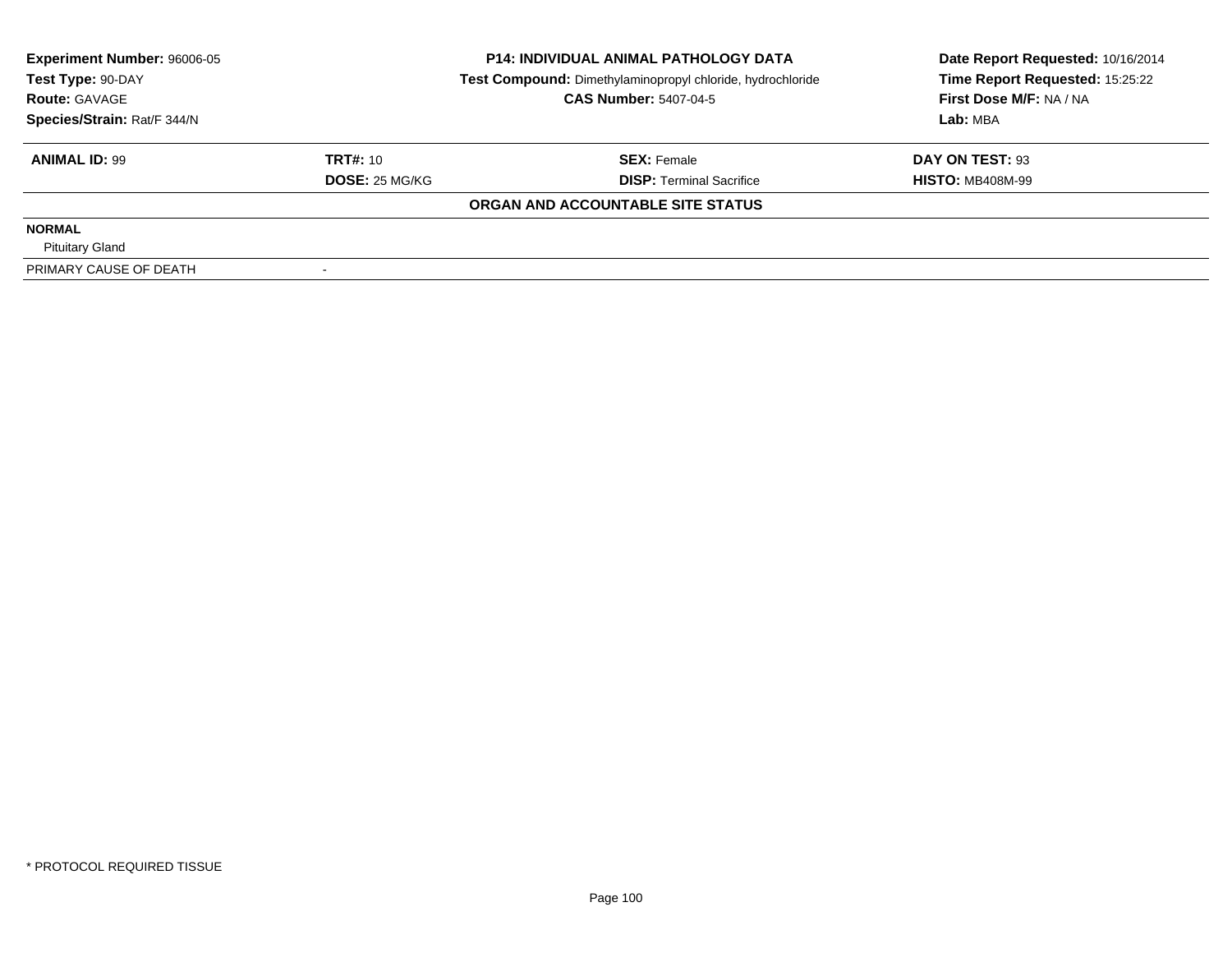| **Experiment Number:** 96006-05 | **P14: INDIVIDUAL ANIMAL PATHOLOGY DATA** | **Date Report Requested:** 10/16/2014 |
|---|---|---|
| **Test Type:** 90-DAY | **Test Compound:** Dimethylaminopropyl chloride, hydrochloride | **Time Report Requested:** 15:25:22 |
| **Route:** GAVAGE | **CAS Number:** 5407-04-5 | **First Dose M/F:** NA / NA |
| **Species/Strain:** Rat/F 344/N | | **Lab:** MBA |

| **ANIMAL ID:** 99 | **TRT#:** 10 | **SEX:** Female | **DAY ON TEST:** 93 |
|---|---|---|---|
| | **DOSE:** 25 MG/KG | **DISP:** Terminal Sacrifice | **HISTO:** MB408M-99 |

**ORGAN AND ACCOUNTABLE SITE STATUS**

| | |
|---|---|
| **NORMAL** | |
| Pituitary Gland | |
| PRIMARY CAUSE OF DEATH | - |

* PROTOCOL REQUIRED TISSUE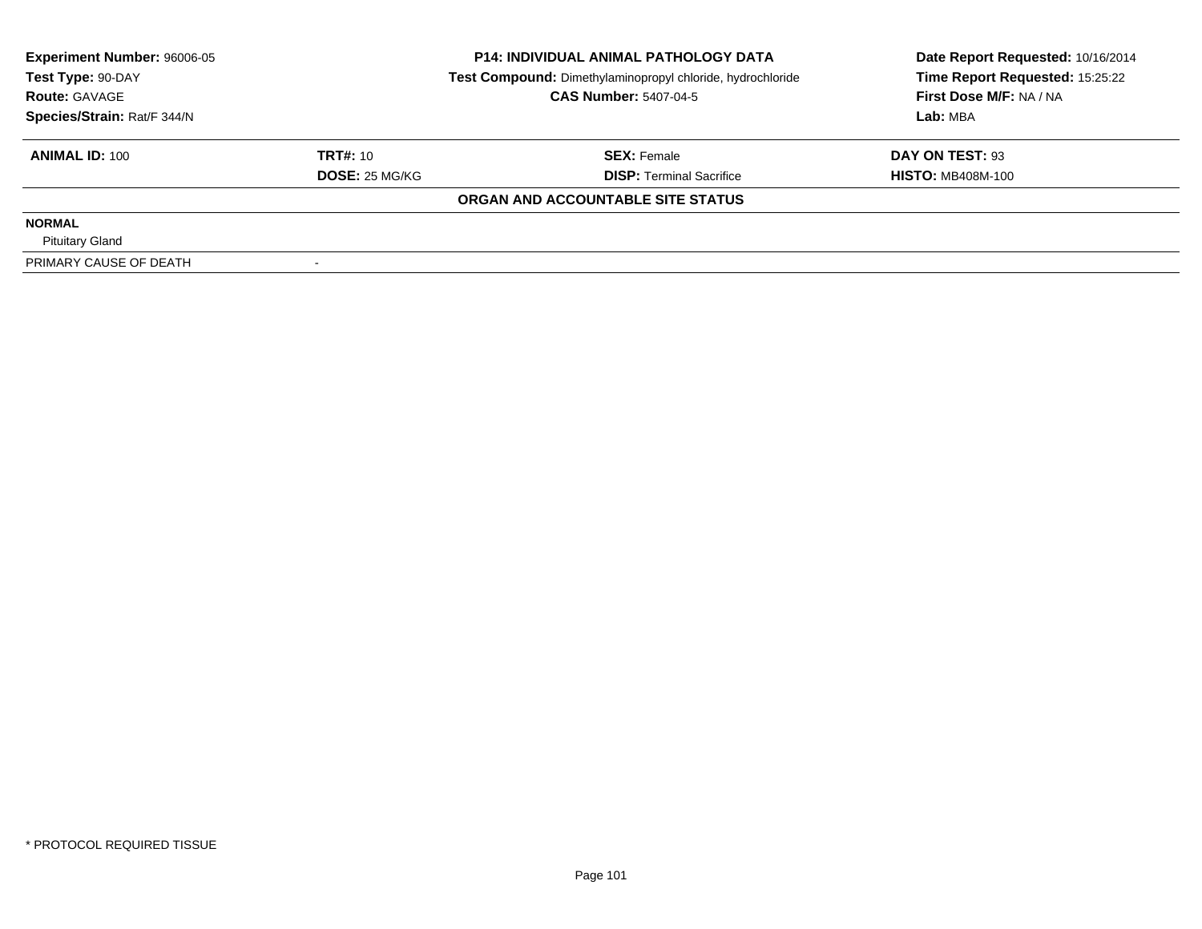| **Experiment Number:** 96006-05 | **P14: INDIVIDUAL ANIMAL PATHOLOGY DATA** | **Date Report Requested:** 10/16/2014 |
|---|---|---|
| **Test Type:** 90-DAY | **Test Compound:** Dimethylaminopropyl chloride, hydrochloride | **Time Report Requested:** 15:25:22 |
| **Route:** GAVAGE | **CAS Number:** 5407-04-5 | **First Dose M/F:** NA / NA |
| **Species/Strain:** Rat/F 344/N | | **Lab:** MBA |

| **ANIMAL ID:** 100 | **TRT#:** 10 | **SEX:** Female | **DAY ON TEST:** 93 |
|---|---|---|---|
| | **DOSE:** 25 MG/KG | **DISP:** Terminal Sacrifice | **HISTO:** MB408M-100 |

**ORGAN AND ACCOUNTABLE SITE STATUS**

| | |
|---|---|
| **NORMAL** | |
| Pituitary Gland | |
| PRIMARY CAUSE OF DEATH | - |

* PROTOCOL REQUIRED TISSUE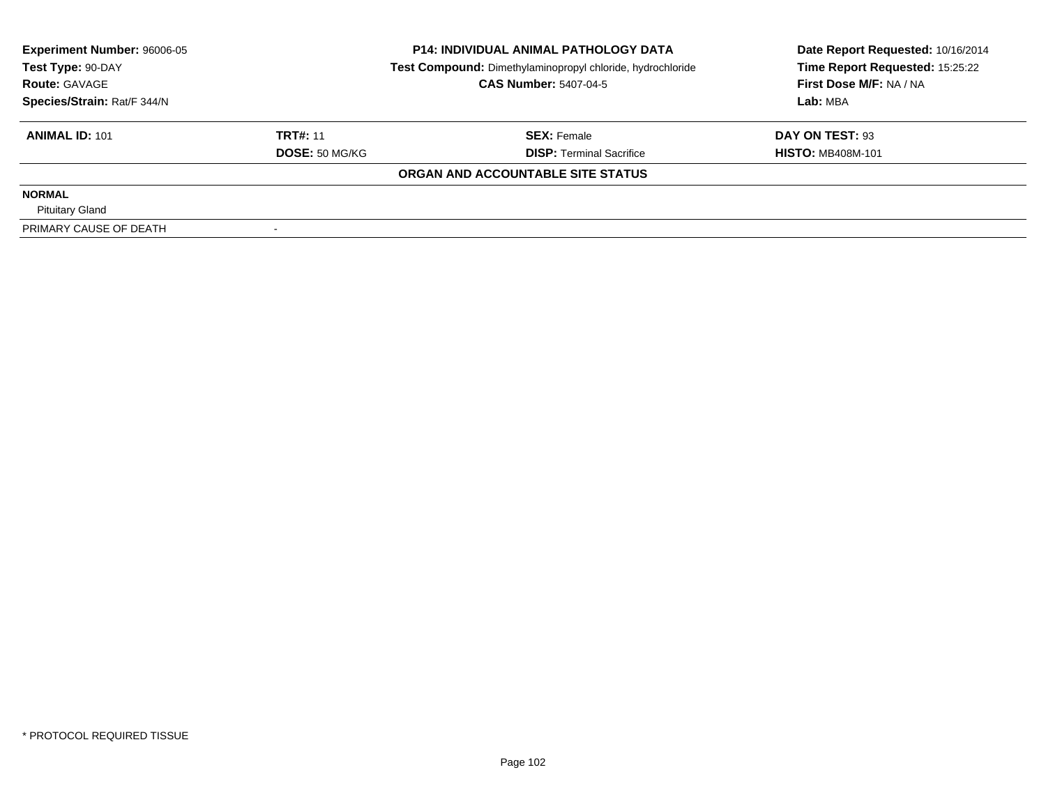| Experiment Number: 96006-05 | P14: INDIVIDUAL ANIMAL PATHOLOGY DATA | Date Report Requested: 10/16/2014 |
|---|---|---|
| Test Type: 90-DAY | Test Compound: Dimethylaminopropyl chloride, hydrochloride | Time Report Requested: 15:25:22 |
| Route: GAVAGE | CAS Number: 5407-04-5 | First Dose M/F: NA / NA |
| Species/Strain: Rat/F 344/N | | Lab: MBA |

| ANIMAL ID: 101 | TRT#: 11 | SEX: Female | DAY ON TEST: 93 |
|---|---|---|---|
| | DOSE: 50 MG/KG | DISP: Terminal Sacrifice | HISTO: MB408M-101 |

**ORGAN AND ACCOUNTABLE SITE STATUS**

**NORMAL**

Pituitary Gland

| PRIMARY CAUSE OF DEATH | - |
|---|---|

\* PROTOCOL REQUIRED TISSUE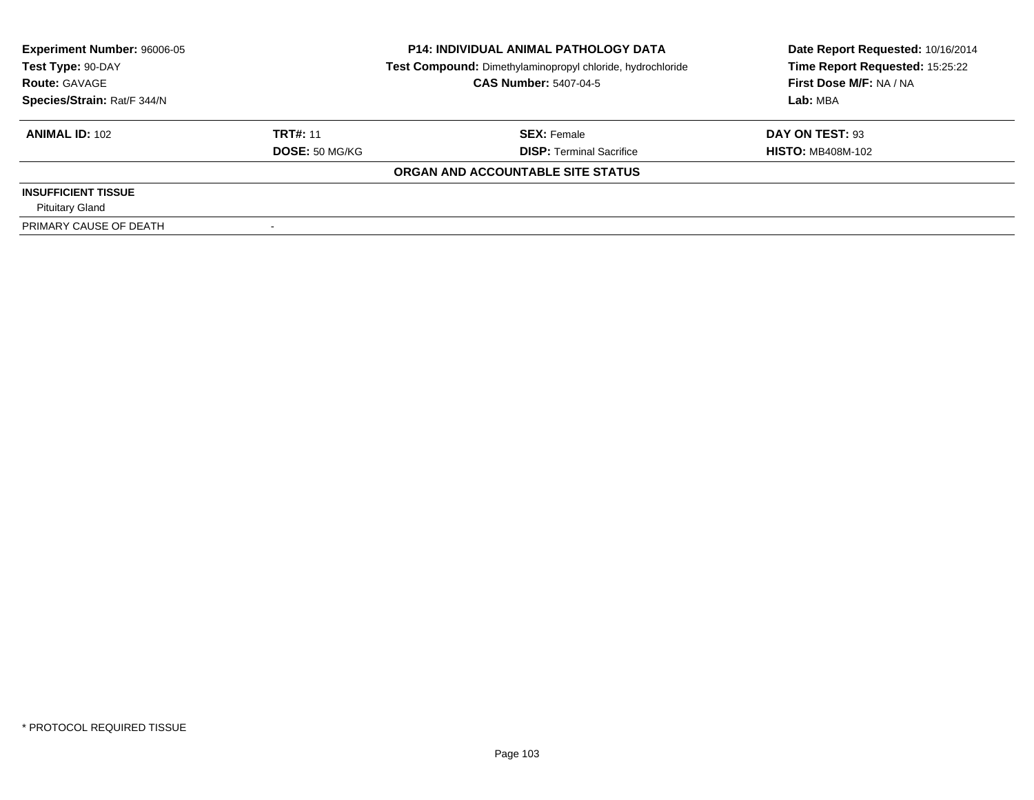| **Experiment Number:** 96006-05 | **P14: INDIVIDUAL ANIMAL PATHOLOGY DATA** | **Date Report Requested:** 10/16/2014 |
|---|---|---|
| **Test Type:** 90-DAY | **Test Compound:** Dimethylaminopropyl chloride, hydrochloride | **Time Report Requested:** 15:25:22 |
| **Route:** GAVAGE | **CAS Number:** 5407-04-5 | **First Dose M/F:** NA / NA |
| **Species/Strain:** Rat/F 344/N | | **Lab:** MBA |

| **ANIMAL ID:** 102 | **TRT#:** 11 | **SEX:** Female | **DAY ON TEST:** 93 |
|---|---|---|---|
| | **DOSE:** 50 MG/KG | **DISP:** Terminal Sacrifice | **HISTO:** MB408M-102 |

**ORGAN AND ACCOUNTABLE SITE STATUS**

| | |
|---|---|
| **INSUFFICIENT TISSUE** | |
| Pituitary Gland | |
| PRIMARY CAUSE OF DEATH | - |

\* PROTOCOL REQUIRED TISSUE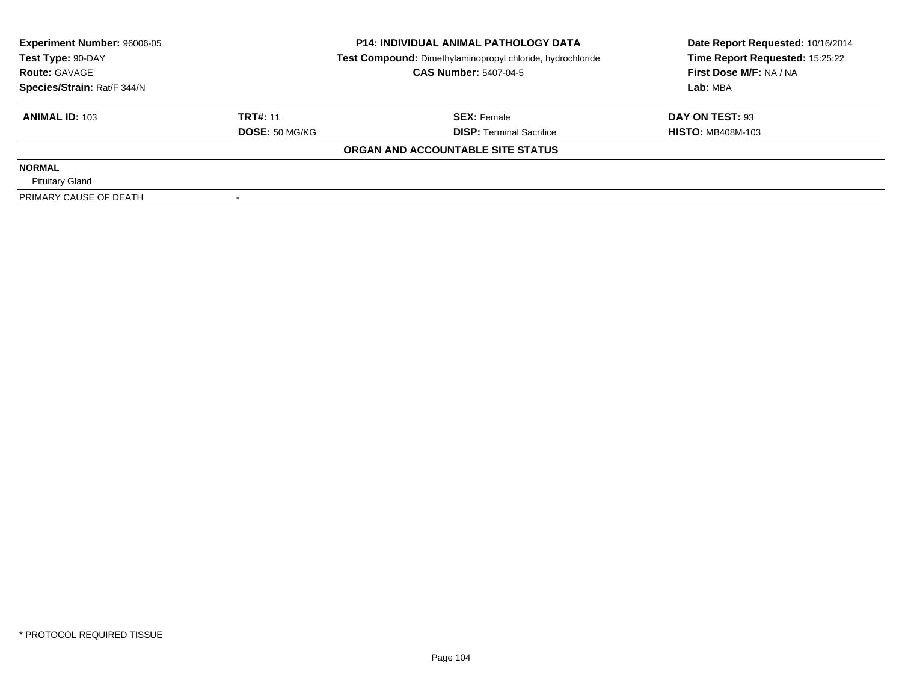**Experiment Number:** 96006-05
**Test Type:** 90-DAY
**Route:** GAVAGE
**Species/Strain:** Rat/F 344/N

**P14: INDIVIDUAL ANIMAL PATHOLOGY DATA**
**Test Compound:** Dimethylaminopropyl chloride, hydrochloride
**CAS Number:** 5407-04-5

**Date Report Requested:** 10/16/2014
**Time Report Requested:** 15:25:22
**First Dose M/F:** NA / NA
**Lab:** MBA

| **ANIMAL ID:** 103 | **TRT#:** 11 | **SEX:** Female | **DAY ON TEST:** 93 |
|---|---|---|---|
| | **DOSE:** 50 MG/KG | **DISP:** Terminal Sacrifice | **HISTO:** MB408M-103 |

**ORGAN AND ACCOUNTABLE SITE STATUS**

**NORMAL**
Pituitary Gland

| PRIMARY CAUSE OF DEATH | - |
|---|---|

\* PROTOCOL REQUIRED TISSUE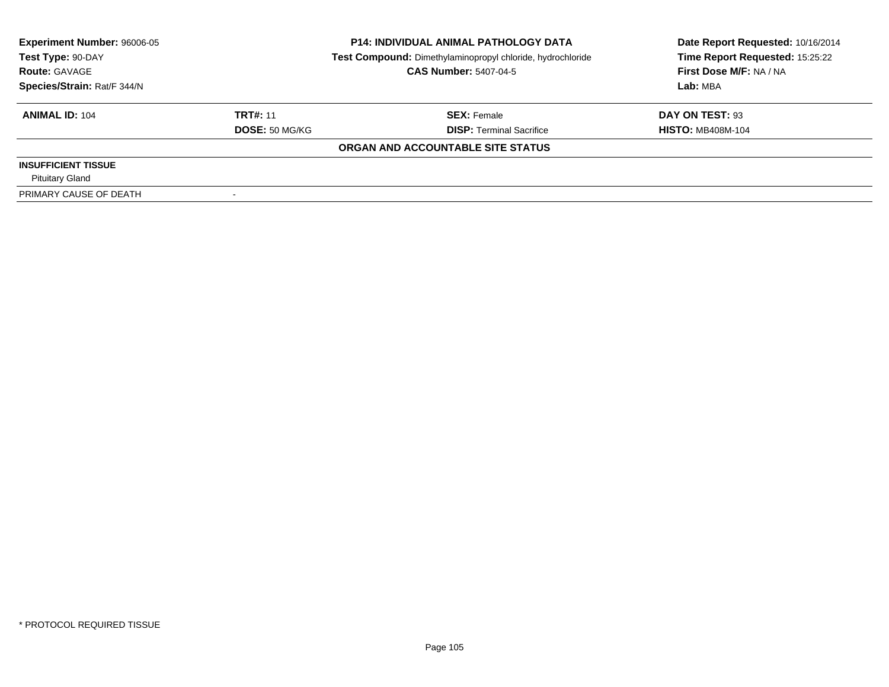| Experiment Number: 96006-05 | P14: INDIVIDUAL ANIMAL PATHOLOGY DATA | Date Report Requested: 10/16/2014 |
|---|---|---|
| Test Type: 90-DAY | Test Compound: Dimethylaminopropyl chloride, hydrochloride | Time Report Requested: 15:25:22 |
| Route: GAVAGE | CAS Number: 5407-04-5 | First Dose M/F: NA / NA |
| Species/Strain: Rat/F 344/N | | Lab: MBA |

| ANIMAL ID: 104 | TRT#: 11 | SEX: Female | DAY ON TEST: 93 |
|---|---|---|---|
| | DOSE: 50 MG/KG | DISP: Terminal Sacrifice | HISTO: MB408M-104 |

**ORGAN AND ACCOUNTABLE SITE STATUS**

| | |
|---|---|
| **INSUFFICIENT TISSUE** | |
| Pituitary Gland | |
| PRIMARY CAUSE OF DEATH | - |

* PROTOCOL REQUIRED TISSUE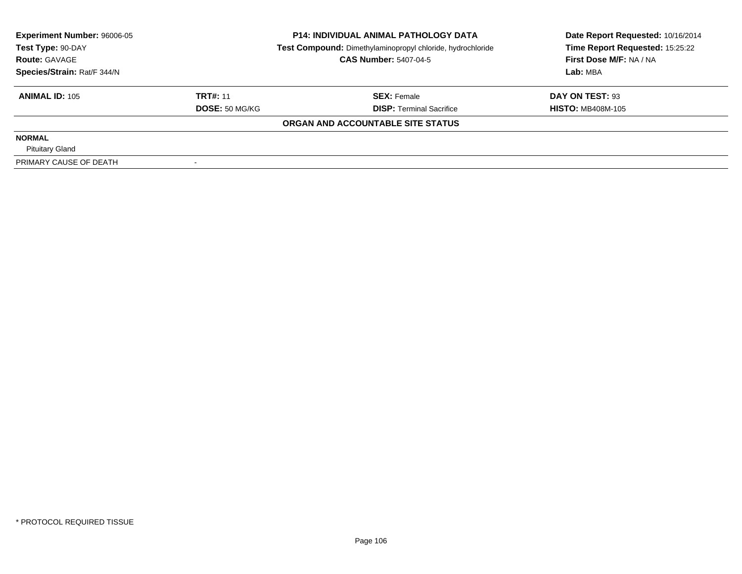| **Experiment Number:** 96006-05 | **P14: INDIVIDUAL ANIMAL PATHOLOGY DATA** | **Date Report Requested:** 10/16/2014 |
|---|---|---|
| **Test Type:** 90-DAY | **Test Compound:** Dimethylaminopropyl chloride, hydrochloride | **Time Report Requested:** 15:25:22 |
| **Route:** GAVAGE | **CAS Number:** 5407-04-5 | **First Dose M/F:** NA / NA |
| **Species/Strain:** Rat/F 344/N | | **Lab:** MBA |

| **ANIMAL ID:** 105 | **TRT#:** 11 | **SEX:** Female | **DAY ON TEST:** 93 |
|---|---|---|---|
| | **DOSE:** 50 MG/KG | **DISP:** Terminal Sacrifice | **HISTO:** MB408M-105 |

**ORGAN AND ACCOUNTABLE SITE STATUS**

**NORMAL**

Pituitary Gland

| PRIMARY CAUSE OF DEATH | - |
|---|---|

* PROTOCOL REQUIRED TISSUE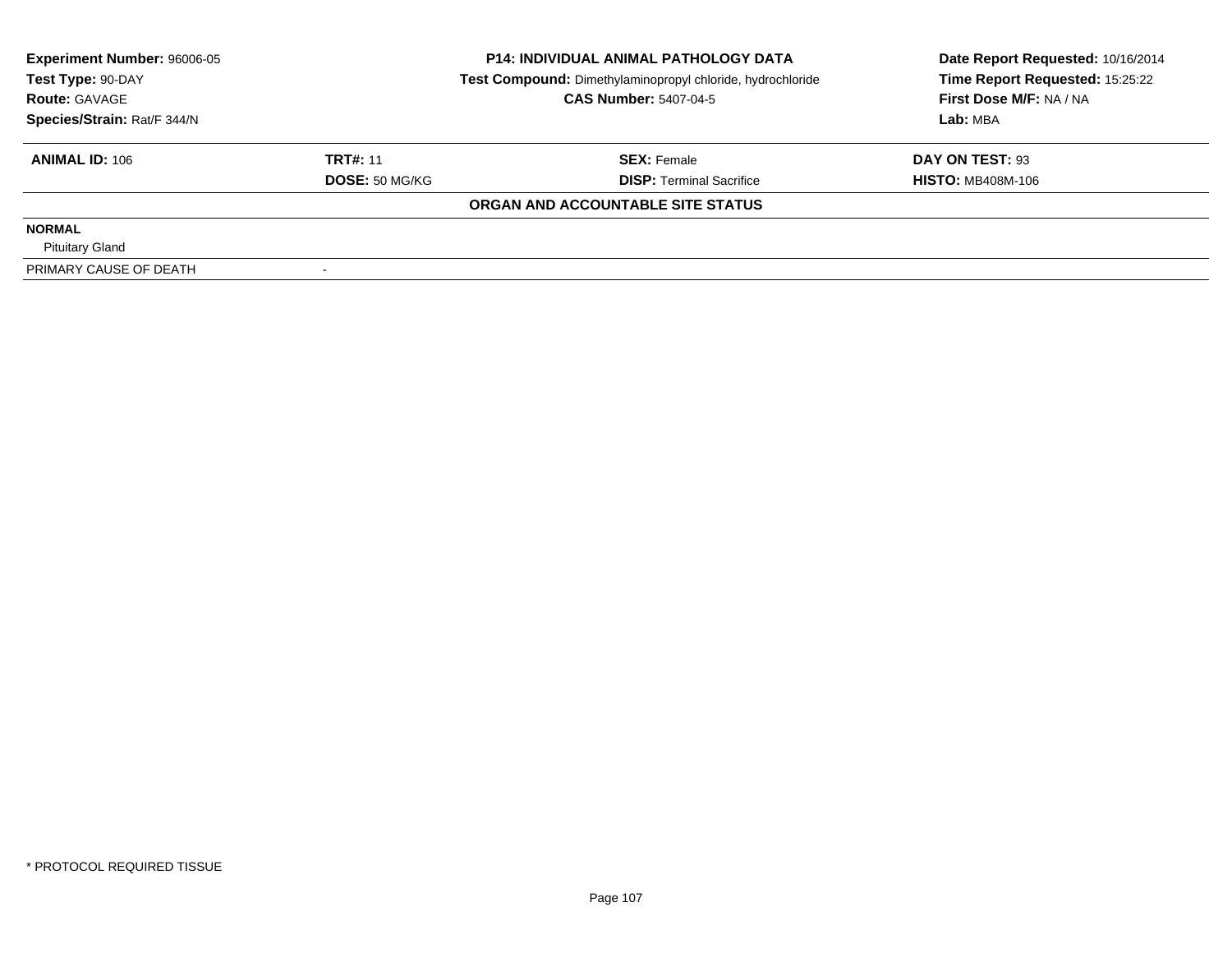| **Experiment Number:** 96006-05 | **P14: INDIVIDUAL ANIMAL PATHOLOGY DATA** | **Date Report Requested:** 10/16/2014 |
|---|---|---|
| **Test Type:** 90-DAY | **Test Compound:** Dimethylaminopropyl chloride, hydrochloride | **Time Report Requested:** 15:25:22 |
| **Route:** GAVAGE | **CAS Number:** 5407-04-5 | **First Dose M/F:** NA / NA |
| **Species/Strain:** Rat/F 344/N | | **Lab:** MBA |

| **ANIMAL ID:** 106 | **TRT#:** 11 | **SEX:** Female | **DAY ON TEST:** 93 |
|---|---|---|---|
| | **DOSE:** 50 MG/KG | **DISP:** Terminal Sacrifice | **HISTO:** MB408M-106 |

**ORGAN AND ACCOUNTABLE SITE STATUS**

| | |
|---|---|
| **NORMAL** | |
| Pituitary Gland | |
| PRIMARY CAUSE OF DEATH | - |

* PROTOCOL REQUIRED TISSUE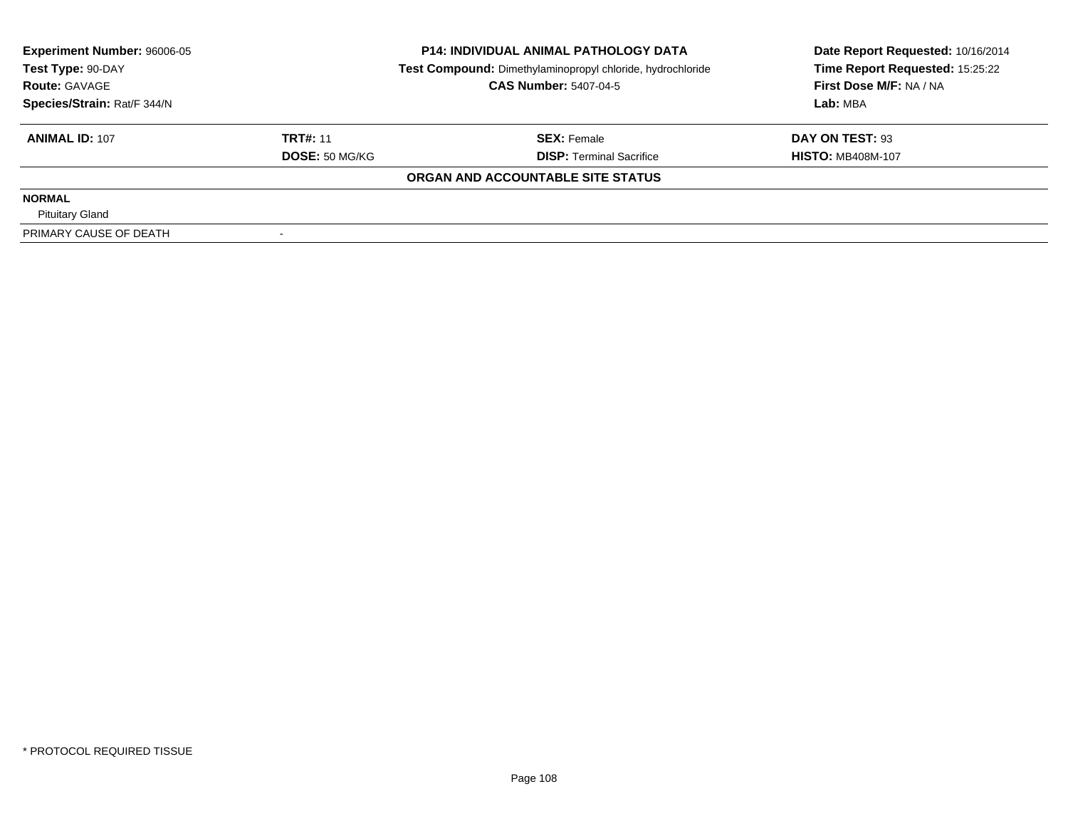| Experiment Number: 96006-05 | P14: INDIVIDUAL ANIMAL PATHOLOGY DATA | Date Report Requested: 10/16/2014 |
|---|---|---|
| Test Type: 90-DAY | Test Compound: Dimethylaminopropyl chloride, hydrochloride | Time Report Requested: 15:25:22 |
| Route: GAVAGE | CAS Number: 5407-04-5 | First Dose M/F: NA / NA |
| Species/Strain: Rat/F 344/N | | Lab: MBA |

| ANIMAL ID: 107 | TRT#: 11 | SEX: Female | DAY ON TEST: 93 |
|---|---|---|---|
| | DOSE: 50 MG/KG | DISP: Terminal Sacrifice | HISTO: MB408M-107 |

**ORGAN AND ACCOUNTABLE SITE STATUS**

| | |
|---|---|
| **NORMAL** | |
| Pituitary Gland | |
| PRIMARY CAUSE OF DEATH | - |

* PROTOCOL REQUIRED TISSUE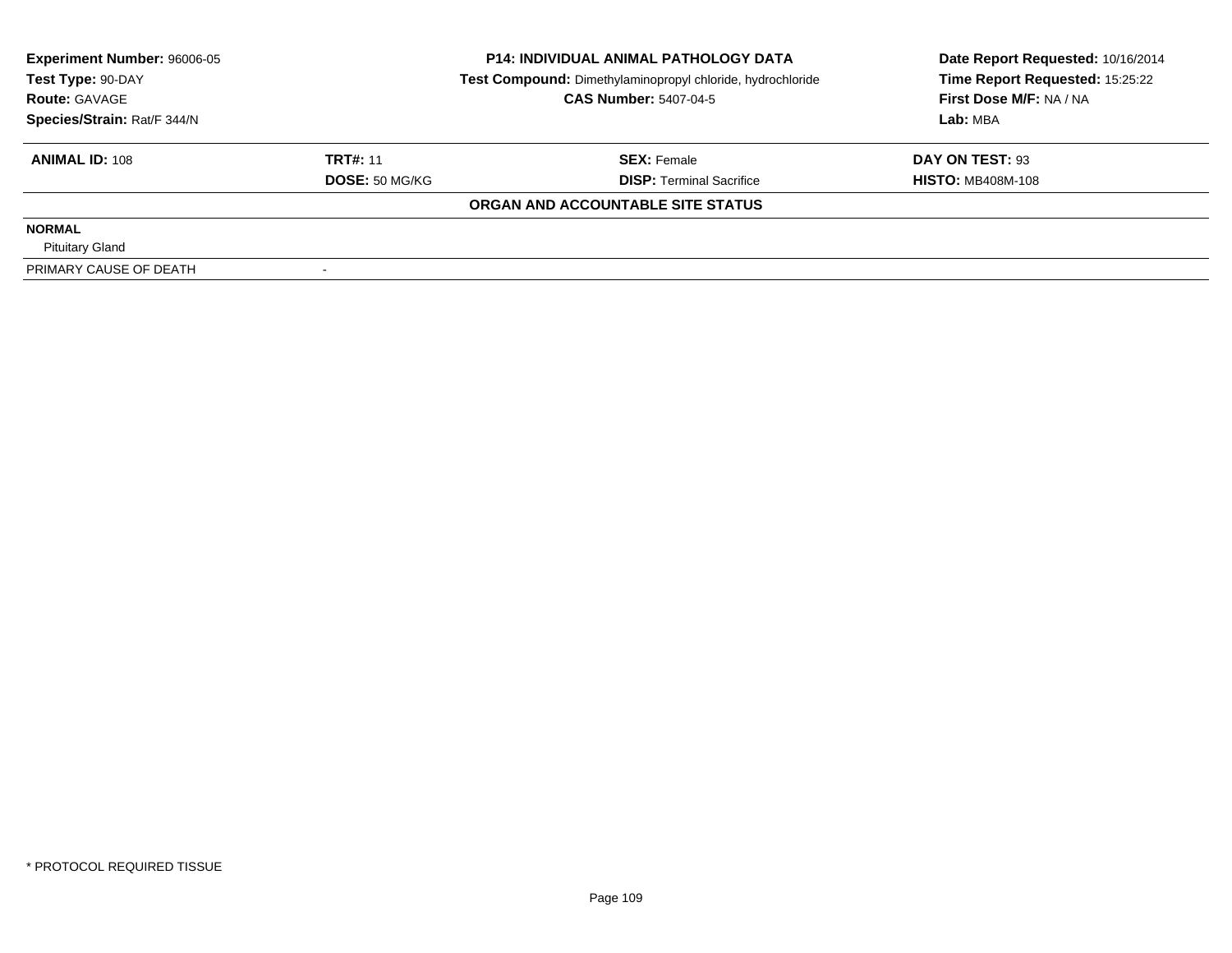**Experiment Number:** 96006-05
**Test Type:** 90-DAY
**Route:** GAVAGE
**Species/Strain:** Rat/F 344/N

**P14: INDIVIDUAL ANIMAL PATHOLOGY DATA**
**Test Compound:** Dimethylaminopropyl chloride, hydrochloride
**CAS Number:** 5407-04-5

**Date Report Requested:** 10/16/2014
**Time Report Requested:** 15:25:22
**First Dose M/F:** NA / NA
**Lab:** MBA

| **ANIMAL ID:** 108 | **TRT#:** 11 | **SEX:** Female | **DAY ON TEST:** 93 |
|---|---|---|---|
| | **DOSE:** 50 MG/KG | **DISP:** Terminal Sacrifice | **HISTO:** MB408M-108 |

**ORGAN AND ACCOUNTABLE SITE STATUS**

| | |
|---|---|
| **NORMAL** | |
| Pituitary Gland | |
| PRIMARY CAUSE OF DEATH | - |

\* PROTOCOL REQUIRED TISSUE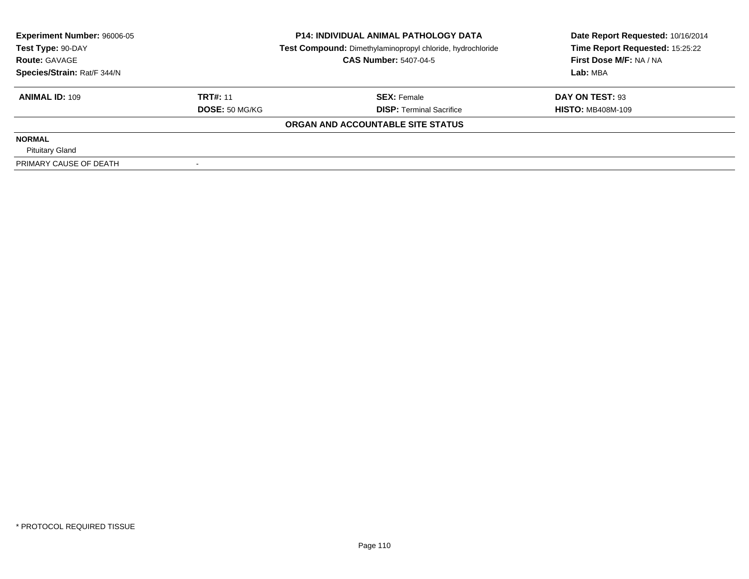| Experiment Number: 96006-05 | P14: INDIVIDUAL ANIMAL PATHOLOGY DATA | Date Report Requested: 10/16/2014 |
|---|---|---|
| Test Type: 90-DAY | Test Compound: Dimethylaminopropyl chloride, hydrochloride | Time Report Requested: 15:25:22 |
| Route: GAVAGE | CAS Number: 5407-04-5 | First Dose M/F: NA / NA |
| Species/Strain: Rat/F 344/N | | Lab: MBA |

| ANIMAL ID: 109 | TRT#: 11 | SEX: Female | DAY ON TEST: 93 |
|---|---|---|---|
| | DOSE: 50 MG/KG | DISP: Terminal Sacrifice | HISTO: MB408M-109 |

**ORGAN AND ACCOUNTABLE SITE STATUS**

**NORMAL**

Pituitary Gland

| PRIMARY CAUSE OF DEATH | - |
|---|---|

* PROTOCOL REQUIRED TISSUE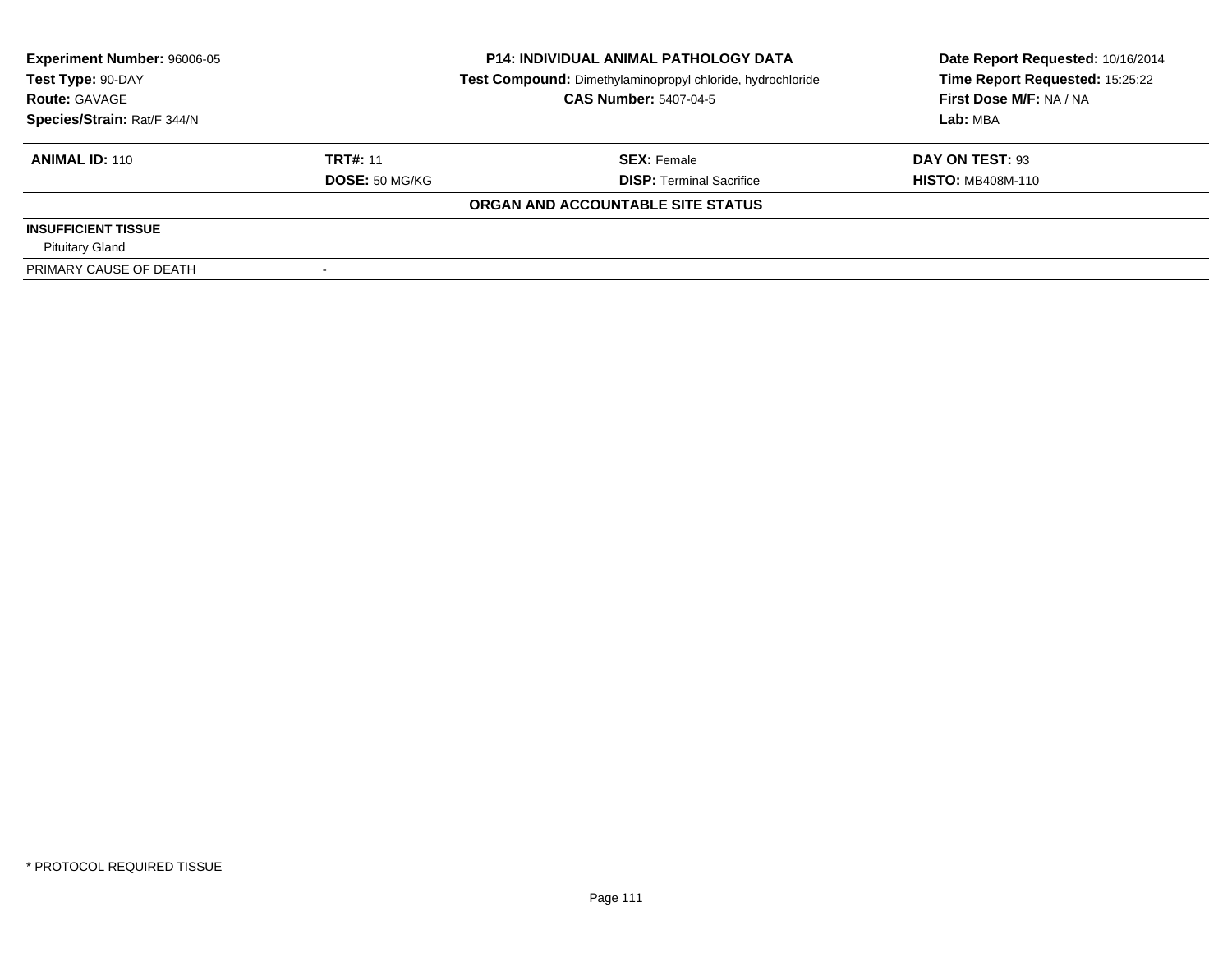| **Experiment Number:** 96006-05 | **P14: INDIVIDUAL ANIMAL PATHOLOGY DATA** | **Date Report Requested:** 10/16/2014 |
|---|---|---|
| **Test Type:** 90-DAY | **Test Compound:** Dimethylaminopropyl chloride, hydrochloride | **Time Report Requested:** 15:25:22 |
| **Route:** GAVAGE | **CAS Number:** 5407-04-5 | **First Dose M/F:** NA / NA |
| **Species/Strain:** Rat/F 344/N | | **Lab:** MBA |

| **ANIMAL ID:** 110 | **TRT#:** 11 | **SEX:** Female | **DAY ON TEST:** 93 |
|---|---|---|---|
| | **DOSE:** 50 MG/KG | **DISP:** Terminal Sacrifice | **HISTO:** MB408M-110 |

**ORGAN AND ACCOUNTABLE SITE STATUS**

**INSUFFICIENT TISSUE**

Pituitary Gland

| PRIMARY CAUSE OF DEATH | - |
|---|---|

* PROTOCOL REQUIRED TISSUE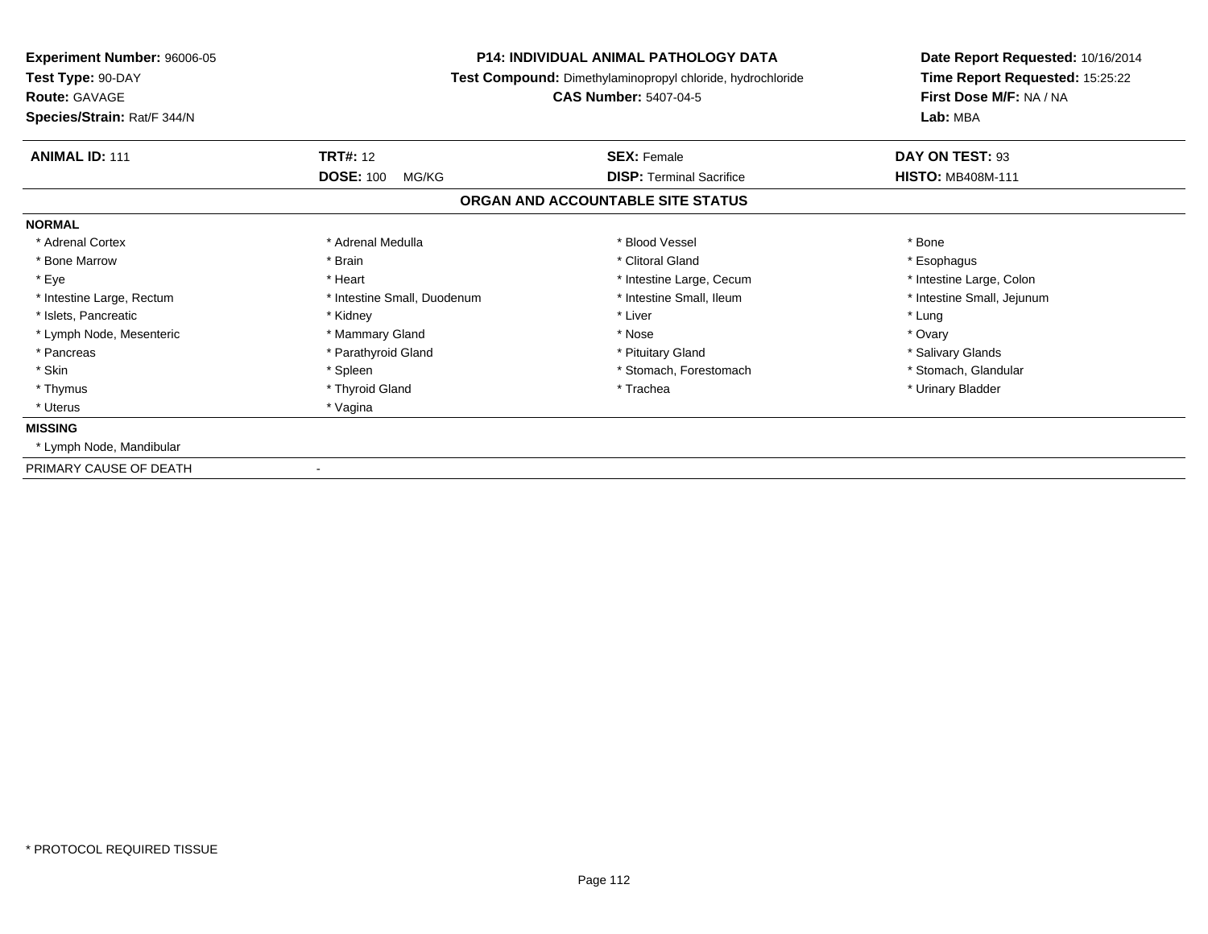**Experiment Number:** 96006-05
**Test Type:** 90-DAY
**Route:** GAVAGE
**Species/Strain:** Rat/F 344/N

**P14: INDIVIDUAL ANIMAL PATHOLOGY DATA**
**Test Compound:** Dimethylaminopropyl chloride, hydrochloride
**CAS Number:** 5407-04-5

**Date Report Requested:** 10/16/2014
**Time Report Requested:** 15:25:22
**First Dose M/F:** NA / NA
**Lab:** MBA

| **ANIMAL ID:** 111 | **TRT#:** 12 | **SEX:** Female | **DAY ON TEST:** 93 |
|---|---|---|---|
| | **DOSE:** 100 MG/KG | **DISP:** Terminal Sacrifice | **HISTO:** MB408M-111 |

## ORGAN AND ACCOUNTABLE SITE STATUS

**NORMAL**

| | | | |
|---|---|---|---|
| * Adrenal Cortex | * Adrenal Medulla | * Blood Vessel | * Bone |
| * Bone Marrow | * Brain | * Clitoral Gland | * Esophagus |
| * Eye | * Heart | * Intestine Large, Cecum | * Intestine Large, Colon |
| * Intestine Large, Rectum | * Intestine Small, Duodenum | * Intestine Small, Ileum | * Intestine Small, Jejunum |
| * Islets, Pancreatic | * Kidney | * Liver | * Lung |
| * Lymph Node, Mesenteric | * Mammary Gland | * Nose | * Ovary |
| * Pancreas | * Parathyroid Gland | * Pituitary Gland | * Salivary Glands |
| * Skin | * Spleen | * Stomach, Forestomach | * Stomach, Glandular |
| * Thymus | * Thyroid Gland | * Trachea | * Urinary Bladder |
| * Uterus | * Vagina | | |

**MISSING**

* Lymph Node, Mandibular

PRIMARY CAUSE OF DEATH -

* PROTOCOL REQUIRED TISSUE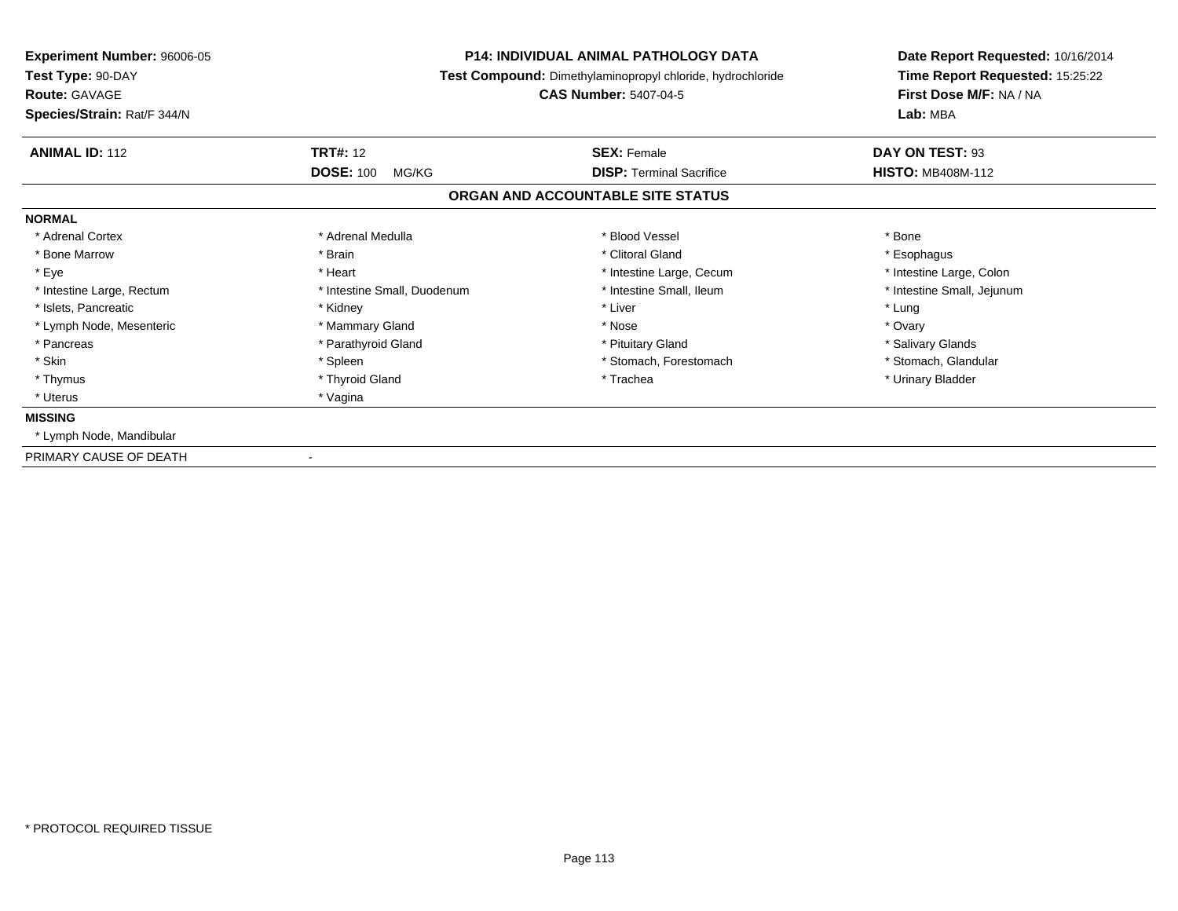**Experiment Number:** 96006-05
**Test Type:** 90-DAY
**Route:** GAVAGE
**Species/Strain:** Rat/F 344/N

**P14: INDIVIDUAL ANIMAL PATHOLOGY DATA**
**Test Compound:** Dimethylaminopropyl chloride, hydrochloride
**CAS Number:** 5407-04-5

**Date Report Requested:** 10/16/2014
**Time Report Requested:** 15:25:22
**First Dose M/F:** NA / NA
**Lab:** MBA

| **ANIMAL ID:** 112 | **TRT#:** 12 | **SEX:** Female | **DAY ON TEST:** 93 |
|---|---|---|---|
| | **DOSE:** 100 MG/KG | **DISP:** Terminal Sacrifice | **HISTO:** MB408M-112 |

## ORGAN AND ACCOUNTABLE SITE STATUS

**NORMAL**

| | | | |
|---|---|---|---|
| * Adrenal Cortex | * Adrenal Medulla | * Blood Vessel | * Bone |
| * Bone Marrow | * Brain | * Clitoral Gland | * Esophagus |
| * Eye | * Heart | * Intestine Large, Cecum | * Intestine Large, Colon |
| * Intestine Large, Rectum | * Intestine Small, Duodenum | * Intestine Small, Ileum | * Intestine Small, Jejunum |
| * Islets, Pancreatic | * Kidney | * Liver | * Lung |
| * Lymph Node, Mesenteric | * Mammary Gland | * Nose | * Ovary |
| * Pancreas | * Parathyroid Gland | * Pituitary Gland | * Salivary Glands |
| * Skin | * Spleen | * Stomach, Forestomach | * Stomach, Glandular |
| * Thymus | * Thyroid Gland | * Trachea | * Urinary Bladder |
| * Uterus | * Vagina | | |

**MISSING**

* Lymph Node, Mandibular

PRIMARY CAUSE OF DEATH -

* PROTOCOL REQUIRED TISSUE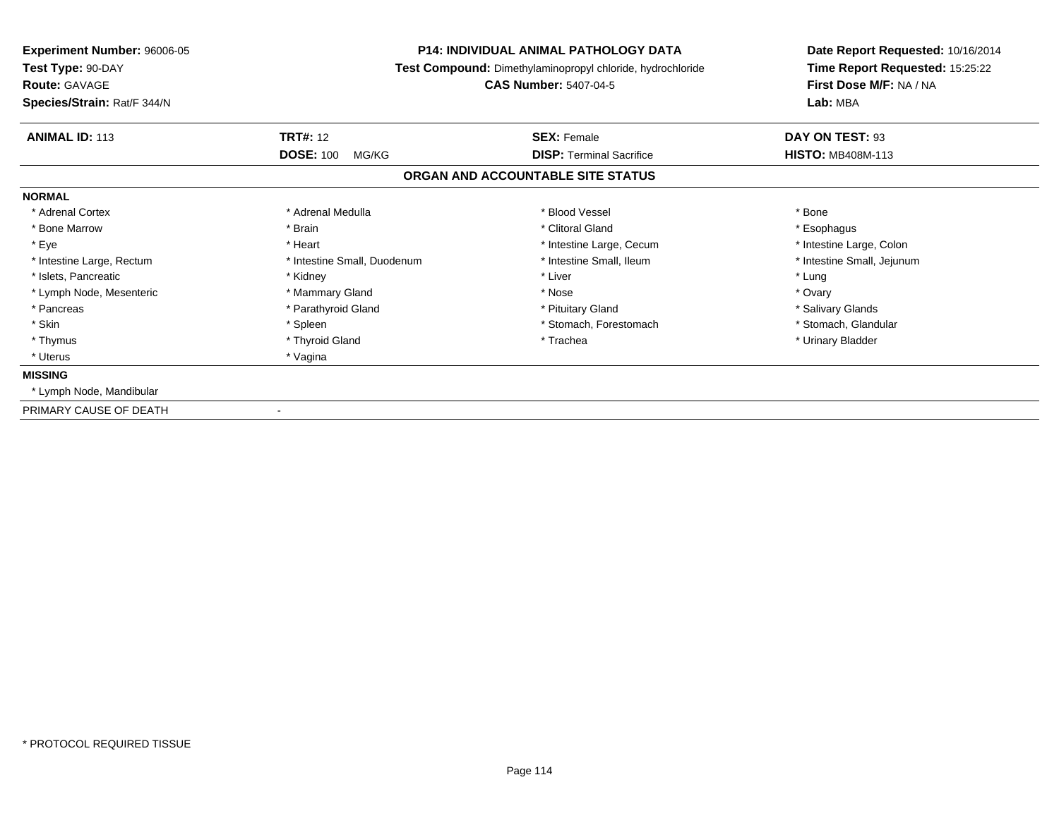**Experiment Number:** 96006-05
**Test Type:** 90-DAY
**Route:** GAVAGE
**Species/Strain:** Rat/F 344/N

**P14: INDIVIDUAL ANIMAL PATHOLOGY DATA**
**Test Compound:** Dimethylaminopropyl chloride, hydrochloride
**CAS Number:** 5407-04-5

**Date Report Requested:** 10/16/2014
**Time Report Requested:** 15:25:22
**First Dose M/F:** NA / NA
**Lab:** MBA

| **ANIMAL ID:** 113 | **TRT#:** 12 | **SEX:** Female | **DAY ON TEST:** 93 |
|---|---|---|---|
| | **DOSE:** 100 MG/KG | **DISP:** Terminal Sacrifice | **HISTO:** MB408M-113 |

## ORGAN AND ACCOUNTABLE SITE STATUS

**NORMAL**

| | | | |
|---|---|---|---|
| * Adrenal Cortex | * Adrenal Medulla | * Blood Vessel | * Bone |
| * Bone Marrow | * Brain | * Clitoral Gland | * Esophagus |
| * Eye | * Heart | * Intestine Large, Cecum | * Intestine Large, Colon |
| * Intestine Large, Rectum | * Intestine Small, Duodenum | * Intestine Small, Ileum | * Intestine Small, Jejunum |
| * Islets, Pancreatic | * Kidney | * Liver | * Lung |
| * Lymph Node, Mesenteric | * Mammary Gland | * Nose | * Ovary |
| * Pancreas | * Parathyroid Gland | * Pituitary Gland | * Salivary Glands |
| * Skin | * Spleen | * Stomach, Forestomach | * Stomach, Glandular |
| * Thymus | * Thyroid Gland | * Trachea | * Urinary Bladder |
| * Uterus | * Vagina | | |

**MISSING**

* Lymph Node, Mandibular

PRIMARY CAUSE OF DEATH -

* PROTOCOL REQUIRED TISSUE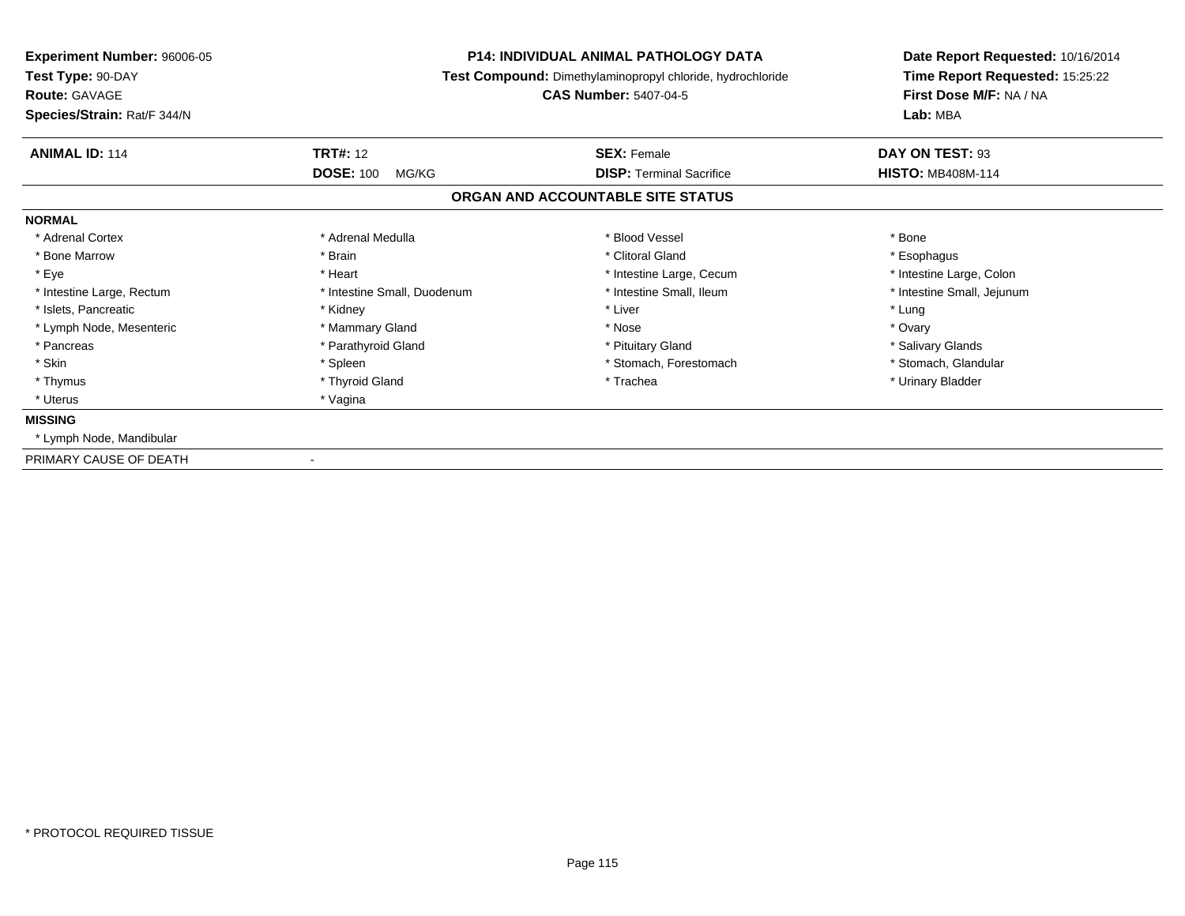**Experiment Number:** 96006-05
**Test Type:** 90-DAY
**Route:** GAVAGE
**Species/Strain:** Rat/F 344/N

**P14: INDIVIDUAL ANIMAL PATHOLOGY DATA**
**Test Compound:** Dimethylaminopropyl chloride, hydrochloride
**CAS Number:** 5407-04-5

**Date Report Requested:** 10/16/2014
**Time Report Requested:** 15:25:22
**First Dose M/F:** NA / NA
**Lab:** MBA

| **ANIMAL ID:** 114 | **TRT#:** 12 | **SEX:** Female | **DAY ON TEST:** 93 |
|---|---|---|---|
| | **DOSE:** 100 MG/KG | **DISP:** Terminal Sacrifice | **HISTO:** MB408M-114 |

## ORGAN AND ACCOUNTABLE SITE STATUS

**NORMAL**

| | | | |
|---|---|---|---|
| * Adrenal Cortex | * Adrenal Medulla | * Blood Vessel | * Bone |
| * Bone Marrow | * Brain | * Clitoral Gland | * Esophagus |
| * Eye | * Heart | * Intestine Large, Cecum | * Intestine Large, Colon |
| * Intestine Large, Rectum | * Intestine Small, Duodenum | * Intestine Small, Ileum | * Intestine Small, Jejunum |
| * Islets, Pancreatic | * Kidney | * Liver | * Lung |
| * Lymph Node, Mesenteric | * Mammary Gland | * Nose | * Ovary |
| * Pancreas | * Parathyroid Gland | * Pituitary Gland | * Salivary Glands |
| * Skin | * Spleen | * Stomach, Forestomach | * Stomach, Glandular |
| * Thymus | * Thyroid Gland | * Trachea | * Urinary Bladder |
| * Uterus | * Vagina | | |

**MISSING**

* Lymph Node, Mandibular

PRIMARY CAUSE OF DEATH -

\* PROTOCOL REQUIRED TISSUE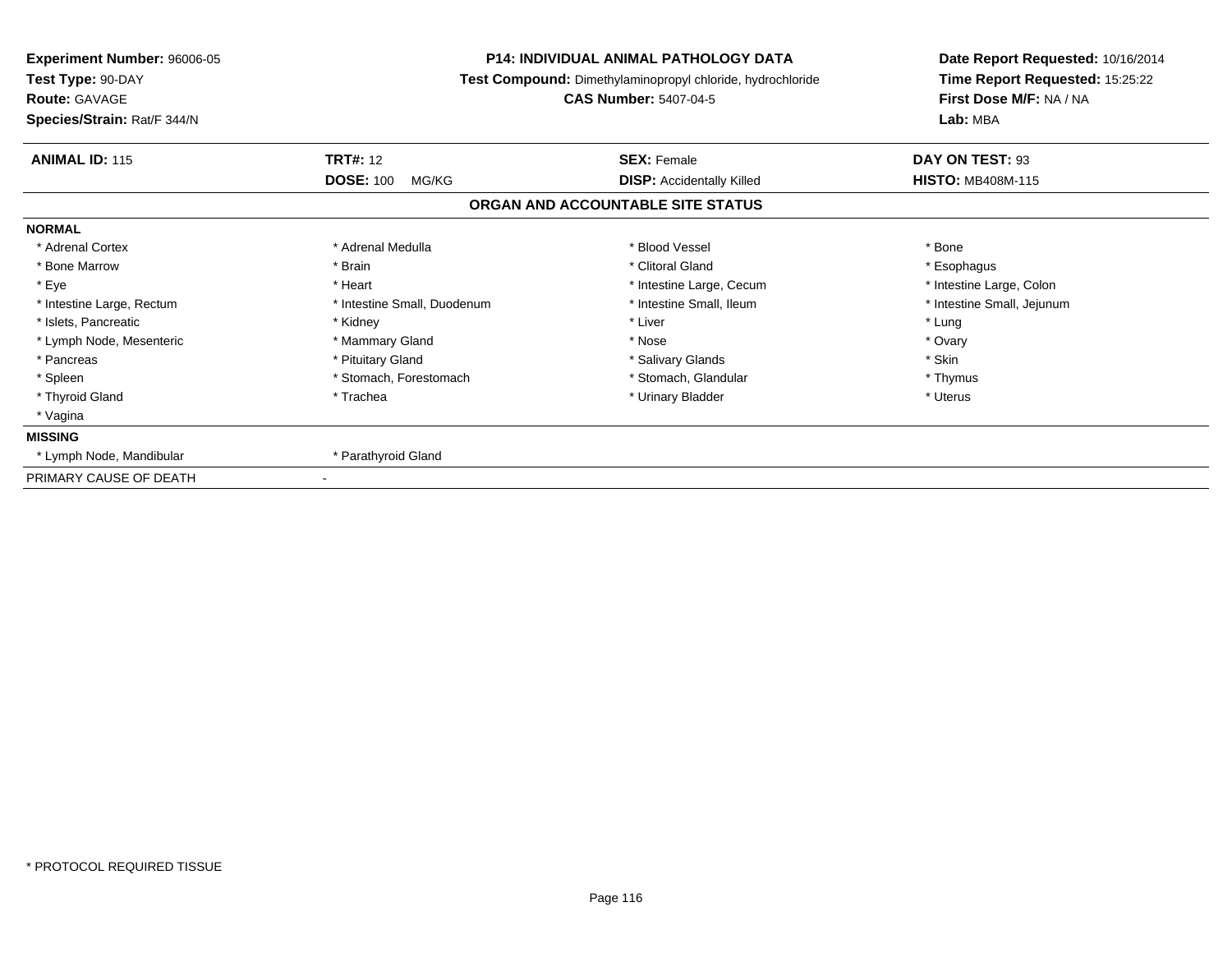| **Experiment Number:** 96006-05 | **P14: INDIVIDUAL ANIMAL PATHOLOGY DATA** | **Date Report Requested:** 10/16/2014 |
|---|---|---|
| **Test Type:** 90-DAY | **Test Compound:** Dimethylaminopropyl chloride, hydrochloride | **Time Report Requested:** 15:25:22 |
| **Route:** GAVAGE | **CAS Number:** 5407-04-5 | **First Dose M/F:** NA / NA |
| **Species/Strain:** Rat/F 344/N | | **Lab:** MBA |

| **ANIMAL ID:** 115 | **TRT#:** 12 | **SEX:** Female | **DAY ON TEST:** 93 |
|---|---|---|---|
| | **DOSE:** 100 MG/KG | **DISP:** Accidentally Killed | **HISTO:** MB408M-115 |

## ORGAN AND ACCOUNTABLE SITE STATUS

**NORMAL**

| | | | |
|---|---|---|---|
| * Adrenal Cortex | * Adrenal Medulla | * Blood Vessel | * Bone |
| * Bone Marrow | * Brain | * Clitoral Gland | * Esophagus |
| * Eye | * Heart | * Intestine Large, Cecum | * Intestine Large, Colon |
| * Intestine Large, Rectum | * Intestine Small, Duodenum | * Intestine Small, Ileum | * Intestine Small, Jejunum |
| * Islets, Pancreatic | * Kidney | * Liver | * Lung |
| * Lymph Node, Mesenteric | * Mammary Gland | * Nose | * Ovary |
| * Pancreas | * Pituitary Gland | * Salivary Glands | * Skin |
| * Spleen | * Stomach, Forestomach | * Stomach, Glandular | * Thymus |
| * Thyroid Gland | * Trachea | * Urinary Bladder | * Uterus |
| * Vagina | | | |

**MISSING**

| | |
|---|---|
| * Lymph Node, Mandibular | * Parathyroid Gland |

PRIMARY CAUSE OF DEATH -

* PROTOCOL REQUIRED TISSUE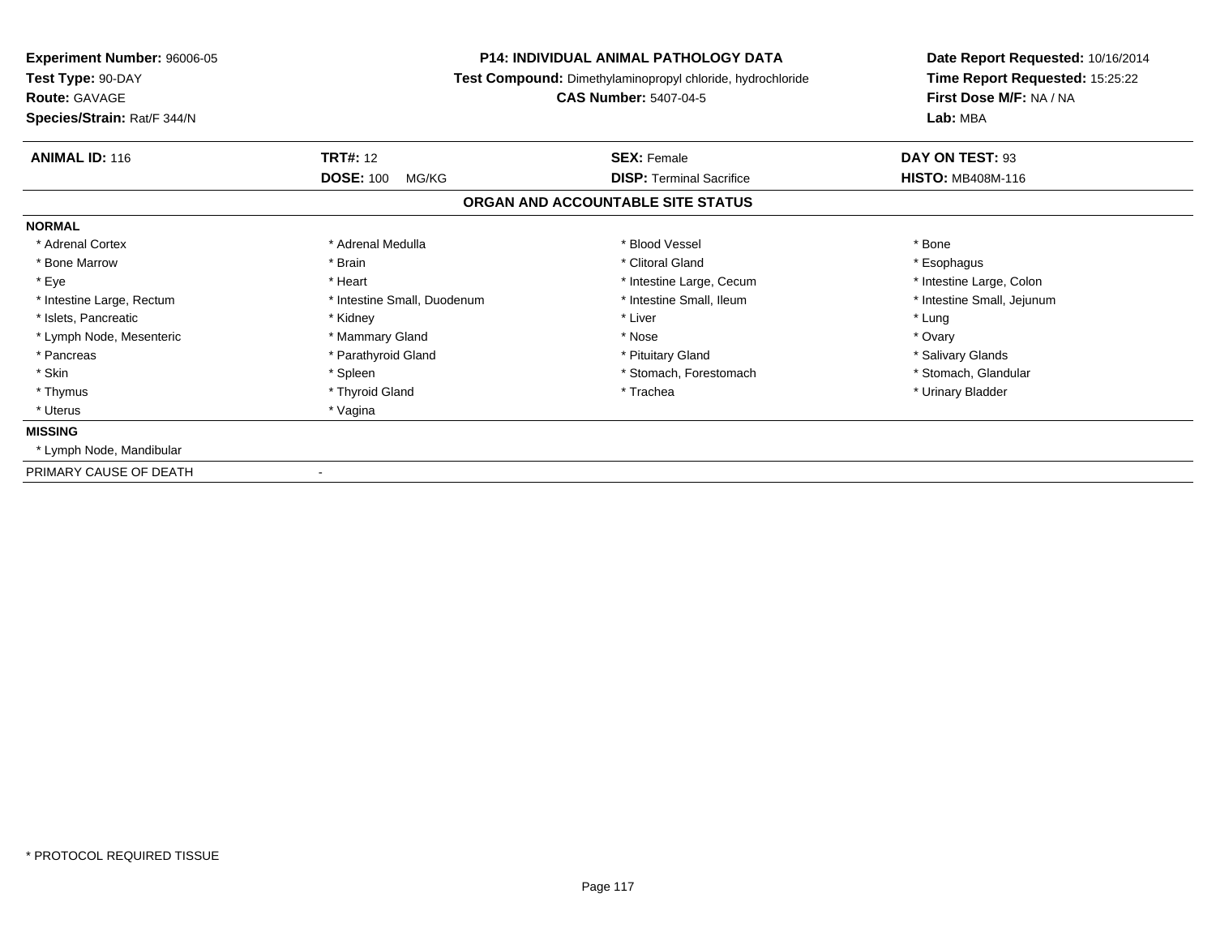**Experiment Number:** 96006-05
**Test Type:** 90-DAY
**Route:** GAVAGE
**Species/Strain:** Rat/F 344/N

**P14: INDIVIDUAL ANIMAL PATHOLOGY DATA**
**Test Compound:** Dimethylaminopropyl chloride, hydrochloride
**CAS Number:** 5407-04-5

**Date Report Requested:** 10/16/2014
**Time Report Requested:** 15:25:22
**First Dose M/F:** NA / NA
**Lab:** MBA

| **ANIMAL ID:** 116 | **TRT#:** 12 | **SEX:** Female | **DAY ON TEST:** 93 |
|---|---|---|---|
| | **DOSE:** 100 MG/KG | **DISP:** Terminal Sacrifice | **HISTO:** MB408M-116 |

## ORGAN AND ACCOUNTABLE SITE STATUS

**NORMAL**

| | | | |
|---|---|---|---|
| * Adrenal Cortex | * Adrenal Medulla | * Blood Vessel | * Bone |
| * Bone Marrow | * Brain | * Clitoral Gland | * Esophagus |
| * Eye | * Heart | * Intestine Large, Cecum | * Intestine Large, Colon |
| * Intestine Large, Rectum | * Intestine Small, Duodenum | * Intestine Small, Ileum | * Intestine Small, Jejunum |
| * Islets, Pancreatic | * Kidney | * Liver | * Lung |
| * Lymph Node, Mesenteric | * Mammary Gland | * Nose | * Ovary |
| * Pancreas | * Parathyroid Gland | * Pituitary Gland | * Salivary Glands |
| * Skin | * Spleen | * Stomach, Forestomach | * Stomach, Glandular |
| * Thymus | * Thyroid Gland | * Trachea | * Urinary Bladder |
| * Uterus | * Vagina | | |

**MISSING**

* Lymph Node, Mandibular

PRIMARY CAUSE OF DEATH -

* PROTOCOL REQUIRED TISSUE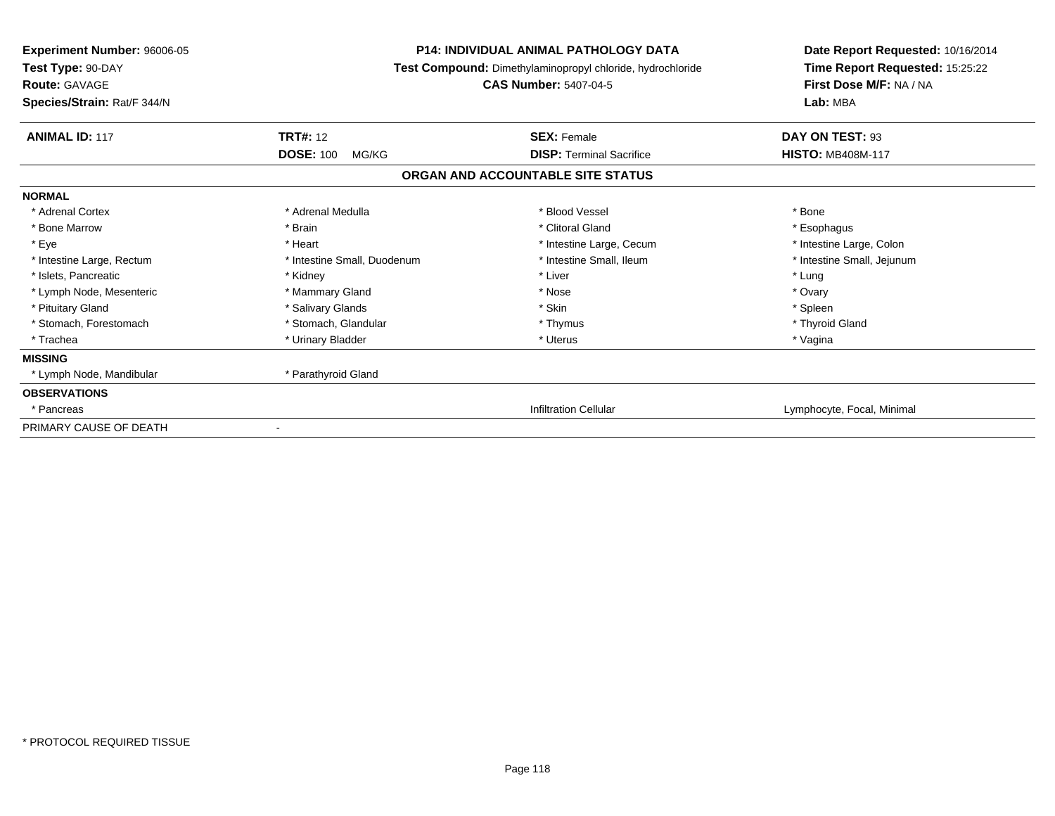**Experiment Number:** 96006-05
**Test Type:** 90-DAY
**Route:** GAVAGE
**Species/Strain:** Rat/F 344/N

**P14: INDIVIDUAL ANIMAL PATHOLOGY DATA**
**Test Compound:** Dimethylaminopropyl chloride, hydrochloride
**CAS Number:** 5407-04-5

**Date Report Requested:** 10/16/2014
**Time Report Requested:** 15:25:22
**First Dose M/F:** NA / NA
**Lab:** MBA

| **ANIMAL ID:** 117 | **TRT#:** 12 | **SEX:** Female | **DAY ON TEST:** 93 |
|---|---|---|---|
| | **DOSE:** 100 MG/KG | **DISP:** Terminal Sacrifice | **HISTO:** MB408M-117 |

## ORGAN AND ACCOUNTABLE SITE STATUS

| | | | |
|---|---|---|---|
| **NORMAL** | | | |
| * Adrenal Cortex | * Adrenal Medulla | * Blood Vessel | * Bone |
| * Bone Marrow | * Brain | * Clitoral Gland | * Esophagus |
| * Eye | * Heart | * Intestine Large, Cecum | * Intestine Large, Colon |
| * Intestine Large, Rectum | * Intestine Small, Duodenum | * Intestine Small, Ileum | * Intestine Small, Jejunum |
| * Islets, Pancreatic | * Kidney | * Liver | * Lung |
| * Lymph Node, Mesenteric | * Mammary Gland | * Nose | * Ovary |
| * Pituitary Gland | * Salivary Glands | * Skin | * Spleen |
| * Stomach, Forestomach | * Stomach, Glandular | * Thymus | * Thyroid Gland |
| * Trachea | * Urinary Bladder | * Uterus | * Vagina |
| **MISSING** | | | |
| * Lymph Node, Mandibular | * Parathyroid Gland | | |
| **OBSERVATIONS** | | | |
| * Pancreas | | Infiltration Cellular | Lymphocyte, Focal, Minimal |
| PRIMARY CAUSE OF DEATH | - | | |

* PROTOCOL REQUIRED TISSUE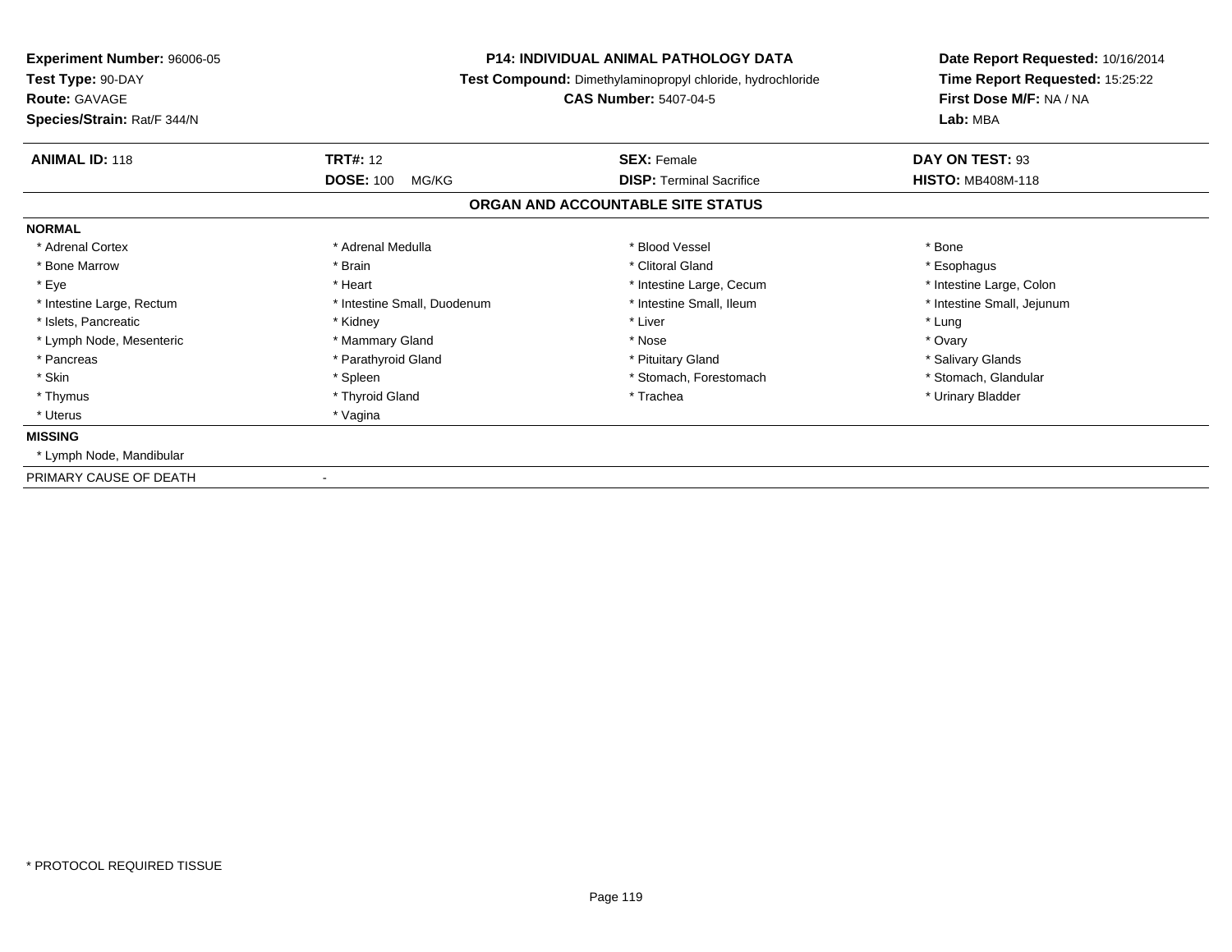**Experiment Number:** 96006-05
**Test Type:** 90-DAY
**Route:** GAVAGE
**Species/Strain:** Rat/F 344/N

**P14: INDIVIDUAL ANIMAL PATHOLOGY DATA**
**Test Compound:** Dimethylaminopropyl chloride, hydrochloride
**CAS Number:** 5407-04-5

**Date Report Requested:** 10/16/2014
**Time Report Requested:** 15:25:22
**First Dose M/F:** NA / NA
**Lab:** MBA

| **ANIMAL ID:** 118 | **TRT#:** 12 | **SEX:** Female | **DAY ON TEST:** 93 |
|---|---|---|---|
| | **DOSE:** 100 MG/KG | **DISP:** Terminal Sacrifice | **HISTO:** MB408M-118 |

## ORGAN AND ACCOUNTABLE SITE STATUS

**NORMAL**

| | | | |
|---|---|---|---|
| * Adrenal Cortex | * Adrenal Medulla | * Blood Vessel | * Bone |
| * Bone Marrow | * Brain | * Clitoral Gland | * Esophagus |
| * Eye | * Heart | * Intestine Large, Cecum | * Intestine Large, Colon |
| * Intestine Large, Rectum | * Intestine Small, Duodenum | * Intestine Small, Ileum | * Intestine Small, Jejunum |
| * Islets, Pancreatic | * Kidney | * Liver | * Lung |
| * Lymph Node, Mesenteric | * Mammary Gland | * Nose | * Ovary |
| * Pancreas | * Parathyroid Gland | * Pituitary Gland | * Salivary Glands |
| * Skin | * Spleen | * Stomach, Forestomach | * Stomach, Glandular |
| * Thymus | * Thyroid Gland | * Trachea | * Urinary Bladder |
| * Uterus | * Vagina | | |

**MISSING**

* Lymph Node, Mandibular

PRIMARY CAUSE OF DEATH -

* PROTOCOL REQUIRED TISSUE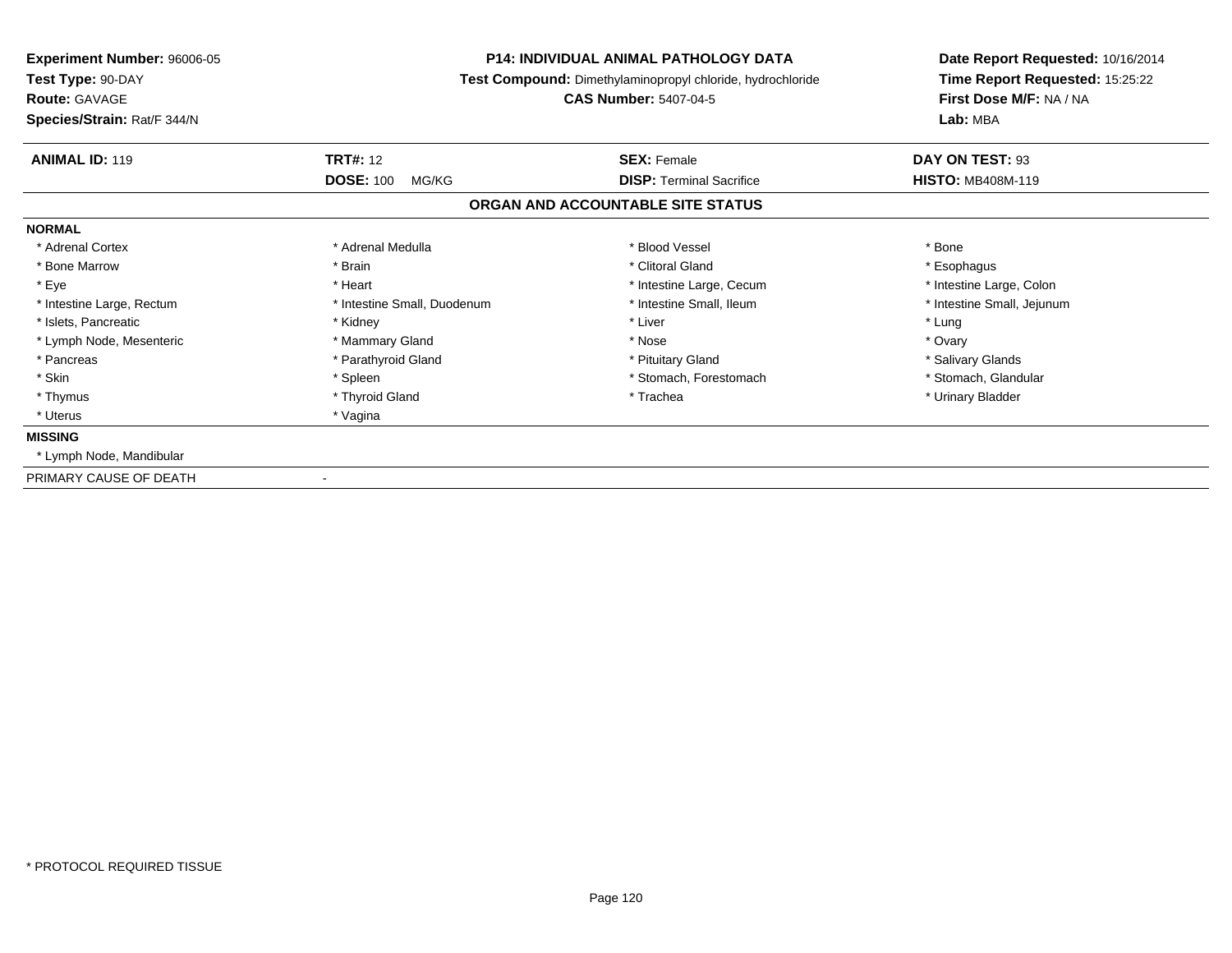**Experiment Number:** 96006-05
**Test Type:** 90-DAY
**Route:** GAVAGE
**Species/Strain:** Rat/F 344/N

**P14: INDIVIDUAL ANIMAL PATHOLOGY DATA**
**Test Compound:** Dimethylaminopropyl chloride, hydrochloride
**CAS Number:** 5407-04-5

**Date Report Requested:** 10/16/2014
**Time Report Requested:** 15:25:22
**First Dose M/F:** NA / NA
**Lab:** MBA

| **ANIMAL ID:** 119 | **TRT#:** 12 | **SEX:** Female | **DAY ON TEST:** 93 |
|---|---|---|---|
| | **DOSE:** 100 MG/KG | **DISP:** Terminal Sacrifice | **HISTO:** MB408M-119 |

## ORGAN AND ACCOUNTABLE SITE STATUS

**NORMAL**

| | | | |
|---|---|---|---|
| * Adrenal Cortex | * Adrenal Medulla | * Blood Vessel | * Bone |
| * Bone Marrow | * Brain | * Clitoral Gland | * Esophagus |
| * Eye | * Heart | * Intestine Large, Cecum | * Intestine Large, Colon |
| * Intestine Large, Rectum | * Intestine Small, Duodenum | * Intestine Small, Ileum | * Intestine Small, Jejunum |
| * Islets, Pancreatic | * Kidney | * Liver | * Lung |
| * Lymph Node, Mesenteric | * Mammary Gland | * Nose | * Ovary |
| * Pancreas | * Parathyroid Gland | * Pituitary Gland | * Salivary Glands |
| * Skin | * Spleen | * Stomach, Forestomach | * Stomach, Glandular |
| * Thymus | * Thyroid Gland | * Trachea | * Urinary Bladder |
| * Uterus | * Vagina | | |

**MISSING**

* Lymph Node, Mandibular

PRIMARY CAUSE OF DEATH -

\* PROTOCOL REQUIRED TISSUE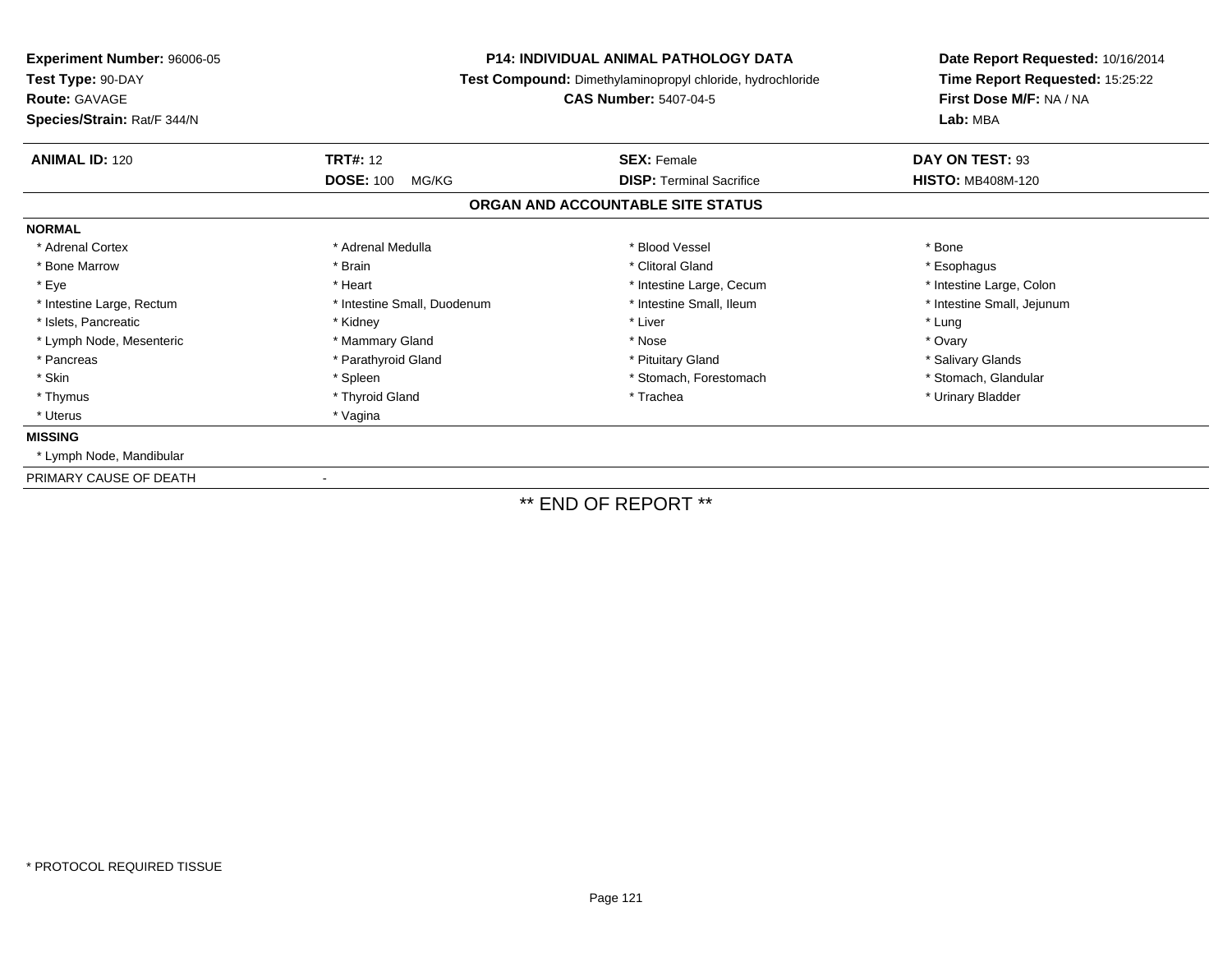**Experiment Number:** 96006-05
**Test Type:** 90-DAY
**Route:** GAVAGE
**Species/Strain:** Rat/F 344/N

**P14: INDIVIDUAL ANIMAL PATHOLOGY DATA**
**Test Compound:** Dimethylaminopropyl chloride, hydrochloride
**CAS Number:** 5407-04-5

**Date Report Requested:** 10/16/2014
**Time Report Requested:** 15:25:22
**First Dose M/F:** NA / NA
**Lab:** MBA

| | | | |
|---|---|---|---|
| **ANIMAL ID:** 120 | **TRT#:** 12 | **SEX:** Female | **DAY ON TEST:** 93 |
| | **DOSE:** 100 MG/KG | **DISP:** Terminal Sacrifice | **HISTO:** MB408M-120 |

## ORGAN AND ACCOUNTABLE SITE STATUS

**NORMAL**

| | | | |
|---|---|---|---|
| * Adrenal Cortex | * Adrenal Medulla | * Blood Vessel | * Bone |
| * Bone Marrow | * Brain | * Clitoral Gland | * Esophagus |
| * Eye | * Heart | * Intestine Large, Cecum | * Intestine Large, Colon |
| * Intestine Large, Rectum | * Intestine Small, Duodenum | * Intestine Small, Ileum | * Intestine Small, Jejunum |
| * Islets, Pancreatic | * Kidney | * Liver | * Lung |
| * Lymph Node, Mesenteric | * Mammary Gland | * Nose | * Ovary |
| * Pancreas | * Parathyroid Gland | * Pituitary Gland | * Salivary Glands |
| * Skin | * Spleen | * Stomach, Forestomach | * Stomach, Glandular |
| * Thymus | * Thyroid Gland | * Trachea | * Urinary Bladder |
| * Uterus | * Vagina | | |

**MISSING**

* Lymph Node, Mandibular

PRIMARY CAUSE OF DEATH -

** END OF REPORT **

* PROTOCOL REQUIRED TISSUE